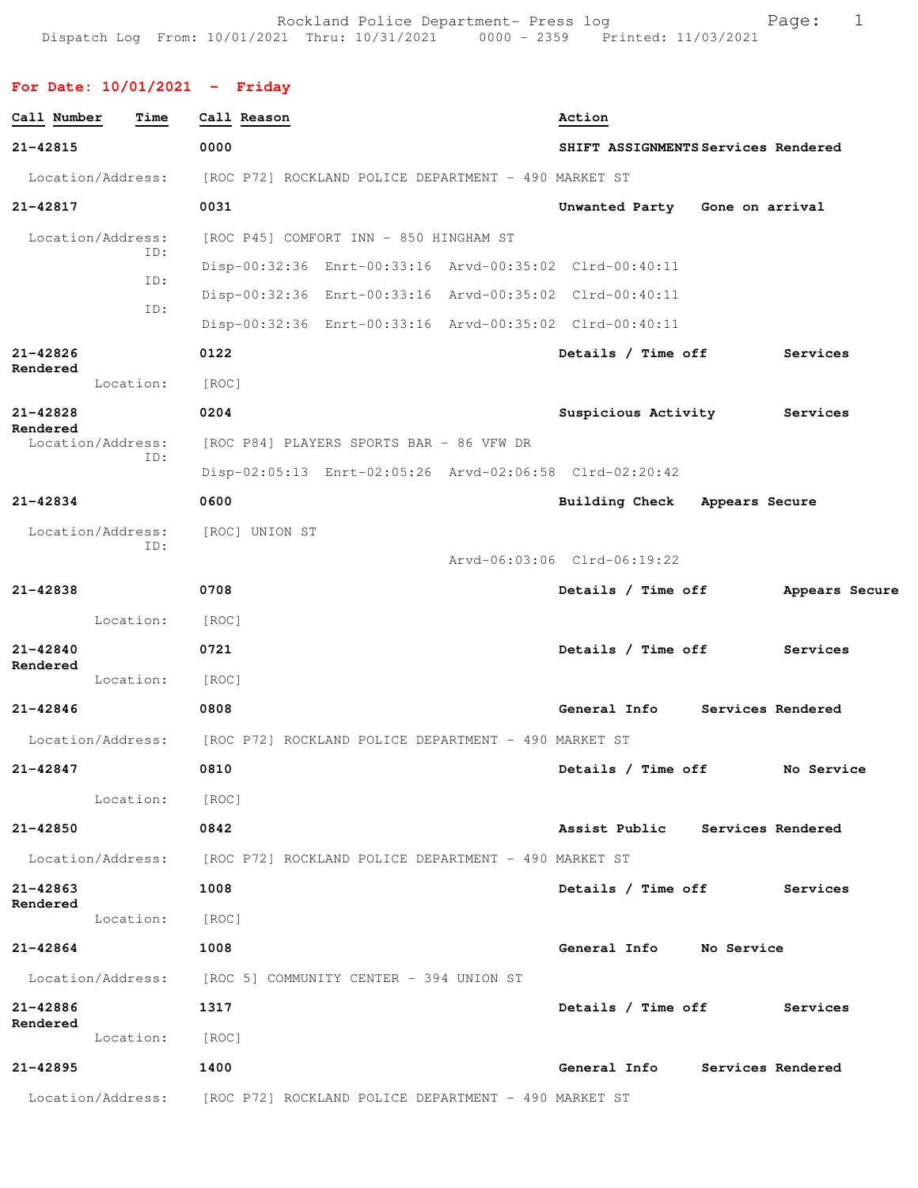Rockland Police Department- Press log

Dispatch Log From: 10/01/2021 Thru: 10/31/2021 0000 - 2359 Printed: 11/03/2021

## For Date: 10/01/2021 - Friday

| Call Number | Time | Call Reason | Action |
|---|---|---|---|
| 21-42815 | 0000 | SHIFT ASSIGNMENTS | Services Rendered |

Location/Address: [ROC P72] ROCKLAND POLICE DEPARTMENT - 490 MARKET ST

| 21-42817 | 0031 | Unwanted Party | Gone on arrival |
|---|---|---|---|

Location/Address: [ROC P45] COMFORT INN - 850 HINGHAM ST
ID: Disp-00:32:36 Enrt-00:33:16 Arvd-00:35:02 Clrd-00:40:11
ID: Disp-00:32:36 Enrt-00:33:16 Arvd-00:35:02 Clrd-00:40:11
ID: Disp-00:32:36 Enrt-00:33:16 Arvd-00:35:02 Clrd-00:40:11

| 21-42826 | 0122 | Details / Time off | Services Rendered |
|---|---|---|---|

Location: [ROC]

| 21-42828 | 0204 | Suspicious Activity | Services Rendered |
|---|---|---|---|

Location/Address: [ROC P84] PLAYERS SPORTS BAR - 86 VFW DR
ID: Disp-02:05:13 Enrt-02:05:26 Arvd-02:06:58 Clrd-02:20:42

| 21-42834 | 0600 | Building Check | Appears Secure |
|---|---|---|---|

Location/Address: [ROC] UNION ST
ID: Arvd-06:03:06 Clrd-06:19:22

| 21-42838 | 0708 | Details / Time off | Appears Secure |
|---|---|---|---|

Location: [ROC]

| 21-42840 | 0721 | Details / Time off | Services Rendered |
|---|---|---|---|

Location: [ROC]

| 21-42846 | 0808 | General Info | Services Rendered |
|---|---|---|---|

Location/Address: [ROC P72] ROCKLAND POLICE DEPARTMENT - 490 MARKET ST

| 21-42847 | 0810 | Details / Time off | No Service |
|---|---|---|---|

Location: [ROC]

| 21-42850 | 0842 | Assist Public | Services Rendered |
|---|---|---|---|

Location/Address: [ROC P72] ROCKLAND POLICE DEPARTMENT - 490 MARKET ST

| 21-42863 | 1008 | Details / Time off | Services Rendered |
|---|---|---|---|

Location: [ROC]

| 21-42864 | 1008 | General Info | No Service |
|---|---|---|---|

Location/Address: [ROC 5] COMMUNITY CENTER - 394 UNION ST

| 21-42886 | 1317 | Details / Time off | Services Rendered |
|---|---|---|---|

Location: [ROC]

| 21-42895 | 1400 | General Info | Services Rendered |
|---|---|---|---|

Location/Address: [ROC P72] ROCKLAND POLICE DEPARTMENT - 490 MARKET ST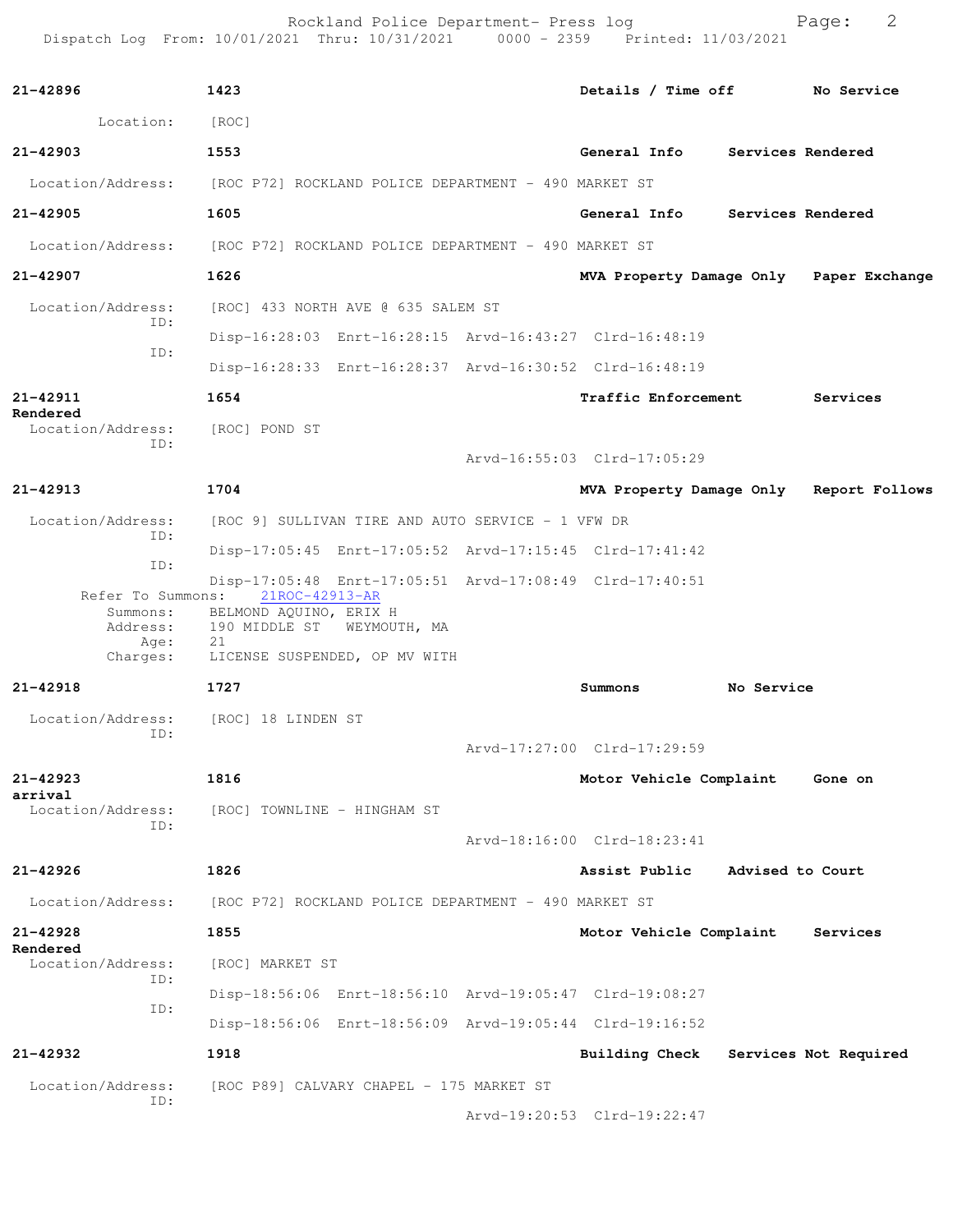**21-42896** **1423** **Details / Time off** **No Service**

Location: [ROC]

**21-42903** **1553** **General Info** **Services Rendered**

Location/Address: [ROC P72] ROCKLAND POLICE DEPARTMENT - 490 MARKET ST

**21-42905** **1605** **General Info** **Services Rendered**

Location/Address: [ROC P72] ROCKLAND POLICE DEPARTMENT - 490 MARKET ST

**21-42907** **1626** **MVA Property Damage Only** **Paper Exchange**

Location/Address: [ROC] 433 NORTH AVE @ 635 SALEM ST
ID:
Disp-16:28:03 Enrt-16:28:15 Arvd-16:43:27 Clrd-16:48:19
ID:
Disp-16:28:33 Enrt-16:28:37 Arvd-16:30:52 Clrd-16:48:19

**21-42911** **1654** **Traffic Enforcement** **Services Rendered**

Location/Address: [ROC] POND ST
ID:
Arvd-16:55:03 Clrd-17:05:29

**21-42913** **1704** **MVA Property Damage Only** **Report Follows**

Location/Address: [ROC 9] SULLIVAN TIRE AND AUTO SERVICE - 1 VFW DR
ID:
Disp-17:05:45 Enrt-17:05:52 Arvd-17:15:45 Clrd-17:41:42
ID:
Disp-17:05:48 Enrt-17:05:51 Arvd-17:08:49 Clrd-17:40:51
Refer To Summons: 21ROC-42913-AR
Summons: BELMOND AQUINO, ERIX H
Address: 190 MIDDLE ST WEYMOUTH, MA
Age: 21
Charges: LICENSE SUSPENDED, OP MV WITH

**21-42918** **1727** **Summons** **No Service**

Location/Address: [ROC] 18 LINDEN ST
ID:
Arvd-17:27:00 Clrd-17:29:59

**21-42923** **1816** **Motor Vehicle Complaint** **Gone on arrival**

Location/Address: [ROC] TOWNLINE - HINGHAM ST
ID:
Arvd-18:16:00 Clrd-18:23:41

**21-42926** **1826** **Assist Public** **Advised to Court**

Location/Address: [ROC P72] ROCKLAND POLICE DEPARTMENT - 490 MARKET ST

**21-42928** **1855** **Motor Vehicle Complaint** **Services Rendered**

Location/Address: [ROC] MARKET ST
ID:
Disp-18:56:06 Enrt-18:56:10 Arvd-19:05:47 Clrd-19:08:27
ID:
Disp-18:56:06 Enrt-18:56:09 Arvd-19:05:44 Clrd-19:16:52

**21-42932** **1918** **Building Check** **Services Not Required**

Location/Address: [ROC P89] CALVARY CHAPEL - 175 MARKET ST
ID:
Arvd-19:20:53 Clrd-19:22:47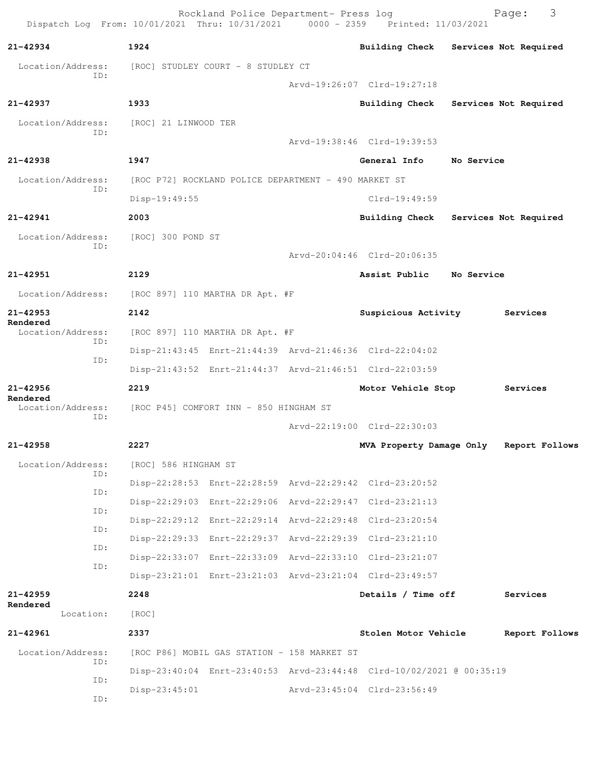**21-42934** 1924 **Building Check** **Services Not Required**

Location/Address: [ROC] STUDLEY COURT - 8 STUDLEY CT
ID:
Arvd-19:26:07 Clrd-19:27:18

**21-42937** 1933 **Building Check** **Services Not Required**

Location/Address: [ROC] 21 LINWOOD TER
ID:
Arvd-19:38:46 Clrd-19:39:53

**21-42938** 1947 **General Info** **No Service**

Location/Address: [ROC P72] ROCKLAND POLICE DEPARTMENT - 490 MARKET ST
ID:
Disp-19:49:55 Clrd-19:49:59

**21-42941** 2003 **Building Check** **Services Not Required**

Location/Address: [ROC] 300 POND ST
ID:
Arvd-20:04:46 Clrd-20:06:35

**21-42951** 2129 **Assist Public** **No Service**

Location/Address: [ROC 897] 110 MARTHA DR Apt. #F

**21-42953** 2142 **Suspicious Activity** **Services Rendered**

Location/Address: [ROC 897] 110 MARTHA DR Apt. #F
ID:
Disp-21:43:45 Enrt-21:44:39 Arvd-21:46:36 Clrd-22:04:02
ID:
Disp-21:43:52 Enrt-21:44:37 Arvd-21:46:51 Clrd-22:03:59

**21-42956** 2219 **Motor Vehicle Stop** **Services Rendered**

Location/Address: [ROC P45] COMFORT INN - 850 HINGHAM ST
ID:
Arvd-22:19:00 Clrd-22:30:03

**21-42958** 2227 **MVA Property Damage Only** **Report Follows**

Location/Address: [ROC] 586 HINGHAM ST
ID:
Disp-22:28:53 Enrt-22:28:59 Arvd-22:29:42 Clrd-23:20:52
ID:
Disp-22:29:03 Enrt-22:29:06 Arvd-22:29:47 Clrd-23:21:13
ID:
Disp-22:29:12 Enrt-22:29:14 Arvd-22:29:48 Clrd-23:20:54
ID:
Disp-22:29:33 Enrt-22:29:37 Arvd-22:29:39 Clrd-23:21:10
ID:
Disp-22:33:07 Enrt-22:33:09 Arvd-22:33:10 Clrd-23:21:07
ID:
Disp-23:21:01 Enrt-23:21:03 Arvd-23:21:04 Clrd-23:49:57

**21-42959** 2248 **Details / Time off** **Services Rendered**

Location: [ROC]

**21-42961** 2337 **Stolen Motor Vehicle** **Report Follows**

Location/Address: [ROC P86] MOBIL GAS STATION - 158 MARKET ST
ID:
Disp-23:40:04 Enrt-23:40:53 Arvd-23:44:48 Clrd-10/02/2021 @ 00:35:19
ID:
Disp-23:45:01 Arvd-23:45:04 Clrd-23:56:49
ID: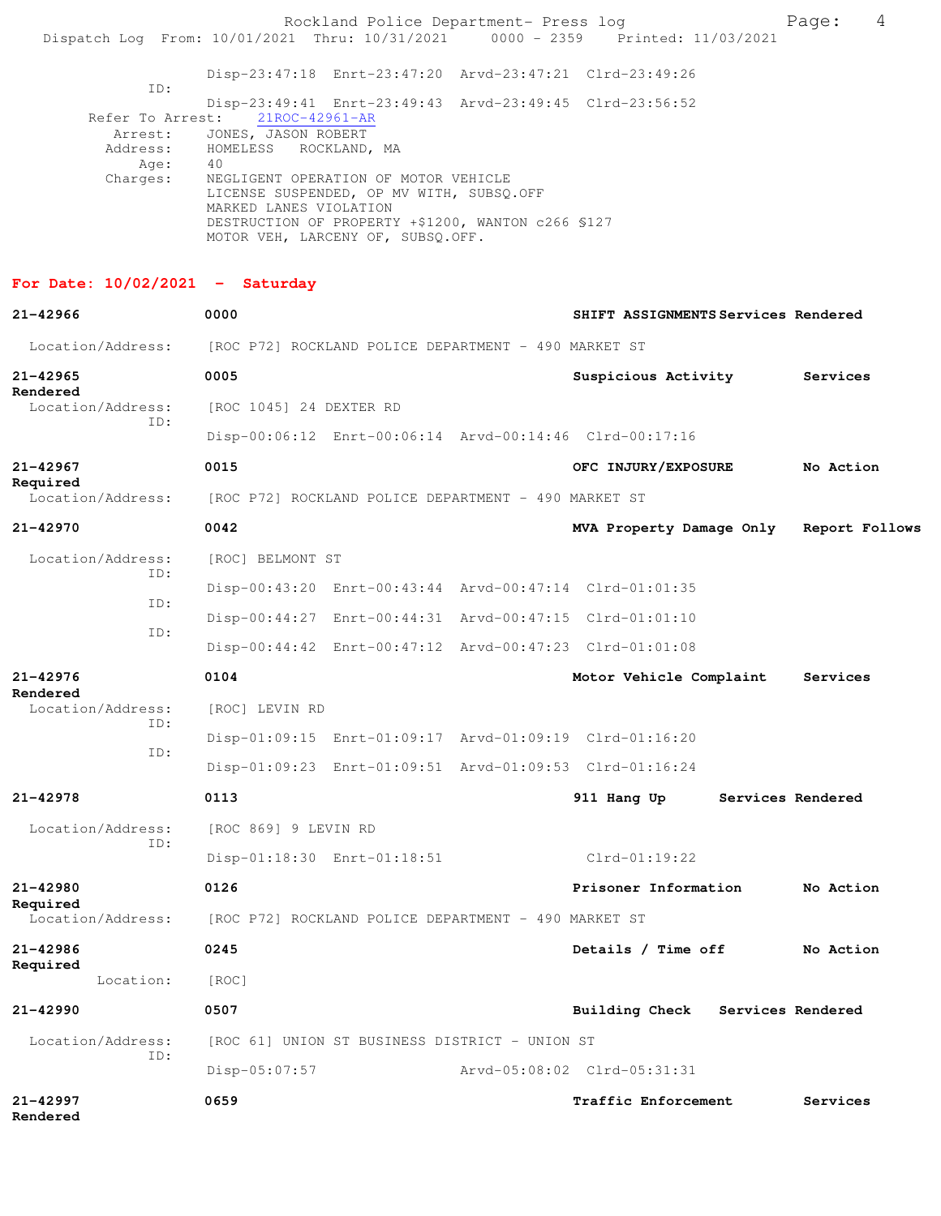Disp-23:47:18 Enrt-23:47:20 Arvd-23:47:21 Clrd-23:49:26

ID:

Disp-23:49:41 Enrt-23:49:43 Arvd-23:49:45 Clrd-23:56:52

Refer To Arrest: 21ROC-42961-AR

Arrest: JONES, JASON ROBERT

Address: HOMELESS ROCKLAND, MA

Age: 40

Charges: NEGLIGENT OPERATION OF MOTOR VEHICLE
LICENSE SUSPENDED, OP MV WITH, SUBSQ.OFF
MARKED LANES VIOLATION
DESTRUCTION OF PROPERTY +$1200, WANTON c266 §127
MOTOR VEH, LARCENY OF, SUBSQ.OFF.

## For Date: 10/02/2021 - Saturday

**21-42966** **0000** **SHIFT ASSIGNMENTS** **Services Rendered**

Location/Address: [ROC P72] ROCKLAND POLICE DEPARTMENT - 490 MARKET ST

**21-42965** **0005** **Suspicious Activity** **Services Rendered**

Location/Address: [ROC 1045] 24 DEXTER RD

ID:

Disp-00:06:12 Enrt-00:06:14 Arvd-00:14:46 Clrd-00:17:16

**21-42967** **0015** **OFC INJURY/EXPOSURE** **No Action Required**

Location/Address: [ROC P72] ROCKLAND POLICE DEPARTMENT - 490 MARKET ST

**21-42970** **0042** **MVA Property Damage Only** **Report Follows**

Location/Address: [ROC] BELMONT ST

ID:

Disp-00:43:20 Enrt-00:43:44 Arvd-00:47:14 Clrd-01:01:35

ID:

Disp-00:44:27 Enrt-00:44:31 Arvd-00:47:15 Clrd-01:01:10

ID:

Disp-00:44:42 Enrt-00:47:12 Arvd-00:47:23 Clrd-01:01:08

**21-42976** **0104** **Motor Vehicle Complaint** **Services Rendered**

Location/Address: [ROC] LEVIN RD

ID:

Disp-01:09:15 Enrt-01:09:17 Arvd-01:09:19 Clrd-01:16:20

ID:

Disp-01:09:23 Enrt-01:09:51 Arvd-01:09:53 Clrd-01:16:24

**21-42978** **0113** **911 Hang Up** **Services Rendered**

Location/Address: [ROC 869] 9 LEVIN RD

ID:

Disp-01:18:30 Enrt-01:18:51 Clrd-01:19:22

**21-42980** **0126** **Prisoner Information** **No Action Required**

Location/Address: [ROC P72] ROCKLAND POLICE DEPARTMENT - 490 MARKET ST

**21-42986** **0245** **Details / Time off** **No Action Required**

Location: [ROC]

**21-42990** **0507** **Building Check** **Services Rendered**

Location/Address: [ROC 61] UNION ST BUSINESS DISTRICT - UNION ST

ID:

Disp-05:07:57 Arvd-05:08:02 Clrd-05:31:31

**21-42997** **0659** **Traffic Enforcement** **Services Rendered**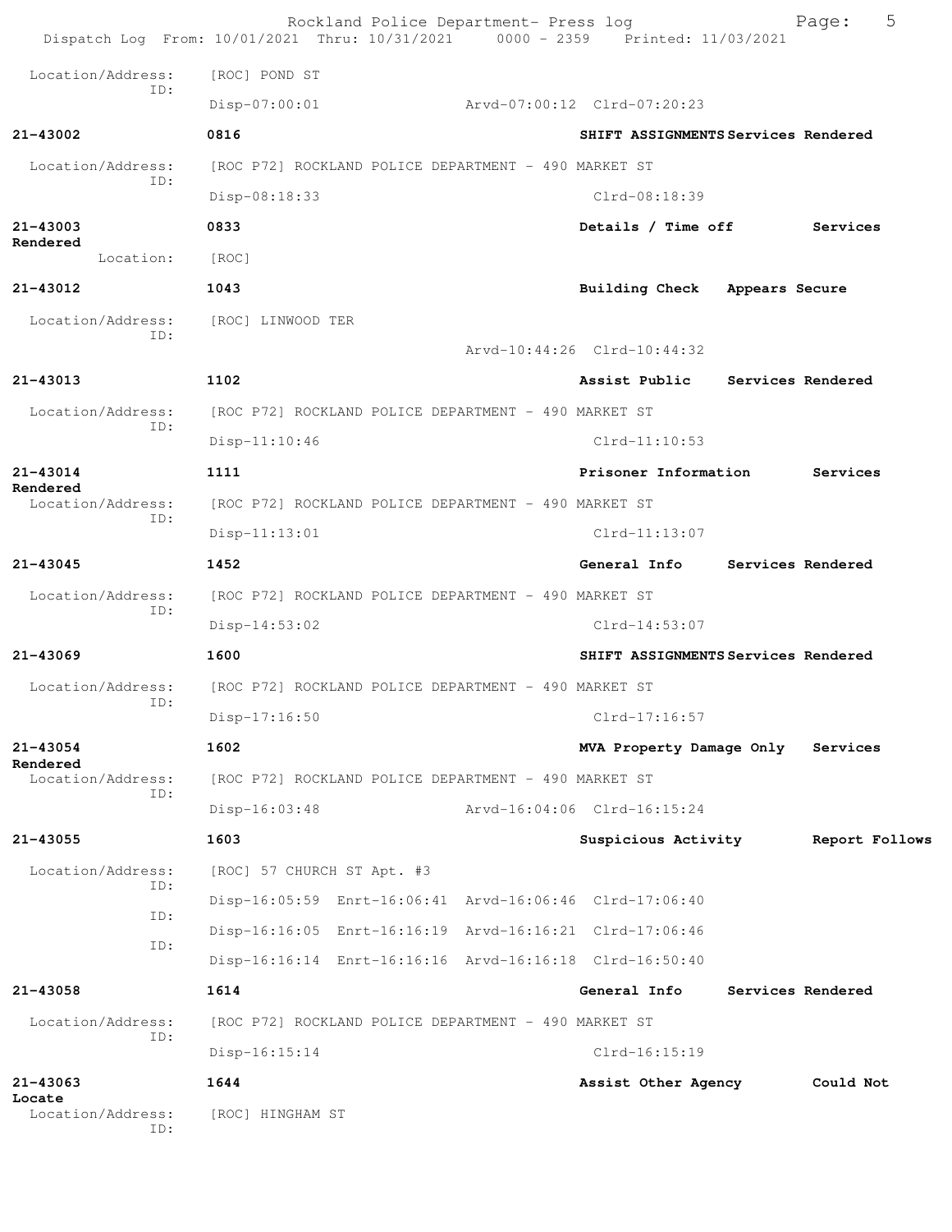Location/Address: [ROC] POND ST
ID:
Disp-07:00:01 Arvd-07:00:12 Clrd-07:20:23

**21-43002** **0816** **SHIFT ASSIGNMENTS Services Rendered**
Location/Address: [ROC P72] ROCKLAND POLICE DEPARTMENT - 490 MARKET ST
ID:
Disp-08:18:33 Clrd-08:18:39

**21-43003** **0833** **Details / Time off Services Rendered**
Location: [ROC]

**21-43012** **1043** **Building Check Appears Secure**
Location/Address: [ROC] LINWOOD TER
ID:
Arvd-10:44:26 Clrd-10:44:32

**21-43013** **1102** **Assist Public Services Rendered**
Location/Address: [ROC P72] ROCKLAND POLICE DEPARTMENT - 490 MARKET ST
ID:
Disp-11:10:46 Clrd-11:10:53

**21-43014** **1111** **Prisoner Information Services Rendered**
Location/Address: [ROC P72] ROCKLAND POLICE DEPARTMENT - 490 MARKET ST
ID:
Disp-11:13:01 Clrd-11:13:07

**21-43045** **1452** **General Info Services Rendered**
Location/Address: [ROC P72] ROCKLAND POLICE DEPARTMENT - 490 MARKET ST
ID:
Disp-14:53:02 Clrd-14:53:07

**21-43069** **1600** **SHIFT ASSIGNMENTS Services Rendered**
Location/Address: [ROC P72] ROCKLAND POLICE DEPARTMENT - 490 MARKET ST
ID:
Disp-17:16:50 Clrd-17:16:57

**21-43054** **1602** **MVA Property Damage Only Services Rendered**
Location/Address: [ROC P72] ROCKLAND POLICE DEPARTMENT - 490 MARKET ST
ID:
Disp-16:03:48 Arvd-16:04:06 Clrd-16:15:24

**21-43055** **1603** **Suspicious Activity Report Follows**
Location/Address: [ROC] 57 CHURCH ST Apt. #3
ID:
Disp-16:05:59 Enrt-16:06:41 Arvd-16:06:46 Clrd-17:06:40
ID:
Disp-16:16:05 Enrt-16:16:19 Arvd-16:16:21 Clrd-17:06:46
ID:
Disp-16:16:14 Enrt-16:16:16 Arvd-16:16:18 Clrd-16:50:40

**21-43058** **1614** **General Info Services Rendered**
Location/Address: [ROC P72] ROCKLAND POLICE DEPARTMENT - 490 MARKET ST
ID:
Disp-16:15:14 Clrd-16:15:19

**21-43063** **1644** **Assist Other Agency Could Not Locate**
Location/Address: [ROC] HINGHAM ST
ID: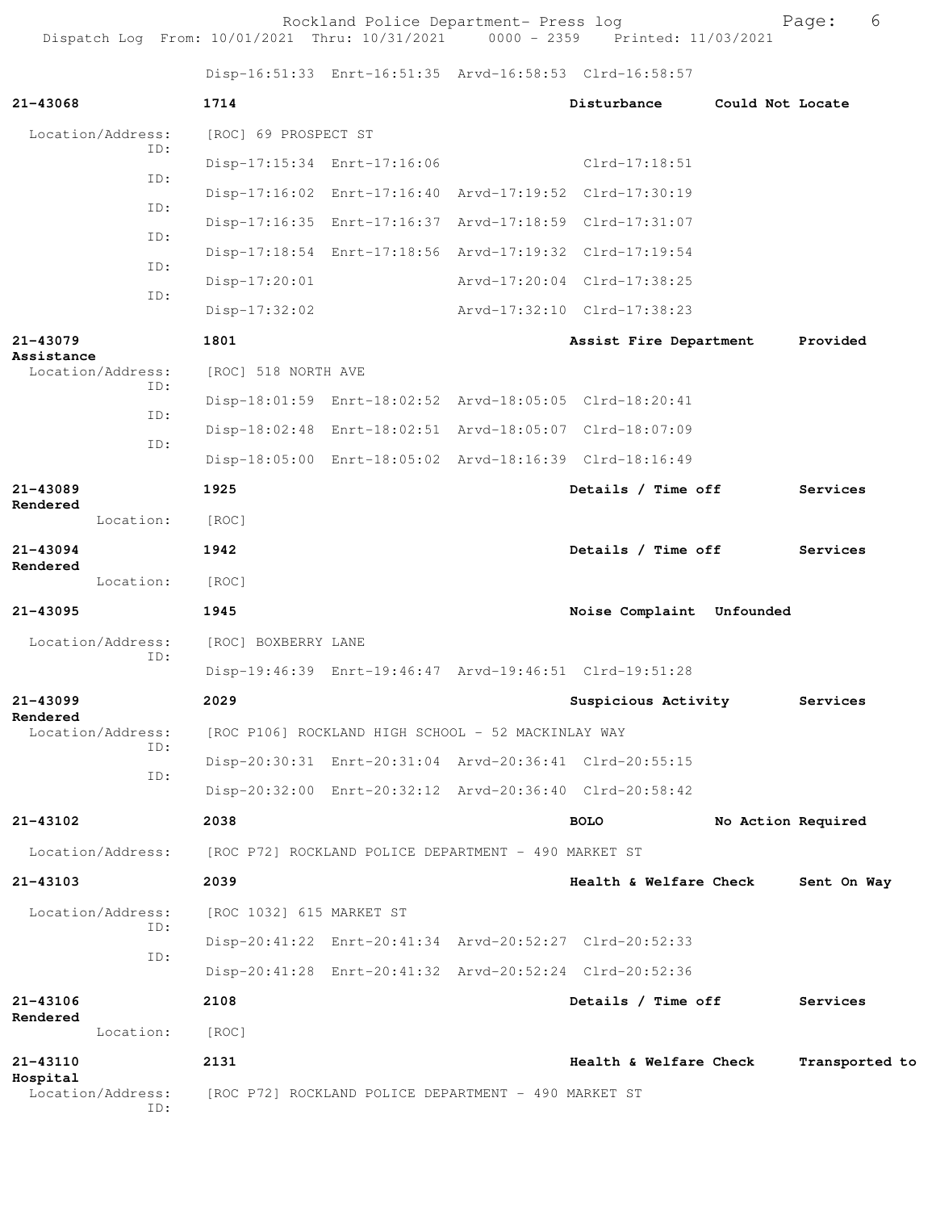Disp-16:51:33 Enrt-16:51:35 Arvd-16:58:53 Clrd-16:58:57

**21-43068** **1714** **Disturbance** **Could Not Locate**

Location/Address: [ROC] 69 PROSPECT ST

ID: Disp-17:15:34 Enrt-17:16:06 Clrd-17:18:51

ID: Disp-17:16:02 Enrt-17:16:40 Arvd-17:19:52 Clrd-17:30:19

ID: Disp-17:16:35 Enrt-17:16:37 Arvd-17:18:59 Clrd-17:31:07

ID: Disp-17:18:54 Enrt-17:18:56 Arvd-17:19:32 Clrd-17:19:54

ID: Disp-17:20:01 Arvd-17:20:04 Clrd-17:38:25

ID: Disp-17:32:02 Arvd-17:32:10 Clrd-17:38:23

**21-43079** **1801** **Assist Fire Department** **Provided Assistance**

Location/Address: [ROC] 518 NORTH AVE

ID: Disp-18:01:59 Enrt-18:02:52 Arvd-18:05:05 Clrd-18:20:41

ID: Disp-18:02:48 Enrt-18:02:51 Arvd-18:05:07 Clrd-18:07:09

ID: Disp-18:05:00 Enrt-18:05:02 Arvd-18:16:39 Clrd-18:16:49

**21-43089** **1925** **Details / Time off** **Services Rendered**

Location: [ROC]

**21-43094** **1942** **Details / Time off** **Services Rendered**

Location: [ROC]

**21-43095** **1945** **Noise Complaint** **Unfounded**

Location/Address: [ROC] BOXBERRY LANE

ID: Disp-19:46:39 Enrt-19:46:47 Arvd-19:46:51 Clrd-19:51:28

**21-43099** **2029** **Suspicious Activity** **Services Rendered**

Location/Address: [ROC P106] ROCKLAND HIGH SCHOOL - 52 MACKINLAY WAY

ID: Disp-20:30:31 Enrt-20:31:04 Arvd-20:36:41 Clrd-20:55:15

ID: Disp-20:32:00 Enrt-20:32:12 Arvd-20:36:40 Clrd-20:58:42

**21-43102** **2038** **BOLO** **No Action Required**

Location/Address: [ROC P72] ROCKLAND POLICE DEPARTMENT - 490 MARKET ST

**21-43103** **2039** **Health & Welfare Check** **Sent On Way**

Location/Address: [ROC 1032] 615 MARKET ST

ID: Disp-20:41:22 Enrt-20:41:34 Arvd-20:52:27 Clrd-20:52:33

ID: Disp-20:41:28 Enrt-20:41:32 Arvd-20:52:24 Clrd-20:52:36

**21-43106** **2108** **Details / Time off** **Services Rendered**

Location: [ROC]

**21-43110** **2131** **Health & Welfare Check** **Transported to Hospital**

Location/Address: [ROC P72] ROCKLAND POLICE DEPARTMENT - 490 MARKET ST

ID: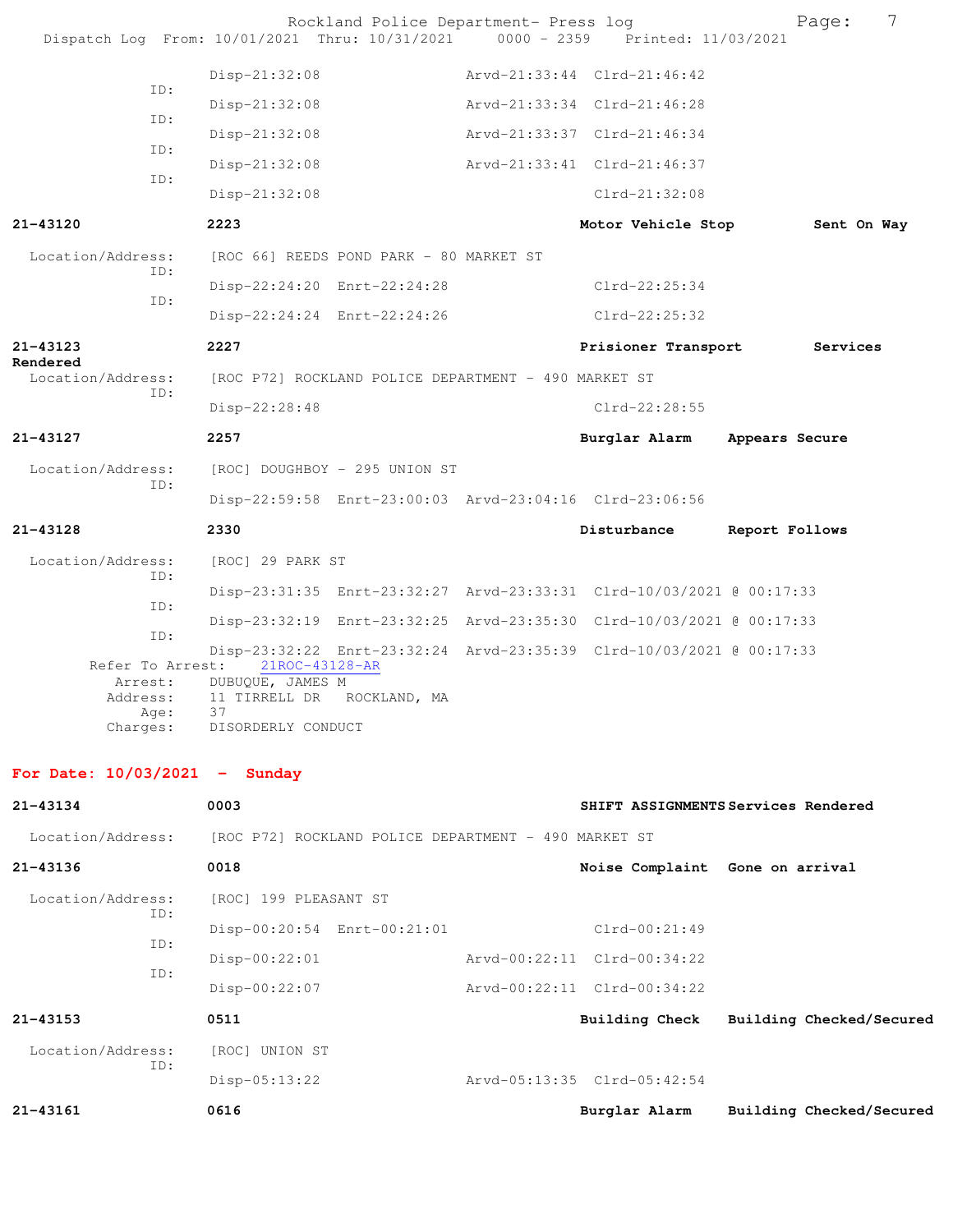Disp-21:32:08 Arvd-21:33:44 Clrd-21:46:42

ID:
Disp-21:32:08 Arvd-21:33:34 Clrd-21:46:28

ID:
Disp-21:32:08 Arvd-21:33:37 Clrd-21:46:34

ID:
Disp-21:32:08 Arvd-21:33:41 Clrd-21:46:37

ID:
Disp-21:32:08 Clrd-21:32:08

**21-43120** **2223** **Motor Vehicle Stop** **Sent On Way**

Location/Address: [ROC 66] REEDS POND PARK - 80 MARKET ST

ID:
Disp-22:24:20 Enrt-22:24:28 Clrd-22:25:34

ID:
Disp-22:24:24 Enrt-22:24:26 Clrd-22:25:32

**21-43123** **2227** **Prisioner Transport** **Services Rendered**

Location/Address: [ROC P72] ROCKLAND POLICE DEPARTMENT - 490 MARKET ST

ID:
Disp-22:28:48 Clrd-22:28:55

**21-43127** **2257** **Burglar Alarm** **Appears Secure**

Location/Address: [ROC] DOUGHBOY - 295 UNION ST

ID:
Disp-22:59:58 Enrt-23:00:03 Arvd-23:04:16 Clrd-23:06:56

**21-43128** **2330** **Disturbance** **Report Follows**

Location/Address: [ROC] 29 PARK ST

ID:
Disp-23:31:35 Enrt-23:32:27 Arvd-23:33:31 Clrd-10/03/2021 @ 00:17:33

ID:
Disp-23:32:19 Enrt-23:32:25 Arvd-23:35:30 Clrd-10/03/2021 @ 00:17:33

ID:
Disp-23:32:22 Enrt-23:32:24 Arvd-23:35:39 Clrd-10/03/2021 @ 00:17:33

Refer To Arrest: 21ROC-43128-AR

Arrest: DUBUQUE, JAMES M

Address: 11 TIRRELL DR ROCKLAND, MA

Age: 37

Charges: DISORDERLY CONDUCT

## For Date: 10/03/2021 - Sunday

**21-43134** **0003** **SHIFT ASSIGNMENTS** **Services Rendered**

Location/Address: [ROC P72] ROCKLAND POLICE DEPARTMENT - 490 MARKET ST

**21-43136** **0018** **Noise Complaint** **Gone on arrival**

Location/Address: [ROC] 199 PLEASANT ST

ID:
Disp-00:20:54 Enrt-00:21:01 Clrd-00:21:49

ID:
Disp-00:22:01 Arvd-00:22:11 Clrd-00:34:22

ID:
Disp-00:22:07 Arvd-00:22:11 Clrd-00:34:22

**21-43153** **0511** **Building Check** **Building Checked/Secured**

Location/Address: [ROC] UNION ST

ID:
Disp-05:13:22 Arvd-05:13:35 Clrd-05:42:54

**21-43161** **0616** **Burglar Alarm** **Building Checked/Secured**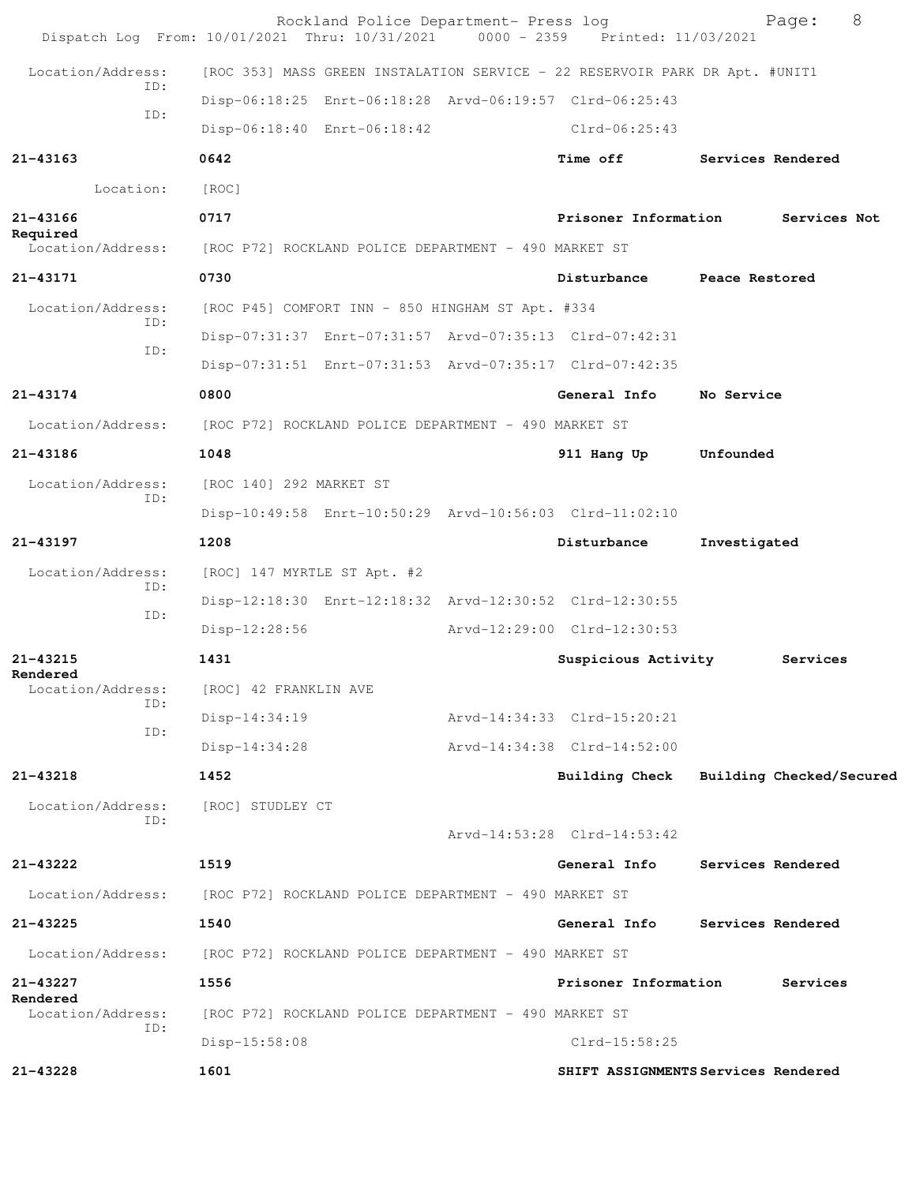Location/Address: [ROC 353] MASS GREEN INSTALATION SERVICE - 22 RESERVOIR PARK DR Apt. #UNIT1
ID: Disp-06:18:25 Enrt-06:18:28 Arvd-06:19:57 Clrd-06:25:43
ID: Disp-06:18:40 Enrt-06:18:42 Clrd-06:25:43

**21-43163** **0642** **Time off** **Services Rendered**
Location: [ROC]

**21-43166** **0717** **Prisoner Information** **Services Not Required**
Location/Address: [ROC P72] ROCKLAND POLICE DEPARTMENT - 490 MARKET ST

**21-43171** **0730** **Disturbance** **Peace Restored**
Location/Address: [ROC P45] COMFORT INN - 850 HINGHAM ST Apt. #334
ID: Disp-07:31:37 Enrt-07:31:57 Arvd-07:35:13 Clrd-07:42:31
ID: Disp-07:31:51 Enrt-07:31:53 Arvd-07:35:17 Clrd-07:42:35

**21-43174** **0800** **General Info** **No Service**
Location/Address: [ROC P72] ROCKLAND POLICE DEPARTMENT - 490 MARKET ST

**21-43186** **1048** **911 Hang Up** **Unfounded**
Location/Address: [ROC 140] 292 MARKET ST
ID: Disp-10:49:58 Enrt-10:50:29 Arvd-10:56:03 Clrd-11:02:10

**21-43197** **1208** **Disturbance** **Investigated**
Location/Address: [ROC] 147 MYRTLE ST Apt. #2
ID: Disp-12:18:30 Enrt-12:18:32 Arvd-12:30:52 Clrd-12:30:55
ID: Disp-12:28:56 Arvd-12:29:00 Clrd-12:30:53

**21-43215** **1431** **Suspicious Activity** **Services Rendered**
Location/Address: [ROC] 42 FRANKLIN AVE
ID: Disp-14:34:19 Arvd-14:34:33 Clrd-15:20:21
ID: Disp-14:34:28 Arvd-14:34:38 Clrd-14:52:00

**21-43218** **1452** **Building Check** **Building Checked/Secured**
Location/Address: [ROC] STUDLEY CT
ID: Arvd-14:53:28 Clrd-14:53:42

**21-43222** **1519** **General Info** **Services Rendered**
Location/Address: [ROC P72] ROCKLAND POLICE DEPARTMENT - 490 MARKET ST

**21-43225** **1540** **General Info** **Services Rendered**
Location/Address: [ROC P72] ROCKLAND POLICE DEPARTMENT - 490 MARKET ST

**21-43227** **1556** **Prisoner Information** **Services Rendered**
Location/Address: [ROC P72] ROCKLAND POLICE DEPARTMENT - 490 MARKET ST
ID: Disp-15:58:08 Clrd-15:58:25

**21-43228** **1601** **SHIFT ASSIGNMENTS** **Services Rendered**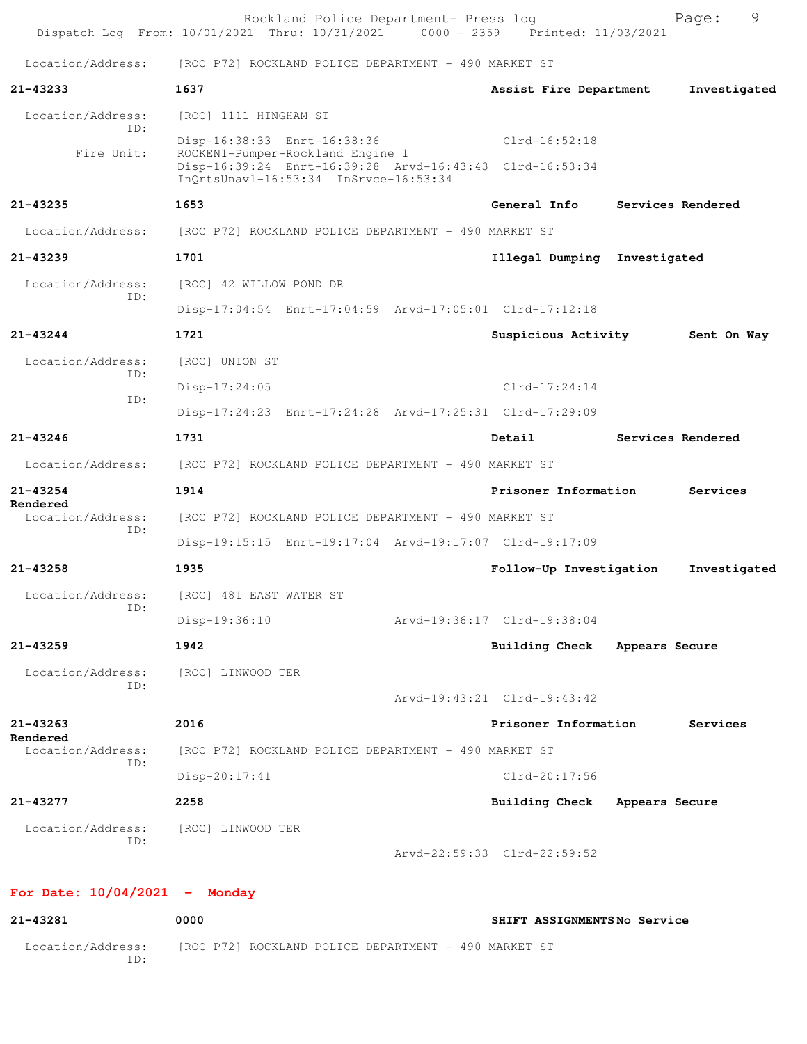Location/Address: [ROC P72] ROCKLAND POLICE DEPARTMENT - 490 MARKET ST

**21-43233** **1637** **Assist Fire Department** **Investigated**

Location/Address: [ROC] 1111 HINGHAM ST
ID:
Disp-16:38:33 Enrt-16:38:36 Clrd-16:52:18
Fire Unit: ROCKEN1-Pumper-Rockland Engine 1
Disp-16:39:24 Enrt-16:39:28 Arvd-16:43:43 Clrd-16:53:34
InQrtsUnavl-16:53:34 InSrvce-16:53:34

**21-43235** **1653** **General Info** **Services Rendered**

Location/Address: [ROC P72] ROCKLAND POLICE DEPARTMENT - 490 MARKET ST

**21-43239** **1701** **Illegal Dumping** **Investigated**

Location/Address: [ROC] 42 WILLOW POND DR
ID:
Disp-17:04:54 Enrt-17:04:59 Arvd-17:05:01 Clrd-17:12:18

**21-43244** **1721** **Suspicious Activity** **Sent On Way**

Location/Address: [ROC] UNION ST
ID:
Disp-17:24:05 Clrd-17:24:14
ID:
Disp-17:24:23 Enrt-17:24:28 Arvd-17:25:31 Clrd-17:29:09

**21-43246** **1731** **Detail** **Services Rendered**

Location/Address: [ROC P72] ROCKLAND POLICE DEPARTMENT - 490 MARKET ST

**21-43254** **1914** **Prisoner Information** **Services Rendered**

Location/Address: [ROC P72] ROCKLAND POLICE DEPARTMENT - 490 MARKET ST
ID:
Disp-19:15:15 Enrt-19:17:04 Arvd-19:17:07 Clrd-19:17:09

**21-43258** **1935** **Follow-Up Investigation** **Investigated**

Location/Address: [ROC] 481 EAST WATER ST
ID:
Disp-19:36:10 Arvd-19:36:17 Clrd-19:38:04

**21-43259** **1942** **Building Check** **Appears Secure**

Location/Address: [ROC] LINWOOD TER
ID:
Arvd-19:43:21 Clrd-19:43:42

**21-43263** **2016** **Prisoner Information** **Services Rendered**

Location/Address: [ROC P72] ROCKLAND POLICE DEPARTMENT - 490 MARKET ST
ID:
Disp-20:17:41 Clrd-20:17:56

**21-43277** **2258** **Building Check** **Appears Secure**

Location/Address: [ROC] LINWOOD TER
ID:
Arvd-22:59:33 Clrd-22:59:52

## For Date: 10/04/2021 - Monday

**21-43281** **0000** **SHIFT ASSIGNMENTS** **No Service**

Location/Address: [ROC P72] ROCKLAND POLICE DEPARTMENT - 490 MARKET ST
ID: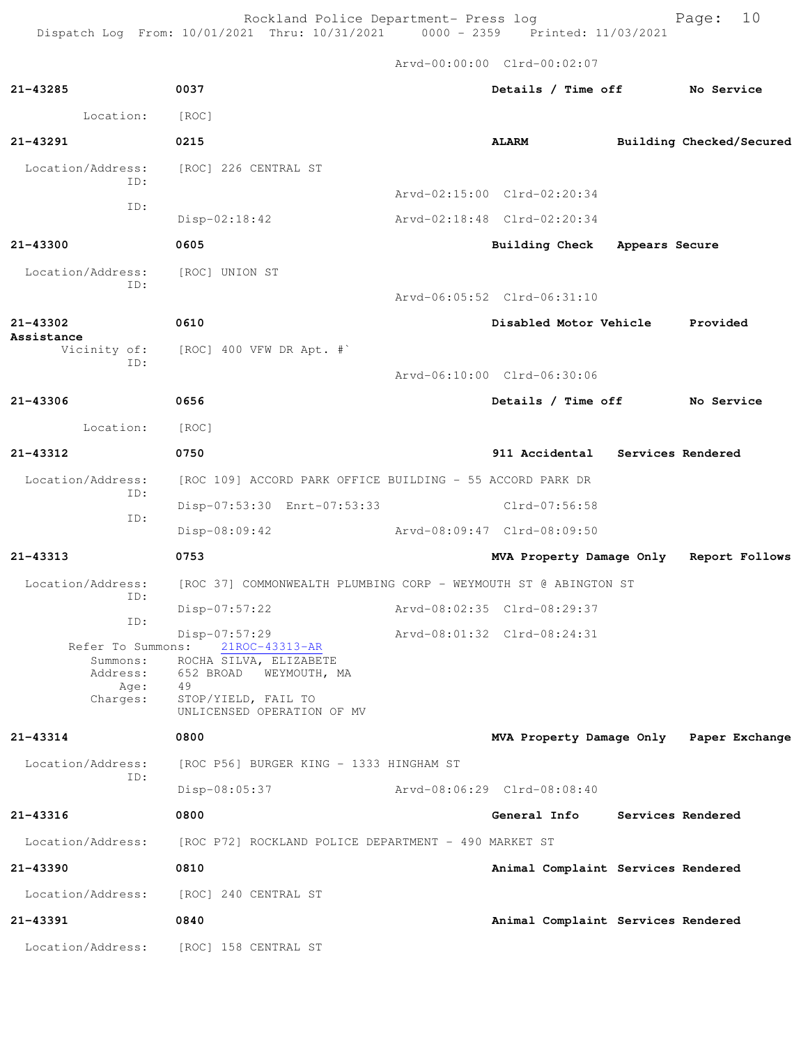Arvd-00:00:00 Clrd-00:02:07

**21-43285** **0037** **Details / Time off** **No Service**

Location: [ROC]

**21-43291** **0215** **ALARM** **Building Checked/Secured**

Location/Address: [ROC] 226 CENTRAL ST
ID:
Arvd-02:15:00 Clrd-02:20:34
ID:
Disp-02:18:42 Arvd-02:18:48 Clrd-02:20:34

**21-43300** **0605** **Building Check** **Appears Secure**

Location/Address: [ROC] UNION ST
ID:
Arvd-06:05:52 Clrd-06:31:10

**21-43302** **0610** **Disabled Motor Vehicle** **Provided Assistance**

Vicinity of: [ROC] 400 VFW DR Apt. #`
ID:
Arvd-06:10:00 Clrd-06:30:06

**21-43306** **0656** **Details / Time off** **No Service**

Location: [ROC]

**21-43312** **0750** **911 Accidental** **Services Rendered**

Location/Address: [ROC 109] ACCORD PARK OFFICE BUILDING - 55 ACCORD PARK DR
ID:
Disp-07:53:30 Enrt-07:53:33 Clrd-07:56:58
ID:
Disp-08:09:42 Arvd-08:09:47 Clrd-08:09:50

**21-43313** **0753** **MVA Property Damage Only** **Report Follows**

Location/Address: [ROC 37] COMMONWEALTH PLUMBING CORP - WEYMOUTH ST @ ABINGTON ST
ID:
Disp-07:57:22 Arvd-08:02:35 Clrd-08:29:37
ID:
Disp-07:57:29 Arvd-08:01:32 Clrd-08:24:31
Refer To Summons: 21ROC-43313-AR
Summons: ROCHA SILVA, ELIZABETE
Address: 652 BROAD WEYMOUTH, MA
Age: 49
Charges: STOP/YIELD, FAIL TO
UNLICENSED OPERATION OF MV

**21-43314** **0800** **MVA Property Damage Only** **Paper Exchange**

Location/Address: [ROC P56] BURGER KING - 1333 HINGHAM ST
ID:
Disp-08:05:37 Arvd-08:06:29 Clrd-08:08:40

**21-43316** **0800** **General Info** **Services Rendered**

Location/Address: [ROC P72] ROCKLAND POLICE DEPARTMENT - 490 MARKET ST

**21-43390** **0810** **Animal Complaint** **Services Rendered**

Location/Address: [ROC] 240 CENTRAL ST

**21-43391** **0840** **Animal Complaint** **Services Rendered**

Location/Address: [ROC] 158 CENTRAL ST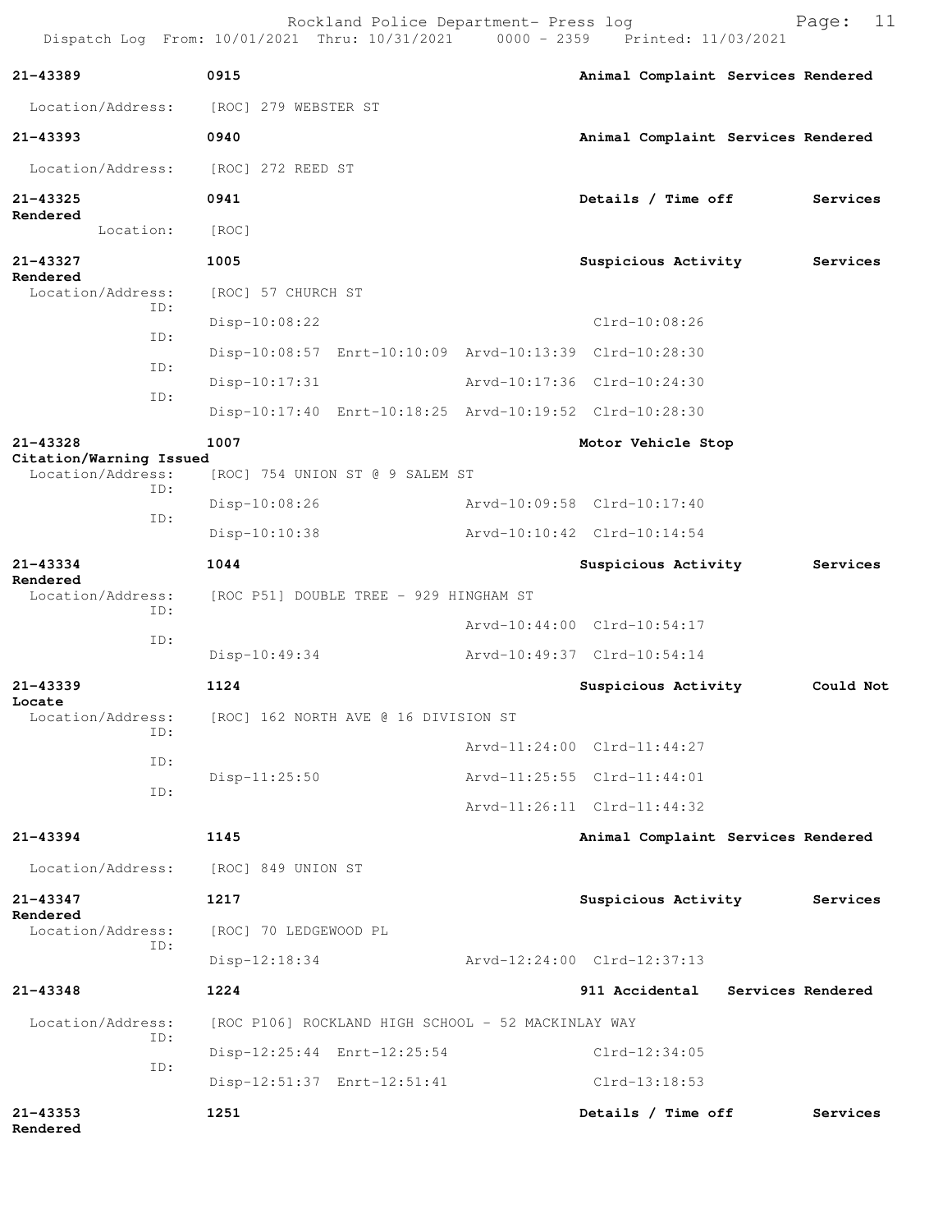Rockland Police Department- Press log
Dispatch Log From: 10/01/2021 Thru: 10/31/2021 0000 - 2359 Printed: 11/03/2021

**21-43389** 0915 **Animal Complaint Services Rendered**

Location/Address: [ROC] 279 WEBSTER ST

**21-43393** 0940 **Animal Complaint Services Rendered**

Location/Address: [ROC] 272 REED ST

**21-43325** 0941 **Details / Time off Services Rendered**

Location: [ROC]

**21-43327** 1005 **Suspicious Activity Services Rendered**

Location/Address: [ROC] 57 CHURCH ST

ID: Disp-10:08:22 Clrd-10:08:26
ID: Disp-10:08:57 Enrt-10:10:09 Arvd-10:13:39 Clrd-10:28:30
ID: Disp-10:17:31 Arvd-10:17:36 Clrd-10:24:30
ID: Disp-10:17:40 Enrt-10:18:25 Arvd-10:19:52 Clrd-10:28:30

**21-43328** 1007 **Motor Vehicle Stop Citation/Warning Issued**

Location/Address: [ROC] 754 UNION ST @ 9 SALEM ST

ID: Disp-10:08:26 Arvd-10:09:58 Clrd-10:17:40
ID: Disp-10:10:38 Arvd-10:10:42 Clrd-10:14:54

**21-43334** 1044 **Suspicious Activity Services Rendered**

Location/Address: [ROC P51] DOUBLE TREE - 929 HINGHAM ST

ID: Arvd-10:44:00 Clrd-10:54:17
ID: Disp-10:49:34 Arvd-10:49:37 Clrd-10:54:14

**21-43339** 1124 **Suspicious Activity Could Not Locate**

Location/Address: [ROC] 162 NORTH AVE @ 16 DIVISION ST

ID: Arvd-11:24:00 Clrd-11:44:27
ID: Disp-11:25:50 Arvd-11:25:55 Clrd-11:44:01
ID: Arvd-11:26:11 Clrd-11:44:32

**21-43394** 1145 **Animal Complaint Services Rendered**

Location/Address: [ROC] 849 UNION ST

**21-43347** 1217 **Suspicious Activity Services Rendered**

Location/Address: [ROC] 70 LEDGEWOOD PL

ID: Disp-12:18:34 Arvd-12:24:00 Clrd-12:37:13

**21-43348** 1224 **911 Accidental Services Rendered**

Location/Address: [ROC P106] ROCKLAND HIGH SCHOOL - 52 MACKINLAY WAY

ID: Disp-12:25:44 Enrt-12:25:54 Clrd-12:34:05
ID: Disp-12:51:37 Enrt-12:51:41 Clrd-13:18:53

**21-43353** 1251 **Details / Time off Services Rendered**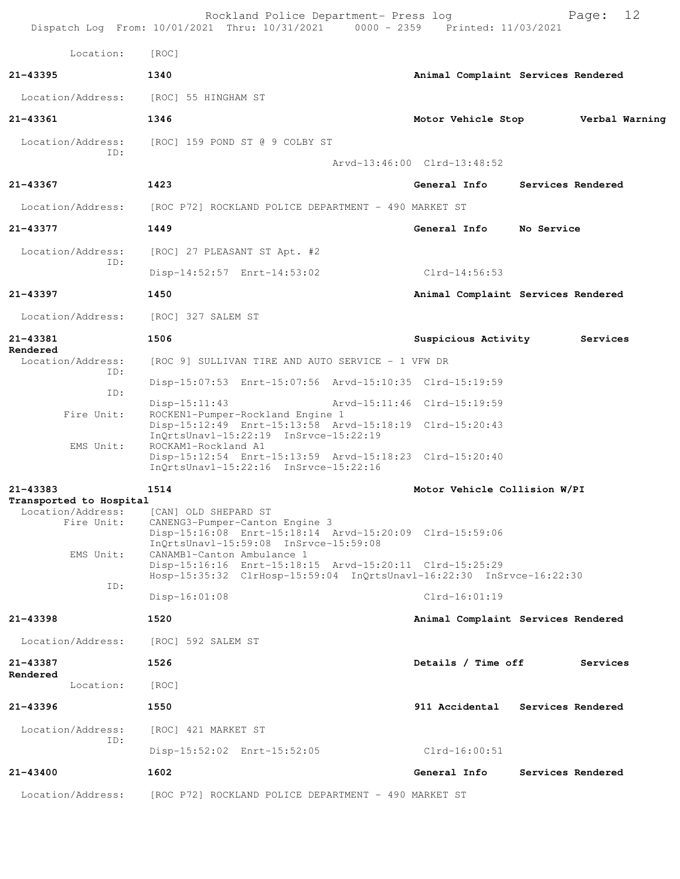Location: [ROC]

**21-43395** **1340** **Animal Complaint Services Rendered**

Location/Address: [ROC] 55 HINGHAM ST

**21-43361** **1346** **Motor Vehicle Stop Verbal Warning**

Location/Address: [ROC] 159 POND ST @ 9 COLBY ST
ID:
Arvd-13:46:00 Clrd-13:48:52

**21-43367** **1423** **General Info Services Rendered**

Location/Address: [ROC P72] ROCKLAND POLICE DEPARTMENT - 490 MARKET ST

**21-43377** **1449** **General Info No Service**

Location/Address: [ROC] 27 PLEASANT ST Apt. #2
ID:
Disp-14:52:57 Enrt-14:53:02 Clrd-14:56:53

**21-43397** **1450** **Animal Complaint Services Rendered**

Location/Address: [ROC] 327 SALEM ST

**21-43381** **1506** **Suspicious Activity Services Rendered**

Location/Address: [ROC 9] SULLIVAN TIRE AND AUTO SERVICE - 1 VFW DR
ID:
Disp-15:07:53 Enrt-15:07:56 Arvd-15:10:35 Clrd-15:19:59
ID:
Disp-15:11:43 Arvd-15:11:46 Clrd-15:19:59
Fire Unit: ROCKEN1-Pumper-Rockland Engine 1
Disp-15:12:49 Enrt-15:13:58 Arvd-15:18:19 Clrd-15:20:43
InQrtsUnavl-15:22:19 InSrvce-15:22:19
EMS Unit: ROCKAM1-Rockland A1
Disp-15:12:54 Enrt-15:13:59 Arvd-15:18:23 Clrd-15:20:40
InQrtsUnavl-15:22:16 InSrvce-15:22:16

**21-43383** **1514** **Motor Vehicle Collision W/PI Transported to Hospital**

Location/Address: [CAN] OLD SHEPARD ST
Fire Unit: CANENG3-Pumper-Canton Engine 3
Disp-15:16:08 Enrt-15:18:14 Arvd-15:20:09 Clrd-15:59:06
InQrtsUnavl-15:59:08 InSrvce-15:59:08
EMS Unit: CANAMB1-Canton Ambulance 1
Disp-15:16:16 Enrt-15:18:15 Arvd-15:20:11 Clrd-15:25:29
Hosp-15:35:32 ClrHosp-15:59:04 InQrtsUnavl-16:22:30 InSrvce-16:22:30
ID:
Disp-16:01:08 Clrd-16:01:19

**21-43398** **1520** **Animal Complaint Services Rendered**

Location/Address: [ROC] 592 SALEM ST

**21-43387** **1526** **Details / Time off Services Rendered**

Location: [ROC]

**21-43396** **1550** **911 Accidental Services Rendered**

Location/Address: [ROC] 421 MARKET ST
ID:
Disp-15:52:02 Enrt-15:52:05 Clrd-16:00:51

**21-43400** **1602** **General Info Services Rendered**

Location/Address: [ROC P72] ROCKLAND POLICE DEPARTMENT - 490 MARKET ST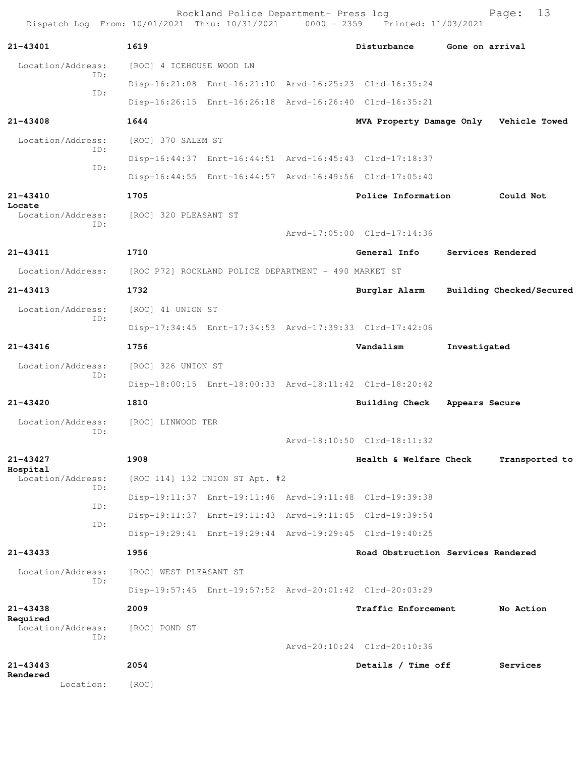Rockland Police Department- Press log

Dispatch Log From: 10/01/2021 Thru: 10/31/2021 0000 - 2359 Printed: 11/03/2021

**21-43401** **1619** **Disturbance** **Gone on arrival**

Location/Address: [ROC] 4 ICEHOUSE WOOD LN
ID: Disp-16:21:08 Enrt-16:21:10 Arvd-16:25:23 Clrd-16:35:24
ID: Disp-16:26:15 Enrt-16:26:18 Arvd-16:26:40 Clrd-16:35:21

**21-43408** **1644** **MVA Property Damage Only** **Vehicle Towed**

Location/Address: [ROC] 370 SALEM ST
ID: Disp-16:44:37 Enrt-16:44:51 Arvd-16:45:43 Clrd-17:18:37
ID: Disp-16:44:55 Enrt-16:44:57 Arvd-16:49:56 Clrd-17:05:40

**21-43410** **1705** **Police Information** **Could Not Locate**

Location/Address: [ROC] 320 PLEASANT ST
ID: Arvd-17:05:00 Clrd-17:14:36

**21-43411** **1710** **General Info** **Services Rendered**

Location/Address: [ROC P72] ROCKLAND POLICE DEPARTMENT - 490 MARKET ST

**21-43413** **1732** **Burglar Alarm** **Building Checked/Secured**

Location/Address: [ROC] 41 UNION ST
ID: Disp-17:34:45 Enrt-17:34:53 Arvd-17:39:33 Clrd-17:42:06

**21-43416** **1756** **Vandalism** **Investigated**

Location/Address: [ROC] 326 UNION ST
ID: Disp-18:00:15 Enrt-18:00:33 Arvd-18:11:42 Clrd-18:20:42

**21-43420** **1810** **Building Check** **Appears Secure**

Location/Address: [ROC] LINWOOD TER
ID: Arvd-18:10:50 Clrd-18:11:32

**21-43427** **1908** **Health & Welfare Check** **Transported to Hospital**

Location/Address: [ROC 114] 132 UNION ST Apt. #2
ID: Disp-19:11:37 Enrt-19:11:46 Arvd-19:11:48 Clrd-19:39:38
ID: Disp-19:11:37 Enrt-19:11:43 Arvd-19:11:45 Clrd-19:39:54
ID: Disp-19:29:41 Enrt-19:29:44 Arvd-19:29:45 Clrd-19:40:25

**21-43433** **1956** **Road Obstruction** **Services Rendered**

Location/Address: [ROC] WEST PLEASANT ST
ID: Disp-19:57:45 Enrt-19:57:52 Arvd-20:01:42 Clrd-20:03:29

**21-43438** **2009** **Traffic Enforcement** **No Action Required**

Location/Address: [ROC] POND ST
ID: Arvd-20:10:24 Clrd-20:10:36

**21-43443** **2054** **Details / Time off** **Services Rendered**

Location: [ROC]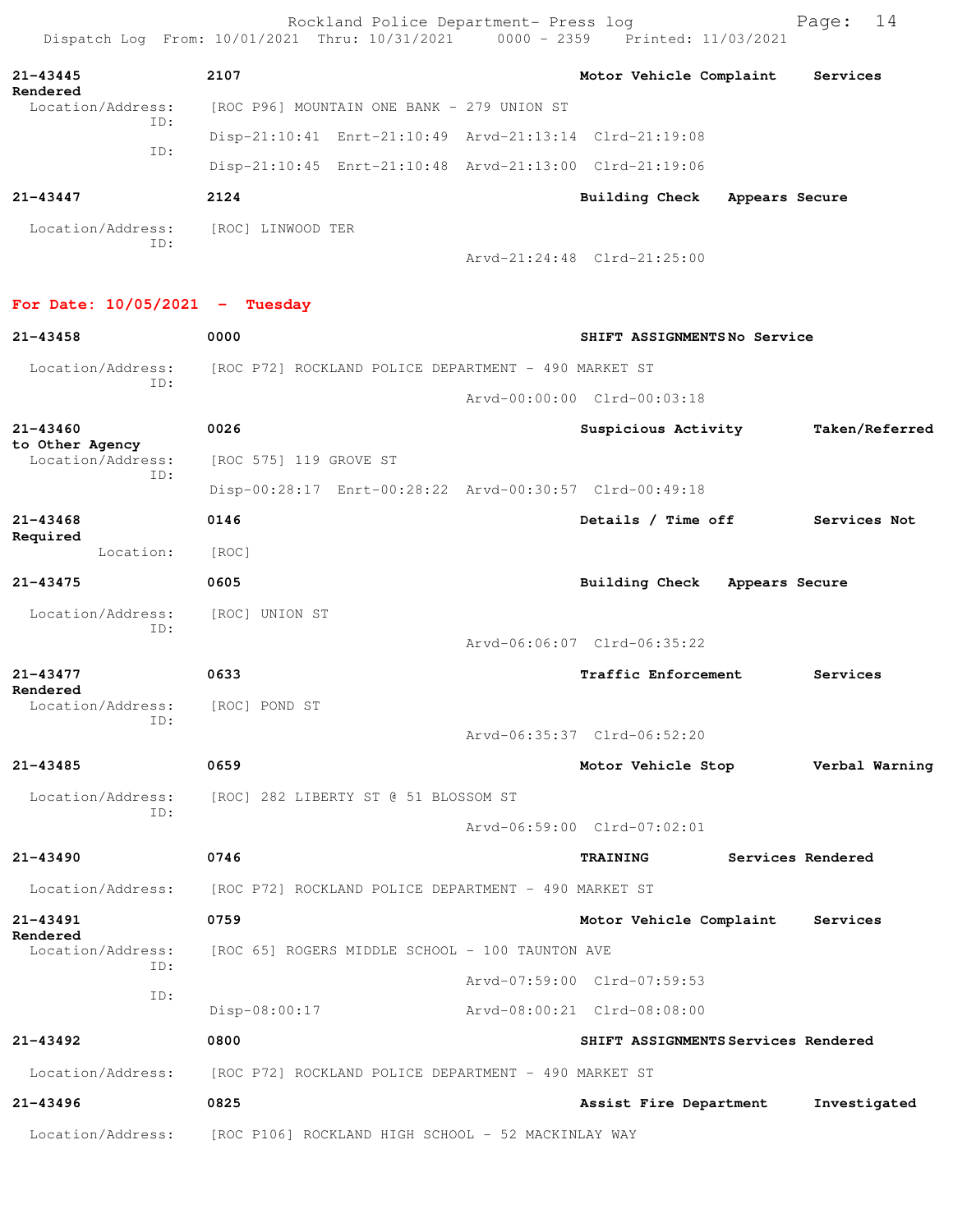21-43445 2107 Motor Vehicle Complaint Services Rendered

Location/Address: [ROC P96] MOUNTAIN ONE BANK - 279 UNION ST

ID: Disp-21:10:41 Enrt-21:10:49 Arvd-21:13:14 Clrd-21:19:08

ID: Disp-21:10:45 Enrt-21:10:48 Arvd-21:13:00 Clrd-21:19:06

21-43447 2124 Building Check Appears Secure

Location/Address: [ROC] LINWOOD TER

ID: Arvd-21:24:48 Clrd-21:25:00

## For Date: 10/05/2021 - Tuesday

21-43458 0000 SHIFT ASSIGNMENTS No Service

Location/Address: [ROC P72] ROCKLAND POLICE DEPARTMENT - 490 MARKET ST

ID: Arvd-00:00:00 Clrd-00:03:18

21-43460 0026 Suspicious Activity Taken/Referred to Other Agency

Location/Address: [ROC 575] 119 GROVE ST

ID: Disp-00:28:17 Enrt-00:28:22 Arvd-00:30:57 Clrd-00:49:18

21-43468 0146 Details / Time off Services Not Required

Location: [ROC]

21-43475 0605 Building Check Appears Secure

Location/Address: [ROC] UNION ST

ID: Arvd-06:06:07 Clrd-06:35:22

21-43477 0633 Traffic Enforcement Services Rendered

Location/Address: [ROC] POND ST

ID: Arvd-06:35:37 Clrd-06:52:20

21-43485 0659 Motor Vehicle Stop Verbal Warning

Location/Address: [ROC] 282 LIBERTY ST @ 51 BLOSSOM ST

ID: Arvd-06:59:00 Clrd-07:02:01

21-43490 0746 TRAINING Services Rendered

Location/Address: [ROC P72] ROCKLAND POLICE DEPARTMENT - 490 MARKET ST

21-43491 0759 Motor Vehicle Complaint Services Rendered

Location/Address: [ROC 65] ROGERS MIDDLE SCHOOL - 100 TAUNTON AVE

ID: Arvd-07:59:00 Clrd-07:59:53

ID: Disp-08:00:17 Arvd-08:00:21 Clrd-08:08:00

21-43492 0800 SHIFT ASSIGNMENTS Services Rendered

Location/Address: [ROC P72] ROCKLAND POLICE DEPARTMENT - 490 MARKET ST

21-43496 0825 Assist Fire Department Investigated

Location/Address: [ROC P106] ROCKLAND HIGH SCHOOL - 52 MACKINLAY WAY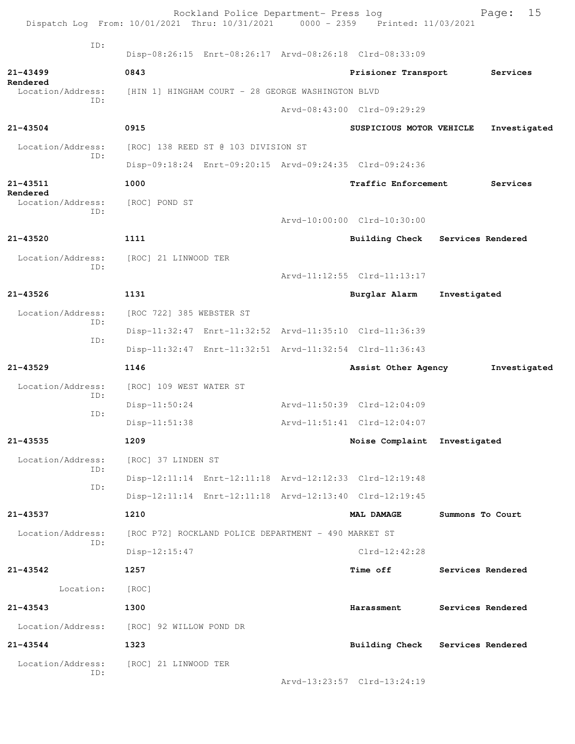ID:
Disp-08:26:15 Enrt-08:26:17 Arvd-08:26:18 Clrd-08:33:09

**21-43499** **0843** **Prisioner Transport** **Services Rendered**
Location/Address: [HIN 1] HINGHAM COURT - 28 GEORGE WASHINGTON BLVD
ID:
Arvd-08:43:00 Clrd-09:29:29

**21-43504** **0915** **SUSPICIOUS MOTOR VEHICLE** **Investigated**
Location/Address: [ROC] 138 REED ST @ 103 DIVISION ST
ID:
Disp-09:18:24 Enrt-09:20:15 Arvd-09:24:35 Clrd-09:24:36

**21-43511** **1000** **Traffic Enforcement** **Services Rendered**
Location/Address: [ROC] POND ST
ID:
Arvd-10:00:00 Clrd-10:30:00

**21-43520** **1111** **Building Check** **Services Rendered**
Location/Address: [ROC] 21 LINWOOD TER
ID:
Arvd-11:12:55 Clrd-11:13:17

**21-43526** **1131** **Burglar Alarm** **Investigated**
Location/Address: [ROC 722] 385 WEBSTER ST
ID:
Disp-11:32:47 Enrt-11:32:52 Arvd-11:35:10 Clrd-11:36:39
ID:
Disp-11:32:47 Enrt-11:32:51 Arvd-11:32:54 Clrd-11:36:43

**21-43529** **1146** **Assist Other Agency** **Investigated**
Location/Address: [ROC] 109 WEST WATER ST
ID:
Disp-11:50:24 Arvd-11:50:39 Clrd-12:04:09
ID:
Disp-11:51:38 Arvd-11:51:41 Clrd-12:04:07

**21-43535** **1209** **Noise Complaint** **Investigated**
Location/Address: [ROC] 37 LINDEN ST
ID:
Disp-12:11:14 Enrt-12:11:18 Arvd-12:12:33 Clrd-12:19:48
ID:
Disp-12:11:14 Enrt-12:11:18 Arvd-12:13:40 Clrd-12:19:45

**21-43537** **1210** **MAL DAMAGE** **Summons To Court**
Location/Address: [ROC P72] ROCKLAND POLICE DEPARTMENT - 490 MARKET ST
ID:
Disp-12:15:47 Clrd-12:42:28

**21-43542** **1257** **Time off** **Services Rendered**
Location: [ROC]

**21-43543** **1300** **Harassment** **Services Rendered**
Location/Address: [ROC] 92 WILLOW POND DR

**21-43544** **1323** **Building Check** **Services Rendered**
Location/Address: [ROC] 21 LINWOOD TER
ID:
Arvd-13:23:57 Clrd-13:24:19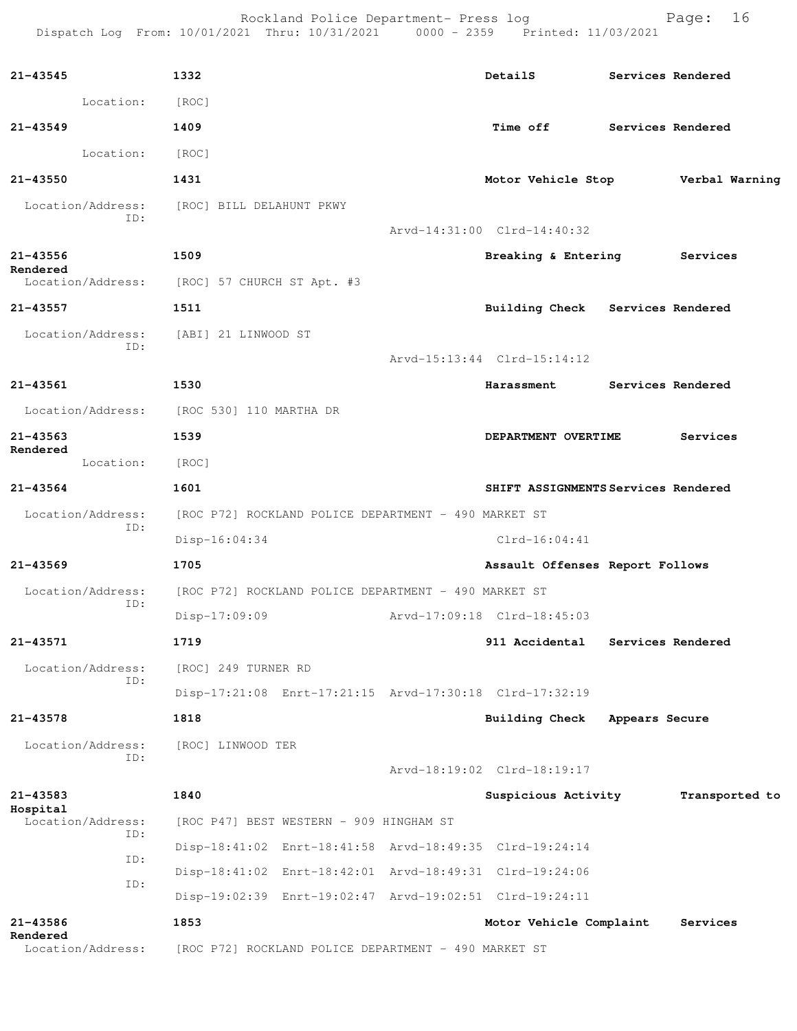**21-43545** 1332 DetailS Services Rendered

Location: [ROC]

**21-43549** 1409 Time off Services Rendered

Location: [ROC]

**21-43550** 1431 Motor Vehicle Stop Verbal Warning

Location/Address: [ROC] BILL DELAHUNT PKWY
ID:
Arvd-14:31:00 Clrd-14:40:32

**21-43556** 1509 Breaking & Entering Services Rendered

Location/Address: [ROC] 57 CHURCH ST Apt. #3

**21-43557** 1511 Building Check Services Rendered

Location/Address: [ABI] 21 LINWOOD ST
ID:
Arvd-15:13:44 Clrd-15:14:12

**21-43561** 1530 Harassment Services Rendered

Location/Address: [ROC 530] 110 MARTHA DR

**21-43563** 1539 DEPARTMENT OVERTIME Services Rendered

Location: [ROC]

**21-43564** 1601 SHIFT ASSIGNMENTS Services Rendered

Location/Address: [ROC P72] ROCKLAND POLICE DEPARTMENT - 490 MARKET ST
ID:
Disp-16:04:34 Clrd-16:04:41

**21-43569** 1705 Assault Offenses Report Follows

Location/Address: [ROC P72] ROCKLAND POLICE DEPARTMENT - 490 MARKET ST
ID:
Disp-17:09:09 Arvd-17:09:18 Clrd-18:45:03

**21-43571** 1719 911 Accidental Services Rendered

Location/Address: [ROC] 249 TURNER RD
ID:
Disp-17:21:08 Enrt-17:21:15 Arvd-17:30:18 Clrd-17:32:19

**21-43578** 1818 Building Check Appears Secure

Location/Address: [ROC] LINWOOD TER
ID:
Arvd-18:19:02 Clrd-18:19:17

**21-43583** 1840 Suspicious Activity Transported to Hospital

Location/Address: [ROC P47] BEST WESTERN - 909 HINGHAM ST
ID:
Disp-18:41:02 Enrt-18:41:58 Arvd-18:49:35 Clrd-19:24:14
ID:
Disp-18:41:02 Enrt-18:42:01 Arvd-18:49:31 Clrd-19:24:06
ID:
Disp-19:02:39 Enrt-19:02:47 Arvd-19:02:51 Clrd-19:24:11

**21-43586** 1853 Motor Vehicle Complaint Services Rendered

Location/Address: [ROC P72] ROCKLAND POLICE DEPARTMENT - 490 MARKET ST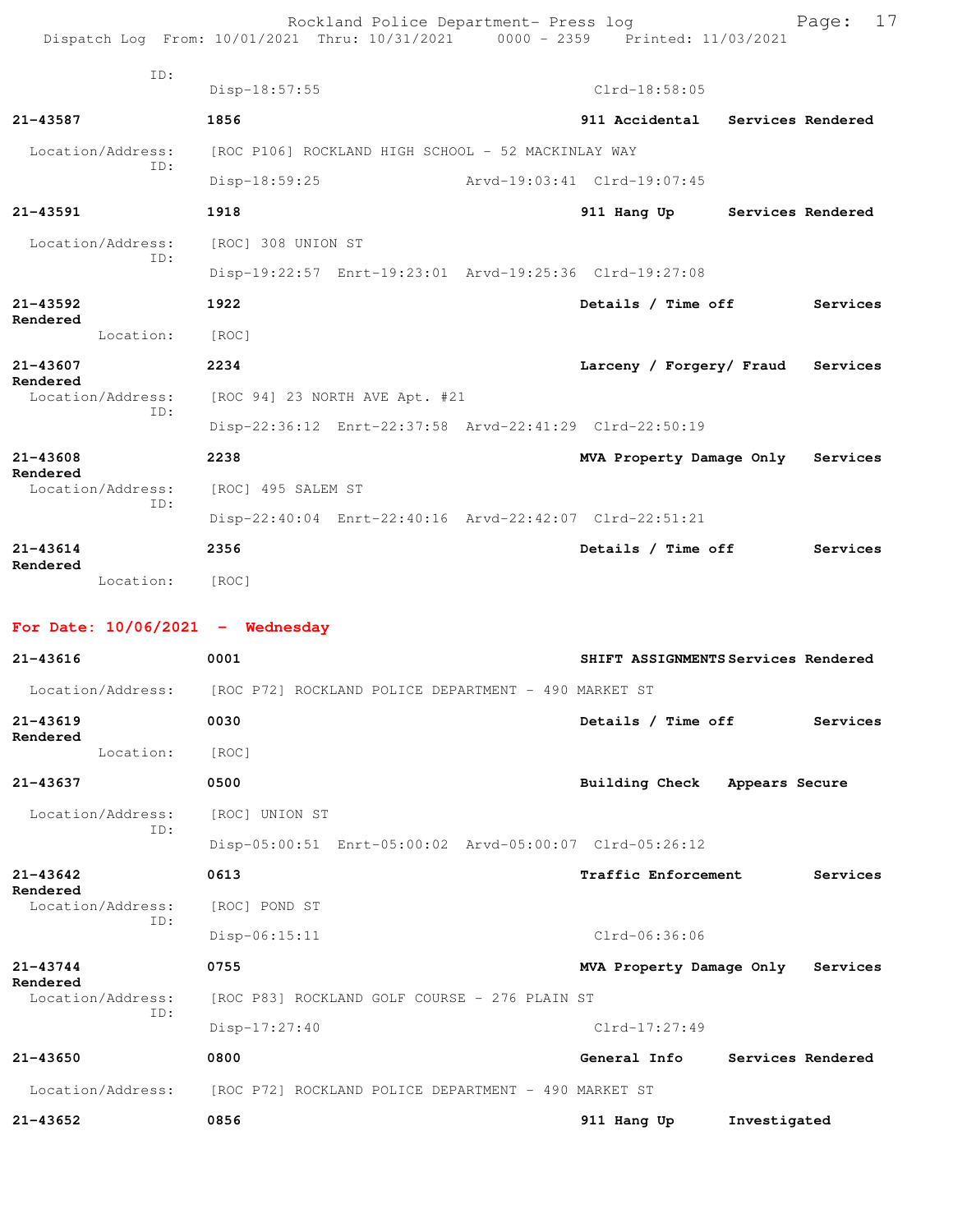ID:
Disp-18:57:55 Clrd-18:58:05

**21-43587** 1856 **911 Accidental Services Rendered**
Location/Address: [ROC P106] ROCKLAND HIGH SCHOOL - 52 MACKINLAY WAY
ID:
Disp-18:59:25 Arvd-19:03:41 Clrd-19:07:45

**21-43591** 1918 **911 Hang Up Services Rendered**
Location/Address: [ROC] 308 UNION ST
ID:
Disp-19:22:57 Enrt-19:23:01 Arvd-19:25:36 Clrd-19:27:08

**21-43592** 1922 **Details / Time off Services Rendered**
Location: [ROC]

**21-43607** 2234 **Larceny / Forgery/ Fraud Services Rendered**
Location/Address: [ROC 94] 23 NORTH AVE Apt. #21
ID:
Disp-22:36:12 Enrt-22:37:58 Arvd-22:41:29 Clrd-22:50:19

**21-43608** 2238 **MVA Property Damage Only Services Rendered**
Location/Address: [ROC] 495 SALEM ST
ID:
Disp-22:40:04 Enrt-22:40:16 Arvd-22:42:07 Clrd-22:51:21

**21-43614** 2356 **Details / Time off Services Rendered**
Location: [ROC]

## For Date: 10/06/2021 - Wednesday

**21-43616** 0001 **SHIFT ASSIGNMENTS Services Rendered**
Location/Address: [ROC P72] ROCKLAND POLICE DEPARTMENT - 490 MARKET ST

**21-43619** 0030 **Details / Time off Services Rendered**
Location: [ROC]

**21-43637** 0500 **Building Check Appears Secure**
Location/Address: [ROC] UNION ST
ID:
Disp-05:00:51 Enrt-05:00:02 Arvd-05:00:07 Clrd-05:26:12

**21-43642** 0613 **Traffic Enforcement Services Rendered**
Location/Address: [ROC] POND ST
ID:
Disp-06:15:11 Clrd-06:36:06

**21-43744** 0755 **MVA Property Damage Only Services Rendered**
Location/Address: [ROC P83] ROCKLAND GOLF COURSE - 276 PLAIN ST
ID:
Disp-17:27:40 Clrd-17:27:49

**21-43650** 0800 **General Info Services Rendered**
Location/Address: [ROC P72] ROCKLAND POLICE DEPARTMENT - 490 MARKET ST

**21-43652** 0856 **911 Hang Up Investigated**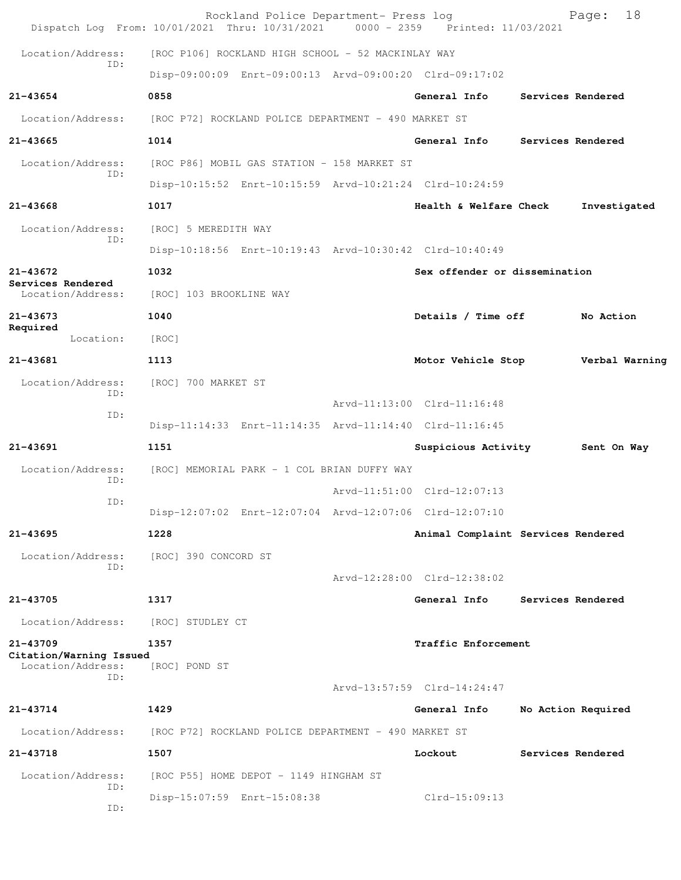Location/Address: [ROC P106] ROCKLAND HIGH SCHOOL - 52 MACKINLAY WAY
ID:
Disp-09:00:09 Enrt-09:00:13 Arvd-09:00:20 Clrd-09:17:02

**21-43654** **0858** **General Info** **Services Rendered**
Location/Address: [ROC P72] ROCKLAND POLICE DEPARTMENT - 490 MARKET ST

**21-43665** **1014** **General Info** **Services Rendered**
Location/Address: [ROC P86] MOBIL GAS STATION - 158 MARKET ST
ID:
Disp-10:15:52 Enrt-10:15:59 Arvd-10:21:24 Clrd-10:24:59

**21-43668** **1017** **Health & Welfare Check** **Investigated**
Location/Address: [ROC] 5 MEREDITH WAY
ID:
Disp-10:18:56 Enrt-10:19:43 Arvd-10:30:42 Clrd-10:40:49

**21-43672** **1032** **Sex offender or dissemination**
**Services Rendered**
Location/Address: [ROC] 103 BROOKLINE WAY

**21-43673** **1040** **Details / Time off** **No Action Required**
Location: [ROC]

**21-43681** **1113** **Motor Vehicle Stop** **Verbal Warning**
Location/Address: [ROC] 700 MARKET ST
ID:
Arvd-11:13:00 Clrd-11:16:48
ID:
Disp-11:14:33 Enrt-11:14:35 Arvd-11:14:40 Clrd-11:16:45

**21-43691** **1151** **Suspicious Activity** **Sent On Way**
Location/Address: [ROC] MEMORIAL PARK - 1 COL BRIAN DUFFY WAY
ID:
Arvd-11:51:00 Clrd-12:07:13
ID:
Disp-12:07:02 Enrt-12:07:04 Arvd-12:07:06 Clrd-12:07:10

**21-43695** **1228** **Animal Complaint** **Services Rendered**
Location/Address: [ROC] 390 CONCORD ST
ID:
Arvd-12:28:00 Clrd-12:38:02

**21-43705** **1317** **General Info** **Services Rendered**
Location/Address: [ROC] STUDLEY CT

**21-43709** **1357** **Traffic Enforcement**
**Citation/Warning Issued**
Location/Address: [ROC] POND ST
ID:
Arvd-13:57:59 Clrd-14:24:47

**21-43714** **1429** **General Info** **No Action Required**
Location/Address: [ROC P72] ROCKLAND POLICE DEPARTMENT - 490 MARKET ST

**21-43718** **1507** **Lockout** **Services Rendered**
Location/Address: [ROC P55] HOME DEPOT - 1149 HINGHAM ST
ID:
Disp-15:07:59 Enrt-15:08:38 Clrd-15:09:13
ID: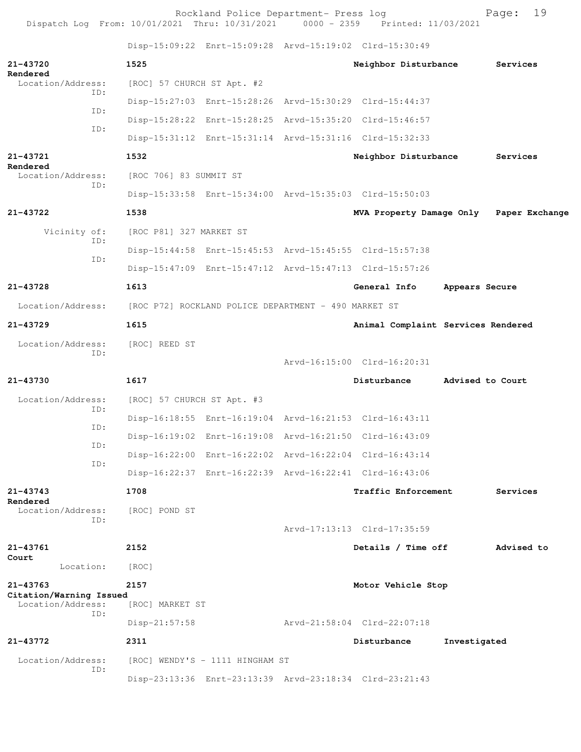Disp-15:09:22 Enrt-15:09:28 Arvd-15:19:02 Clrd-15:30:49

**21-43720** 1525 Neighbor Disturbance Services Rendered
Location/Address: [ROC] 57 CHURCH ST Apt. #2
ID: Disp-15:27:03 Enrt-15:28:26 Arvd-15:30:29 Clrd-15:44:37
ID: Disp-15:28:22 Enrt-15:28:25 Arvd-15:35:20 Clrd-15:46:57
ID: Disp-15:31:12 Enrt-15:31:14 Arvd-15:31:16 Clrd-15:32:33

**21-43721** 1532 Neighbor Disturbance Services Rendered
Location/Address: [ROC 706] 83 SUMMIT ST
ID: Disp-15:33:58 Enrt-15:34:00 Arvd-15:35:03 Clrd-15:50:03

**21-43722** 1538 MVA Property Damage Only Paper Exchange
Vicinity of: [ROC P81] 327 MARKET ST
ID: Disp-15:44:58 Enrt-15:45:53 Arvd-15:45:55 Clrd-15:57:38
ID: Disp-15:47:09 Enrt-15:47:12 Arvd-15:47:13 Clrd-15:57:26

**21-43728** 1613 General Info Appears Secure
Location/Address: [ROC P72] ROCKLAND POLICE DEPARTMENT - 490 MARKET ST

**21-43729** 1615 Animal Complaint Services Rendered
Location/Address: [ROC] REED ST
ID: Arvd-16:15:00 Clrd-16:20:31

**21-43730** 1617 Disturbance Advised to Court
Location/Address: [ROC] 57 CHURCH ST Apt. #3
ID: Disp-16:18:55 Enrt-16:19:04 Arvd-16:21:53 Clrd-16:43:11
ID: Disp-16:19:02 Enrt-16:19:08 Arvd-16:21:50 Clrd-16:43:09
ID: Disp-16:22:00 Enrt-16:22:02 Arvd-16:22:04 Clrd-16:43:14
ID: Disp-16:22:37 Enrt-16:22:39 Arvd-16:22:41 Clrd-16:43:06

**21-43743** 1708 Traffic Enforcement Services Rendered
Location/Address: [ROC] POND ST
ID: Arvd-17:13:13 Clrd-17:35:59

**21-43761** 2152 Details / Time off Advised to Court
Location: [ROC]

**21-43763** 2157 Motor Vehicle Stop Citation/Warning Issued
Location/Address: [ROC] MARKET ST
ID: Disp-21:57:58 Arvd-21:58:04 Clrd-22:07:18

**21-43772** 2311 Disturbance Investigated
Location/Address: [ROC] WENDY'S - 1111 HINGHAM ST
ID: Disp-23:13:36 Enrt-23:13:39 Arvd-23:18:34 Clrd-23:21:43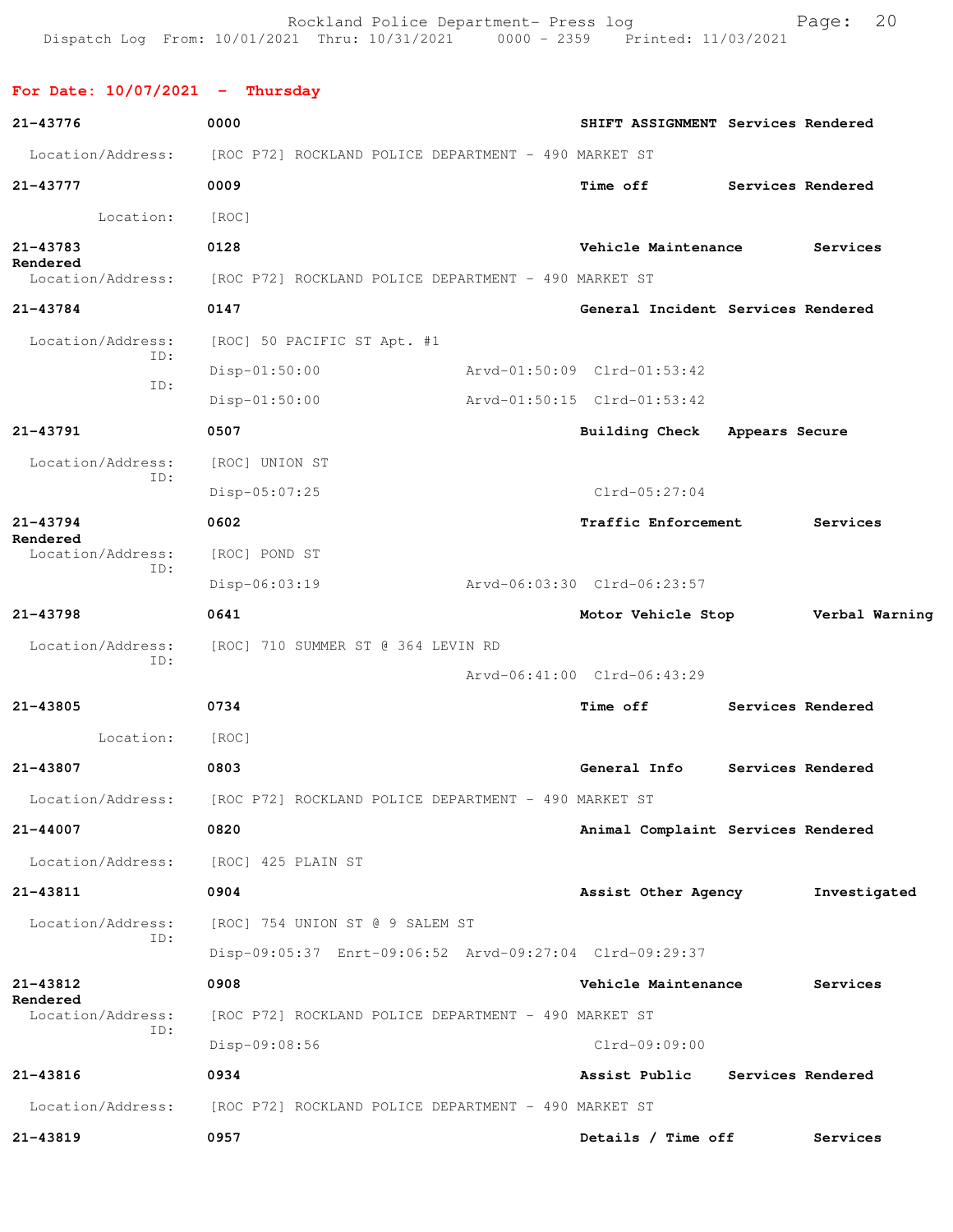## For Date: 10/07/2021 - Thursday

**21-43776** **0000** **SHIFT ASSIGNMENT Services Rendered**
Location/Address: [ROC P72] ROCKLAND POLICE DEPARTMENT - 490 MARKET ST

**21-43777** **0009** **Time off Services Rendered**
Location: [ROC]

**21-43783** **0128** **Vehicle Maintenance Services Rendered**
Location/Address: [ROC P72] ROCKLAND POLICE DEPARTMENT - 490 MARKET ST

**21-43784** **0147** **General Incident Services Rendered**
Location/Address: [ROC] 50 PACIFIC ST Apt. #1
ID: Disp-01:50:00 Arvd-01:50:09 Clrd-01:53:42
ID: Disp-01:50:00 Arvd-01:50:15 Clrd-01:53:42

**21-43791** **0507** **Building Check Appears Secure**
Location/Address: [ROC] UNION ST
ID: Disp-05:07:25 Clrd-05:27:04

**21-43794** **0602** **Traffic Enforcement Services Rendered**
Location/Address: [ROC] POND ST
ID: Disp-06:03:19 Arvd-06:03:30 Clrd-06:23:57

**21-43798** **0641** **Motor Vehicle Stop Verbal Warning**
Location/Address: [ROC] 710 SUMMER ST @ 364 LEVIN RD
ID: Arvd-06:41:00 Clrd-06:43:29

**21-43805** **0734** **Time off Services Rendered**
Location: [ROC]

**21-43807** **0803** **General Info Services Rendered**
Location/Address: [ROC P72] ROCKLAND POLICE DEPARTMENT - 490 MARKET ST

**21-44007** **0820** **Animal Complaint Services Rendered**
Location/Address: [ROC] 425 PLAIN ST

**21-43811** **0904** **Assist Other Agency Investigated**
Location/Address: [ROC] 754 UNION ST @ 9 SALEM ST
ID: Disp-09:05:37 Enrt-09:06:52 Arvd-09:27:04 Clrd-09:29:37

**21-43812** **0908** **Vehicle Maintenance Services Rendered**
Location/Address: [ROC P72] ROCKLAND POLICE DEPARTMENT - 490 MARKET ST
ID: Disp-09:08:56 Clrd-09:09:00

**21-43816** **0934** **Assist Public Services Rendered**
Location/Address: [ROC P72] ROCKLAND POLICE DEPARTMENT - 490 MARKET ST

**21-43819** **0957** **Details / Time off Services**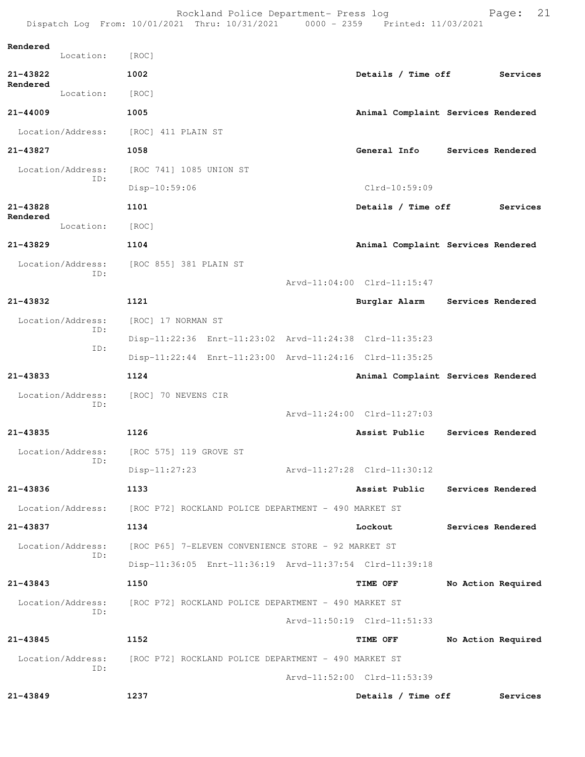Rendered
Location: [ROC]

**21-43822** 1002 **Details / Time off** **Services Rendered**
Location: [ROC]

**21-44009** 1005 **Animal Complaint Services Rendered**
Location/Address: [ROC] 411 PLAIN ST

**21-43827** 1058 **General Info Services Rendered**
Location/Address: [ROC 741] 1085 UNION ST
ID:
Disp-10:59:06 Clrd-10:59:09

**21-43828** 1101 **Details / Time off** **Services Rendered**
Location: [ROC]

**21-43829** 1104 **Animal Complaint Services Rendered**
Location/Address: [ROC 855] 381 PLAIN ST
ID:
Arvd-11:04:00 Clrd-11:15:47

**21-43832** 1121 **Burglar Alarm Services Rendered**
Location/Address: [ROC] 17 NORMAN ST
ID:
Disp-11:22:36 Enrt-11:23:02 Arvd-11:24:38 Clrd-11:35:23
ID:
Disp-11:22:44 Enrt-11:23:00 Arvd-11:24:16 Clrd-11:35:25

**21-43833** 1124 **Animal Complaint Services Rendered**
Location/Address: [ROC] 70 NEVENS CIR
ID:
Arvd-11:24:00 Clrd-11:27:03

**21-43835** 1126 **Assist Public Services Rendered**
Location/Address: [ROC 575] 119 GROVE ST
ID:
Disp-11:27:23 Arvd-11:27:28 Clrd-11:30:12

**21-43836** 1133 **Assist Public Services Rendered**
Location/Address: [ROC P72] ROCKLAND POLICE DEPARTMENT - 490 MARKET ST

**21-43837** 1134 **Lockout Services Rendered**
Location/Address: [ROC P65] 7-ELEVEN CONVENIENCE STORE - 92 MARKET ST
ID:
Disp-11:36:05 Enrt-11:36:19 Arvd-11:37:54 Clrd-11:39:18

**21-43843** 1150 **TIME OFF No Action Required**
Location/Address: [ROC P72] ROCKLAND POLICE DEPARTMENT - 490 MARKET ST
ID:
Arvd-11:50:19 Clrd-11:51:33

**21-43845** 1152 **TIME OFF No Action Required**
Location/Address: [ROC P72] ROCKLAND POLICE DEPARTMENT - 490 MARKET ST
ID:
Arvd-11:52:00 Clrd-11:53:39

**21-43849** 1237 **Details / Time off** **Services**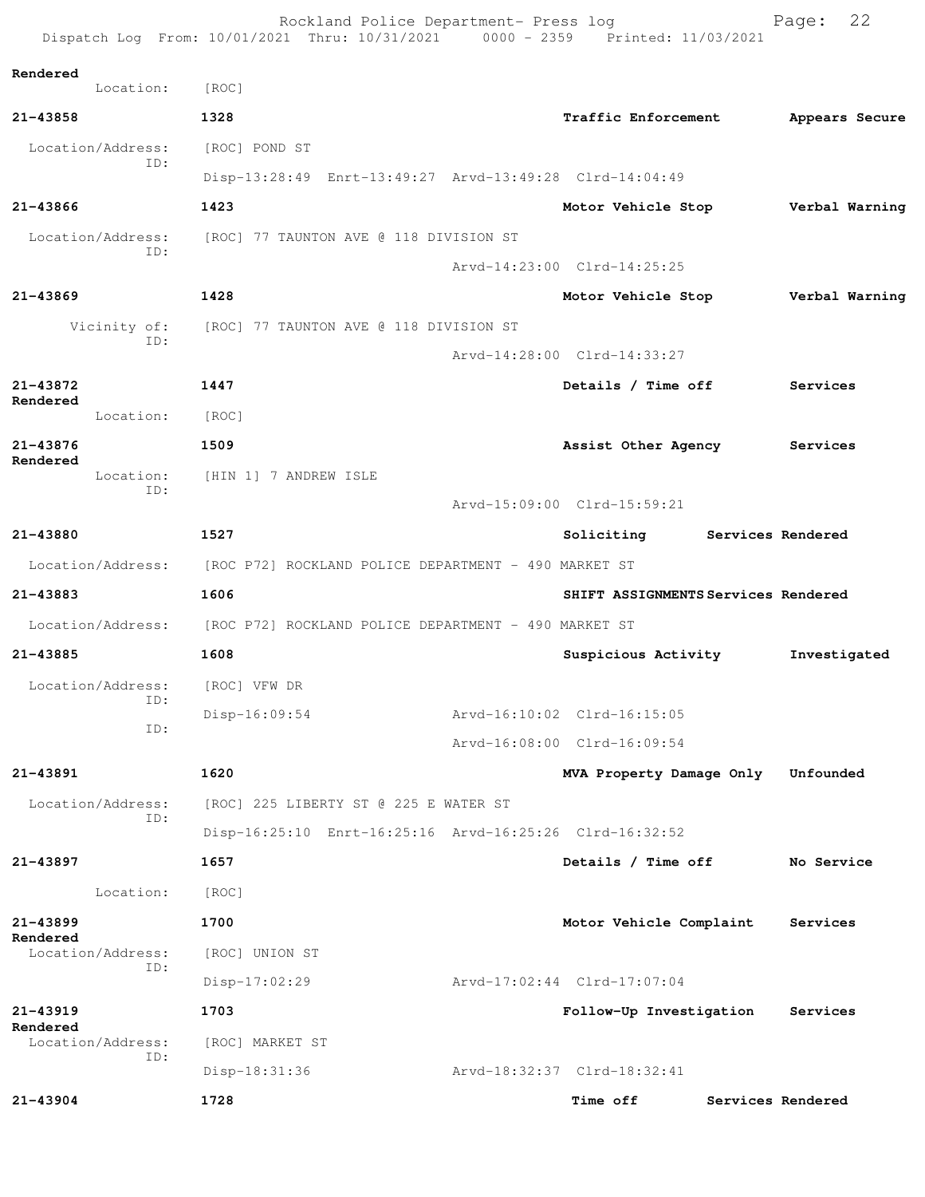Rendered
Location: [ROC]

**21-43858** 1328 **Traffic Enforcement** **Appears Secure**

Location/Address: [ROC] POND ST
ID:
Disp-13:28:49 Enrt-13:49:27 Arvd-13:49:28 Clrd-14:04:49

**21-43866** 1423 **Motor Vehicle Stop** **Verbal Warning**

Location/Address: [ROC] 77 TAUNTON AVE @ 118 DIVISION ST
ID:
Arvd-14:23:00 Clrd-14:25:25

**21-43869** 1428 **Motor Vehicle Stop** **Verbal Warning**

Vicinity of: [ROC] 77 TAUNTON AVE @ 118 DIVISION ST
ID:
Arvd-14:28:00 Clrd-14:33:27

**21-43872** 1447 **Details / Time off** **Services Rendered**

Location: [ROC]

**21-43876** 1509 **Assist Other Agency** **Services Rendered**

Location: [HIN 1] 7 ANDREW ISLE
ID:
Arvd-15:09:00 Clrd-15:59:21

**21-43880** 1527 **Soliciting** **Services Rendered**

Location/Address: [ROC P72] ROCKLAND POLICE DEPARTMENT - 490 MARKET ST

**21-43883** 1606 **SHIFT ASSIGNMENTS** **Services Rendered**

Location/Address: [ROC P72] ROCKLAND POLICE DEPARTMENT - 490 MARKET ST

**21-43885** 1608 **Suspicious Activity** **Investigated**

Location/Address: [ROC] VFW DR
ID:
Disp-16:09:54 Arvd-16:10:02 Clrd-16:15:05
ID:
Arvd-16:08:00 Clrd-16:09:54

**21-43891** 1620 **MVA Property Damage Only** **Unfounded**

Location/Address: [ROC] 225 LIBERTY ST @ 225 E WATER ST
ID:
Disp-16:25:10 Enrt-16:25:16 Arvd-16:25:26 Clrd-16:32:52

**21-43897** 1657 **Details / Time off** **No Service**

Location: [ROC]

**21-43899** 1700 **Motor Vehicle Complaint** **Services Rendered**

Location/Address: [ROC] UNION ST
ID:
Disp-17:02:29 Arvd-17:02:44 Clrd-17:07:04

**21-43919** 1703 **Follow-Up Investigation** **Services Rendered**

Location/Address: [ROC] MARKET ST
ID:
Disp-18:31:36 Arvd-18:32:37 Clrd-18:32:41

**21-43904** 1728 **Time off** **Services Rendered**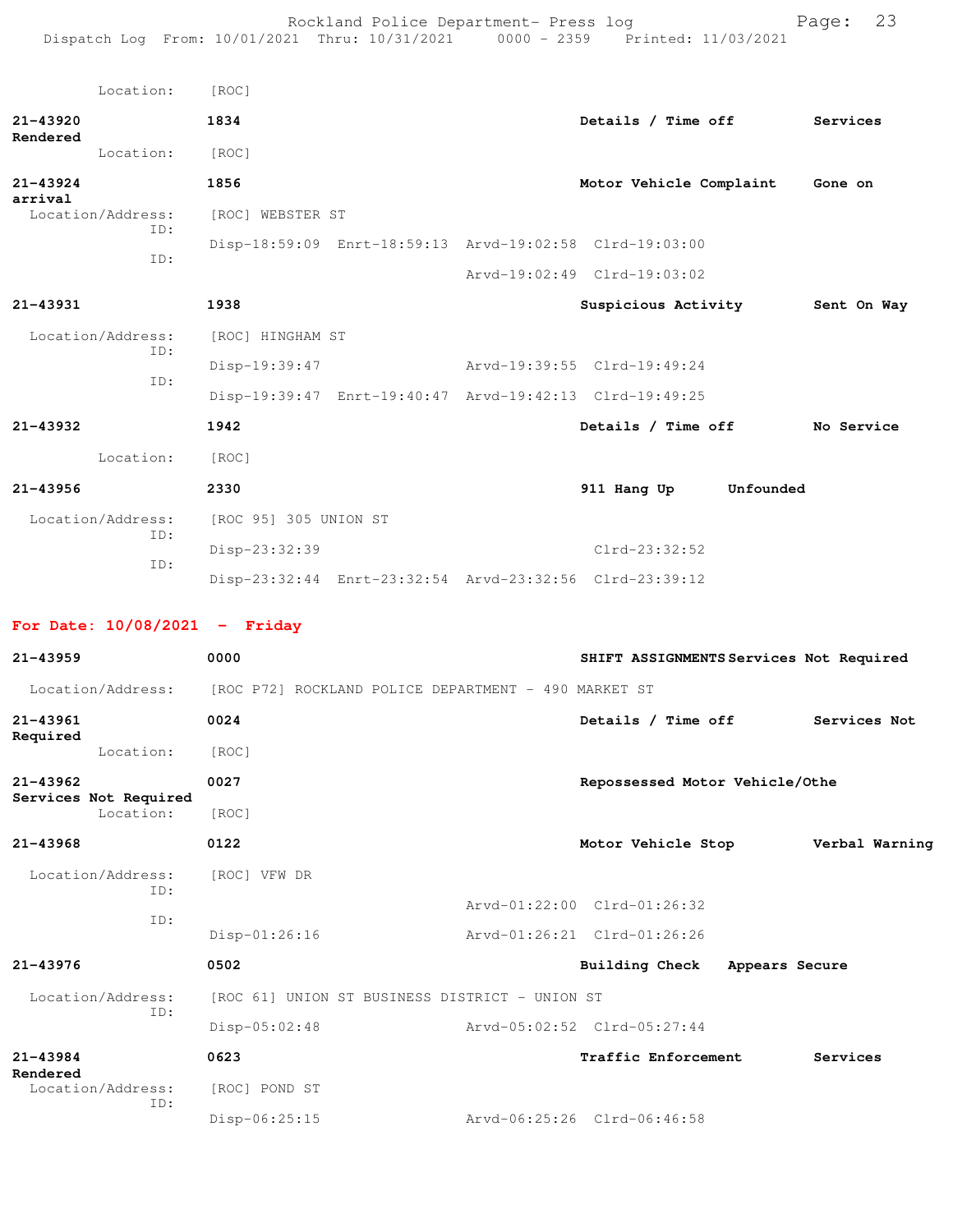Location: [ROC]

**21-43920** **1834** **Details / Time off** **Services Rendered**
Location: [ROC]

**21-43924** **1856** **Motor Vehicle Complaint** **Gone on arrival**
Location/Address: [ROC] WEBSTER ST
ID:
Disp-18:59:09 Enrt-18:59:13 Arvd-19:02:58 Clrd-19:03:00
ID:
Arvd-19:02:49 Clrd-19:03:02

**21-43931** **1938** **Suspicious Activity** **Sent On Way**
Location/Address: [ROC] HINGHAM ST
ID:
Disp-19:39:47 Arvd-19:39:55 Clrd-19:49:24
ID:
Disp-19:39:47 Enrt-19:40:47 Arvd-19:42:13 Clrd-19:49:25

**21-43932** **1942** **Details / Time off** **No Service**
Location: [ROC]

**21-43956** **2330** **911 Hang Up** **Unfounded**
Location/Address: [ROC 95] 305 UNION ST
ID:
Disp-23:32:39 Clrd-23:32:52
ID:
Disp-23:32:44 Enrt-23:32:54 Arvd-23:32:56 Clrd-23:39:12

## For Date: 10/08/2021 - Friday

**21-43959** **0000** **SHIFT ASSIGNMENTS** **Services Not Required**
Location/Address: [ROC P72] ROCKLAND POLICE DEPARTMENT - 490 MARKET ST

**21-43961** **0024** **Details / Time off** **Services Not Required**
Location: [ROC]

**21-43962** **0027** **Repossessed Motor Vehicle/Othe** **Services Not Required**
Location: [ROC]

**21-43968** **0122** **Motor Vehicle Stop** **Verbal Warning**
Location/Address: [ROC] VFW DR
ID:
Arvd-01:22:00 Clrd-01:26:32
ID:
Disp-01:26:16 Arvd-01:26:21 Clrd-01:26:26

**21-43976** **0502** **Building Check** **Appears Secure**
Location/Address: [ROC 61] UNION ST BUSINESS DISTRICT - UNION ST
ID:
Disp-05:02:48 Arvd-05:02:52 Clrd-05:27:44

**21-43984** **0623** **Traffic Enforcement** **Services Rendered**
Location/Address: [ROC] POND ST
ID:
Disp-06:25:15 Arvd-06:25:26 Clrd-06:46:58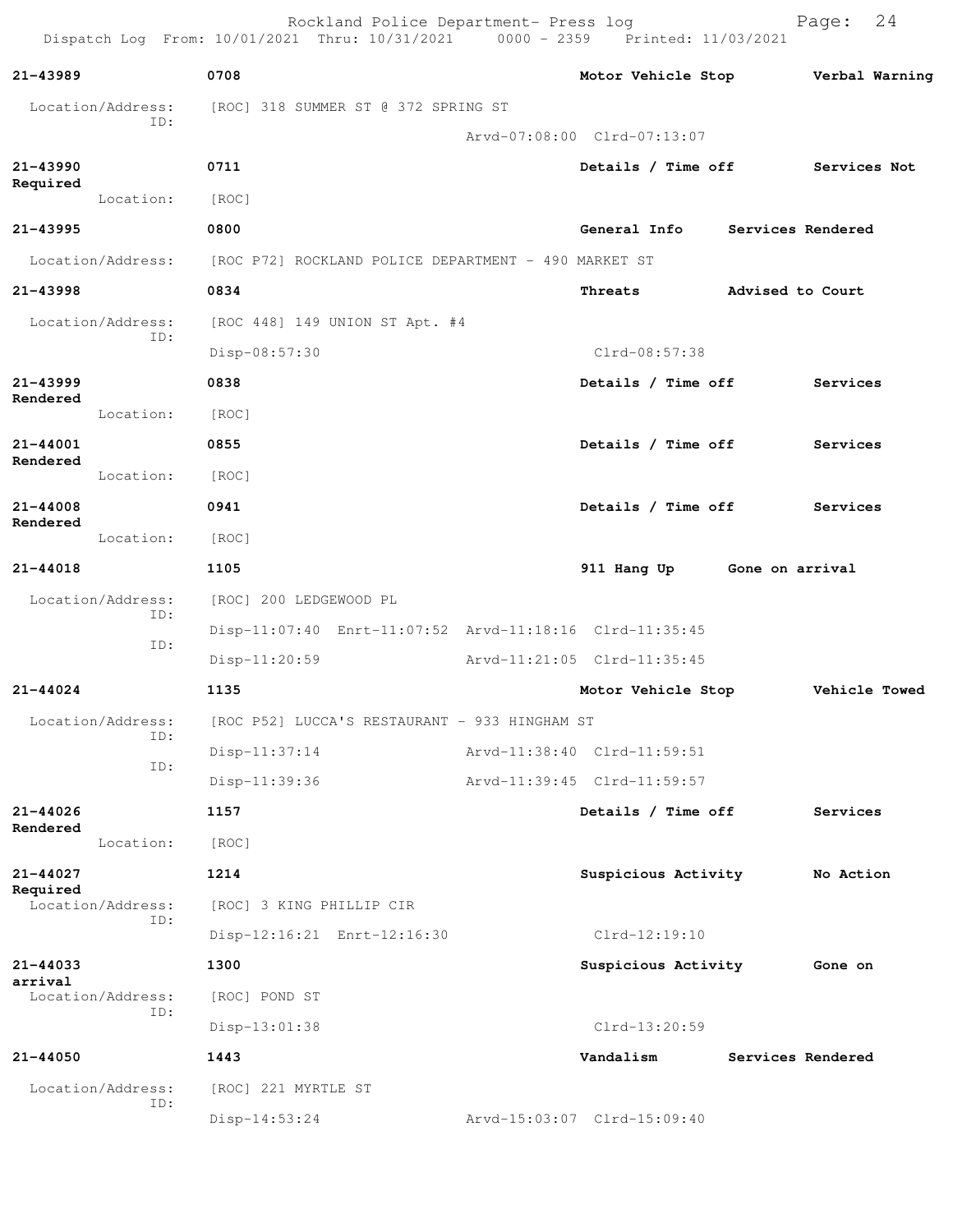Rockland Police Department- Press log
Dispatch Log From: 10/01/2021 Thru: 10/31/2021 0000 - 2359 Printed: 11/03/2021

**21-43989** 0708 **Motor Vehicle Stop** **Verbal Warning**
Location/Address: [ROC] 318 SUMMER ST @ 372 SPRING ST
ID:
Arvd-07:08:00 Clrd-07:13:07

**21-43990** 0711 **Details / Time off** **Services Not Required**
Location: [ROC]

**21-43995** 0800 **General Info** **Services Rendered**
Location/Address: [ROC P72] ROCKLAND POLICE DEPARTMENT - 490 MARKET ST

**21-43998** 0834 **Threats** **Advised to Court**
Location/Address: [ROC 448] 149 UNION ST Apt. #4
ID:
Disp-08:57:30 Clrd-08:57:38

**21-43999** 0838 **Details / Time off** **Services Rendered**
Location: [ROC]

**21-44001** 0855 **Details / Time off** **Services Rendered**
Location: [ROC]

**21-44008** 0941 **Details / Time off** **Services Rendered**
Location: [ROC]

**21-44018** 1105 **911 Hang Up** **Gone on arrival**
Location/Address: [ROC] 200 LEDGEWOOD PL
ID:
Disp-11:07:40 Enrt-11:07:52 Arvd-11:18:16 Clrd-11:35:45
ID:
Disp-11:20:59 Arvd-11:21:05 Clrd-11:35:45

**21-44024** 1135 **Motor Vehicle Stop** **Vehicle Towed**
Location/Address: [ROC P52] LUCCA'S RESTAURANT - 933 HINGHAM ST
ID:
Disp-11:37:14 Arvd-11:38:40 Clrd-11:59:51
ID:
Disp-11:39:36 Arvd-11:39:45 Clrd-11:59:57

**21-44026** 1157 **Details / Time off** **Services Rendered**
Location: [ROC]

**21-44027** 1214 **Suspicious Activity** **No Action Required**
Location/Address: [ROC] 3 KING PHILLIP CIR
ID:
Disp-12:16:21 Enrt-12:16:30 Clrd-12:19:10

**21-44033** 1300 **Suspicious Activity** **Gone on arrival**
Location/Address: [ROC] POND ST
ID:
Disp-13:01:38 Clrd-13:20:59

**21-44050** 1443 **Vandalism** **Services Rendered**
Location/Address: [ROC] 221 MYRTLE ST
ID:
Disp-14:53:24 Arvd-15:03:07 Clrd-15:09:40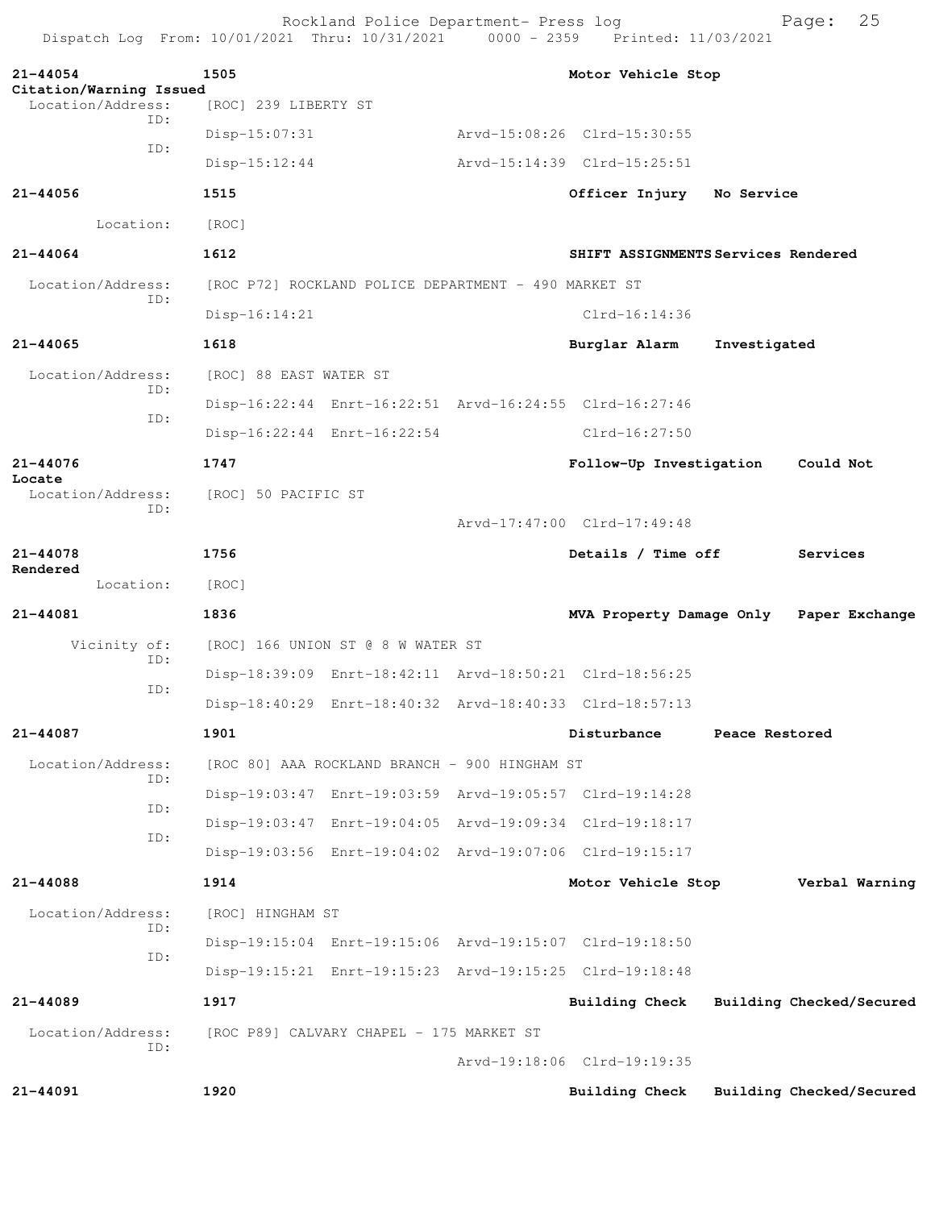21-44054 1505 Motor Vehicle Stop
Citation/Warning Issued
Location/Address: [ROC] 239 LIBERTY ST
ID:
Disp-15:07:31 Arvd-15:08:26 Clrd-15:30:55
ID:
Disp-15:12:44 Arvd-15:14:39 Clrd-15:25:51

21-44056 1515 Officer Injury No Service
Location: [ROC]

21-44064 1612 SHIFT ASSIGNMENTS Services Rendered
Location/Address: [ROC P72] ROCKLAND POLICE DEPARTMENT - 490 MARKET ST
ID:
Disp-16:14:21 Clrd-16:14:36

21-44065 1618 Burglar Alarm Investigated
Location/Address: [ROC] 88 EAST WATER ST
ID:
Disp-16:22:44 Enrt-16:22:51 Arvd-16:24:55 Clrd-16:27:46
ID:
Disp-16:22:44 Enrt-16:22:54 Clrd-16:27:50

21-44076 1747 Follow-Up Investigation Could Not Locate
Location/Address: [ROC] 50 PACIFIC ST
ID:
Arvd-17:47:00 Clrd-17:49:48

21-44078 1756 Details / Time off Services Rendered
Location: [ROC]

21-44081 1836 MVA Property Damage Only Paper Exchange
Vicinity of: [ROC] 166 UNION ST @ 8 W WATER ST
ID:
Disp-18:39:09 Enrt-18:42:11 Arvd-18:50:21 Clrd-18:56:25
ID:
Disp-18:40:29 Enrt-18:40:32 Arvd-18:40:33 Clrd-18:57:13

21-44087 1901 Disturbance Peace Restored
Location/Address: [ROC 80] AAA ROCKLAND BRANCH - 900 HINGHAM ST
ID:
Disp-19:03:47 Enrt-19:03:59 Arvd-19:05:57 Clrd-19:14:28
ID:
Disp-19:03:47 Enrt-19:04:05 Arvd-19:09:34 Clrd-19:18:17
ID:
Disp-19:03:56 Enrt-19:04:02 Arvd-19:07:06 Clrd-19:15:17

21-44088 1914 Motor Vehicle Stop Verbal Warning
Location/Address: [ROC] HINGHAM ST
ID:
Disp-19:15:04 Enrt-19:15:06 Arvd-19:15:07 Clrd-19:18:50
ID:
Disp-19:15:21 Enrt-19:15:23 Arvd-19:15:25 Clrd-19:18:48

21-44089 1917 Building Check Building Checked/Secured
Location/Address: [ROC P89] CALVARY CHAPEL - 175 MARKET ST
ID:
Arvd-19:18:06 Clrd-19:19:35

21-44091 1920 Building Check Building Checked/Secured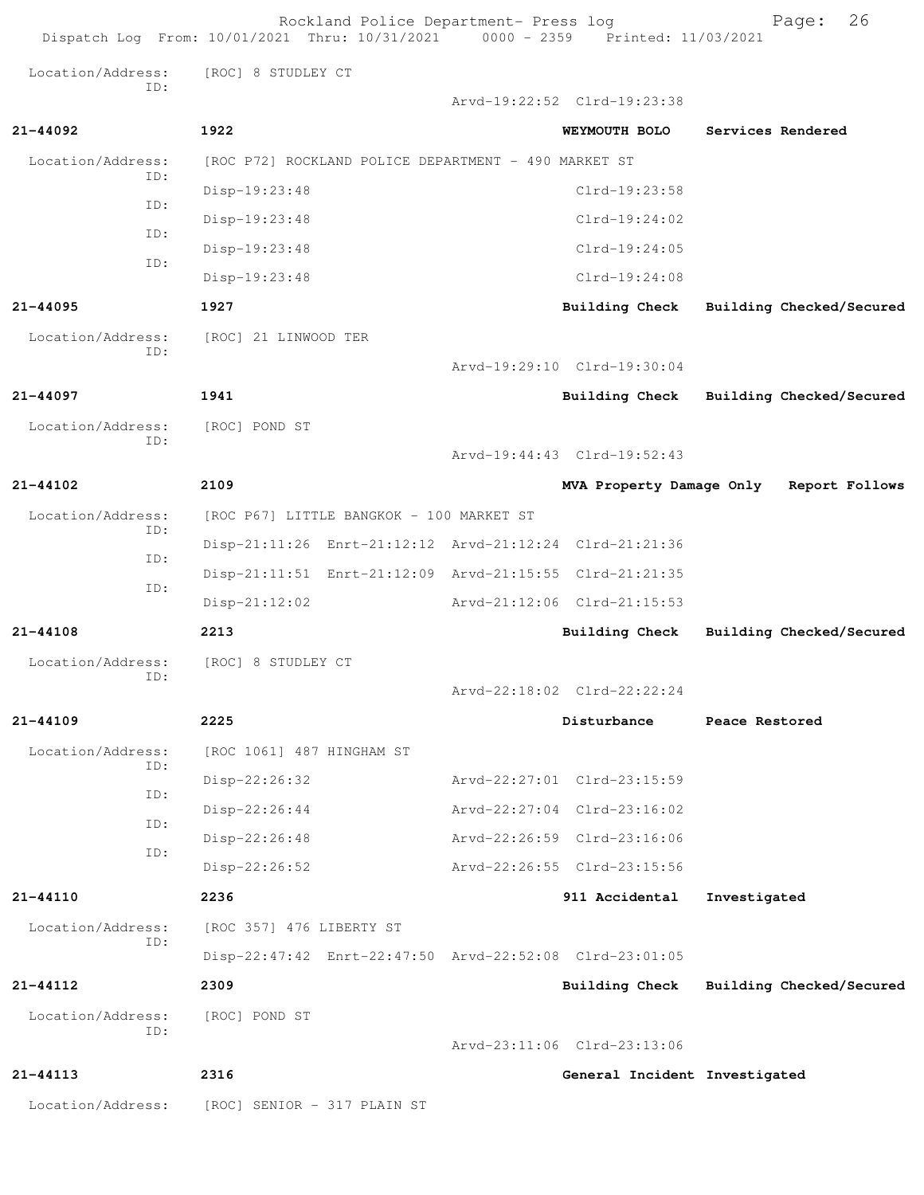Location/Address: [ROC] 8 STUDLEY CT
ID:
Arvd-19:22:52 Clrd-19:23:38

**21-44092** **1922** **WEYMOUTH BOLO** **Services Rendered**

Location/Address: [ROC P72] ROCKLAND POLICE DEPARTMENT - 490 MARKET ST
ID: Disp-19:23:48 Clrd-19:23:58
ID: Disp-19:23:48 Clrd-19:24:02
ID: Disp-19:23:48 Clrd-19:24:05
ID: Disp-19:23:48 Clrd-19:24:08

**21-44095** **1927** **Building Check** **Building Checked/Secured**

Location/Address: [ROC] 21 LINWOOD TER
ID:
Arvd-19:29:10 Clrd-19:30:04

**21-44097** **1941** **Building Check** **Building Checked/Secured**

Location/Address: [ROC] POND ST
ID:
Arvd-19:44:43 Clrd-19:52:43

**21-44102** **2109** **MVA Property Damage Only** **Report Follows**

Location/Address: [ROC P67] LITTLE BANGKOK - 100 MARKET ST
ID: Disp-21:11:26 Enrt-21:12:12 Arvd-21:12:24 Clrd-21:21:36
ID: Disp-21:11:51 Enrt-21:12:09 Arvd-21:15:55 Clrd-21:21:35
ID: Disp-21:12:02 Arvd-21:12:06 Clrd-21:15:53

**21-44108** **2213** **Building Check** **Building Checked/Secured**

Location/Address: [ROC] 8 STUDLEY CT
ID:
Arvd-22:18:02 Clrd-22:22:24

**21-44109** **2225** **Disturbance** **Peace Restored**

Location/Address: [ROC 1061] 487 HINGHAM ST
ID: Disp-22:26:32 Arvd-22:27:01 Clrd-23:15:59
ID: Disp-22:26:44 Arvd-22:27:04 Clrd-23:16:02
ID: Disp-22:26:48 Arvd-22:26:59 Clrd-23:16:06
ID: Disp-22:26:52 Arvd-22:26:55 Clrd-23:15:56

**21-44110** **2236** **911 Accidental** **Investigated**

Location/Address: [ROC 357] 476 LIBERTY ST
ID: Disp-22:47:42 Enrt-22:47:50 Arvd-22:52:08 Clrd-23:01:05

**21-44112** **2309** **Building Check** **Building Checked/Secured**

Location/Address: [ROC] POND ST
ID:
Arvd-23:11:06 Clrd-23:13:06

**21-44113** **2316** **General Incident** **Investigated**

Location/Address: [ROC] SENIOR - 317 PLAIN ST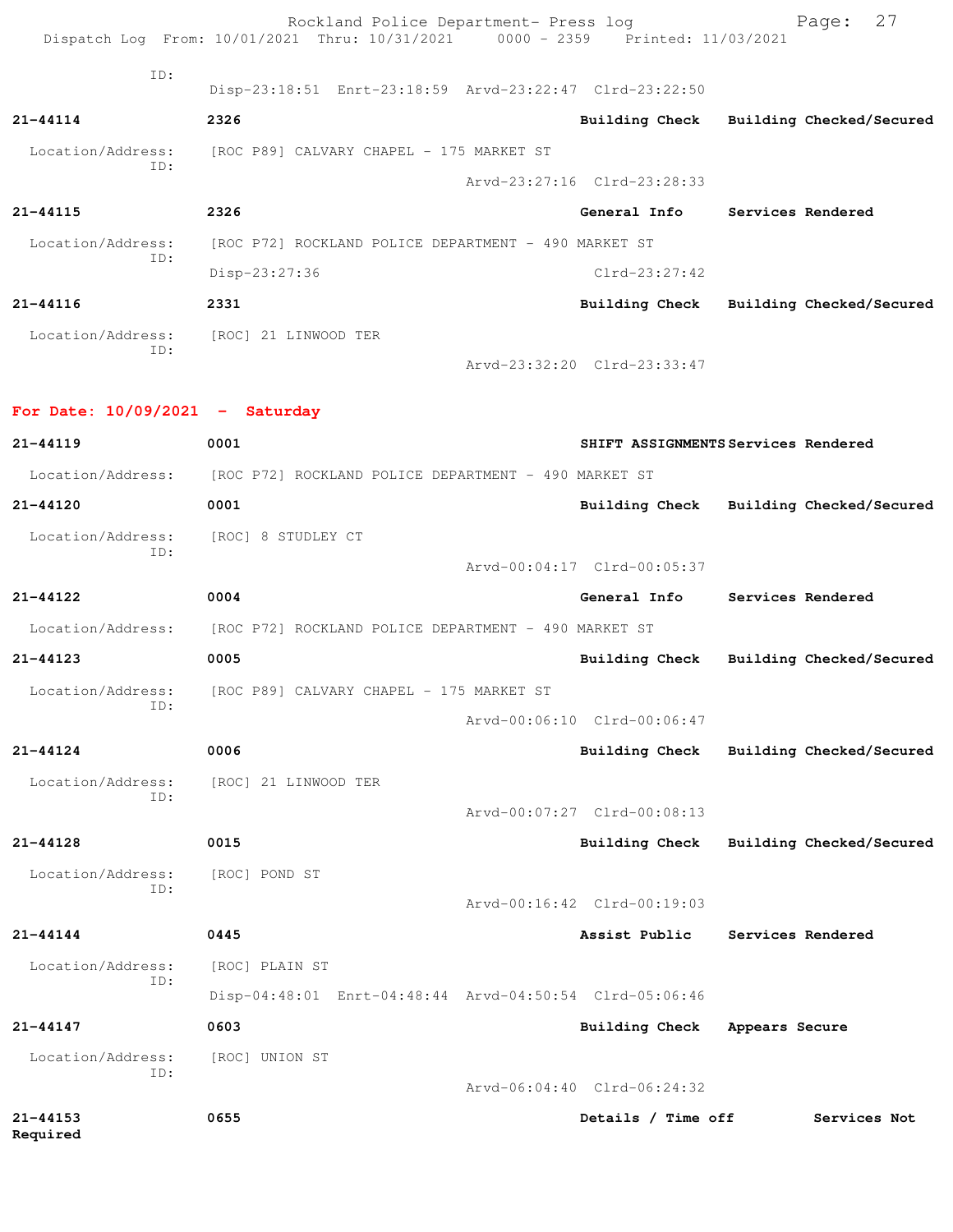ID:

Disp-23:18:51 Enrt-23:18:59 Arvd-23:22:47 Clrd-23:22:50

**21-44114** **2326** **Building Check** **Building Checked/Secured**

Location/Address: [ROC P89] CALVARY CHAPEL - 175 MARKET ST
ID:
Arvd-23:27:16 Clrd-23:28:33

**21-44115** **2326** **General Info** **Services Rendered**

Location/Address: [ROC P72] ROCKLAND POLICE DEPARTMENT - 490 MARKET ST
ID:
Disp-23:27:36 Clrd-23:27:42

**21-44116** **2331** **Building Check** **Building Checked/Secured**

Location/Address: [ROC] 21 LINWOOD TER
ID:
Arvd-23:32:20 Clrd-23:33:47

**For Date: 10/09/2021 - Saturday**

**21-44119** **0001** **SHIFT ASSIGNMENTS** **Services Rendered**

Location/Address: [ROC P72] ROCKLAND POLICE DEPARTMENT - 490 MARKET ST

**21-44120** **0001** **Building Check** **Building Checked/Secured**

Location/Address: [ROC] 8 STUDLEY CT
ID:
Arvd-00:04:17 Clrd-00:05:37

**21-44122** **0004** **General Info** **Services Rendered**

Location/Address: [ROC P72] ROCKLAND POLICE DEPARTMENT - 490 MARKET ST

**21-44123** **0005** **Building Check** **Building Checked/Secured**

Location/Address: [ROC P89] CALVARY CHAPEL - 175 MARKET ST
ID:
Arvd-00:06:10 Clrd-00:06:47

**21-44124** **0006** **Building Check** **Building Checked/Secured**

Location/Address: [ROC] 21 LINWOOD TER
ID:
Arvd-00:07:27 Clrd-00:08:13

**21-44128** **0015** **Building Check** **Building Checked/Secured**

Location/Address: [ROC] POND ST
ID:
Arvd-00:16:42 Clrd-00:19:03

**21-44144** **0445** **Assist Public** **Services Rendered**

Location/Address: [ROC] PLAIN ST
ID:
Disp-04:48:01 Enrt-04:48:44 Arvd-04:50:54 Clrd-05:06:46

**21-44147** **0603** **Building Check** **Appears Secure**

Location/Address: [ROC] UNION ST
ID:
Arvd-06:04:40 Clrd-06:24:32

**21-44153** **0655** **Details / Time off** **Services Not Required**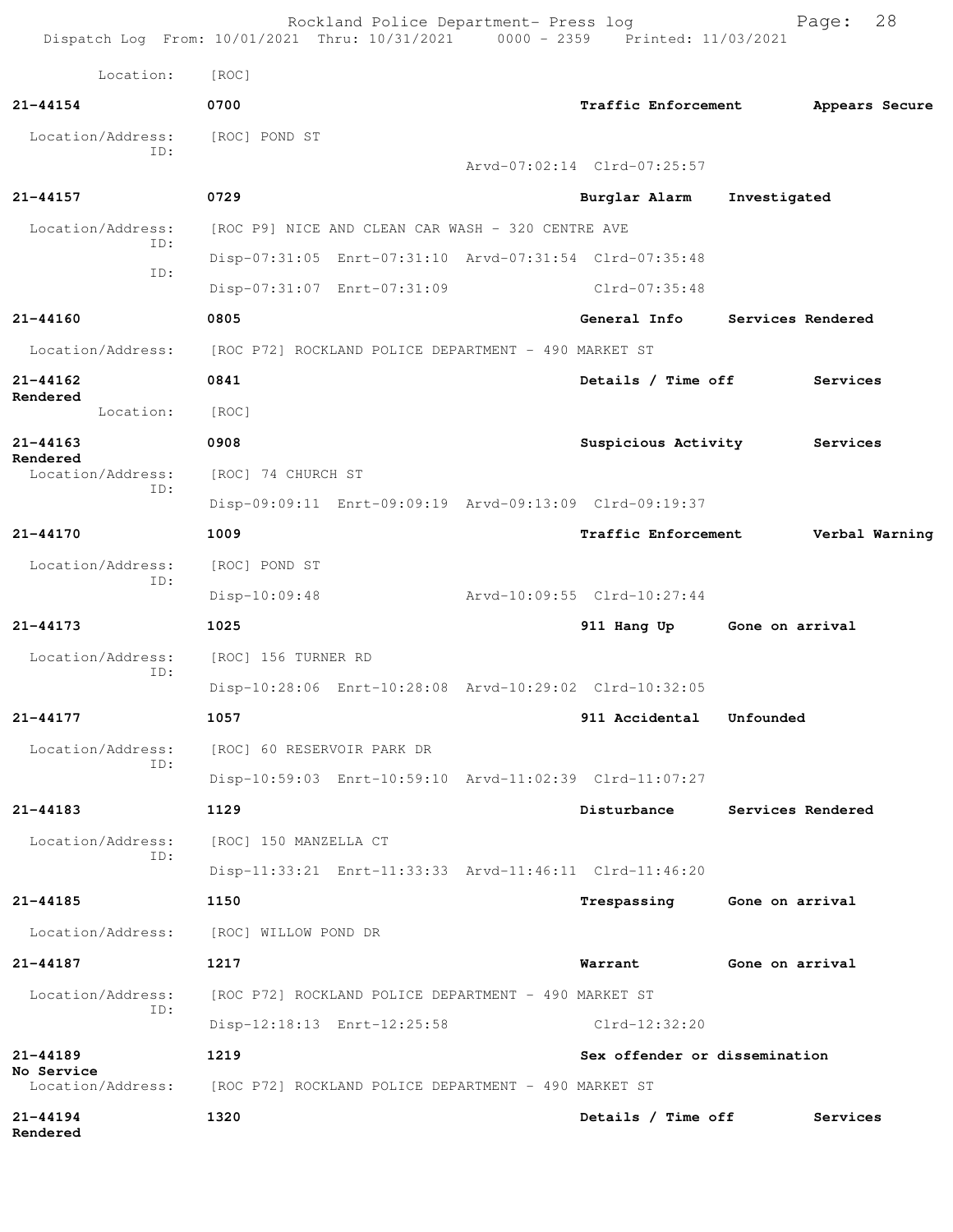Location: [ROC]

**21-44154** **0700** **Traffic Enforcement** **Appears Secure**

Location/Address: [ROC] POND ST
ID:
Arvd-07:02:14 Clrd-07:25:57

**21-44157** **0729** **Burglar Alarm** **Investigated**

Location/Address: [ROC P9] NICE AND CLEAN CAR WASH - 320 CENTRE AVE
ID:
Disp-07:31:05 Enrt-07:31:10 Arvd-07:31:54 Clrd-07:35:48
ID:
Disp-07:31:07 Enrt-07:31:09 Clrd-07:35:48

**21-44160** **0805** **General Info** **Services Rendered**

Location/Address: [ROC P72] ROCKLAND POLICE DEPARTMENT - 490 MARKET ST

**21-44162** **0841** **Details / Time off** **Services Rendered**

Location: [ROC]

**21-44163** **0908** **Suspicious Activity** **Services Rendered**

Location/Address: [ROC] 74 CHURCH ST
ID:
Disp-09:09:11 Enrt-09:09:19 Arvd-09:13:09 Clrd-09:19:37

**21-44170** **1009** **Traffic Enforcement** **Verbal Warning**

Location/Address: [ROC] POND ST
ID:
Disp-10:09:48 Arvd-10:09:55 Clrd-10:27:44

**21-44173** **1025** **911 Hang Up** **Gone on arrival**

Location/Address: [ROC] 156 TURNER RD
ID:
Disp-10:28:06 Enrt-10:28:08 Arvd-10:29:02 Clrd-10:32:05

**21-44177** **1057** **911 Accidental** **Unfounded**

Location/Address: [ROC] 60 RESERVOIR PARK DR
ID:
Disp-10:59:03 Enrt-10:59:10 Arvd-11:02:39 Clrd-11:07:27

**21-44183** **1129** **Disturbance** **Services Rendered**

Location/Address: [ROC] 150 MANZELLA CT
ID:
Disp-11:33:21 Enrt-11:33:33 Arvd-11:46:11 Clrd-11:46:20

**21-44185** **1150** **Trespassing** **Gone on arrival**

Location/Address: [ROC] WILLOW POND DR

**21-44187** **1217** **Warrant** **Gone on arrival**

Location/Address: [ROC P72] ROCKLAND POLICE DEPARTMENT - 490 MARKET ST
ID:
Disp-12:18:13 Enrt-12:25:58 Clrd-12:32:20

**21-44189** **1219** **Sex offender or dissemination** **No Service**

Location/Address: [ROC P72] ROCKLAND POLICE DEPARTMENT - 490 MARKET ST

**21-44194** **1320** **Details / Time off** **Services Rendered**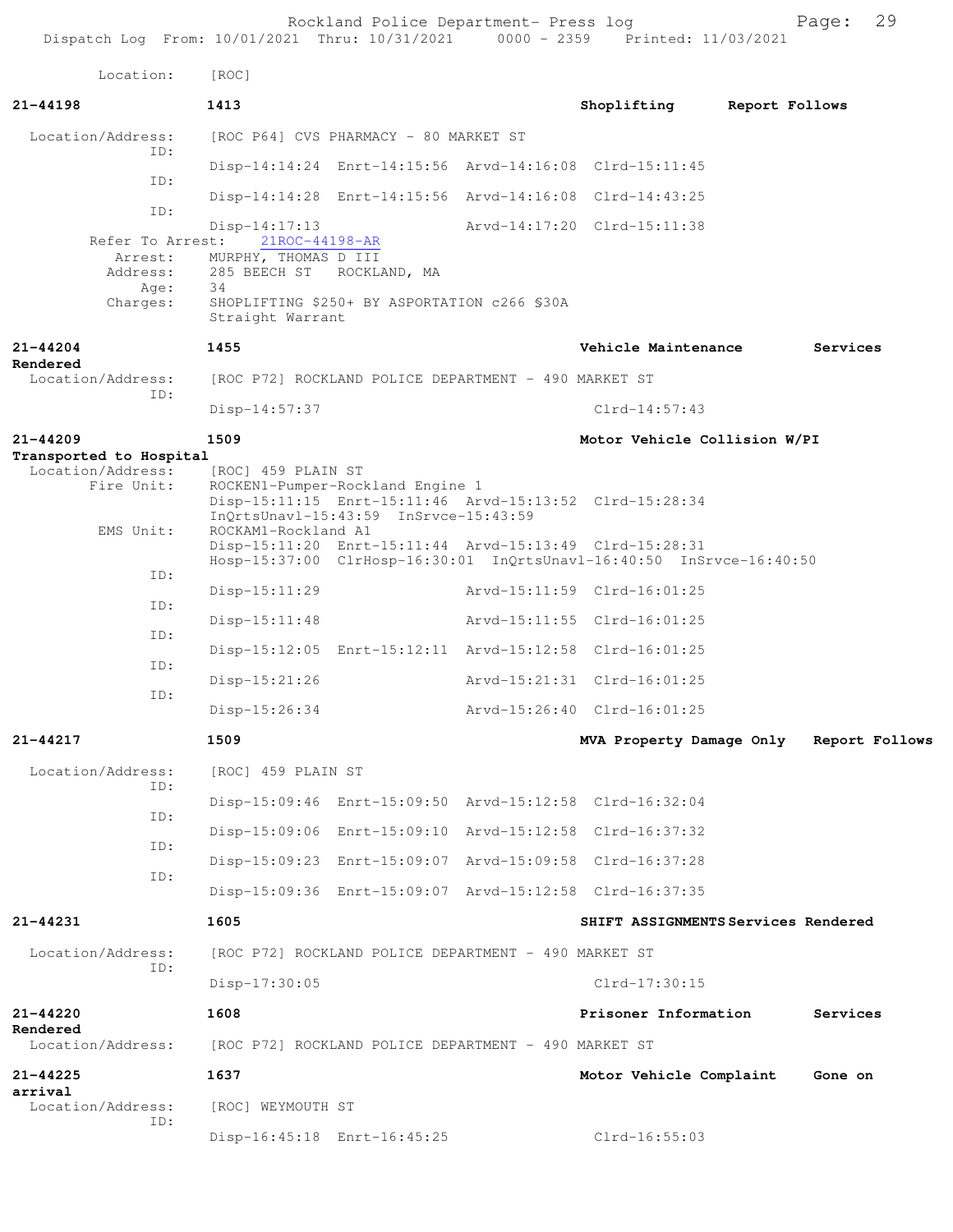Location: [ROC]

**21-44198** **1413** **Shoplifting** **Report Follows**

Location/Address: [ROC P64] CVS PHARMACY - 80 MARKET ST
ID:
Disp-14:14:24 Enrt-14:15:56 Arvd-14:16:08 Clrd-15:11:45
ID:
Disp-14:14:28 Enrt-14:15:56 Arvd-14:16:08 Clrd-14:43:25
ID:
Disp-14:17:13 Arvd-14:17:20 Clrd-15:11:38
Refer To Arrest: 21ROC-44198-AR
Arrest: MURPHY, THOMAS D III
Address: 285 BEECH ST ROCKLAND, MA
Age: 34
Charges: SHOPLIFTING $250+ BY ASPORTATION c266 §30A
Straight Warrant

**21-44204** **1455** **Vehicle Maintenance** **Services Rendered**

Location/Address: [ROC P72] ROCKLAND POLICE DEPARTMENT - 490 MARKET ST
ID:
Disp-14:57:37 Clrd-14:57:43

**21-44209** **1509** **Motor Vehicle Collision W/PI** **Transported to Hospital**

Location/Address: [ROC] 459 PLAIN ST
Fire Unit: ROCKEN1-Pumper-Rockland Engine 1
Disp-15:11:15 Enrt-15:11:46 Arvd-15:13:52 Clrd-15:28:34
InQrtsUnavl-15:43:59 InSrvce-15:43:59
EMS Unit: ROCKAM1-Rockland A1
Disp-15:11:20 Enrt-15:11:44 Arvd-15:13:49 Clrd-15:28:31
Hosp-15:37:00 ClrHosp-16:30:01 InQrtsUnavl-16:40:50 InSrvce-16:40:50
ID:
Disp-15:11:29 Arvd-15:11:59 Clrd-16:01:25
ID:
Disp-15:11:48 Arvd-15:11:55 Clrd-16:01:25
ID:
Disp-15:12:05 Enrt-15:12:11 Arvd-15:12:58 Clrd-16:01:25
ID:
Disp-15:21:26 Arvd-15:21:31 Clrd-16:01:25
ID:
Disp-15:26:34 Arvd-15:26:40 Clrd-16:01:25

**21-44217** **1509** **MVA Property Damage Only** **Report Follows**

Location/Address: [ROC] 459 PLAIN ST
ID:
Disp-15:09:46 Enrt-15:09:50 Arvd-15:12:58 Clrd-16:32:04
ID:
Disp-15:09:06 Enrt-15:09:10 Arvd-15:12:58 Clrd-16:37:32
ID:
Disp-15:09:23 Enrt-15:09:07 Arvd-15:09:58 Clrd-16:37:28
ID:
Disp-15:09:36 Enrt-15:09:07 Arvd-15:12:58 Clrd-16:37:35

**21-44231** **1605** **SHIFT ASSIGNMENTS** **Services Rendered**

Location/Address: [ROC P72] ROCKLAND POLICE DEPARTMENT - 490 MARKET ST
ID:
Disp-17:30:05 Clrd-17:30:15

**21-44220** **1608** **Prisoner Information** **Services Rendered**

Location/Address: [ROC P72] ROCKLAND POLICE DEPARTMENT - 490 MARKET ST

**21-44225** **1637** **Motor Vehicle Complaint** **Gone on arrival**

Location/Address: [ROC] WEYMOUTH ST
ID:
Disp-16:45:18 Enrt-16:45:25 Clrd-16:55:03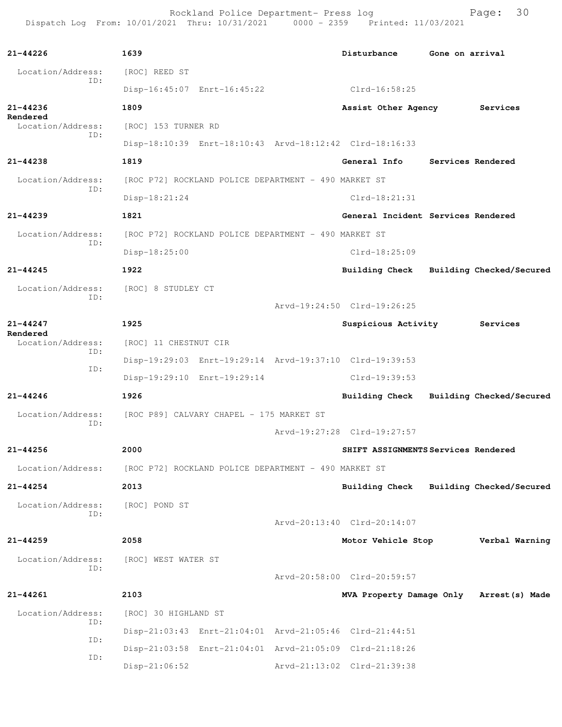**21-44226** **1639** **Disturbance** **Gone on arrival**

Location/Address: [ROC] REED ST
ID:
Disp-16:45:07 Enrt-16:45:22 Clrd-16:58:25

**21-44236** **1809** **Assist Other Agency** **Services Rendered**

Location/Address: [ROC] 153 TURNER RD
ID:
Disp-18:10:39 Enrt-18:10:43 Arvd-18:12:42 Clrd-18:16:33

**21-44238** **1819** **General Info** **Services Rendered**

Location/Address: [ROC P72] ROCKLAND POLICE DEPARTMENT - 490 MARKET ST
ID:
Disp-18:21:24 Clrd-18:21:31

**21-44239** **1821** **General Incident** **Services Rendered**

Location/Address: [ROC P72] ROCKLAND POLICE DEPARTMENT - 490 MARKET ST
ID:
Disp-18:25:00 Clrd-18:25:09

**21-44245** **1922** **Building Check** **Building Checked/Secured**

Location/Address: [ROC] 8 STUDLEY CT
ID:
Arvd-19:24:50 Clrd-19:26:25

**21-44247** **1925** **Suspicious Activity** **Services Rendered**

Location/Address: [ROC] 11 CHESTNUT CIR
ID:
Disp-19:29:03 Enrt-19:29:14 Arvd-19:37:10 Clrd-19:39:53
ID:
Disp-19:29:10 Enrt-19:29:14 Clrd-19:39:53

**21-44246** **1926** **Building Check** **Building Checked/Secured**

Location/Address: [ROC P89] CALVARY CHAPEL - 175 MARKET ST
ID:
Arvd-19:27:28 Clrd-19:27:57

**21-44256** **2000** **SHIFT ASSIGNMENTS** **Services Rendered**

Location/Address: [ROC P72] ROCKLAND POLICE DEPARTMENT - 490 MARKET ST

**21-44254** **2013** **Building Check** **Building Checked/Secured**

Location/Address: [ROC] POND ST
ID:
Arvd-20:13:40 Clrd-20:14:07

**21-44259** **2058** **Motor Vehicle Stop** **Verbal Warning**

Location/Address: [ROC] WEST WATER ST
ID:
Arvd-20:58:00 Clrd-20:59:57

**21-44261** **2103** **MVA Property Damage Only** **Arrest(s) Made**

Location/Address: [ROC] 30 HIGHLAND ST
ID:
Disp-21:03:43 Enrt-21:04:01 Arvd-21:05:46 Clrd-21:44:51
ID:
Disp-21:03:58 Enrt-21:04:01 Arvd-21:05:09 Clrd-21:18:26
ID:
Disp-21:06:52 Arvd-21:13:02 Clrd-21:39:38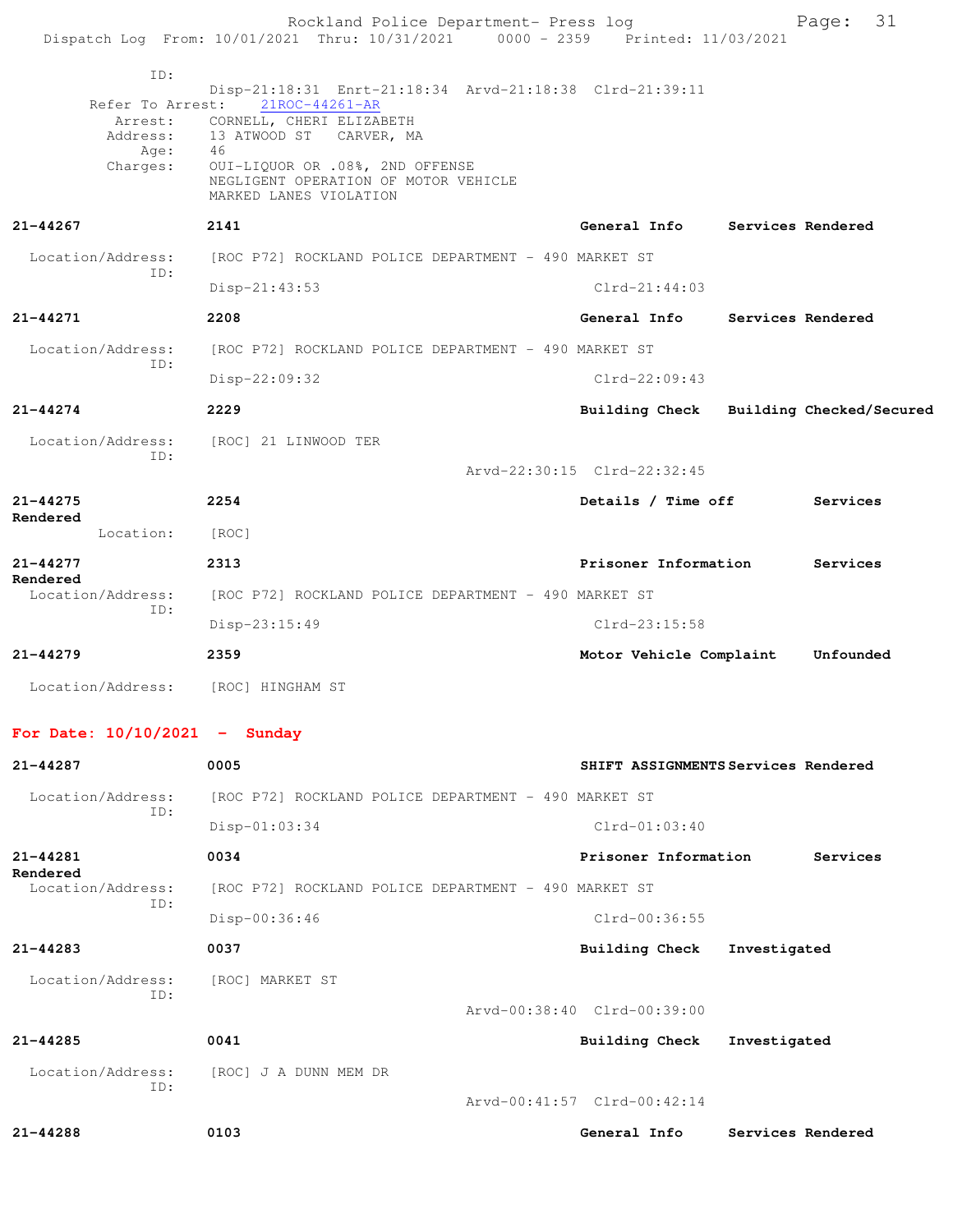ID:

Disp-21:18:31 Enrt-21:18:34 Arvd-21:18:38 Clrd-21:39:11

Refer To Arrest: 21ROC-44261-AR

Arrest: CORNELL, CHERI ELIZABETH
Address: 13 ATWOOD ST CARVER, MA
Age: 46
Charges: OUI-LIQUOR OR .08%, 2ND OFFENSE
NEGLIGENT OPERATION OF MOTOR VEHICLE
MARKED LANES VIOLATION

**21-44267** **2141** **General Info** **Services Rendered**

Location/Address: [ROC P72] ROCKLAND POLICE DEPARTMENT - 490 MARKET ST
ID:
Disp-21:43:53 Clrd-21:44:03

**21-44271** **2208** **General Info** **Services Rendered**

Location/Address: [ROC P72] ROCKLAND POLICE DEPARTMENT - 490 MARKET ST
ID:
Disp-22:09:32 Clrd-22:09:43

**21-44274** **2229** **Building Check** **Building Checked/Secured**

Location/Address: [ROC] 21 LINWOOD TER
ID:
Arvd-22:30:15 Clrd-22:32:45

**21-44275** **2254** **Details / Time off** **Services Rendered**

Location: [ROC]

**21-44277** **2313** **Prisoner Information** **Services Rendered**

Location/Address: [ROC P72] ROCKLAND POLICE DEPARTMENT - 490 MARKET ST
ID:
Disp-23:15:49 Clrd-23:15:58

**21-44279** **2359** **Motor Vehicle Complaint** **Unfounded**

Location/Address: [ROC] HINGHAM ST

## For Date: 10/10/2021 - Sunday

**21-44287** **0005** **SHIFT ASSIGNMENTS** **Services Rendered**

Location/Address: [ROC P72] ROCKLAND POLICE DEPARTMENT - 490 MARKET ST
ID:
Disp-01:03:34 Clrd-01:03:40

**21-44281** **0034** **Prisoner Information** **Services Rendered**

Location/Address: [ROC P72] ROCKLAND POLICE DEPARTMENT - 490 MARKET ST
ID:
Disp-00:36:46 Clrd-00:36:55

**21-44283** **0037** **Building Check** **Investigated**

Location/Address: [ROC] MARKET ST
ID:
Arvd-00:38:40 Clrd-00:39:00

**21-44285** **0041** **Building Check** **Investigated**

Location/Address: [ROC] J A DUNN MEM DR
ID:
Arvd-00:41:57 Clrd-00:42:14

**21-44288** **0103** **General Info** **Services Rendered**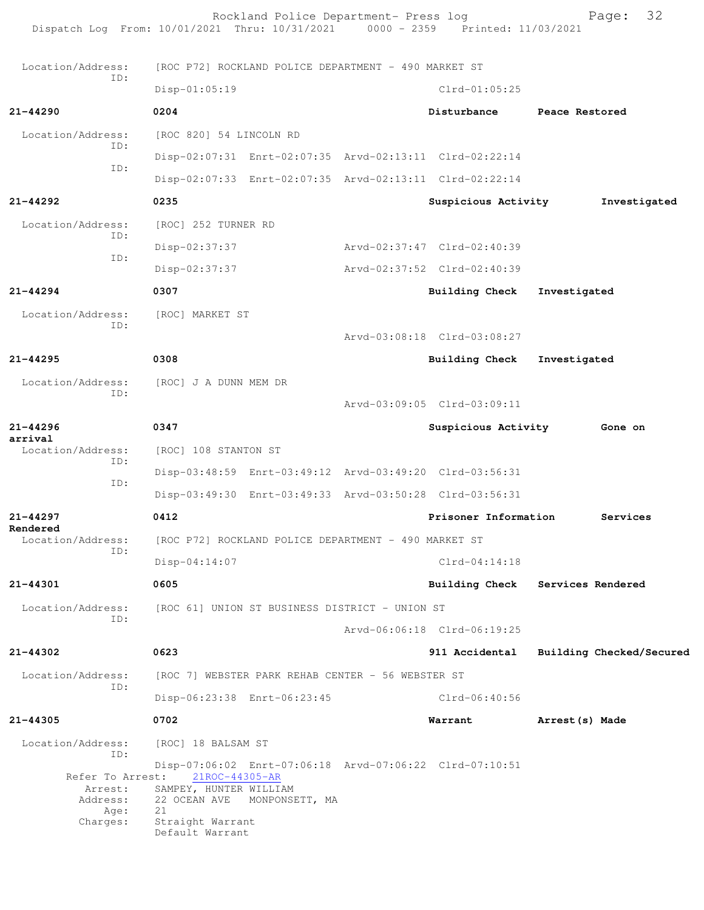Location/Address: [ROC P72] ROCKLAND POLICE DEPARTMENT - 490 MARKET ST
ID:
Disp-01:05:19 Clrd-01:05:25

**21-44290** **0204** **Disturbance** **Peace Restored**

Location/Address: [ROC 820] 54 LINCOLN RD
ID:
Disp-02:07:31 Enrt-02:07:35 Arvd-02:13:11 Clrd-02:22:14
ID:
Disp-02:07:33 Enrt-02:07:35 Arvd-02:13:11 Clrd-02:22:14

**21-44292** **0235** **Suspicious Activity** **Investigated**

Location/Address: [ROC] 252 TURNER RD
ID:
Disp-02:37:37 Arvd-02:37:47 Clrd-02:40:39
ID:
Disp-02:37:37 Arvd-02:37:52 Clrd-02:40:39

**21-44294** **0307** **Building Check** **Investigated**

Location/Address: [ROC] MARKET ST
ID:
Arvd-03:08:18 Clrd-03:08:27

**21-44295** **0308** **Building Check** **Investigated**

Location/Address: [ROC] J A DUNN MEM DR
ID:
Arvd-03:09:05 Clrd-03:09:11

**21-44296** **0347** **Suspicious Activity** **Gone on arrival**

Location/Address: [ROC] 108 STANTON ST
ID:
Disp-03:48:59 Enrt-03:49:12 Arvd-03:49:20 Clrd-03:56:31
ID:
Disp-03:49:30 Enrt-03:49:33 Arvd-03:50:28 Clrd-03:56:31

**21-44297** **0412** **Prisoner Information** **Services Rendered**

Location/Address: [ROC P72] ROCKLAND POLICE DEPARTMENT - 490 MARKET ST
ID:
Disp-04:14:07 Clrd-04:14:18

**21-44301** **0605** **Building Check** **Services Rendered**

Location/Address: [ROC 61] UNION ST BUSINESS DISTRICT - UNION ST
ID:
Arvd-06:06:18 Clrd-06:19:25

**21-44302** **0623** **911 Accidental** **Building Checked/Secured**

Location/Address: [ROC 7] WEBSTER PARK REHAB CENTER - 56 WEBSTER ST
ID:
Disp-06:23:38 Enrt-06:23:45 Clrd-06:40:56

**21-44305** **0702** **Warrant** **Arrest(s) Made**

Location/Address: [ROC] 18 BALSAM ST
ID:
Disp-07:06:02 Enrt-07:06:18 Arvd-07:06:22 Clrd-07:10:51
Refer To Arrest: 21ROC-44305-AR
Arrest: SAMPEY, HUNTER WILLIAM
Address: 22 OCEAN AVE MONPONSETT, MA
Age: 21
Charges: Straight Warrant
Default Warrant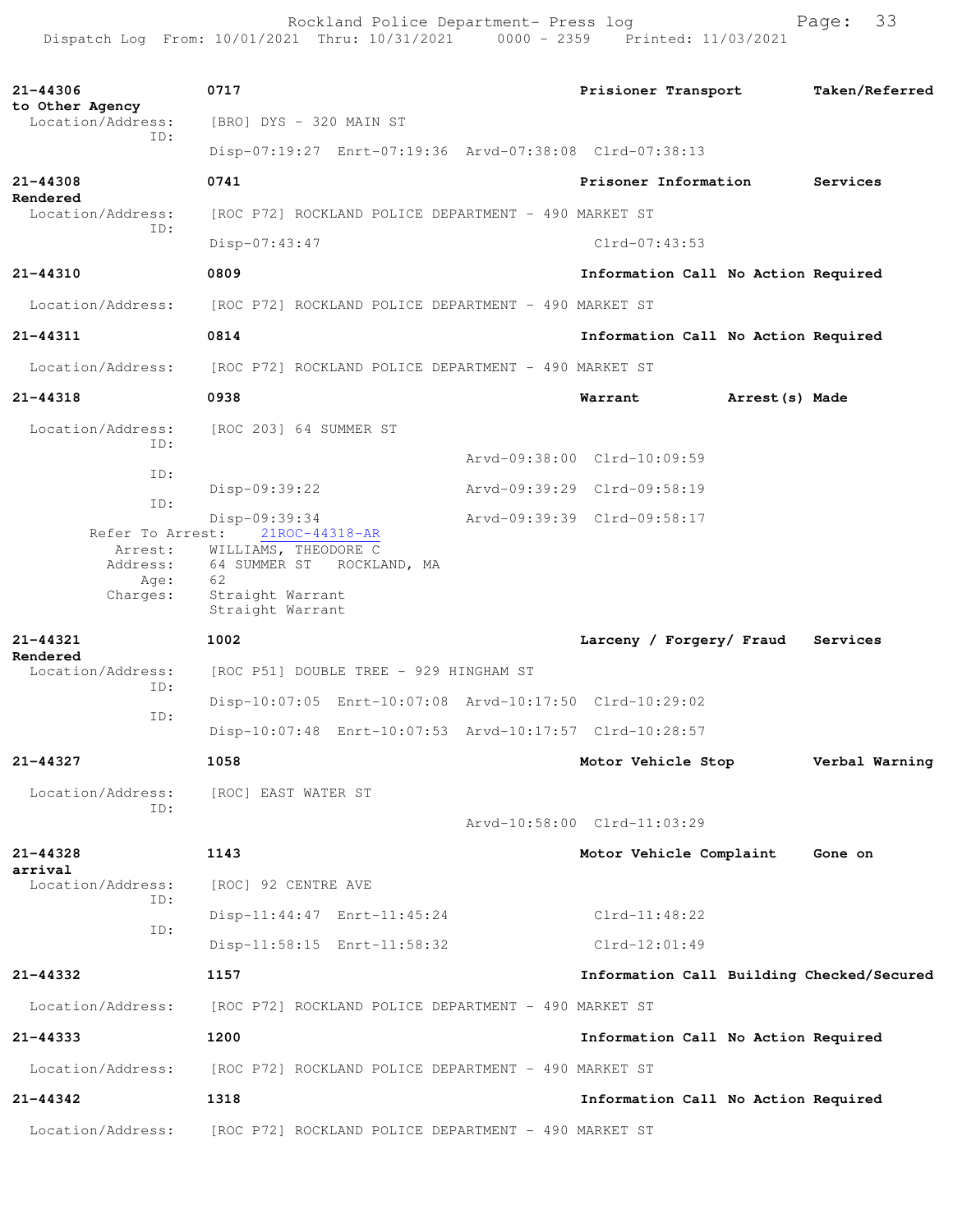**21-44306** 0717 Prisioner Transport Taken/Referred to Other Agency
Location/Address: [BRO] DYS - 320 MAIN ST
ID:
Disp-07:19:27 Enrt-07:19:36 Arvd-07:38:08 Clrd-07:38:13

**21-44308** 0741 Prisoner Information Services Rendered
Location/Address: [ROC P72] ROCKLAND POLICE DEPARTMENT - 490 MARKET ST
ID:
Disp-07:43:47 Clrd-07:43:53

**21-44310** 0809 Information Call No Action Required
Location/Address: [ROC P72] ROCKLAND POLICE DEPARTMENT - 490 MARKET ST

**21-44311** 0814 Information Call No Action Required
Location/Address: [ROC P72] ROCKLAND POLICE DEPARTMENT - 490 MARKET ST

**21-44318** 0938 Warrant Arrest(s) Made
Location/Address: [ROC 203] 64 SUMMER ST
ID:
Arvd-09:38:00 Clrd-10:09:59
ID:
Disp-09:39:22 Arvd-09:39:29 Clrd-09:58:19
ID:
Disp-09:39:34 Arvd-09:39:39 Clrd-09:58:17
Refer To Arrest: 21ROC-44318-AR
Arrest: WILLIAMS, THEODORE C
Address: 64 SUMMER ST ROCKLAND, MA
Age: 62
Charges: Straight Warrant
Straight Warrant

**21-44321** 1002 Larceny / Forgery/ Fraud Services Rendered
Location/Address: [ROC P51] DOUBLE TREE - 929 HINGHAM ST
ID:
Disp-10:07:05 Enrt-10:07:08 Arvd-10:17:50 Clrd-10:29:02
ID:
Disp-10:07:48 Enrt-10:07:53 Arvd-10:17:57 Clrd-10:28:57

**21-44327** 1058 Motor Vehicle Stop Verbal Warning
Location/Address: [ROC] EAST WATER ST
ID:
Arvd-10:58:00 Clrd-11:03:29

**21-44328** 1143 Motor Vehicle Complaint Gone on arrival
Location/Address: [ROC] 92 CENTRE AVE
ID:
Disp-11:44:47 Enrt-11:45:24 Clrd-11:48:22
ID:
Disp-11:58:15 Enrt-11:58:32 Clrd-12:01:49

**21-44332** 1157 Information Call Building Checked/Secured
Location/Address: [ROC P72] ROCKLAND POLICE DEPARTMENT - 490 MARKET ST

**21-44333** 1200 Information Call No Action Required
Location/Address: [ROC P72] ROCKLAND POLICE DEPARTMENT - 490 MARKET ST

**21-44342** 1318 Information Call No Action Required
Location/Address: [ROC P72] ROCKLAND POLICE DEPARTMENT - 490 MARKET ST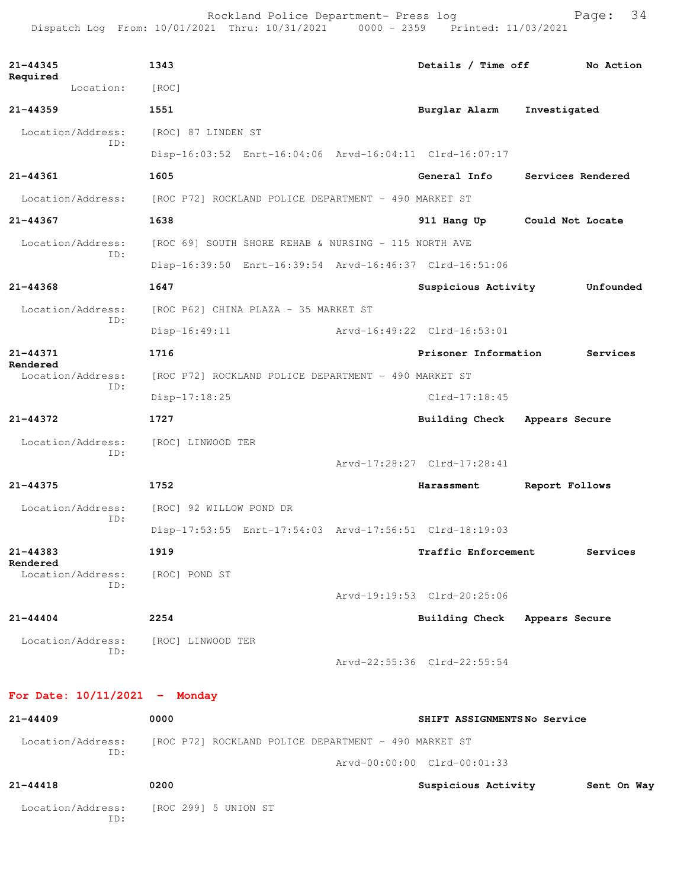| Call Number | Time | Call Reason | Action |
|---|---|---|---|
| 21-44345 | 1343 | Details / Time off | No Action Required |

Location: [ROC]

| Call Number | Time | Call Reason | Action |
|---|---|---|---|
| 21-44359 | 1551 | Burglar Alarm | Investigated |

Location/Address: [ROC] 87 LINDEN ST
ID:
Disp-16:03:52 Enrt-16:04:06 Arvd-16:04:11 Clrd-16:07:17

| Call Number | Time | Call Reason | Action |
|---|---|---|---|
| 21-44361 | 1605 | General Info | Services Rendered |

Location/Address: [ROC P72] ROCKLAND POLICE DEPARTMENT - 490 MARKET ST

| Call Number | Time | Call Reason | Action |
|---|---|---|---|
| 21-44367 | 1638 | 911 Hang Up | Could Not Locate |

Location/Address: [ROC 69] SOUTH SHORE REHAB & NURSING - 115 NORTH AVE
ID:
Disp-16:39:50 Enrt-16:39:54 Arvd-16:46:37 Clrd-16:51:06

| Call Number | Time | Call Reason | Action |
|---|---|---|---|
| 21-44368 | 1647 | Suspicious Activity | Unfounded |

Location/Address: [ROC P62] CHINA PLAZA - 35 MARKET ST
ID:
Disp-16:49:11 Arvd-16:49:22 Clrd-16:53:01

| Call Number | Time | Call Reason | Action |
|---|---|---|---|
| 21-44371 | 1716 | Prisoner Information | Services Rendered |

Location/Address: [ROC P72] ROCKLAND POLICE DEPARTMENT - 490 MARKET ST
ID:
Disp-17:18:25 Clrd-17:18:45

| Call Number | Time | Call Reason | Action |
|---|---|---|---|
| 21-44372 | 1727 | Building Check | Appears Secure |

Location/Address: [ROC] LINWOOD TER
ID:
Arvd-17:28:27 Clrd-17:28:41

| Call Number | Time | Call Reason | Action |
|---|---|---|---|
| 21-44375 | 1752 | Harassment | Report Follows |

Location/Address: [ROC] 92 WILLOW POND DR
ID:
Disp-17:53:55 Enrt-17:54:03 Arvd-17:56:51 Clrd-18:19:03

| Call Number | Time | Call Reason | Action |
|---|---|---|---|
| 21-44383 | 1919 | Traffic Enforcement | Services Rendered |

Location/Address: [ROC] POND ST
ID:
Arvd-19:19:53 Clrd-20:25:06

| Call Number | Time | Call Reason | Action |
|---|---|---|---|
| 21-44404 | 2254 | Building Check | Appears Secure |

Location/Address: [ROC] LINWOOD TER
ID:
Arvd-22:55:36 Clrd-22:55:54

## For Date: 10/11/2021 - Monday

| Call Number | Time | Call Reason | Action |
|---|---|---|---|
| 21-44409 | 0000 | SHIFT ASSIGNMENTS | No Service |

Location/Address: [ROC P72] ROCKLAND POLICE DEPARTMENT - 490 MARKET ST
ID:
Arvd-00:00:00 Clrd-00:01:33

| Call Number | Time | Call Reason | Action |
|---|---|---|---|
| 21-44418 | 0200 | Suspicious Activity | Sent On Way |

Location/Address: [ROC 299] 5 UNION ST
ID: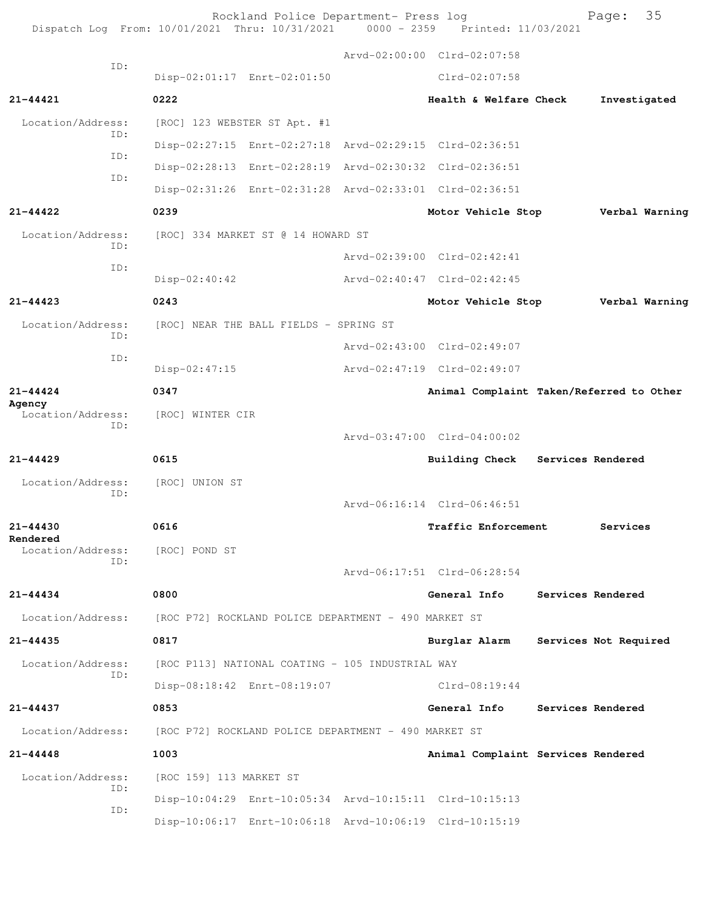Arvd-02:00:00 Clrd-02:07:58

ID:

Disp-02:01:17 Enrt-02:01:50 Clrd-02:07:58

**21-44421** **0222** **Health & Welfare Check** **Investigated**

Location/Address: [ROC] 123 WEBSTER ST Apt. #1

ID:

Disp-02:27:15 Enrt-02:27:18 Arvd-02:29:15 Clrd-02:36:51

ID:

Disp-02:28:13 Enrt-02:28:19 Arvd-02:30:32 Clrd-02:36:51

ID:

Disp-02:31:26 Enrt-02:31:28 Arvd-02:33:01 Clrd-02:36:51

**21-44422** **0239** **Motor Vehicle Stop** **Verbal Warning**

Location/Address: [ROC] 334 MARKET ST @ 14 HOWARD ST

ID:

Arvd-02:39:00 Clrd-02:42:41

ID:

Disp-02:40:42 Arvd-02:40:47 Clrd-02:42:45

**21-44423** **0243** **Motor Vehicle Stop** **Verbal Warning**

Location/Address: [ROC] NEAR THE BALL FIELDS - SPRING ST

ID:

Arvd-02:43:00 Clrd-02:49:07

ID:

Disp-02:47:15 Arvd-02:47:19 Clrd-02:49:07

**21-44424** **0347** **Animal Complaint Taken/Referred to Other Agency**

Location/Address: [ROC] WINTER CIR

ID:

Arvd-03:47:00 Clrd-04:00:02

**21-44429** **0615** **Building Check** **Services Rendered**

Location/Address: [ROC] UNION ST

ID:

Arvd-06:16:14 Clrd-06:46:51

**21-44430** **0616** **Traffic Enforcement** **Services Rendered**

Location/Address: [ROC] POND ST

ID:

Arvd-06:17:51 Clrd-06:28:54

**21-44434** **0800** **General Info** **Services Rendered**

Location/Address: [ROC P72] ROCKLAND POLICE DEPARTMENT - 490 MARKET ST

**21-44435** **0817** **Burglar Alarm** **Services Not Required**

Location/Address: [ROC P113] NATIONAL COATING - 105 INDUSTRIAL WAY

ID:

Disp-08:18:42 Enrt-08:19:07 Clrd-08:19:44

**21-44437** **0853** **General Info** **Services Rendered**

Location/Address: [ROC P72] ROCKLAND POLICE DEPARTMENT - 490 MARKET ST

**21-44448** **1003** **Animal Complaint** **Services Rendered**

Location/Address: [ROC 159] 113 MARKET ST

ID:

Disp-10:04:29 Enrt-10:05:34 Arvd-10:15:11 Clrd-10:15:13

ID:

Disp-10:06:17 Enrt-10:06:18 Arvd-10:06:19 Clrd-10:15:19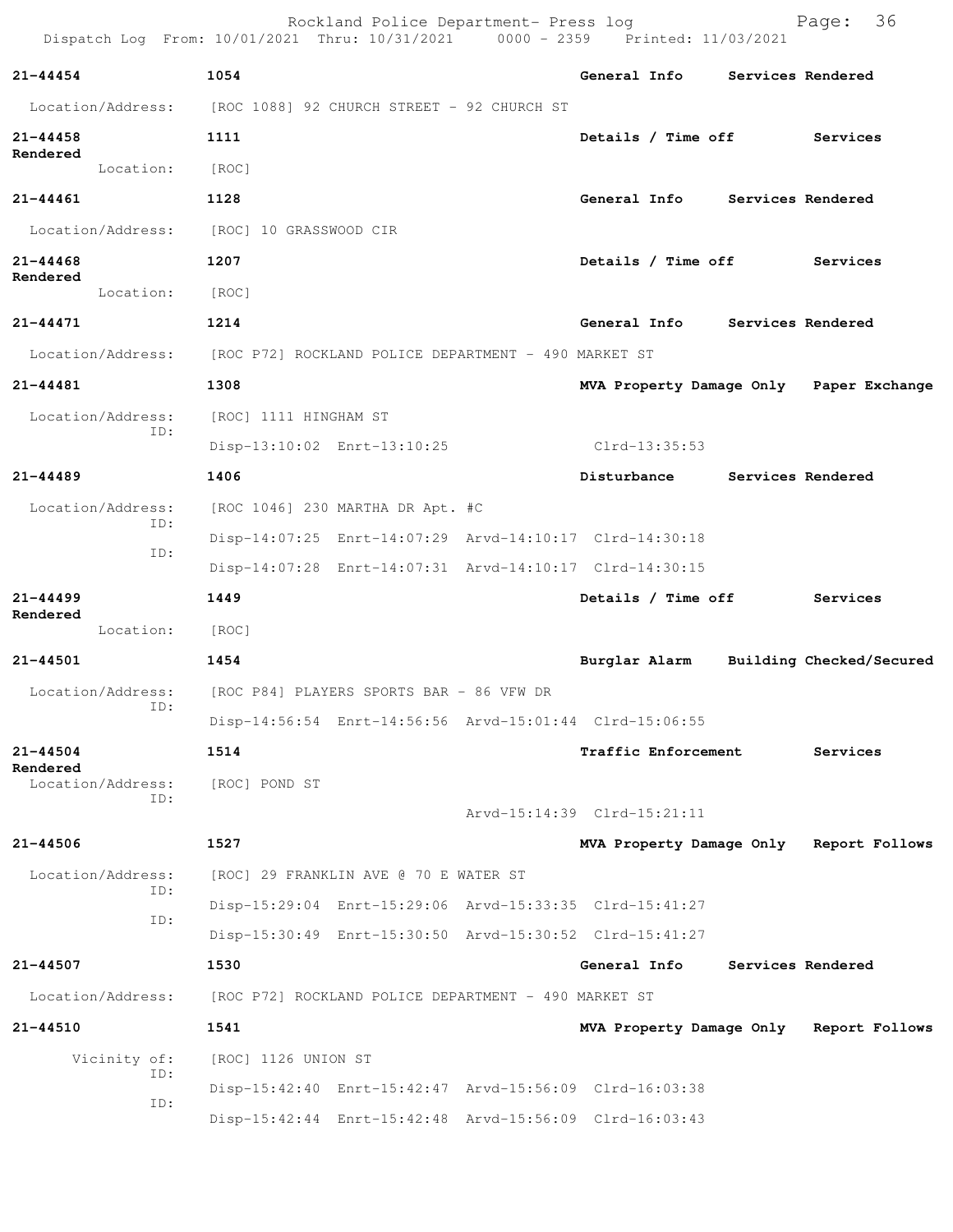Rockland Police Department- Press log
Dispatch Log From: 10/01/2021 Thru: 10/31/2021 0000 - 2359 Printed: 11/03/2021

**21-44454** 1054 **General Info** **Services Rendered**
Location/Address: [ROC 1088] 92 CHURCH STREET - 92 CHURCH ST

**21-44458** 1111 **Details / Time off** **Services Rendered**
Location: [ROC]

**21-44461** 1128 **General Info** **Services Rendered**
Location/Address: [ROC] 10 GRASSWOOD CIR

**21-44468** 1207 **Details / Time off** **Services Rendered**
Location: [ROC]

**21-44471** 1214 **General Info** **Services Rendered**
Location/Address: [ROC P72] ROCKLAND POLICE DEPARTMENT - 490 MARKET ST

**21-44481** 1308 **MVA Property Damage Only** **Paper Exchange**
Location/Address: [ROC] 1111 HINGHAM ST
ID:
Disp-13:10:02 Enrt-13:10:25 Clrd-13:35:53

**21-44489** 1406 **Disturbance** **Services Rendered**
Location/Address: [ROC 1046] 230 MARTHA DR Apt. #C
ID:
Disp-14:07:25 Enrt-14:07:29 Arvd-14:10:17 Clrd-14:30:18
ID:
Disp-14:07:28 Enrt-14:07:31 Arvd-14:10:17 Clrd-14:30:15

**21-44499** 1449 **Details / Time off** **Services Rendered**
Location: [ROC]

**21-44501** 1454 **Burglar Alarm** **Building Checked/Secured**
Location/Address: [ROC P84] PLAYERS SPORTS BAR - 86 VFW DR
ID:
Disp-14:56:54 Enrt-14:56:56 Arvd-15:01:44 Clrd-15:06:55

**21-44504** 1514 **Traffic Enforcement** **Services Rendered**
Location/Address: [ROC] POND ST
ID:
Arvd-15:14:39 Clrd-15:21:11

**21-44506** 1527 **MVA Property Damage Only** **Report Follows**
Location/Address: [ROC] 29 FRANKLIN AVE @ 70 E WATER ST
ID:
Disp-15:29:04 Enrt-15:29:06 Arvd-15:33:35 Clrd-15:41:27
ID:
Disp-15:30:49 Enrt-15:30:50 Arvd-15:30:52 Clrd-15:41:27

**21-44507** 1530 **General Info** **Services Rendered**
Location/Address: [ROC P72] ROCKLAND POLICE DEPARTMENT - 490 MARKET ST

**21-44510** 1541 **MVA Property Damage Only** **Report Follows**
Vicinity of: [ROC] 1126 UNION ST
ID:
Disp-15:42:40 Enrt-15:42:47 Arvd-15:56:09 Clrd-16:03:38
ID:
Disp-15:42:44 Enrt-15:42:48 Arvd-15:56:09 Clrd-16:03:43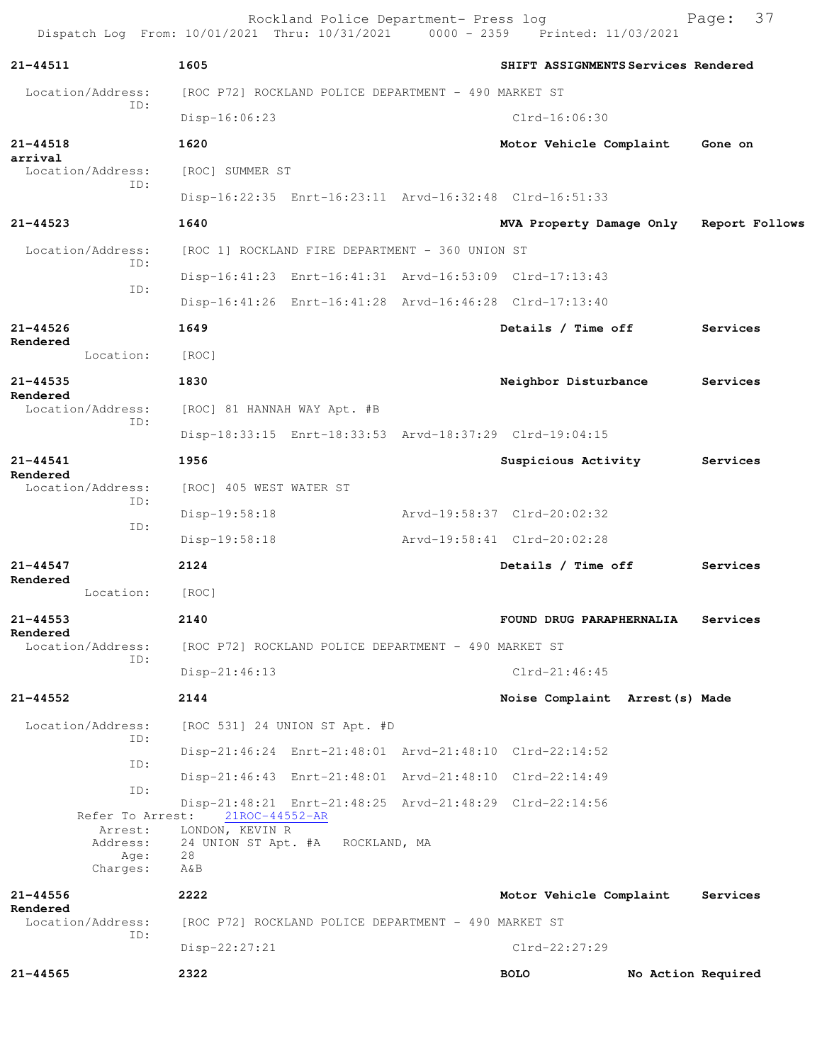21-44511 1605 SHIFT ASSIGNMENTS Services Rendered

Location/Address: [ROC P72] ROCKLAND POLICE DEPARTMENT - 490 MARKET ST
ID:
Disp-16:06:23 Clrd-16:06:30

21-44518 1620 Motor Vehicle Complaint Gone on arrival

Location/Address: [ROC] SUMMER ST
ID:
Disp-16:22:35 Enrt-16:23:11 Arvd-16:32:48 Clrd-16:51:33

21-44523 1640 MVA Property Damage Only Report Follows

Location/Address: [ROC 1] ROCKLAND FIRE DEPARTMENT - 360 UNION ST
ID:
Disp-16:41:23 Enrt-16:41:31 Arvd-16:53:09 Clrd-17:13:43
ID:
Disp-16:41:26 Enrt-16:41:28 Arvd-16:46:28 Clrd-17:13:40

21-44526 1649 Details / Time off Services Rendered

Location: [ROC]

21-44535 1830 Neighbor Disturbance Services Rendered

Location/Address: [ROC] 81 HANNAH WAY Apt. #B
ID:
Disp-18:33:15 Enrt-18:33:53 Arvd-18:37:29 Clrd-19:04:15

21-44541 1956 Suspicious Activity Services Rendered

Location/Address: [ROC] 405 WEST WATER ST
ID:
Disp-19:58:18 Arvd-19:58:37 Clrd-20:02:32
ID:
Disp-19:58:18 Arvd-19:58:41 Clrd-20:02:28

21-44547 2124 Details / Time off Services Rendered

Location: [ROC]

21-44553 2140 FOUND DRUG PARAPHERNALIA Services Rendered

Location/Address: [ROC P72] ROCKLAND POLICE DEPARTMENT - 490 MARKET ST
ID:
Disp-21:46:13 Clrd-21:46:45

21-44552 2144 Noise Complaint Arrest(s) Made

Location/Address: [ROC 531] 24 UNION ST Apt. #D
ID:
Disp-21:46:24 Enrt-21:48:01 Arvd-21:48:10 Clrd-22:14:52
ID:
Disp-21:46:43 Enrt-21:48:01 Arvd-21:48:10 Clrd-22:14:49
ID:
Disp-21:48:21 Enrt-21:48:25 Arvd-21:48:29 Clrd-22:14:56
Refer To Arrest: 21ROC-44552-AR
Arrest: LONDON, KEVIN R
Address: 24 UNION ST Apt. #A ROCKLAND, MA
Age: 28
Charges: A&B

21-44556 2222 Motor Vehicle Complaint Services Rendered

Location/Address: [ROC P72] ROCKLAND POLICE DEPARTMENT - 490 MARKET ST
ID:
Disp-22:27:21 Clrd-22:27:29

21-44565 2322 BOLO No Action Required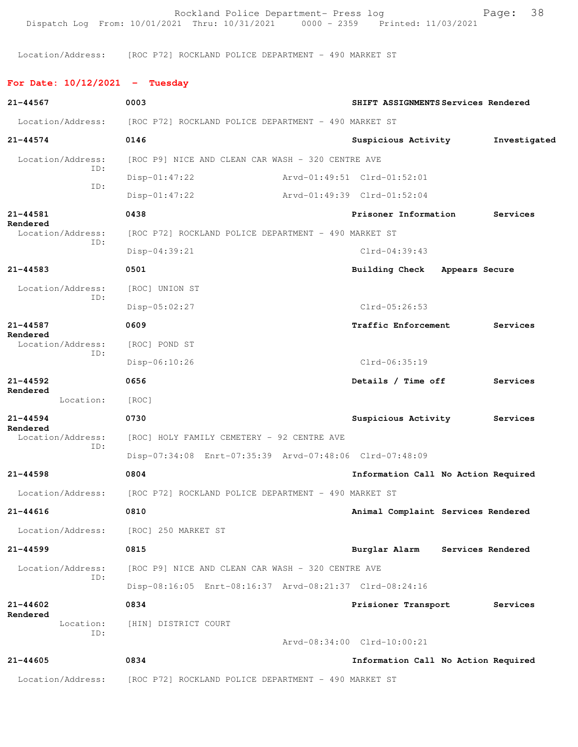Location/Address: [ROC P72] ROCKLAND POLICE DEPARTMENT - 490 MARKET ST

## For Date: 10/12/2021 - Tuesday

**21-44567** **0003** **SHIFT ASSIGNMENTS** **Services Rendered**
Location/Address: [ROC P72] ROCKLAND POLICE DEPARTMENT - 490 MARKET ST

**21-44574** **0146** **Suspicious Activity** **Investigated**
Location/Address: [ROC P9] NICE AND CLEAN CAR WASH - 320 CENTRE AVE
ID: Disp-01:47:22 Arvd-01:49:51 Clrd-01:52:01
ID: Disp-01:47:22 Arvd-01:49:39 Clrd-01:52:04

**21-44581** **0438** **Prisoner Information** **Services Rendered**
Location/Address: [ROC P72] ROCKLAND POLICE DEPARTMENT - 490 MARKET ST
ID: Disp-04:39:21 Clrd-04:39:43

**21-44583** **0501** **Building Check** **Appears Secure**
Location/Address: [ROC] UNION ST
ID: Disp-05:02:27 Clrd-05:26:53

**21-44587** **0609** **Traffic Enforcement** **Services Rendered**
Location/Address: [ROC] POND ST
ID: Disp-06:10:26 Clrd-06:35:19

**21-44592** **0656** **Details / Time off** **Services Rendered**
Location: [ROC]

**21-44594** **0730** **Suspicious Activity** **Services Rendered**
Location/Address: [ROC] HOLY FAMILY CEMETERY - 92 CENTRE AVE
ID: Disp-07:34:08 Enrt-07:35:39 Arvd-07:48:06 Clrd-07:48:09

**21-44598** **0804** **Information Call** **No Action Required**
Location/Address: [ROC P72] ROCKLAND POLICE DEPARTMENT - 490 MARKET ST

**21-44616** **0810** **Animal Complaint** **Services Rendered**
Location/Address: [ROC] 250 MARKET ST

**21-44599** **0815** **Burglar Alarm** **Services Rendered**
Location/Address: [ROC P9] NICE AND CLEAN CAR WASH - 320 CENTRE AVE
ID: Disp-08:16:05 Enrt-08:16:37 Arvd-08:21:37 Clrd-08:24:16

**21-44602** **0834** **Prisioner Transport** **Services Rendered**
Location: [HIN] DISTRICT COURT
ID: Arvd-08:34:00 Clrd-10:00:21

**21-44605** **0834** **Information Call** **No Action Required**
Location/Address: [ROC P72] ROCKLAND POLICE DEPARTMENT - 490 MARKET ST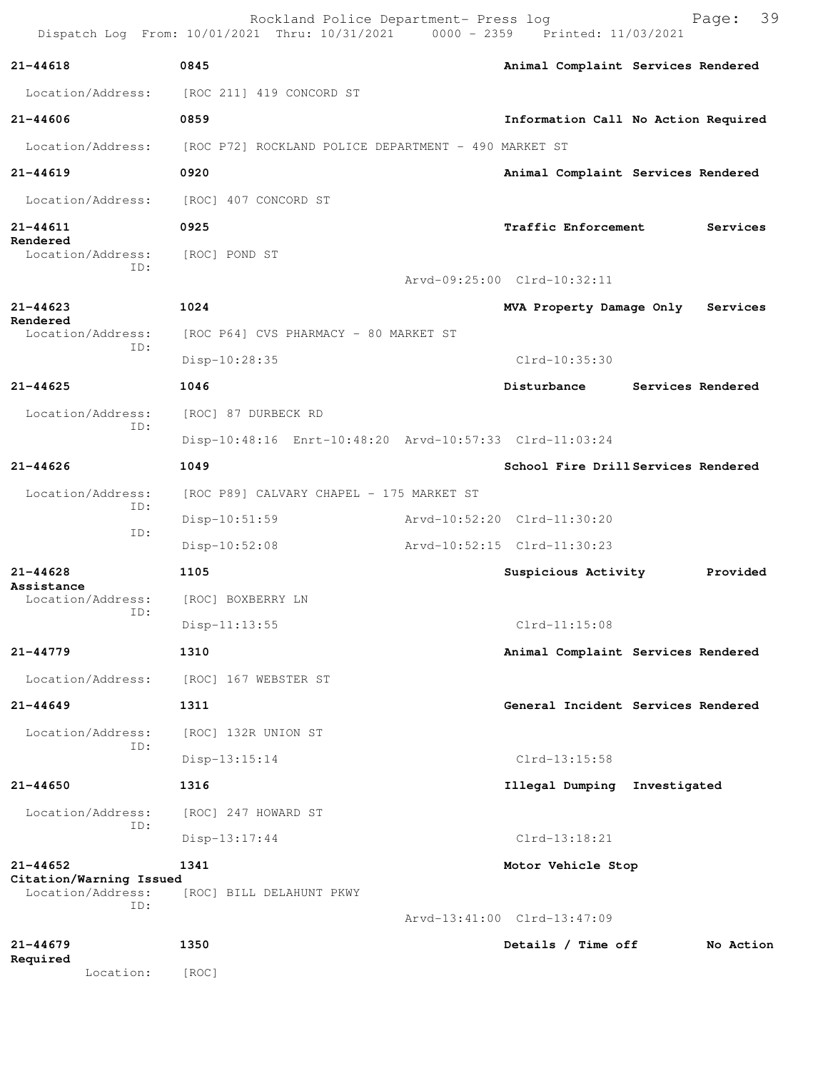| Call Number | Time | Call Reason | Action |
|---|---|---|---|
| 21-44618 | 0845 | Animal Complaint | Services Rendered |

Location/Address: [ROC 211] 419 CONCORD ST

| Call Number | Time | Call Reason | Action |
|---|---|---|---|
| 21-44606 | 0859 | Information Call | No Action Required |

Location/Address: [ROC P72] ROCKLAND POLICE DEPARTMENT - 490 MARKET ST

| Call Number | Time | Call Reason | Action |
|---|---|---|---|
| 21-44619 | 0920 | Animal Complaint | Services Rendered |

Location/Address: [ROC] 407 CONCORD ST

| Call Number | Time | Call Reason | Action |
|---|---|---|---|
| 21-44611 | 0925 | Traffic Enforcement | Services Rendered |

Location/Address: [ROC] POND ST
ID:
Arvd-09:25:00 Clrd-10:32:11

| Call Number | Time | Call Reason | Action |
|---|---|---|---|
| 21-44623 | 1024 | MVA Property Damage Only | Services Rendered |

Location/Address: [ROC P64] CVS PHARMACY - 80 MARKET ST
ID:
Disp-10:28:35 Clrd-10:35:30

| Call Number | Time | Call Reason | Action |
|---|---|---|---|
| 21-44625 | 1046 | Disturbance | Services Rendered |

Location/Address: [ROC] 87 DURBECK RD
ID:
Disp-10:48:16 Enrt-10:48:20 Arvd-10:57:33 Clrd-11:03:24

| Call Number | Time | Call Reason | Action |
|---|---|---|---|
| 21-44626 | 1049 | School Fire Drill | Services Rendered |

Location/Address: [ROC P89] CALVARY CHAPEL - 175 MARKET ST
ID:
Disp-10:51:59 Arvd-10:52:20 Clrd-11:30:20
ID:
Disp-10:52:08 Arvd-10:52:15 Clrd-11:30:23

| Call Number | Time | Call Reason | Action |
|---|---|---|---|
| 21-44628 | 1105 | Suspicious Activity | Provided Assistance |

Location/Address: [ROC] BOXBERRY LN
ID:
Disp-11:13:55 Clrd-11:15:08

| Call Number | Time | Call Reason | Action |
|---|---|---|---|
| 21-44779 | 1310 | Animal Complaint | Services Rendered |

Location/Address: [ROC] 167 WEBSTER ST

| Call Number | Time | Call Reason | Action |
|---|---|---|---|
| 21-44649 | 1311 | General Incident | Services Rendered |

Location/Address: [ROC] 132R UNION ST
ID:
Disp-13:15:14 Clrd-13:15:58

| Call Number | Time | Call Reason | Action |
|---|---|---|---|
| 21-44650 | 1316 | Illegal Dumping | Investigated |

Location/Address: [ROC] 247 HOWARD ST
ID:
Disp-13:17:44 Clrd-13:18:21

| Call Number | Time | Call Reason | Action |
|---|---|---|---|
| 21-44652 | 1341 | Motor Vehicle Stop | Citation/Warning Issued |

Location/Address: [ROC] BILL DELAHUNT PKWY
ID:
Arvd-13:41:00 Clrd-13:47:09

| Call Number | Time | Call Reason | Action |
|---|---|---|---|
| 21-44679 | 1350 | Details / Time off | No Action Required |

Location: [ROC]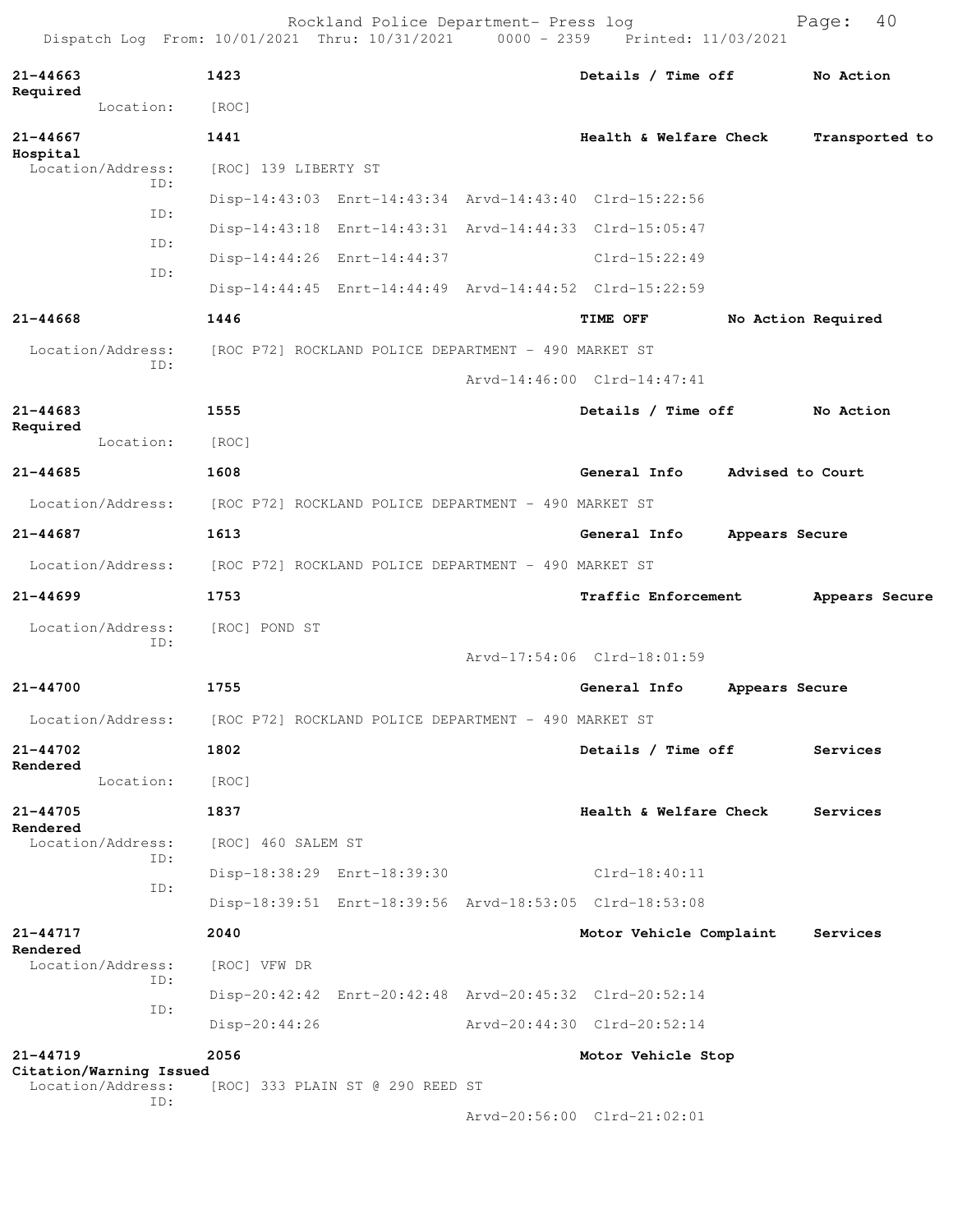**21-44663** **1423** **Details / Time off** **No Action Required**

Location: [ROC]

**21-44667** **1441** **Health & Welfare Check** **Transported to Hospital**

Location/Address: [ROC] 139 LIBERTY ST

ID: Disp-14:43:03 Enrt-14:43:34 Arvd-14:43:40 Clrd-15:22:56

ID: Disp-14:43:18 Enrt-14:43:31 Arvd-14:44:33 Clrd-15:05:47

ID: Disp-14:44:26 Enrt-14:44:37 Clrd-15:22:49

ID: Disp-14:44:45 Enrt-14:44:49 Arvd-14:44:52 Clrd-15:22:59

**21-44668** **1446** **TIME OFF** **No Action Required**

Location/Address: [ROC P72] ROCKLAND POLICE DEPARTMENT - 490 MARKET ST

ID: Arvd-14:46:00 Clrd-14:47:41

**21-44683** **1555** **Details / Time off** **No Action Required**

Location: [ROC]

**21-44685** **1608** **General Info** **Advised to Court**

Location/Address: [ROC P72] ROCKLAND POLICE DEPARTMENT - 490 MARKET ST

**21-44687** **1613** **General Info** **Appears Secure**

Location/Address: [ROC P72] ROCKLAND POLICE DEPARTMENT - 490 MARKET ST

**21-44699** **1753** **Traffic Enforcement** **Appears Secure**

Location/Address: [ROC] POND ST

ID: Arvd-17:54:06 Clrd-18:01:59

**21-44700** **1755** **General Info** **Appears Secure**

Location/Address: [ROC P72] ROCKLAND POLICE DEPARTMENT - 490 MARKET ST

**21-44702** **1802** **Details / Time off** **Services Rendered**

Location: [ROC]

**21-44705** **1837** **Health & Welfare Check** **Services Rendered**

Location/Address: [ROC] 460 SALEM ST

ID: Disp-18:38:29 Enrt-18:39:30 Clrd-18:40:11

ID: Disp-18:39:51 Enrt-18:39:56 Arvd-18:53:05 Clrd-18:53:08

**21-44717** **2040** **Motor Vehicle Complaint** **Services Rendered**

Location/Address: [ROC] VFW DR

ID: Disp-20:42:42 Enrt-20:42:48 Arvd-20:45:32 Clrd-20:52:14

ID: Disp-20:44:26 Arvd-20:44:30 Clrd-20:52:14

**21-44719** **2056** **Motor Vehicle Stop** **Citation/Warning Issued**

Location/Address: [ROC] 333 PLAIN ST @ 290 REED ST

ID: Arvd-20:56:00 Clrd-21:02:01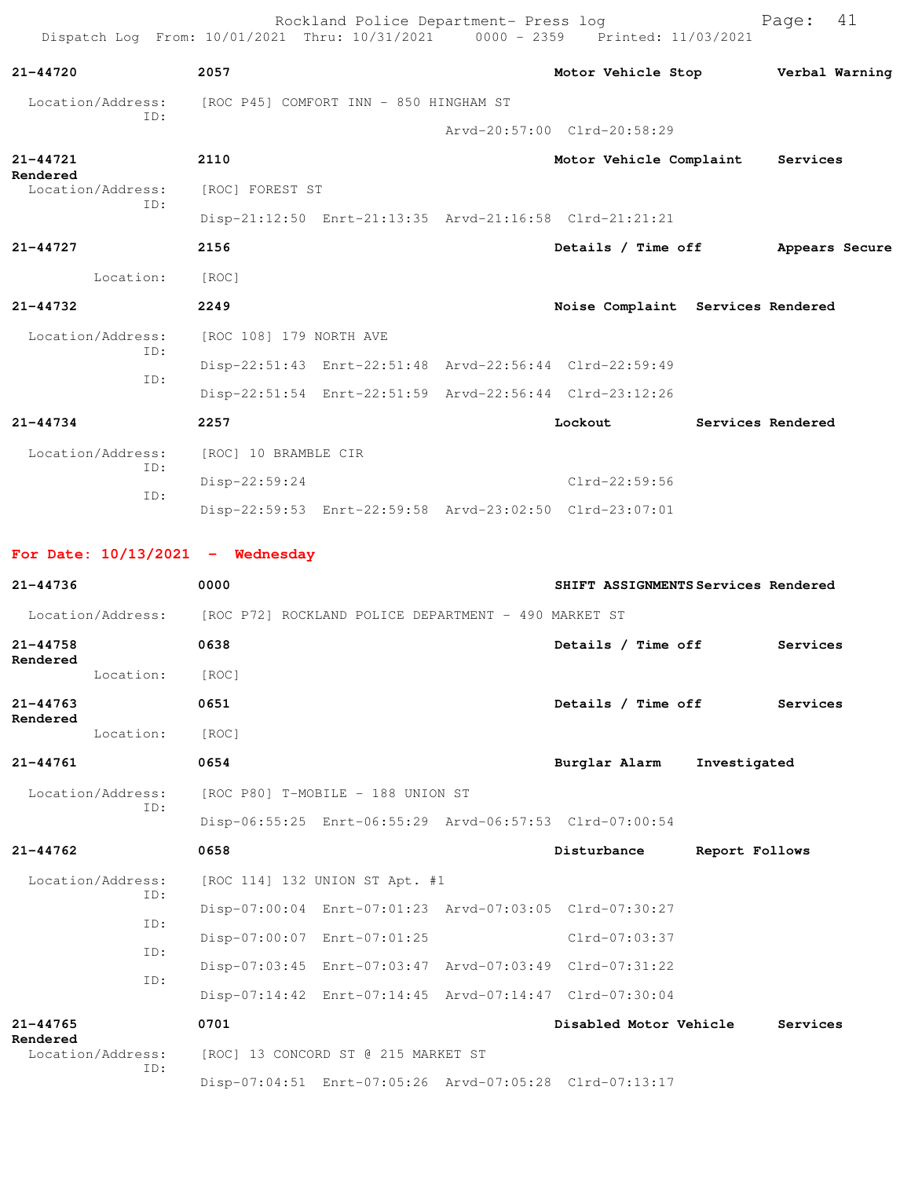**21-44720** 2057 Motor Vehicle Stop Verbal Warning

Location/Address: [ROC P45] COMFORT INN - 850 HINGHAM ST
ID:
Arvd-20:57:00 Clrd-20:58:29

**21-44721** 2110 Motor Vehicle Complaint Services Rendered

Location/Address: [ROC] FOREST ST
ID:
Disp-21:12:50 Enrt-21:13:35 Arvd-21:16:58 Clrd-21:21:21

**21-44727** 2156 Details / Time off Appears Secure

Location: [ROC]

**21-44732** 2249 Noise Complaint Services Rendered

Location/Address: [ROC 108] 179 NORTH AVE
ID:
Disp-22:51:43 Enrt-22:51:48 Arvd-22:56:44 Clrd-22:59:49
ID:
Disp-22:51:54 Enrt-22:51:59 Arvd-22:56:44 Clrd-23:12:26

**21-44734** 2257 Lockout Services Rendered

Location/Address: [ROC] 10 BRAMBLE CIR
ID:
Disp-22:59:24 Clrd-22:59:56
ID:
Disp-22:59:53 Enrt-22:59:58 Arvd-23:02:50 Clrd-23:07:01

## For Date: 10/13/2021 - Wednesday

**21-44736** 0000 SHIFT ASSIGNMENTS Services Rendered

Location/Address: [ROC P72] ROCKLAND POLICE DEPARTMENT - 490 MARKET ST

**21-44758** 0638 Details / Time off Services Rendered

Location: [ROC]

**21-44763** 0651 Details / Time off Services Rendered

Location: [ROC]

**21-44761** 0654 Burglar Alarm Investigated

Location/Address: [ROC P80] T-MOBILE - 188 UNION ST
ID:
Disp-06:55:25 Enrt-06:55:29 Arvd-06:57:53 Clrd-07:00:54

**21-44762** 0658 Disturbance Report Follows

Location/Address: [ROC 114] 132 UNION ST Apt. #1
ID:
Disp-07:00:04 Enrt-07:01:23 Arvd-07:03:05 Clrd-07:30:27
ID:
Disp-07:00:07 Enrt-07:01:25 Clrd-07:03:37
ID:
Disp-07:03:45 Enrt-07:03:47 Arvd-07:03:49 Clrd-07:31:22
ID:
Disp-07:14:42 Enrt-07:14:45 Arvd-07:14:47 Clrd-07:30:04

**21-44765** 0701 Disabled Motor Vehicle Services Rendered

Location/Address: [ROC] 13 CONCORD ST @ 215 MARKET ST
ID:
Disp-07:04:51 Enrt-07:05:26 Arvd-07:05:28 Clrd-07:13:17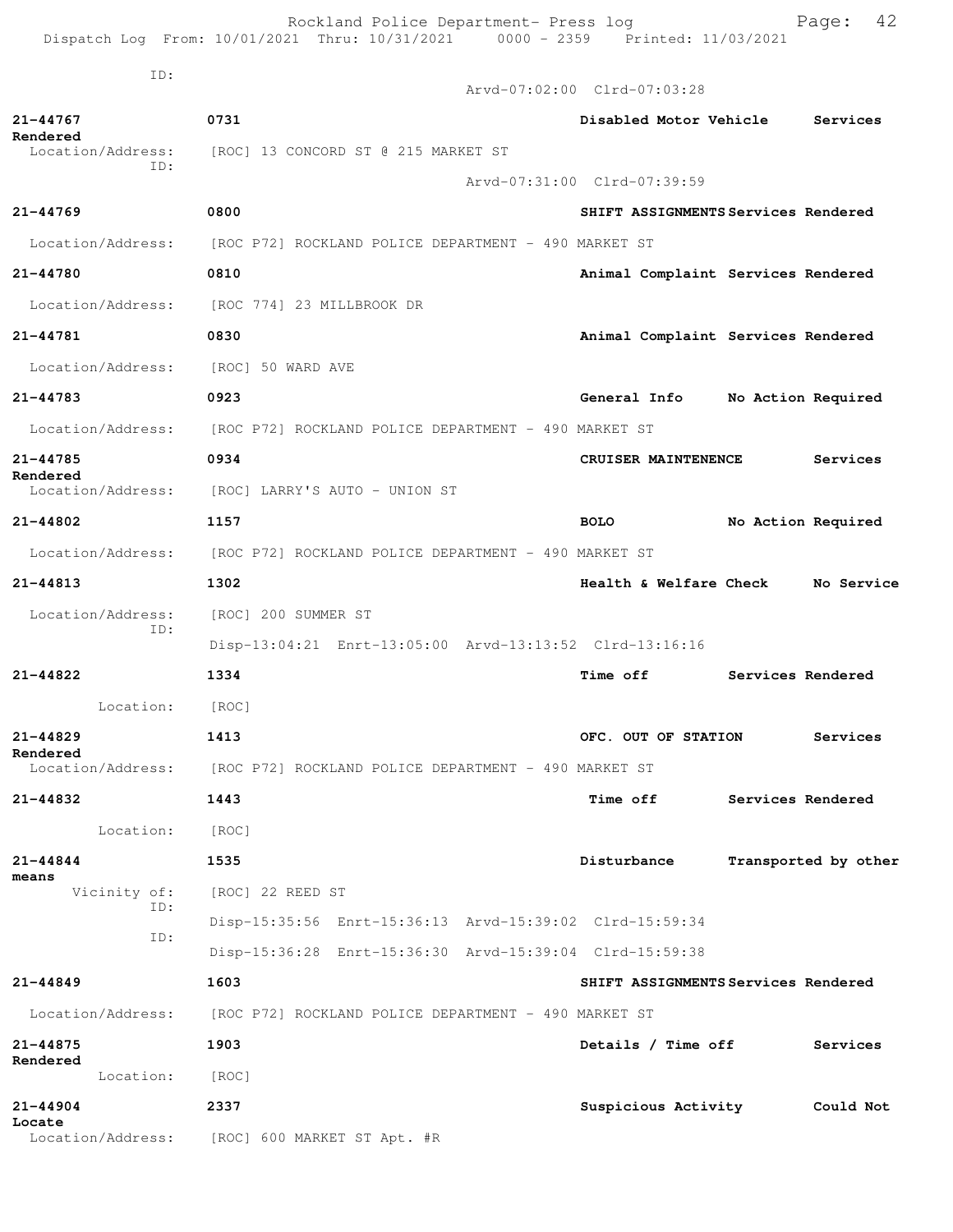ID:
Arvd-07:02:00 Clrd-07:03:28

**21-44767** 0731 Disabled Motor Vehicle Services Rendered
Location/Address: [ROC] 13 CONCORD ST @ 215 MARKET ST
ID:
Arvd-07:31:00 Clrd-07:39:59

**21-44769** 0800 SHIFT ASSIGNMENTS Services Rendered
Location/Address: [ROC P72] ROCKLAND POLICE DEPARTMENT - 490 MARKET ST

**21-44780** 0810 Animal Complaint Services Rendered
Location/Address: [ROC 774] 23 MILLBROOK DR

**21-44781** 0830 Animal Complaint Services Rendered
Location/Address: [ROC] 50 WARD AVE

**21-44783** 0923 General Info No Action Required
Location/Address: [ROC P72] ROCKLAND POLICE DEPARTMENT - 490 MARKET ST

**21-44785** 0934 CRUISER MAINTENENCE Services Rendered
Location/Address: [ROC] LARRY'S AUTO - UNION ST

**21-44802** 1157 BOLO No Action Required
Location/Address: [ROC P72] ROCKLAND POLICE DEPARTMENT - 490 MARKET ST

**21-44813** 1302 Health & Welfare Check No Service
Location/Address: [ROC] 200 SUMMER ST
ID:
Disp-13:04:21 Enrt-13:05:00 Arvd-13:13:52 Clrd-13:16:16

**21-44822** 1334 Time off Services Rendered
Location: [ROC]

**21-44829** 1413 OFC. OUT OF STATION Services Rendered
Location/Address: [ROC P72] ROCKLAND POLICE DEPARTMENT - 490 MARKET ST

**21-44832** 1443 Time off Services Rendered
Location: [ROC]

**21-44844** 1535 Disturbance Transported by other means
Vicinity of: [ROC] 22 REED ST
ID:
Disp-15:35:56 Enrt-15:36:13 Arvd-15:39:02 Clrd-15:59:34
ID:
Disp-15:36:28 Enrt-15:36:30 Arvd-15:39:04 Clrd-15:59:38

**21-44849** 1603 SHIFT ASSIGNMENTS Services Rendered
Location/Address: [ROC P72] ROCKLAND POLICE DEPARTMENT - 490 MARKET ST

**21-44875** 1903 Details / Time off Services Rendered
Location: [ROC]

**21-44904** 2337 Suspicious Activity Could Not Locate
Location/Address: [ROC] 600 MARKET ST Apt. #R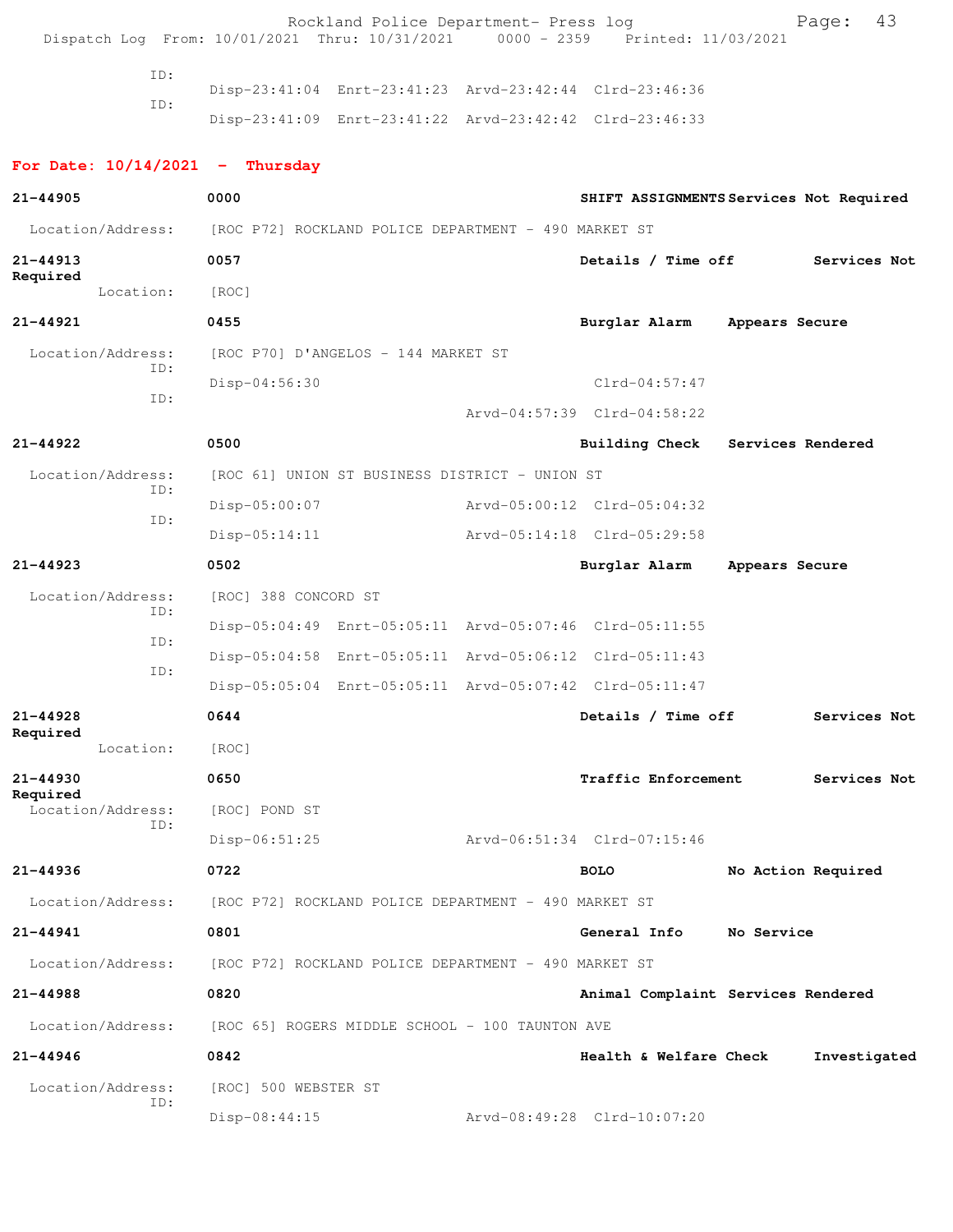ID:
Disp-23:41:04 Enrt-23:41:23 Arvd-23:42:44 Clrd-23:46:36
ID:
Disp-23:41:09 Enrt-23:41:22 Arvd-23:42:42 Clrd-23:46:33

## For Date: 10/14/2021 - Thursday

**21-44905** **0000** **SHIFT ASSIGNMENTS** **Services Not Required**
Location/Address: [ROC P72] ROCKLAND POLICE DEPARTMENT - 490 MARKET ST

**21-44913** **0057** **Details / Time off** **Services Not Required**
Location: [ROC]

**21-44921** **0455** **Burglar Alarm** **Appears Secure**
Location/Address: [ROC P70] D'ANGELOS - 144 MARKET ST
ID:
Disp-04:56:30 Clrd-04:57:47
ID:
Arvd-04:57:39 Clrd-04:58:22

**21-44922** **0500** **Building Check** **Services Rendered**
Location/Address: [ROC 61] UNION ST BUSINESS DISTRICT - UNION ST
ID:
Disp-05:00:07 Arvd-05:00:12 Clrd-05:04:32
ID:
Disp-05:14:11 Arvd-05:14:18 Clrd-05:29:58

**21-44923** **0502** **Burglar Alarm** **Appears Secure**
Location/Address: [ROC] 388 CONCORD ST
ID:
Disp-05:04:49 Enrt-05:05:11 Arvd-05:07:46 Clrd-05:11:55
ID:
Disp-05:04:58 Enrt-05:05:11 Arvd-05:06:12 Clrd-05:11:43
ID:
Disp-05:05:04 Enrt-05:05:11 Arvd-05:07:42 Clrd-05:11:47

**21-44928** **0644** **Details / Time off** **Services Not Required**
Location: [ROC]

**21-44930** **0650** **Traffic Enforcement** **Services Not Required**
Location/Address: [ROC] POND ST
ID:
Disp-06:51:25 Arvd-06:51:34 Clrd-07:15:46

**21-44936** **0722** **BOLO** **No Action Required**
Location/Address: [ROC P72] ROCKLAND POLICE DEPARTMENT - 490 MARKET ST

**21-44941** **0801** **General Info** **No Service**
Location/Address: [ROC P72] ROCKLAND POLICE DEPARTMENT - 490 MARKET ST

**21-44988** **0820** **Animal Complaint** **Services Rendered**
Location/Address: [ROC 65] ROGERS MIDDLE SCHOOL - 100 TAUNTON AVE

**21-44946** **0842** **Health & Welfare Check** **Investigated**
Location/Address: [ROC] 500 WEBSTER ST
ID:
Disp-08:44:15 Arvd-08:49:28 Clrd-10:07:20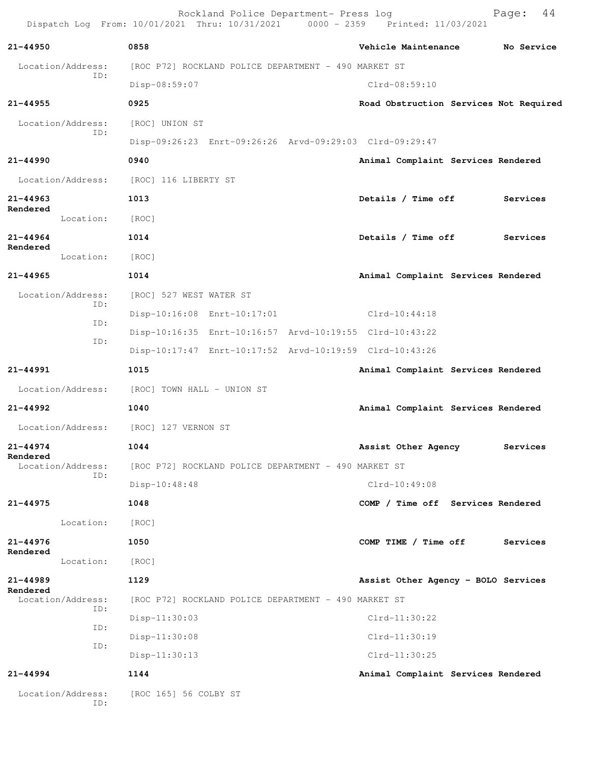Rockland Police Department- Press log

Dispatch Log From: 10/01/2021 Thru: 10/31/2021 0000 - 2359 Printed: 11/03/2021

**21-44950** 0858 Vehicle Maintenance No Service

Location/Address: [ROC P72] ROCKLAND POLICE DEPARTMENT - 490 MARKET ST
ID:
Disp-08:59:07 Clrd-08:59:10

**21-44955** 0925 Road Obstruction Services Not Required

Location/Address: [ROC] UNION ST
ID:
Disp-09:26:23 Enrt-09:26:26 Arvd-09:29:03 Clrd-09:29:47

**21-44990** 0940 Animal Complaint Services Rendered

Location/Address: [ROC] 116 LIBERTY ST

**21-44963** 1013 Details / Time off Services Rendered

Location: [ROC]

**21-44964** 1014 Details / Time off Services Rendered

Location: [ROC]

**21-44965** 1014 Animal Complaint Services Rendered

Location/Address: [ROC] 527 WEST WATER ST
ID:
Disp-10:16:08 Enrt-10:17:01 Clrd-10:44:18
ID:
Disp-10:16:35 Enrt-10:16:57 Arvd-10:19:55 Clrd-10:43:22
ID:
Disp-10:17:47 Enrt-10:17:52 Arvd-10:19:59 Clrd-10:43:26

**21-44991** 1015 Animal Complaint Services Rendered

Location/Address: [ROC] TOWN HALL - UNION ST

**21-44992** 1040 Animal Complaint Services Rendered

Location/Address: [ROC] 127 VERNON ST

**21-44974** 1044 Assist Other Agency Services Rendered

Location/Address: [ROC P72] ROCKLAND POLICE DEPARTMENT - 490 MARKET ST
ID:
Disp-10:48:48 Clrd-10:49:08

**21-44975** 1048 COMP / Time off Services Rendered

Location: [ROC]

**21-44976** 1050 COMP TIME / Time off Services Rendered

Location: [ROC]

**21-44989** 1129 Assist Other Agency - BOLO Services Rendered

Location/Address: [ROC P72] ROCKLAND POLICE DEPARTMENT - 490 MARKET ST
ID:
Disp-11:30:03 Clrd-11:30:22
ID:
Disp-11:30:08 Clrd-11:30:19
ID:
Disp-11:30:13 Clrd-11:30:25

**21-44994** 1144 Animal Complaint Services Rendered

Location/Address: [ROC 165] 56 COLBY ST
ID: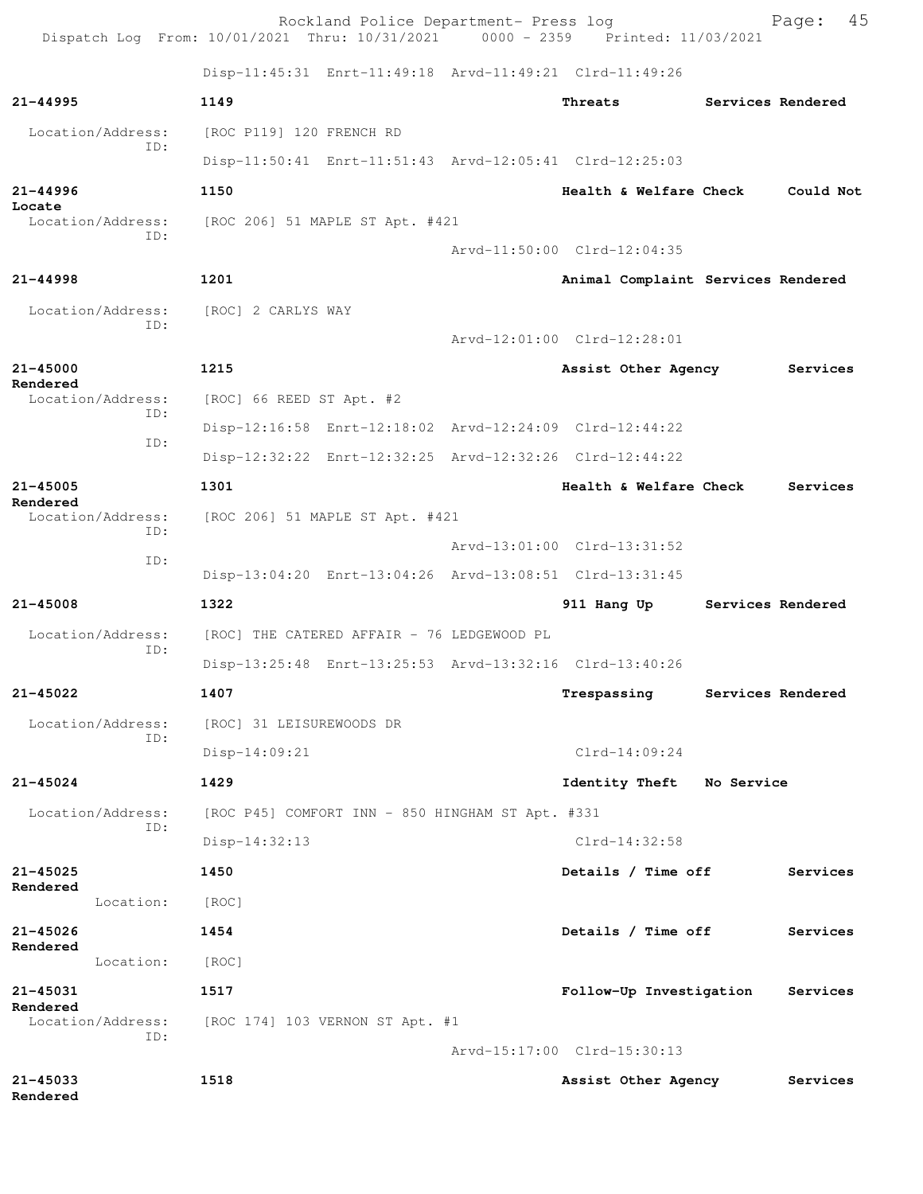Disp-11:45:31 Enrt-11:49:18 Arvd-11:49:21 Clrd-11:49:26

**21-44995** **1149** **Threats** **Services Rendered**

Location/Address: [ROC P119] 120 FRENCH RD
ID:
Disp-11:50:41 Enrt-11:51:43 Arvd-12:05:41 Clrd-12:25:03

**21-44996** **1150** **Health & Welfare Check** **Could Not Locate**

Location/Address: [ROC 206] 51 MAPLE ST Apt. #421
ID:
Arvd-11:50:00 Clrd-12:04:35

**21-44998** **1201** **Animal Complaint** **Services Rendered**

Location/Address: [ROC] 2 CARLYS WAY
ID:
Arvd-12:01:00 Clrd-12:28:01

**21-45000** **1215** **Assist Other Agency** **Services Rendered**

Location/Address: [ROC] 66 REED ST Apt. #2
ID:
Disp-12:16:58 Enrt-12:18:02 Arvd-12:24:09 Clrd-12:44:22
ID:
Disp-12:32:22 Enrt-12:32:25 Arvd-12:32:26 Clrd-12:44:22

**21-45005** **1301** **Health & Welfare Check** **Services Rendered**

Location/Address: [ROC 206] 51 MAPLE ST Apt. #421
ID:
Arvd-13:01:00 Clrd-13:31:52
ID:
Disp-13:04:20 Enrt-13:04:26 Arvd-13:08:51 Clrd-13:31:45

**21-45008** **1322** **911 Hang Up** **Services Rendered**

Location/Address: [ROC] THE CATERED AFFAIR - 76 LEDGEWOOD PL
ID:
Disp-13:25:48 Enrt-13:25:53 Arvd-13:32:16 Clrd-13:40:26

**21-45022** **1407** **Trespassing** **Services Rendered**

Location/Address: [ROC] 31 LEISUREWOODS DR
ID:
Disp-14:09:21 Clrd-14:09:24

**21-45024** **1429** **Identity Theft** **No Service**

Location/Address: [ROC P45] COMFORT INN - 850 HINGHAM ST Apt. #331
ID:
Disp-14:32:13 Clrd-14:32:58

**21-45025** **1450** **Details / Time off** **Services Rendered**

Location: [ROC]

**21-45026** **1454** **Details / Time off** **Services Rendered**

Location: [ROC]

**21-45031** **1517** **Follow-Up Investigation** **Services Rendered**

Location/Address: [ROC 174] 103 VERNON ST Apt. #1
ID:
Arvd-15:17:00 Clrd-15:30:13

**21-45033** **1518** **Assist Other Agency** **Services Rendered**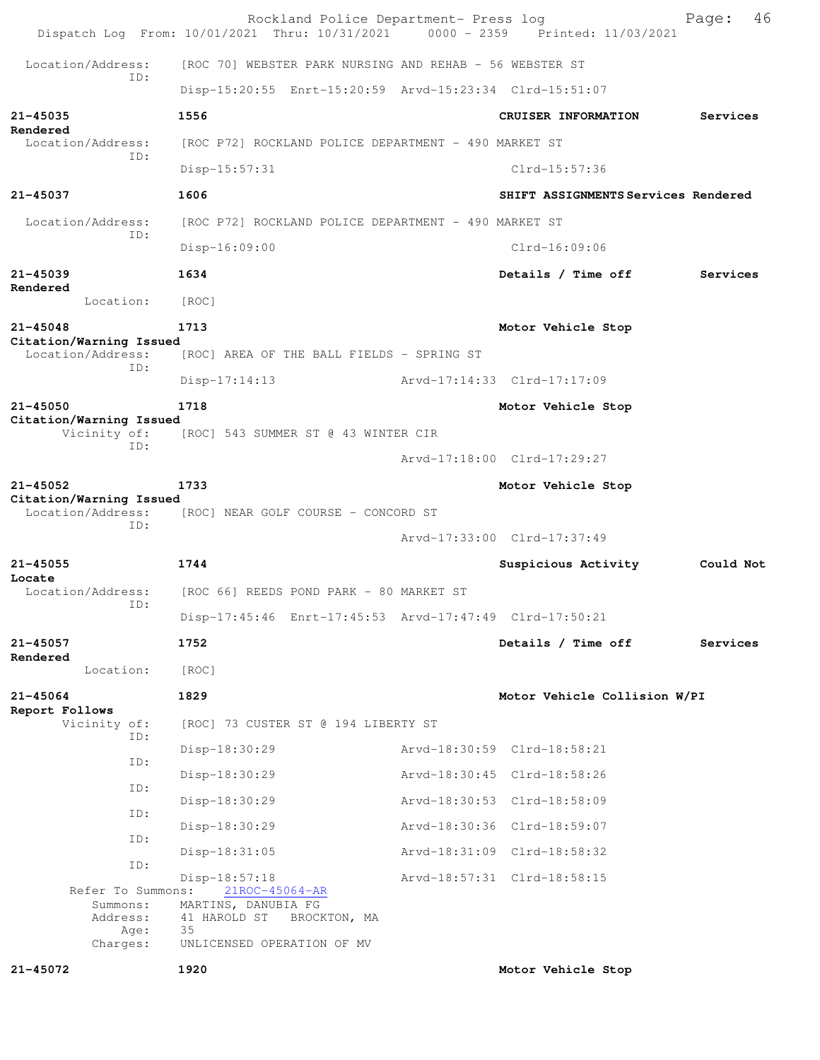Location/Address: [ROC 70] WEBSTER PARK NURSING AND REHAB - 56 WEBSTER ST
ID:
Disp-15:20:55 Enrt-15:20:59 Arvd-15:23:34 Clrd-15:51:07

**21-45035** **1556** **CRUISER INFORMATION** **Services Rendered**
Location/Address: [ROC P72] ROCKLAND POLICE DEPARTMENT - 490 MARKET ST
ID:
Disp-15:57:31 Clrd-15:57:36

**21-45037** **1606** **SHIFT ASSIGNMENTS** **Services Rendered**
Location/Address: [ROC P72] ROCKLAND POLICE DEPARTMENT - 490 MARKET ST
ID:
Disp-16:09:00 Clrd-16:09:06

**21-45039** **1634** **Details / Time off** **Services Rendered**
Location: [ROC]

**21-45048** **1713** **Motor Vehicle Stop** **Citation/Warning Issued**
Location/Address: [ROC] AREA OF THE BALL FIELDS - SPRING ST
ID:
Disp-17:14:13 Arvd-17:14:33 Clrd-17:17:09

**21-45050** **1718** **Motor Vehicle Stop** **Citation/Warning Issued**
Vicinity of: [ROC] 543 SUMMER ST @ 43 WINTER CIR
ID:
Arvd-17:18:00 Clrd-17:29:27

**21-45052** **1733** **Motor Vehicle Stop** **Citation/Warning Issued**
Location/Address: [ROC] NEAR GOLF COURSE - CONCORD ST
ID:
Arvd-17:33:00 Clrd-17:37:49

**21-45055** **1744** **Suspicious Activity** **Could Not Locate**
Location/Address: [ROC 66] REEDS POND PARK - 80 MARKET ST
ID:
Disp-17:45:46 Enrt-17:45:53 Arvd-17:47:49 Clrd-17:50:21

**21-45057** **1752** **Details / Time off** **Services Rendered**
Location: [ROC]

**21-45064** **1829** **Motor Vehicle Collision W/PI** **Report Follows**
Vicinity of: [ROC] 73 CUSTER ST @ 194 LIBERTY ST
ID:
Disp-18:30:29 Arvd-18:30:59 Clrd-18:58:21
ID:
Disp-18:30:29 Arvd-18:30:45 Clrd-18:58:26
ID:
Disp-18:30:29 Arvd-18:30:53 Clrd-18:58:09
ID:
Disp-18:30:29 Arvd-18:30:36 Clrd-18:59:07
ID:
Disp-18:31:05 Arvd-18:31:09 Clrd-18:58:32
ID:
Disp-18:57:18 Arvd-18:57:31 Clrd-18:58:15
Refer To Summons: 21ROC-45064-AR
Summons: MARTINS, DANUBIA FG
Address: 41 HAROLD ST BROCKTON, MA
Age: 35
Charges: UNLICENSED OPERATION OF MV

**21-45072** **1920** **Motor Vehicle Stop**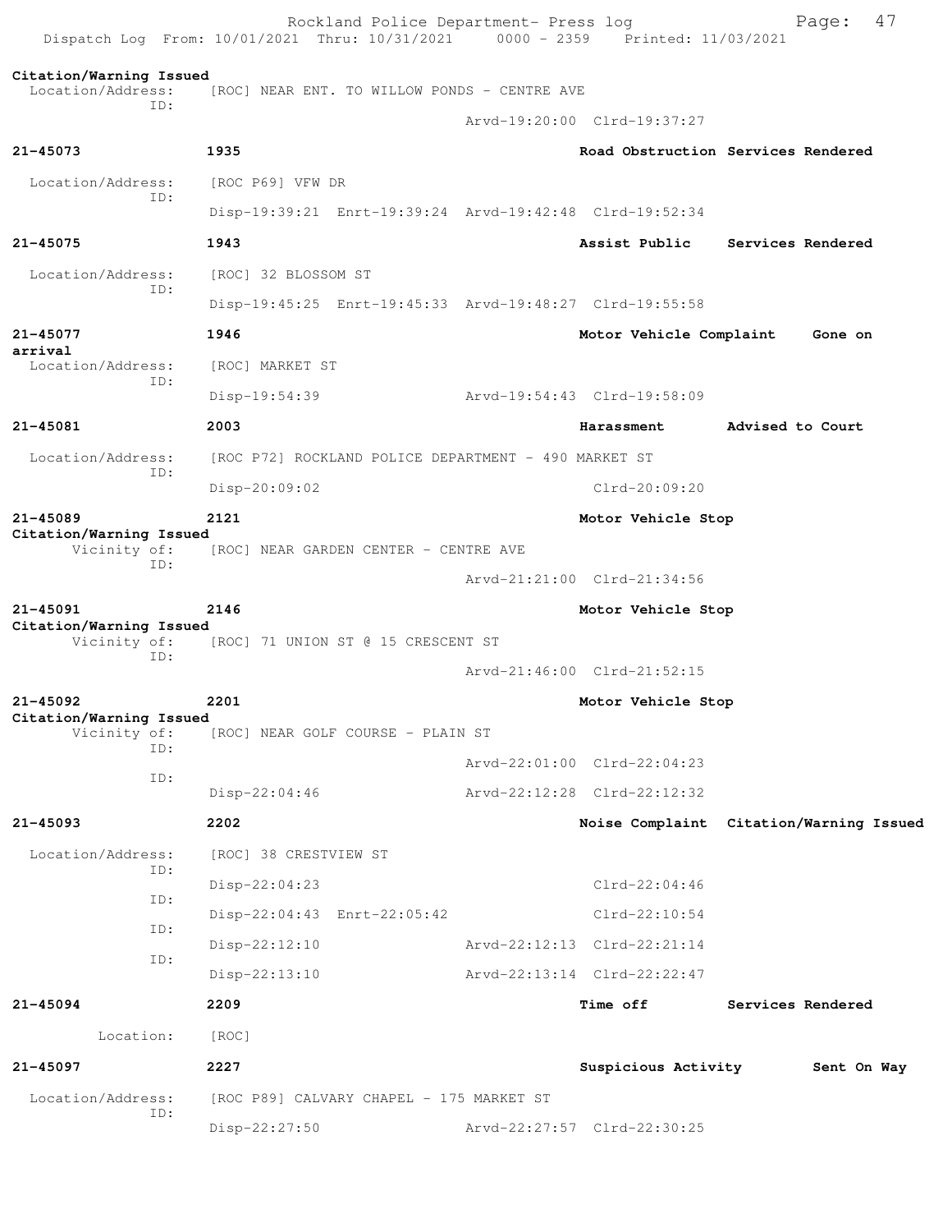Citation/Warning Issued
  Location/Address: [ROC] NEAR ENT. TO WILLOW PONDS - CENTRE AVE
  ID:
  Arvd-19:20:00 Clrd-19:37:27

**21-45073** 1935 **Road Obstruction** **Services Rendered**

  Location/Address: [ROC P69] VFW DR
  ID:
  Disp-19:39:21 Enrt-19:39:24 Arvd-19:42:48 Clrd-19:52:34

**21-45075** 1943 **Assist Public** **Services Rendered**

  Location/Address: [ROC] 32 BLOSSOM ST
  ID:
  Disp-19:45:25 Enrt-19:45:33 Arvd-19:48:27 Clrd-19:55:58

**21-45077** 1946 **Motor Vehicle Complaint** **Gone on arrival**

  Location/Address: [ROC] MARKET ST
  ID:
  Disp-19:54:39 Arvd-19:54:43 Clrd-19:58:09

**21-45081** 2003 **Harassment** **Advised to Court**

  Location/Address: [ROC P72] ROCKLAND POLICE DEPARTMENT - 490 MARKET ST
  ID:
  Disp-20:09:02 Clrd-20:09:20

**21-45089** 2121 **Motor Vehicle Stop** **Citation/Warning Issued**

  Vicinity of: [ROC] NEAR GARDEN CENTER - CENTRE AVE
  ID:
  Arvd-21:21:00 Clrd-21:34:56

**21-45091** 2146 **Motor Vehicle Stop** **Citation/Warning Issued**

  Vicinity of: [ROC] 71 UNION ST @ 15 CRESCENT ST
  ID:
  Arvd-21:46:00 Clrd-21:52:15

**21-45092** 2201 **Motor Vehicle Stop** **Citation/Warning Issued**

  Vicinity of: [ROC] NEAR GOLF COURSE - PLAIN ST
  ID:
  Arvd-22:01:00 Clrd-22:04:23
  ID:
  Disp-22:04:46 Arvd-22:12:28 Clrd-22:12:32

**21-45093** 2202 **Noise Complaint** **Citation/Warning Issued**

  Location/Address: [ROC] 38 CRESTVIEW ST
  ID:
  Disp-22:04:23 Clrd-22:04:46
  ID:
  Disp-22:04:43 Enrt-22:05:42 Clrd-22:10:54
  ID:
  Disp-22:12:10 Arvd-22:12:13 Clrd-22:21:14
  ID:
  Disp-22:13:10 Arvd-22:13:14 Clrd-22:22:47

**21-45094** 2209 **Time off** **Services Rendered**

  Location: [ROC]

**21-45097** 2227 **Suspicious Activity** **Sent On Way**

  Location/Address: [ROC P89] CALVARY CHAPEL - 175 MARKET ST
  ID:
  Disp-22:27:50 Arvd-22:27:57 Clrd-22:30:25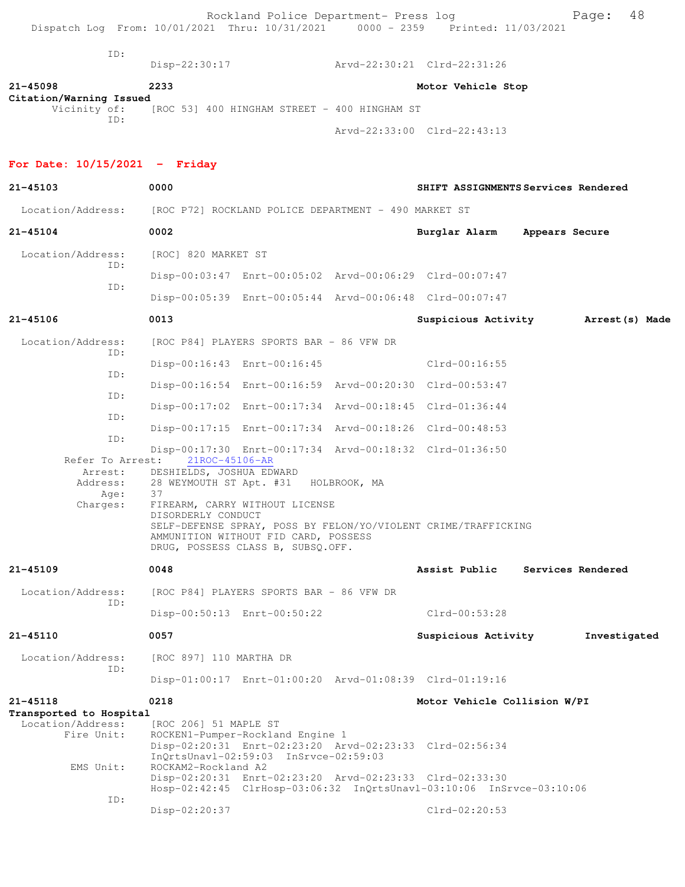ID:
Disp-22:30:17 Arvd-22:30:21 Clrd-22:31:26

**21-45098** **2233** **Motor Vehicle Stop**
**Citation/Warning Issued**
Vicinity of: [ROC 53] 400 HINGHAM STREET - 400 HINGHAM ST
ID:
Arvd-22:33:00 Clrd-22:43:13

## For Date: 10/15/2021 - Friday

**21-45103** **0000** **SHIFT ASSIGNMENTS** **Services Rendered**

Location/Address: [ROC P72] ROCKLAND POLICE DEPARTMENT - 490 MARKET ST

**21-45104** **0002** **Burglar Alarm** **Appears Secure**

Location/Address: [ROC] 820 MARKET ST
ID:
Disp-00:03:47 Enrt-00:05:02 Arvd-00:06:29 Clrd-00:07:47
ID:
Disp-00:05:39 Enrt-00:05:44 Arvd-00:06:48 Clrd-00:07:47

**21-45106** **0013** **Suspicious Activity** **Arrest(s) Made**

Location/Address: [ROC P84] PLAYERS SPORTS BAR - 86 VFW DR
ID:
Disp-00:16:43 Enrt-00:16:45 Clrd-00:16:55
ID:
Disp-00:16:54 Enrt-00:16:59 Arvd-00:20:30 Clrd-00:53:47
ID:
Disp-00:17:02 Enrt-00:17:34 Arvd-00:18:45 Clrd-01:36:44
ID:
Disp-00:17:15 Enrt-00:17:34 Arvd-00:18:26 Clrd-00:48:53
ID:
Disp-00:17:30 Enrt-00:17:34 Arvd-00:18:32 Clrd-01:36:50
Refer To Arrest: 21ROC-45106-AR
Arrest: DESHIELDS, JOSHUA EDWARD
Address: 28 WEYMOUTH ST Apt. #31 HOLBROOK, MA
Age: 37
Charges: FIREARM, CARRY WITHOUT LICENSE
DISORDERLY CONDUCT
SELF-DEFENSE SPRAY, POSS BY FELON/YO/VIOLENT CRIME/TRAFFICKING
AMMUNITION WITHOUT FID CARD, POSSESS
DRUG, POSSESS CLASS B, SUBSQ.OFF.

**21-45109** **0048** **Assist Public** **Services Rendered**

Location/Address: [ROC P84] PLAYERS SPORTS BAR - 86 VFW DR
ID:
Disp-00:50:13 Enrt-00:50:22 Clrd-00:53:28

**21-45110** **0057** **Suspicious Activity** **Investigated**

Location/Address: [ROC 897] 110 MARTHA DR
ID:
Disp-01:00:17 Enrt-01:00:20 Arvd-01:08:39 Clrd-01:19:16

**21-45118** **0218** **Motor Vehicle Collision W/PI**
**Transported to Hospital**
Location/Address: [ROC 206] 51 MAPLE ST
Fire Unit: ROCKEN1-Pumper-Rockland Engine 1
Disp-02:20:31 Enrt-02:23:20 Arvd-02:23:33 Clrd-02:56:34
InQrtsUnavl-02:59:03 InSrvce-02:59:03
EMS Unit: ROCKAM2-Rockland A2
Disp-02:20:31 Enrt-02:23:20 Arvd-02:23:33 Clrd-02:33:30
Hosp-02:42:45 ClrHosp-03:06:32 InQrtsUnavl-03:10:06 InSrvce-03:10:06
ID:
Disp-02:20:37 Clrd-02:20:53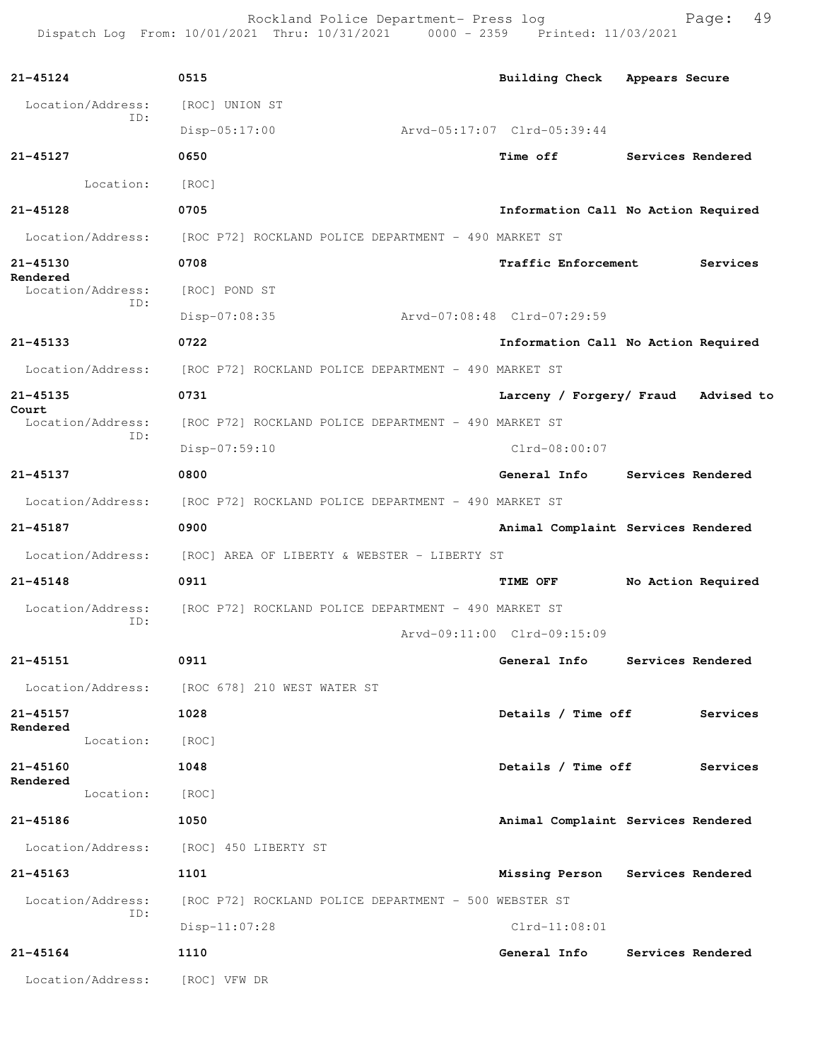**21-45124** 0515 **Building Check Appears Secure**

Location/Address: [ROC] UNION ST
ID:
Disp-05:17:00 Arvd-05:17:07 Clrd-05:39:44

**21-45127** 0650 **Time off Services Rendered**

Location: [ROC]

**21-45128** 0705 **Information Call No Action Required**

Location/Address: [ROC P72] ROCKLAND POLICE DEPARTMENT - 490 MARKET ST

**21-45130** 0708 **Traffic Enforcement Services Rendered**

Location/Address: [ROC] POND ST
ID:
Disp-07:08:35 Arvd-07:08:48 Clrd-07:29:59

**21-45133** 0722 **Information Call No Action Required**

Location/Address: [ROC P72] ROCKLAND POLICE DEPARTMENT - 490 MARKET ST

**21-45135** 0731 **Larceny / Forgery/ Fraud Advised to Court**

Location/Address: [ROC P72] ROCKLAND POLICE DEPARTMENT - 490 MARKET ST
ID:
Disp-07:59:10 Clrd-08:00:07

**21-45137** 0800 **General Info Services Rendered**

Location/Address: [ROC P72] ROCKLAND POLICE DEPARTMENT - 490 MARKET ST

**21-45187** 0900 **Animal Complaint Services Rendered**

Location/Address: [ROC] AREA OF LIBERTY & WEBSTER - LIBERTY ST

**21-45148** 0911 **TIME OFF No Action Required**

Location/Address: [ROC P72] ROCKLAND POLICE DEPARTMENT - 490 MARKET ST
ID:
Arvd-09:11:00 Clrd-09:15:09

**21-45151** 0911 **General Info Services Rendered**

Location/Address: [ROC 678] 210 WEST WATER ST

**21-45157** 1028 **Details / Time off Services Rendered**

Location: [ROC]

**21-45160** 1048 **Details / Time off Services Rendered**

Location: [ROC]

**21-45186** 1050 **Animal Complaint Services Rendered**

Location/Address: [ROC] 450 LIBERTY ST

**21-45163** 1101 **Missing Person Services Rendered**

Location/Address: [ROC P72] ROCKLAND POLICE DEPARTMENT - 500 WEBSTER ST
ID:
Disp-11:07:28 Clrd-11:08:01

**21-45164** 1110 **General Info Services Rendered**

Location/Address: [ROC] VFW DR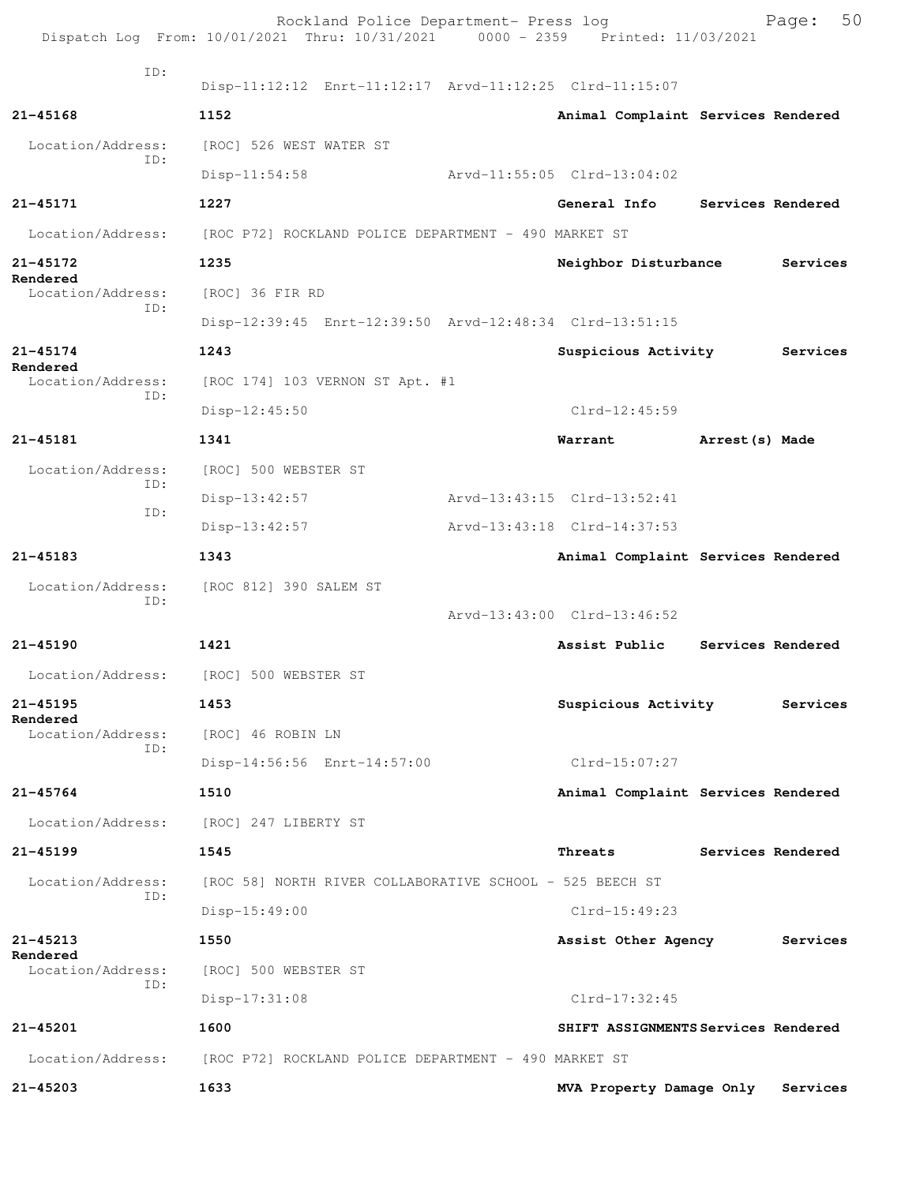ID:
Disp-11:12:12 Enrt-11:12:17 Arvd-11:12:25 Clrd-11:15:07

**21-45168** 1152 **Animal Complaint Services Rendered**

Location/Address: [ROC] 526 WEST WATER ST
ID:
Disp-11:54:58 Arvd-11:55:05 Clrd-13:04:02

**21-45171** 1227 **General Info Services Rendered**

Location/Address: [ROC P72] ROCKLAND POLICE DEPARTMENT - 490 MARKET ST

**21-45172** 1235 **Neighbor Disturbance Services Rendered**

Location/Address: [ROC] 36 FIR RD
ID:
Disp-12:39:45 Enrt-12:39:50 Arvd-12:48:34 Clrd-13:51:15

**21-45174** 1243 **Suspicious Activity Services Rendered**

Location/Address: [ROC 174] 103 VERNON ST Apt. #1
ID:
Disp-12:45:50 Clrd-12:45:59

**21-45181** 1341 **Warrant Arrest(s) Made**

Location/Address: [ROC] 500 WEBSTER ST
ID:
Disp-13:42:57 Arvd-13:43:15 Clrd-13:52:41
ID:
Disp-13:42:57 Arvd-13:43:18 Clrd-14:37:53

**21-45183** 1343 **Animal Complaint Services Rendered**

Location/Address: [ROC 812] 390 SALEM ST
ID:
Arvd-13:43:00 Clrd-13:46:52

**21-45190** 1421 **Assist Public Services Rendered**

Location/Address: [ROC] 500 WEBSTER ST

**21-45195** 1453 **Suspicious Activity Services Rendered**

Location/Address: [ROC] 46 ROBIN LN
ID:
Disp-14:56:56 Enrt-14:57:00 Clrd-15:07:27

**21-45764** 1510 **Animal Complaint Services Rendered**

Location/Address: [ROC] 247 LIBERTY ST

**21-45199** 1545 **Threats Services Rendered**

Location/Address: [ROC 58] NORTH RIVER COLLABORATIVE SCHOOL - 525 BEECH ST
ID:
Disp-15:49:00 Clrd-15:49:23

**21-45213** 1550 **Assist Other Agency Services Rendered**

Location/Address: [ROC] 500 WEBSTER ST
ID:
Disp-17:31:08 Clrd-17:32:45

**21-45201** 1600 **SHIFT ASSIGNMENTS Services Rendered**

Location/Address: [ROC P72] ROCKLAND POLICE DEPARTMENT - 490 MARKET ST

**21-45203** 1633 **MVA Property Damage Only Services**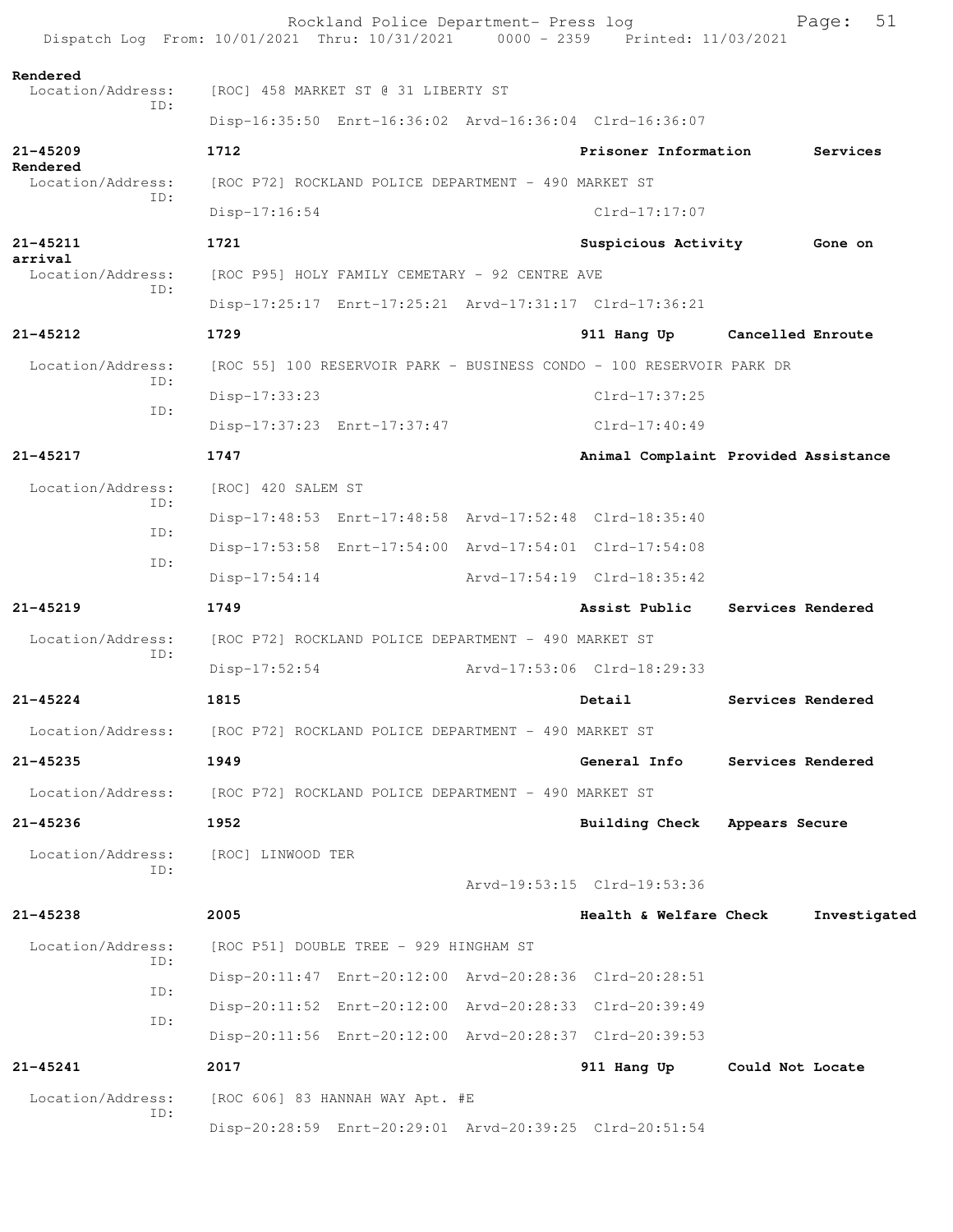Rendered
Location/Address: [ROC] 458 MARKET ST @ 31 LIBERTY ST
ID:
Disp-16:35:50 Enrt-16:36:02 Arvd-16:36:04 Clrd-16:36:07

**21-45209** **1712** **Prisoner Information** **Services Rendered**
Location/Address: [ROC P72] ROCKLAND POLICE DEPARTMENT - 490 MARKET ST
ID:
Disp-17:16:54 Clrd-17:17:07

**21-45211** **1721** **Suspicious Activity** **Gone on arrival**
Location/Address: [ROC P95] HOLY FAMILY CEMETARY - 92 CENTRE AVE
ID:
Disp-17:25:17 Enrt-17:25:21 Arvd-17:31:17 Clrd-17:36:21

**21-45212** **1729** **911 Hang Up** **Cancelled Enroute**
Location/Address: [ROC 55] 100 RESERVOIR PARK - BUSINESS CONDO - 100 RESERVOIR PARK DR
ID:
Disp-17:33:23 Clrd-17:37:25
ID:
Disp-17:37:23 Enrt-17:37:47 Clrd-17:40:49

**21-45217** **1747** **Animal Complaint** **Provided Assistance**
Location/Address: [ROC] 420 SALEM ST
ID:
Disp-17:48:53 Enrt-17:48:58 Arvd-17:52:48 Clrd-18:35:40
ID:
Disp-17:53:58 Enrt-17:54:00 Arvd-17:54:01 Clrd-17:54:08
ID:
Disp-17:54:14 Arvd-17:54:19 Clrd-18:35:42

**21-45219** **1749** **Assist Public** **Services Rendered**
Location/Address: [ROC P72] ROCKLAND POLICE DEPARTMENT - 490 MARKET ST
ID:
Disp-17:52:54 Arvd-17:53:06 Clrd-18:29:33

**21-45224** **1815** **Detail** **Services Rendered**
Location/Address: [ROC P72] ROCKLAND POLICE DEPARTMENT - 490 MARKET ST

**21-45235** **1949** **General Info** **Services Rendered**
Location/Address: [ROC P72] ROCKLAND POLICE DEPARTMENT - 490 MARKET ST

**21-45236** **1952** **Building Check** **Appears Secure**
Location/Address: [ROC] LINWOOD TER
ID:
Arvd-19:53:15 Clrd-19:53:36

**21-45238** **2005** **Health & Welfare Check** **Investigated**
Location/Address: [ROC P51] DOUBLE TREE - 929 HINGHAM ST
ID:
Disp-20:11:47 Enrt-20:12:00 Arvd-20:28:36 Clrd-20:28:51
ID:
Disp-20:11:52 Enrt-20:12:00 Arvd-20:28:33 Clrd-20:39:49
ID:
Disp-20:11:56 Enrt-20:12:00 Arvd-20:28:37 Clrd-20:39:53

**21-45241** **2017** **911 Hang Up** **Could Not Locate**
Location/Address: [ROC 606] 83 HANNAH WAY Apt. #E
ID:
Disp-20:28:59 Enrt-20:29:01 Arvd-20:39:25 Clrd-20:51:54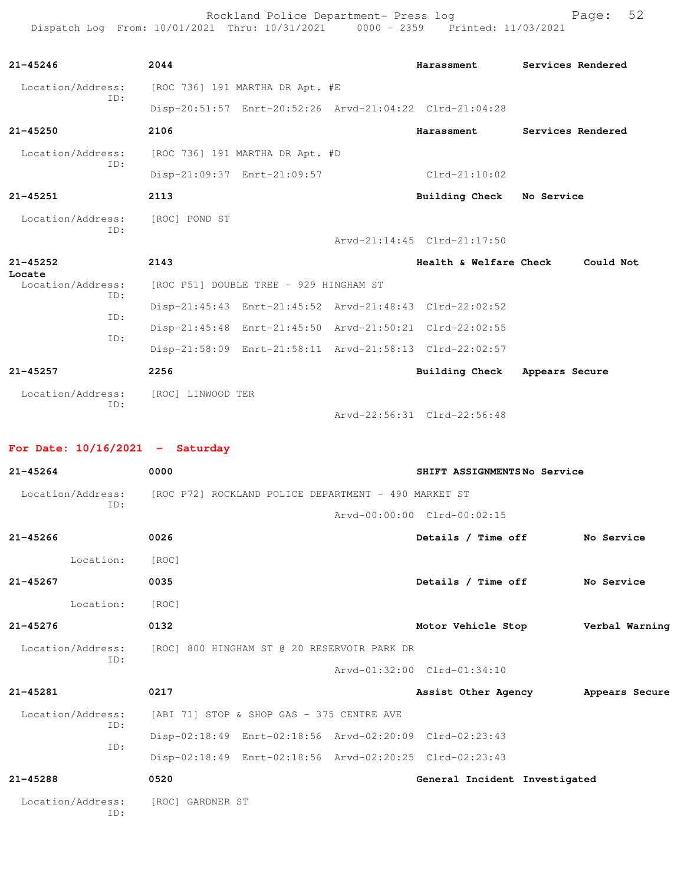**21-45246** | 2044 | **Harassment** | **Services Rendered**

Location/Address: [ROC 736] 191 MARTHA DR Apt. #E
ID:
Disp-20:51:57 Enrt-20:52:26 Arvd-21:04:22 Clrd-21:04:28

**21-45250** | 2106 | **Harassment** | **Services Rendered**

Location/Address: [ROC 736] 191 MARTHA DR Apt. #D
ID:
Disp-21:09:37 Enrt-21:09:57 Clrd-21:10:02

**21-45251** | 2113 | **Building Check** | **No Service**

Location/Address: [ROC] POND ST
ID:
Arvd-21:14:45 Clrd-21:17:50

**21-45252** | 2143 | **Health & Welfare Check** | **Could Not Locate**

Location/Address: [ROC P51] DOUBLE TREE - 929 HINGHAM ST
ID:
Disp-21:45:43 Enrt-21:45:52 Arvd-21:48:43 Clrd-22:02:52
ID:
Disp-21:45:48 Enrt-21:45:50 Arvd-21:50:21 Clrd-22:02:55
ID:
Disp-21:58:09 Enrt-21:58:11 Arvd-21:58:13 Clrd-22:02:57

**21-45257** | 2256 | **Building Check** | **Appears Secure**

Location/Address: [ROC] LINWOOD TER
ID:
Arvd-22:56:31 Clrd-22:56:48

## For Date: 10/16/2021 - Saturday

**21-45264** | 0000 | **SHIFT ASSIGNMENTS** | **No Service**

Location/Address: [ROC P72] ROCKLAND POLICE DEPARTMENT - 490 MARKET ST
ID:
Arvd-00:00:00 Clrd-00:02:15

**21-45266** | 0026 | **Details / Time off** | **No Service**

Location: [ROC]

**21-45267** | 0035 | **Details / Time off** | **No Service**

Location: [ROC]

**21-45276** | 0132 | **Motor Vehicle Stop** | **Verbal Warning**

Location/Address: [ROC] 800 HINGHAM ST @ 20 RESERVOIR PARK DR
ID:
Arvd-01:32:00 Clrd-01:34:10

**21-45281** | 0217 | **Assist Other Agency** | **Appears Secure**

Location/Address: [ABI 71] STOP & SHOP GAS - 375 CENTRE AVE
ID:
Disp-02:18:49 Enrt-02:18:56 Arvd-02:20:09 Clrd-02:23:43
ID:
Disp-02:18:49 Enrt-02:18:56 Arvd-02:20:25 Clrd-02:23:43

**21-45288** | 0520 | **General Incident** | **Investigated**

Location/Address: [ROC] GARDNER ST
ID: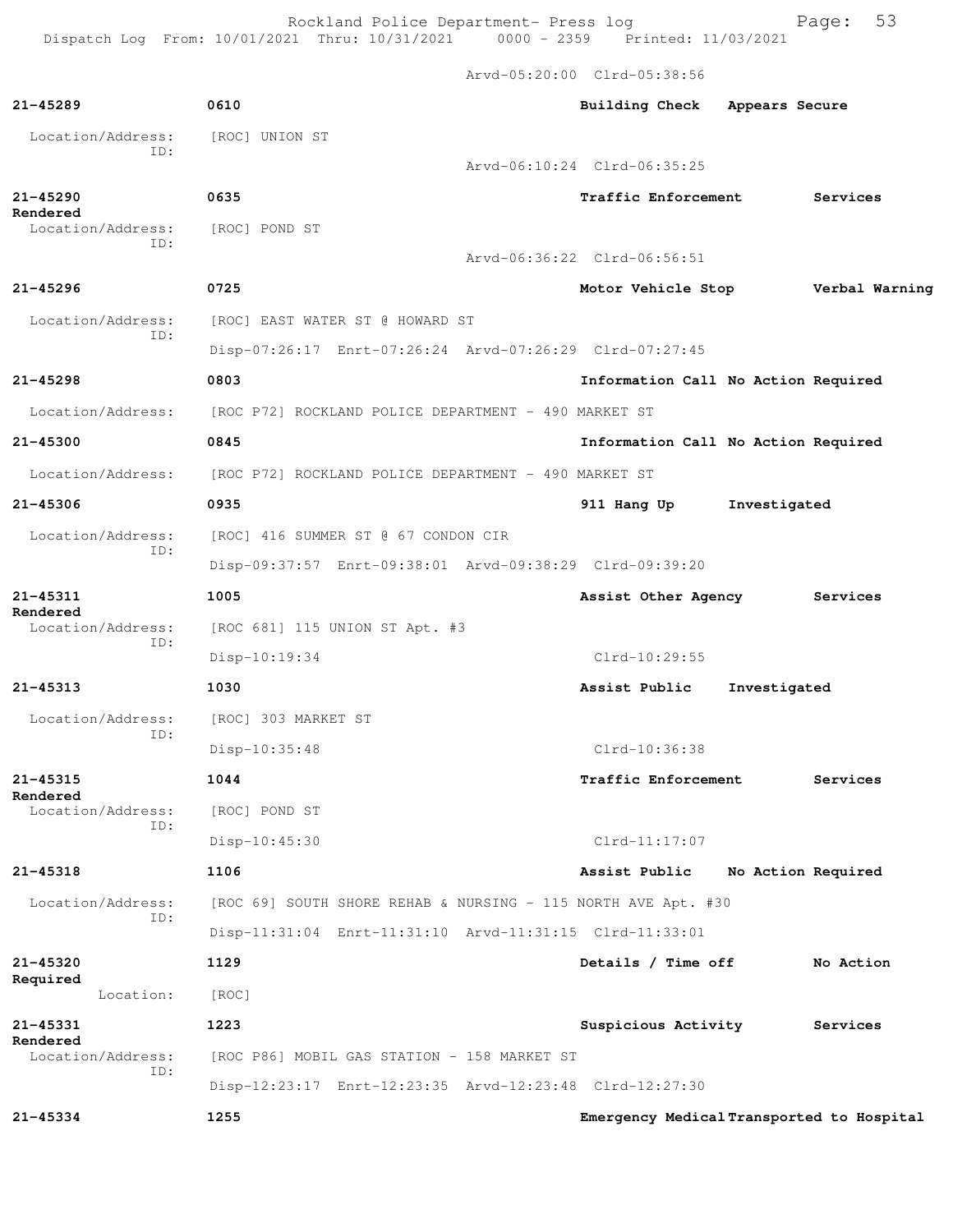Arvd-05:20:00 Clrd-05:38:56

**21-45289** 0610 **Building Check Appears Secure**

Location/Address: [ROC] UNION ST
ID:
Arvd-06:10:24 Clrd-06:35:25

**21-45290** 0635 **Traffic Enforcement Services Rendered**

Location/Address: [ROC] POND ST
ID:
Arvd-06:36:22 Clrd-06:56:51

**21-45296** 0725 **Motor Vehicle Stop Verbal Warning**

Location/Address: [ROC] EAST WATER ST @ HOWARD ST
ID:
Disp-07:26:17 Enrt-07:26:24 Arvd-07:26:29 Clrd-07:27:45

**21-45298** 0803 **Information Call No Action Required**

Location/Address: [ROC P72] ROCKLAND POLICE DEPARTMENT - 490 MARKET ST

**21-45300** 0845 **Information Call No Action Required**

Location/Address: [ROC P72] ROCKLAND POLICE DEPARTMENT - 490 MARKET ST

**21-45306** 0935 **911 Hang Up Investigated**

Location/Address: [ROC] 416 SUMMER ST @ 67 CONDON CIR
ID:
Disp-09:37:57 Enrt-09:38:01 Arvd-09:38:29 Clrd-09:39:20

**21-45311** 1005 **Assist Other Agency Services Rendered**

Location/Address: [ROC 681] 115 UNION ST Apt. #3
ID:
Disp-10:19:34 Clrd-10:29:55

**21-45313** 1030 **Assist Public Investigated**

Location/Address: [ROC] 303 MARKET ST
ID:
Disp-10:35:48 Clrd-10:36:38

**21-45315** 1044 **Traffic Enforcement Services Rendered**

Location/Address: [ROC] POND ST
ID:
Disp-10:45:30 Clrd-11:17:07

**21-45318** 1106 **Assist Public No Action Required**

Location/Address: [ROC 69] SOUTH SHORE REHAB & NURSING - 115 NORTH AVE Apt. #30
ID:
Disp-11:31:04 Enrt-11:31:10 Arvd-11:31:15 Clrd-11:33:01

**21-45320** 1129 **Details / Time off No Action Required**

Location: [ROC]

**21-45331** 1223 **Suspicious Activity Services Rendered**

Location/Address: [ROC P86] MOBIL GAS STATION - 158 MARKET ST
ID:
Disp-12:23:17 Enrt-12:23:35 Arvd-12:23:48 Clrd-12:27:30

**21-45334** 1255 **Emergency Medical Transported to Hospital**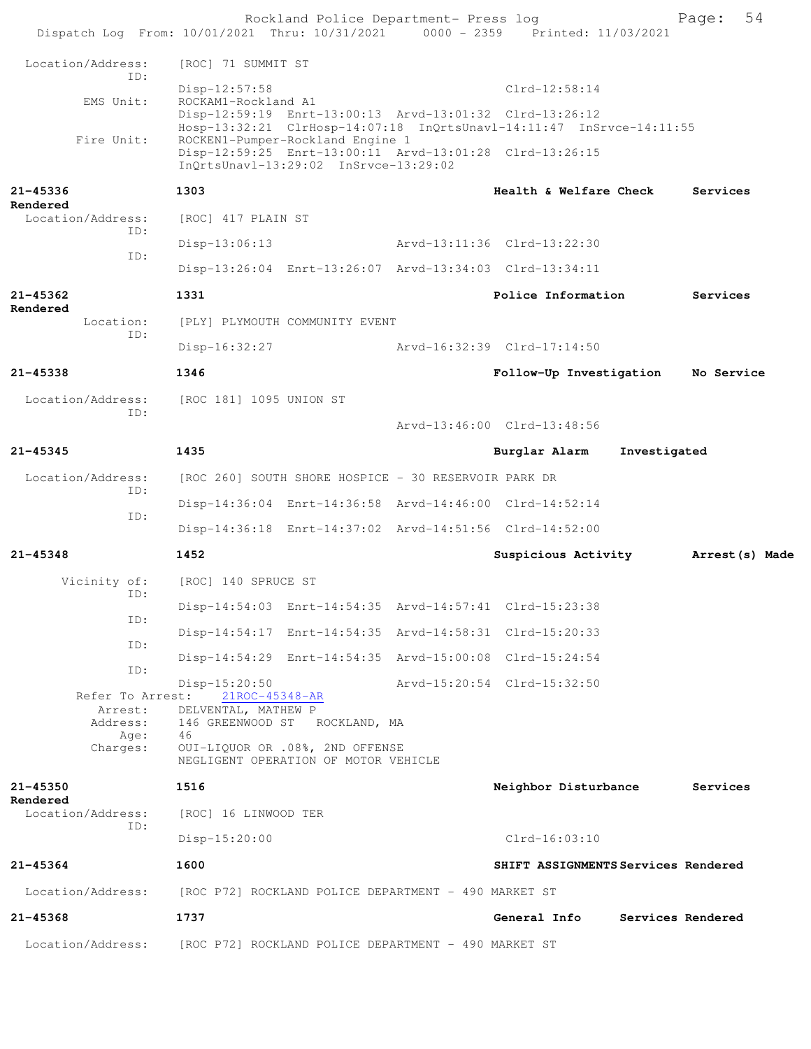```
Location/Address:    [ROC] 71 SUMMIT ST
              ID:
                     Disp-12:57:58                           Clrd-12:58:14
        EMS Unit:    ROCKAM1-Rockland A1
                     Disp-12:59:19  Enrt-13:00:13  Arvd-13:01:32  Clrd-13:26:12
                     Hosp-13:32:21  ClrHosp-14:07:18  InQrtsUnavl-14:11:47  InSrvce-14:11:55
       Fire Unit:    ROCKEN1-Pumper-Rockland Engine 1
                     Disp-12:59:25  Enrt-13:00:11  Arvd-13:01:28  Clrd-13:26:15
                     InQrtsUnavl-13:29:02  InSrvce-13:29:02

21-45336             1303                                    Health & Welfare Check     Services Rendered
Location/Address:    [ROC] 417 PLAIN ST
              ID:
                     Disp-13:06:13                 Arvd-13:11:36  Clrd-13:22:30
              ID:
                     Disp-13:26:04  Enrt-13:26:07  Arvd-13:34:03  Clrd-13:34:11

21-45362             1331                                    Police Information         Services Rendered
        Location:    [PLY] PLYMOUTH COMMUNITY EVENT
              ID:
                     Disp-16:32:27                 Arvd-16:32:39  Clrd-17:14:50

21-45338             1346                                    Follow-Up Investigation    No Service
Location/Address:    [ROC 181] 1095 UNION ST
              ID:
                                                   Arvd-13:46:00  Clrd-13:48:56

21-45345             1435                                    Burglar Alarm     Investigated
Location/Address:    [ROC 260] SOUTH SHORE HOSPICE - 30 RESERVOIR PARK DR
              ID:
                     Disp-14:36:04  Enrt-14:36:58  Arvd-14:46:00  Clrd-14:52:14
              ID:
                     Disp-14:36:18  Enrt-14:37:02  Arvd-14:51:56  Clrd-14:52:00

21-45348             1452                                    Suspicious Activity        Arrest(s) Made
     Vicinity of:    [ROC] 140 SPRUCE ST
              ID:
                     Disp-14:54:03  Enrt-14:54:35  Arvd-14:57:41  Clrd-15:23:38
              ID:
                     Disp-14:54:17  Enrt-14:54:35  Arvd-14:58:31  Clrd-15:20:33
              ID:
                     Disp-14:54:29  Enrt-14:54:35  Arvd-15:00:08  Clrd-15:24:54
              ID:
                     Disp-15:20:50                 Arvd-15:20:54  Clrd-15:32:50
 Refer To Arrest:    21ROC-45348-AR
          Arrest:    DELVENTAL, MATHEW P
         Address:    146 GREENWOOD ST   ROCKLAND, MA
             Age:    46
         Charges:    OUI-LIQUOR OR .08%, 2ND OFFENSE
                     NEGLIGENT OPERATION OF MOTOR VEHICLE

21-45350             1516                                    Neighbor Disturbance       Services Rendered
Location/Address:    [ROC] 16 LINWOOD TER
              ID:
                     Disp-15:20:00                                Clrd-16:03:10

21-45364             1600                                    SHIFT ASSIGNMENTS Services Rendered
Location/Address:    [ROC P72] ROCKLAND POLICE DEPARTMENT - 490 MARKET ST

21-45368             1737                                    General Info      Services Rendered
Location/Address:    [ROC P72] ROCKLAND POLICE DEPARTMENT - 490 MARKET ST
```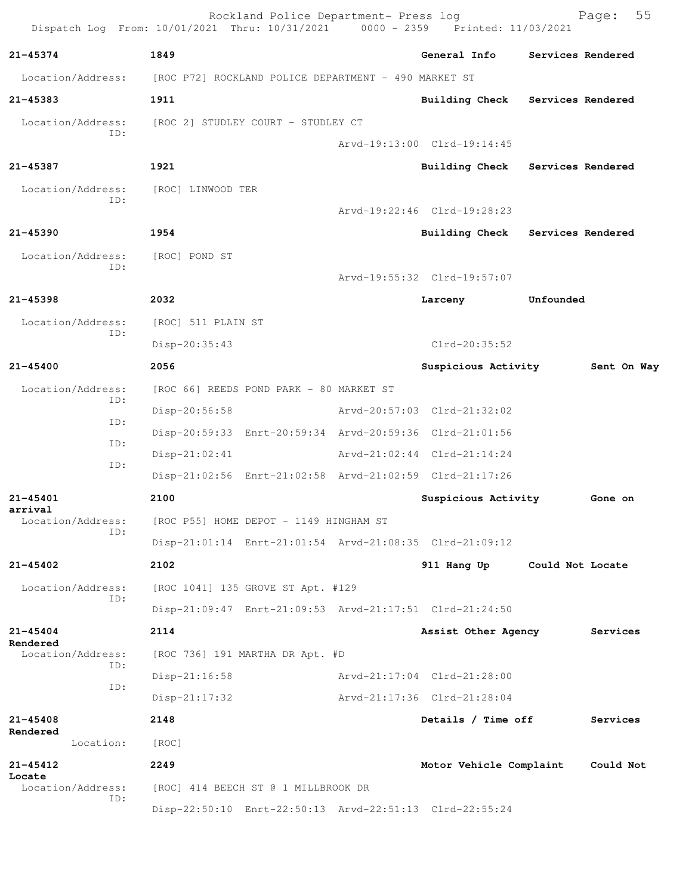21-45374 1849 General Info Services Rendered

Location/Address: [ROC P72] ROCKLAND POLICE DEPARTMENT - 490 MARKET ST

21-45383 1911 Building Check Services Rendered

Location/Address: [ROC 2] STUDLEY COURT - STUDLEY CT
ID:
Arvd-19:13:00 Clrd-19:14:45

21-45387 1921 Building Check Services Rendered

Location/Address: [ROC] LINWOOD TER
ID:
Arvd-19:22:46 Clrd-19:28:23

21-45390 1954 Building Check Services Rendered

Location/Address: [ROC] POND ST
ID:
Arvd-19:55:32 Clrd-19:57:07

21-45398 2032 Larceny Unfounded

Location/Address: [ROC] 511 PLAIN ST
ID:
Disp-20:35:43 Clrd-20:35:52

21-45400 2056 Suspicious Activity Sent On Way

Location/Address: [ROC 66] REEDS POND PARK - 80 MARKET ST
ID:
Disp-20:56:58 Arvd-20:57:03 Clrd-21:32:02
ID:
Disp-20:59:33 Enrt-20:59:34 Arvd-20:59:36 Clrd-21:01:56
ID:
Disp-21:02:41 Arvd-21:02:44 Clrd-21:14:24
ID:
Disp-21:02:56 Enrt-21:02:58 Arvd-21:02:59 Clrd-21:17:26

21-45401 2100 Suspicious Activity Gone on arrival

Location/Address: [ROC P55] HOME DEPOT - 1149 HINGHAM ST
ID:
Disp-21:01:14 Enrt-21:01:54 Arvd-21:08:35 Clrd-21:09:12

21-45402 2102 911 Hang Up Could Not Locate

Location/Address: [ROC 1041] 135 GROVE ST Apt. #129
ID:
Disp-21:09:47 Enrt-21:09:53 Arvd-21:17:51 Clrd-21:24:50

21-45404 2114 Assist Other Agency Services Rendered

Location/Address: [ROC 736] 191 MARTHA DR Apt. #D
ID:
Disp-21:16:58 Arvd-21:17:04 Clrd-21:28:00
ID:
Disp-21:17:32 Arvd-21:17:36 Clrd-21:28:04

21-45408 2148 Details / Time off Services Rendered

Location: [ROC]

21-45412 2249 Motor Vehicle Complaint Could Not Locate

Location/Address: [ROC] 414 BEECH ST @ 1 MILLBROOK DR
ID:
Disp-22:50:10 Enrt-22:50:13 Arvd-22:51:13 Clrd-22:55:24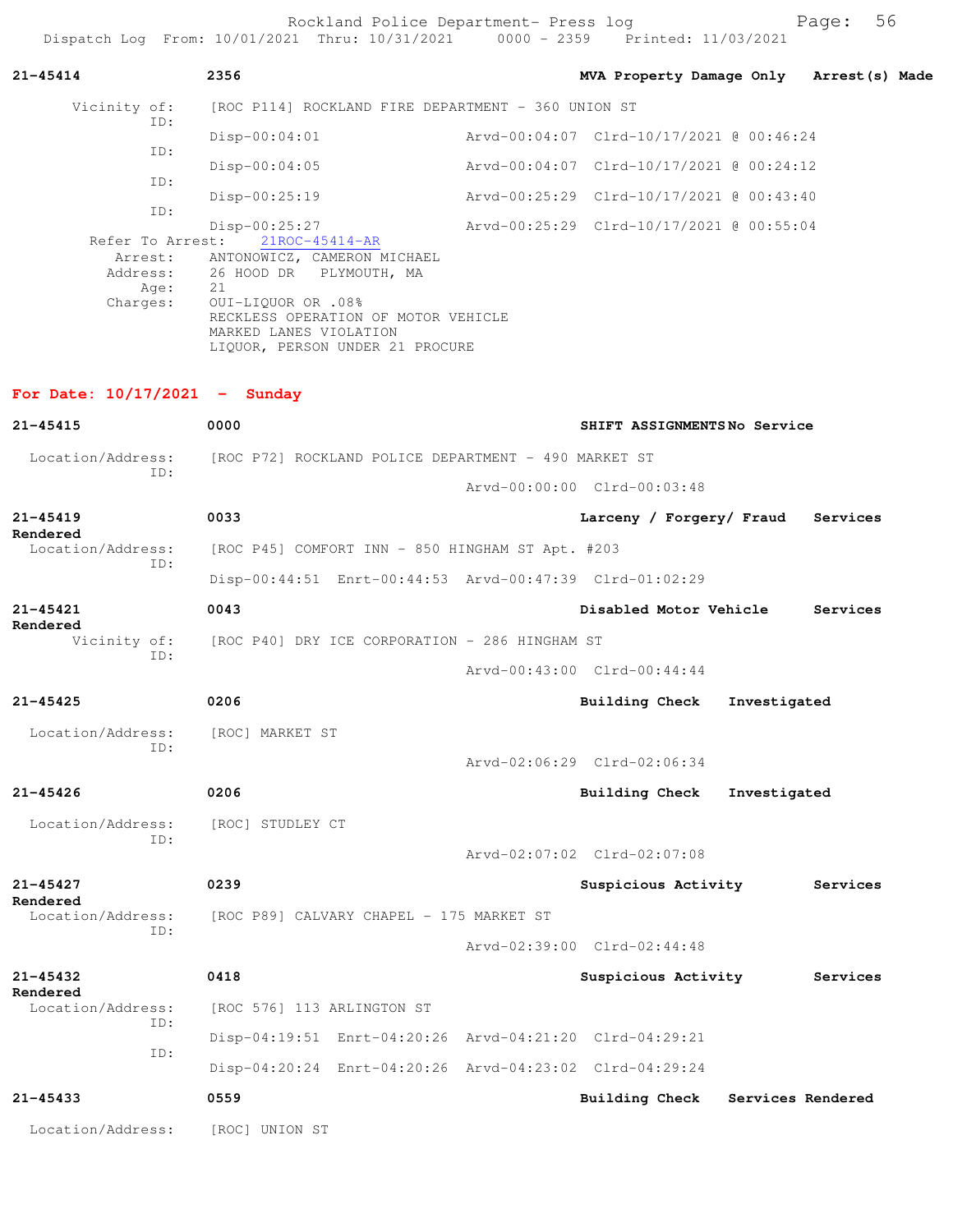**21-45414** 2356 **MVA Property Damage Only** **Arrest(s) Made**

Vicinity of: [ROC P114] ROCKLAND FIRE DEPARTMENT - 360 UNION ST
ID:
Disp-00:04:01 Arvd-00:04:07 Clrd-10/17/2021 @ 00:46:24
ID:
Disp-00:04:05 Arvd-00:04:07 Clrd-10/17/2021 @ 00:24:12
ID:
Disp-00:25:19 Arvd-00:25:29 Clrd-10/17/2021 @ 00:43:40
ID:
Disp-00:25:27 Arvd-00:25:29 Clrd-10/17/2021 @ 00:55:04
Refer To Arrest: 21ROC-45414-AR
Arrest: ANTONOWICZ, CAMERON MICHAEL
Address: 26 HOOD DR PLYMOUTH, MA
Age: 21
Charges: OUI-LIQUOR OR .08%
RECKLESS OPERATION OF MOTOR VEHICLE
MARKED LANES VIOLATION
LIQUOR, PERSON UNDER 21 PROCURE

## For Date: 10/17/2021 - Sunday

**21-45415** 0000 **SHIFT ASSIGNMENTS** **No Service**

Location/Address: [ROC P72] ROCKLAND POLICE DEPARTMENT - 490 MARKET ST
ID:
Arvd-00:00:00 Clrd-00:03:48

**21-45419** 0033 **Larceny / Forgery/ Fraud** **Services Rendered**

Location/Address: [ROC P45] COMFORT INN - 850 HINGHAM ST Apt. #203
ID:
Disp-00:44:51 Enrt-00:44:53 Arvd-00:47:39 Clrd-01:02:29

**21-45421** 0043 **Disabled Motor Vehicle** **Services Rendered**

Vicinity of: [ROC P40] DRY ICE CORPORATION - 286 HINGHAM ST
ID:
Arvd-00:43:00 Clrd-00:44:44

**21-45425** 0206 **Building Check** **Investigated**

Location/Address: [ROC] MARKET ST
ID:
Arvd-02:06:29 Clrd-02:06:34

**21-45426** 0206 **Building Check** **Investigated**

Location/Address: [ROC] STUDLEY CT
ID:
Arvd-02:07:02 Clrd-02:07:08

**21-45427** 0239 **Suspicious Activity** **Services Rendered**

Location/Address: [ROC P89] CALVARY CHAPEL - 175 MARKET ST
ID:
Arvd-02:39:00 Clrd-02:44:48

**21-45432** 0418 **Suspicious Activity** **Services Rendered**

Location/Address: [ROC 576] 113 ARLINGTON ST
ID:
Disp-04:19:51 Enrt-04:20:26 Arvd-04:21:20 Clrd-04:29:21
ID:
Disp-04:20:24 Enrt-04:20:26 Arvd-04:23:02 Clrd-04:29:24

**21-45433** 0559 **Building Check** **Services Rendered**

Location/Address: [ROC] UNION ST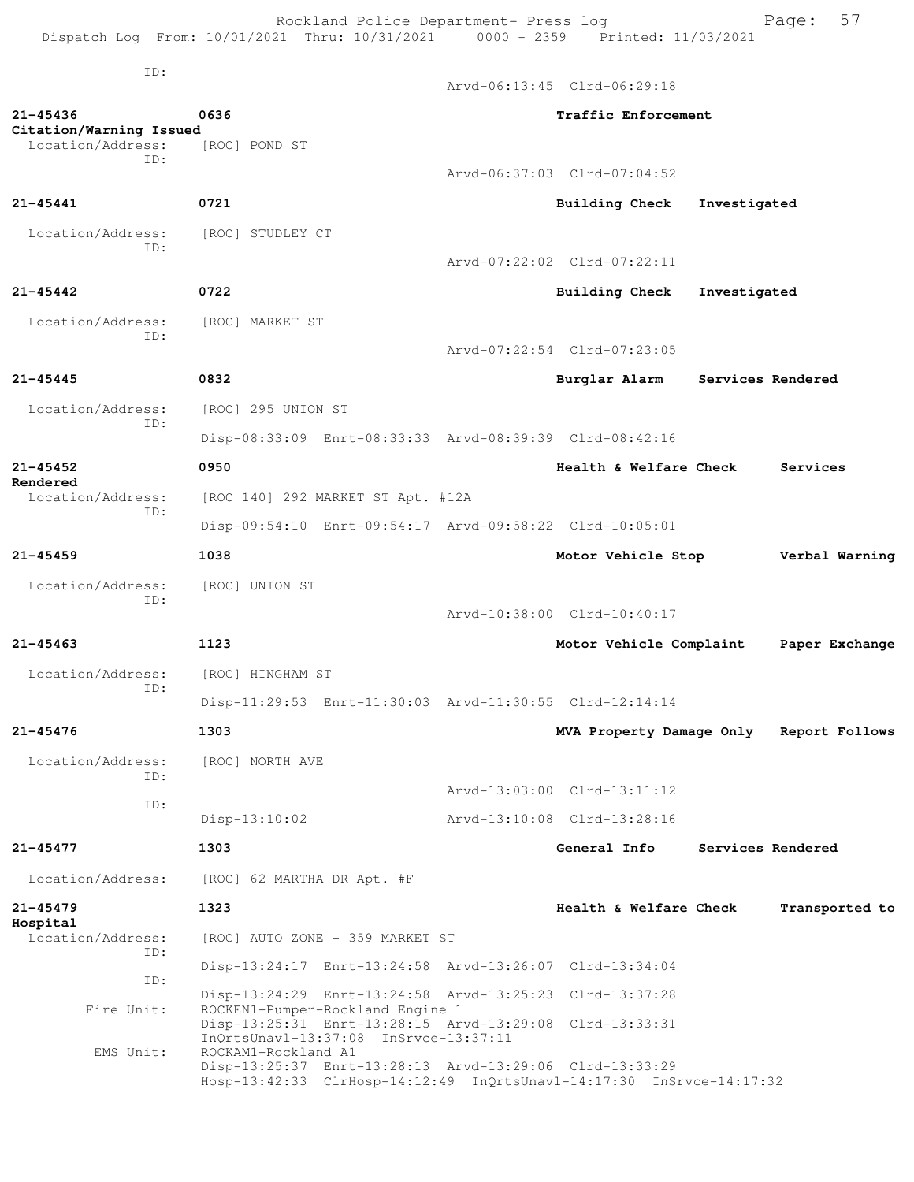ID:
Arvd-06:13:45 Clrd-06:29:18

**21-45436** 0636 **Traffic Enforcement**
**Citation/Warning Issued**
Location/Address: [ROC] POND ST
ID:
Arvd-06:37:03 Clrd-07:04:52

**21-45441** 0721 **Building Check** **Investigated**
Location/Address: [ROC] STUDLEY CT
ID:
Arvd-07:22:02 Clrd-07:22:11

**21-45442** 0722 **Building Check** **Investigated**
Location/Address: [ROC] MARKET ST
ID:
Arvd-07:22:54 Clrd-07:23:05

**21-45445** 0832 **Burglar Alarm** **Services Rendered**
Location/Address: [ROC] 295 UNION ST
ID:
Disp-08:33:09 Enrt-08:33:33 Arvd-08:39:39 Clrd-08:42:16

**21-45452** 0950 **Health & Welfare Check** **Services Rendered**
Location/Address: [ROC 140] 292 MARKET ST Apt. #12A
ID:
Disp-09:54:10 Enrt-09:54:17 Arvd-09:58:22 Clrd-10:05:01

**21-45459** 1038 **Motor Vehicle Stop** **Verbal Warning**
Location/Address: [ROC] UNION ST
ID:
Arvd-10:38:00 Clrd-10:40:17

**21-45463** 1123 **Motor Vehicle Complaint** **Paper Exchange**
Location/Address: [ROC] HINGHAM ST
ID:
Disp-11:29:53 Enrt-11:30:03 Arvd-11:30:55 Clrd-12:14:14

**21-45476** 1303 **MVA Property Damage Only** **Report Follows**
Location/Address: [ROC] NORTH AVE
ID:
Arvd-13:03:00 Clrd-13:11:12
ID:
Disp-13:10:02 Arvd-13:10:08 Clrd-13:28:16

**21-45477** 1303 **General Info** **Services Rendered**
Location/Address: [ROC] 62 MARTHA DR Apt. #F

**21-45479** 1323 **Health & Welfare Check** **Transported to Hospital**
Location/Address: [ROC] AUTO ZONE - 359 MARKET ST
ID:
Disp-13:24:17 Enrt-13:24:58 Arvd-13:26:07 Clrd-13:34:04
ID:
Disp-13:24:29 Enrt-13:24:58 Arvd-13:25:23 Clrd-13:37:28
Fire Unit: ROCKEN1-Pumper-Rockland Engine 1
Disp-13:25:31 Enrt-13:28:15 Arvd-13:29:08 Clrd-13:33:31
InQrtsUnavl-13:37:08 InSrvce-13:37:11
EMS Unit: ROCKAM1-Rockland A1
Disp-13:25:37 Enrt-13:28:13 Arvd-13:29:06 Clrd-13:33:29
Hosp-13:42:33 ClrHosp-14:12:49 InQrtsUnavl-14:17:30 InSrvce-14:17:32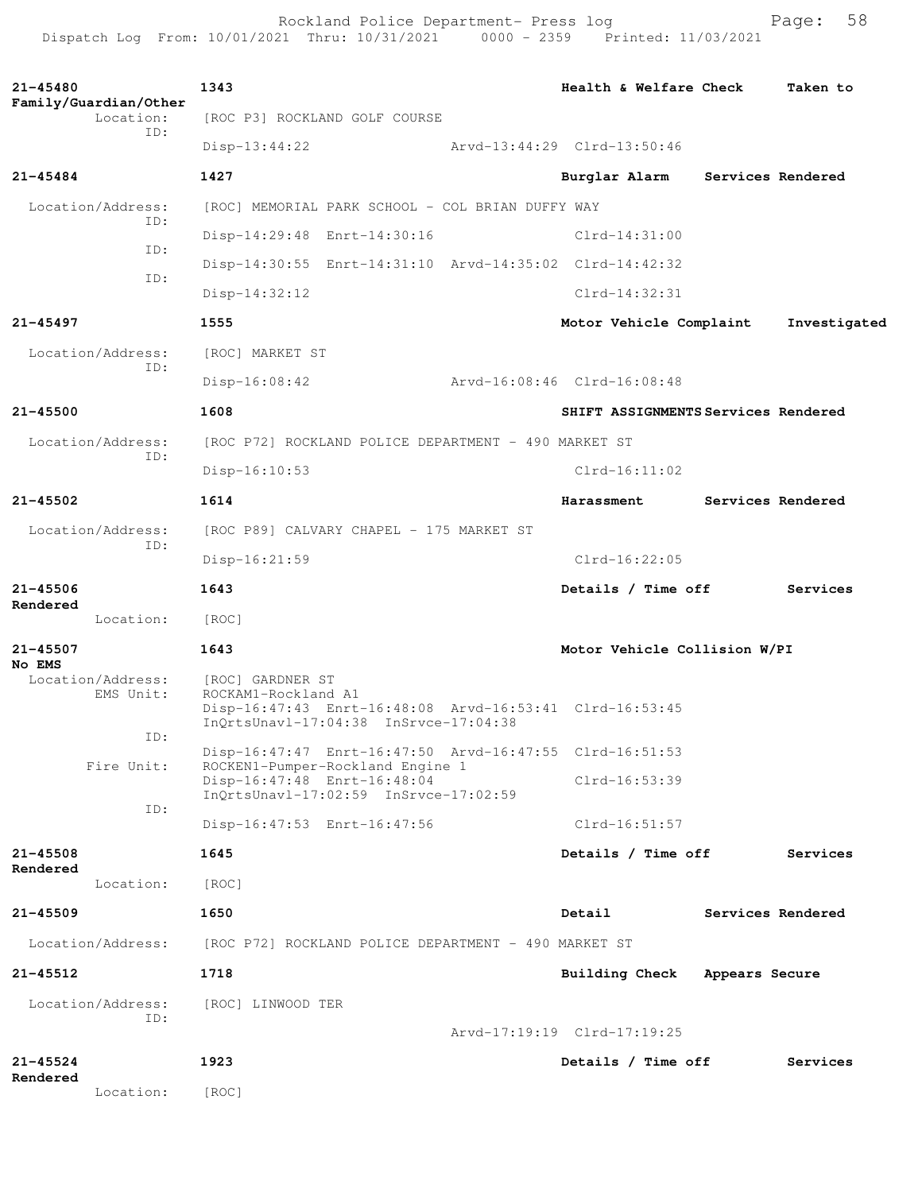**21-45480** 1343 **Health & Welfare Check** **Taken to Family/Guardian/Other**

Location: [ROC P3] ROCKLAND GOLF COURSE
ID:
Disp-13:44:22 Arvd-13:44:29 Clrd-13:50:46

**21-45484** 1427 **Burglar Alarm** **Services Rendered**

Location/Address: [ROC] MEMORIAL PARK SCHOOL - COL BRIAN DUFFY WAY
ID:
Disp-14:29:48 Enrt-14:30:16 Clrd-14:31:00
ID:
Disp-14:30:55 Enrt-14:31:10 Arvd-14:35:02 Clrd-14:42:32
ID:
Disp-14:32:12 Clrd-14:32:31

**21-45497** 1555 **Motor Vehicle Complaint** **Investigated**

Location/Address: [ROC] MARKET ST
ID:
Disp-16:08:42 Arvd-16:08:46 Clrd-16:08:48

**21-45500** 1608 **SHIFT ASSIGNMENTS** **Services Rendered**

Location/Address: [ROC P72] ROCKLAND POLICE DEPARTMENT - 490 MARKET ST
ID:
Disp-16:10:53 Clrd-16:11:02

**21-45502** 1614 **Harassment** **Services Rendered**

Location/Address: [ROC P89] CALVARY CHAPEL - 175 MARKET ST
ID:
Disp-16:21:59 Clrd-16:22:05

**21-45506** 1643 **Details / Time off** **Services Rendered**

Location: [ROC]

**21-45507** 1643 **Motor Vehicle Collision W/PI No EMS**

Location/Address: [ROC] GARDNER ST
EMS Unit: ROCKAM1-Rockland A1
Disp-16:47:43 Enrt-16:48:08 Arvd-16:53:41 Clrd-16:53:45
InQrtsUnavl-17:04:38 InSrvce-17:04:38
ID:
Disp-16:47:47 Enrt-16:47:50 Arvd-16:47:55 Clrd-16:51:53
Fire Unit: ROCKEN1-Pumper-Rockland Engine 1
Disp-16:47:48 Enrt-16:48:04 Clrd-16:53:39
InQrtsUnavl-17:02:59 InSrvce-17:02:59
ID:
Disp-16:47:53 Enrt-16:47:56 Clrd-16:51:57

**21-45508** 1645 **Details / Time off** **Services Rendered**

Location: [ROC]

**21-45509** 1650 **Detail** **Services Rendered**

Location/Address: [ROC P72] ROCKLAND POLICE DEPARTMENT - 490 MARKET ST

**21-45512** 1718 **Building Check** **Appears Secure**

Location/Address: [ROC] LINWOOD TER
ID:
Arvd-17:19:19 Clrd-17:19:25

**21-45524** 1923 **Details / Time off** **Services Rendered**

Location: [ROC]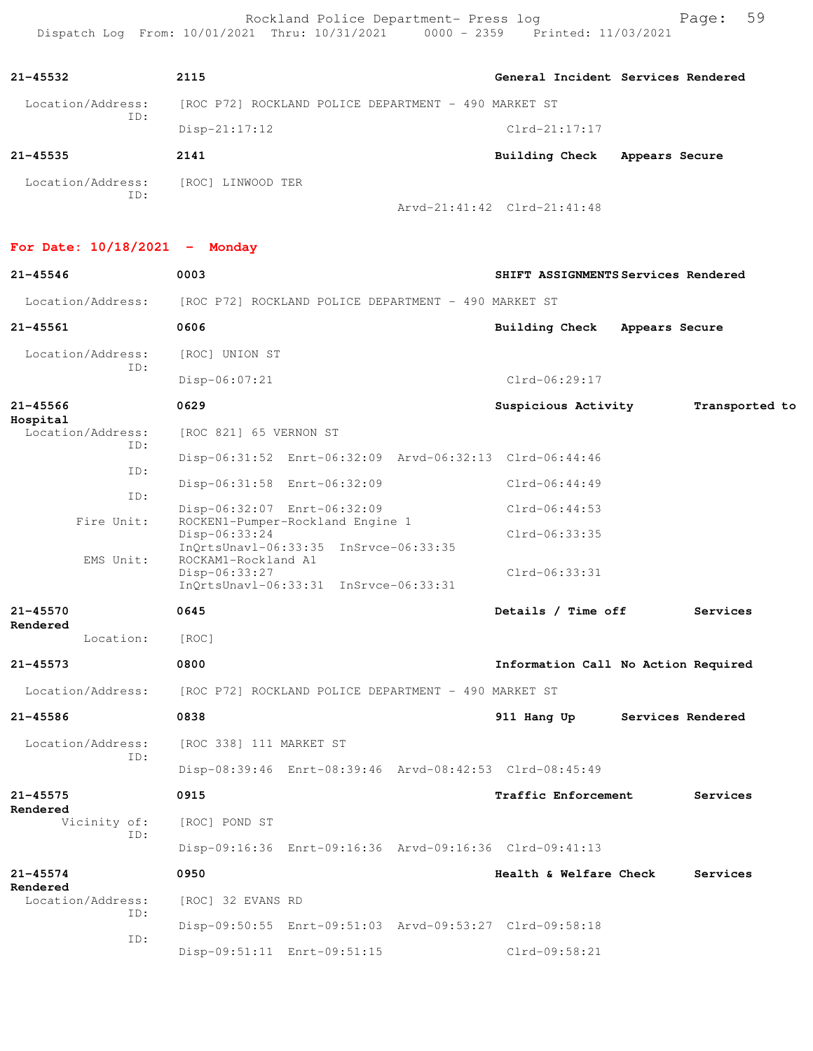| | | | |
|---|---|---|---|
| **21-45532** | **2115** | **General Incident** | **Services Rendered** |
| Location/Address: | [ROC P72] ROCKLAND POLICE DEPARTMENT - 490 MARKET ST | | |
| ID: | Disp-21:17:12 | Clrd-21:17:17 | |
| **21-45535** | **2141** | **Building Check** | **Appears Secure** |
| Location/Address: | [ROC] LINWOOD TER | | |
| ID: | Arvd-21:41:42 | Clrd-21:41:48 | |

## For Date: 10/18/2021 - Monday

| | | | |
|---|---|---|---|
| **21-45546** | **0003** | **SHIFT ASSIGNMENTS** | **Services Rendered** |
| Location/Address: | [ROC P72] ROCKLAND POLICE DEPARTMENT - 490 MARKET ST | | |
| **21-45561** | **0606** | **Building Check** | **Appears Secure** |
| Location/Address: | [ROC] UNION ST | | |
| ID: | Disp-06:07:21 | Clrd-06:29:17 | |
| **21-45566** | **0629** | **Suspicious Activity** | **Transported to Hospital** |
| Location/Address: | [ROC 821] 65 VERNON ST | | |
| ID: | Disp-06:31:52 Enrt-06:32:09 Arvd-06:32:13 | Clrd-06:44:46 | |
| ID: | Disp-06:31:58 Enrt-06:32:09 | Clrd-06:44:49 | |
| ID: | Disp-06:32:07 Enrt-06:32:09 | Clrd-06:44:53 | |
| Fire Unit: | ROCKEN1-Pumper-Rockland Engine 1 Disp-06:33:24 InQrtsUnavl-06:33:35 InSrvce-06:33:35 | Clrd-06:33:35 | |
| EMS Unit: | ROCKAM1-Rockland A1 Disp-06:33:27 InQrtsUnavl-06:33:31 InSrvce-06:33:31 | Clrd-06:33:31 | |
| **21-45570** | **0645** | **Details / Time off** | **Services Rendered** |
| Location: | [ROC] | | |
| **21-45573** | **0800** | **Information Call** | **No Action Required** |
| Location/Address: | [ROC P72] ROCKLAND POLICE DEPARTMENT - 490 MARKET ST | | |
| **21-45586** | **0838** | **911 Hang Up** | **Services Rendered** |
| Location/Address: | [ROC 338] 111 MARKET ST | | |
| ID: | Disp-08:39:46 Enrt-08:39:46 Arvd-08:42:53 | Clrd-08:45:49 | |
| **21-45575** | **0915** | **Traffic Enforcement** | **Services Rendered** |
| Vicinity of: | [ROC] POND ST | | |
| ID: | Disp-09:16:36 Enrt-09:16:36 Arvd-09:16:36 | Clrd-09:41:13 | |
| **21-45574** | **0950** | **Health & Welfare Check** | **Services Rendered** |
| Location/Address: | [ROC] 32 EVANS RD | | |
| ID: | Disp-09:50:55 Enrt-09:51:03 Arvd-09:53:27 | Clrd-09:58:18 | |
| ID: | Disp-09:51:11 Enrt-09:51:15 | Clrd-09:58:21 | |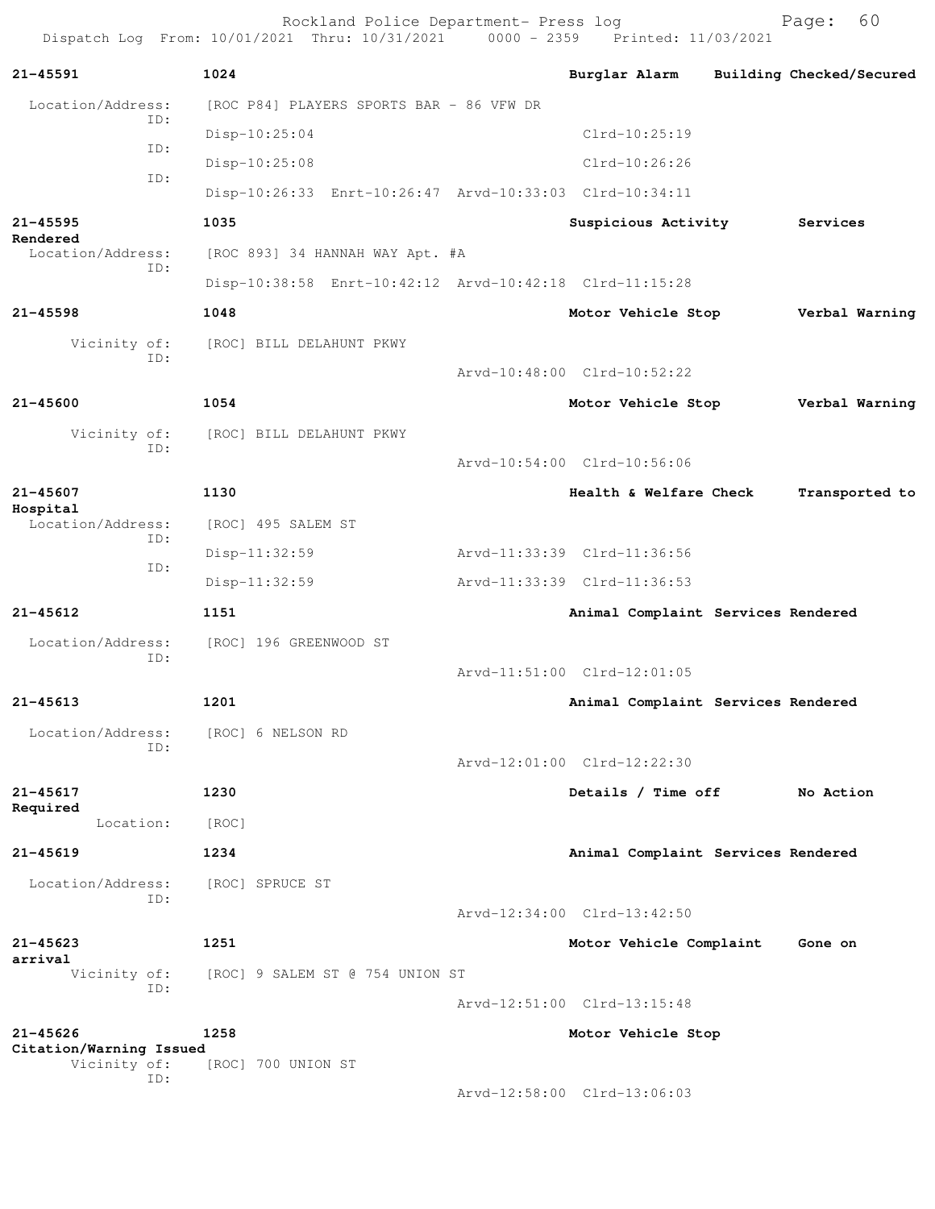Rockland Police Department- Press log
Dispatch Log From: 10/01/2021 Thru: 10/31/2021 0000 - 2359 Printed: 11/03/2021

**21-45591** **1024** **Burglar Alarm** **Building Checked/Secured**

Location/Address: [ROC P84] PLAYERS SPORTS BAR - 86 VFW DR
ID: Disp-10:25:04 Clrd-10:25:19
ID: Disp-10:25:08 Clrd-10:26:26
ID: Disp-10:26:33 Enrt-10:26:47 Arvd-10:33:03 Clrd-10:34:11

**21-45595** **1035** **Suspicious Activity** **Services Rendered**

Location/Address: [ROC 893] 34 HANNAH WAY Apt. #A
ID: Disp-10:38:58 Enrt-10:42:12 Arvd-10:42:18 Clrd-11:15:28

**21-45598** **1048** **Motor Vehicle Stop** **Verbal Warning**

Vicinity of: [ROC] BILL DELAHUNT PKWY
ID: Arvd-10:48:00 Clrd-10:52:22

**21-45600** **1054** **Motor Vehicle Stop** **Verbal Warning**

Vicinity of: [ROC] BILL DELAHUNT PKWY
ID: Arvd-10:54:00 Clrd-10:56:06

**21-45607** **1130** **Health & Welfare Check** **Transported to Hospital**

Location/Address: [ROC] 495 SALEM ST
ID: Disp-11:32:59 Arvd-11:33:39 Clrd-11:36:56
ID: Disp-11:32:59 Arvd-11:33:39 Clrd-11:36:53

**21-45612** **1151** **Animal Complaint** **Services Rendered**

Location/Address: [ROC] 196 GREENWOOD ST
ID: Arvd-11:51:00 Clrd-12:01:05

**21-45613** **1201** **Animal Complaint** **Services Rendered**

Location/Address: [ROC] 6 NELSON RD
ID: Arvd-12:01:00 Clrd-12:22:30

**21-45617** **1230** **Details / Time off** **No Action Required**

Location: [ROC]

**21-45619** **1234** **Animal Complaint** **Services Rendered**

Location/Address: [ROC] SPRUCE ST
ID: Arvd-12:34:00 Clrd-13:42:50

**21-45623** **1251** **Motor Vehicle Complaint** **Gone on arrival**

Vicinity of: [ROC] 9 SALEM ST @ 754 UNION ST
ID: Arvd-12:51:00 Clrd-13:15:48

**21-45626** **1258** **Motor Vehicle Stop** **Citation/Warning Issued**

Vicinity of: [ROC] 700 UNION ST
ID: Arvd-12:58:00 Clrd-13:06:03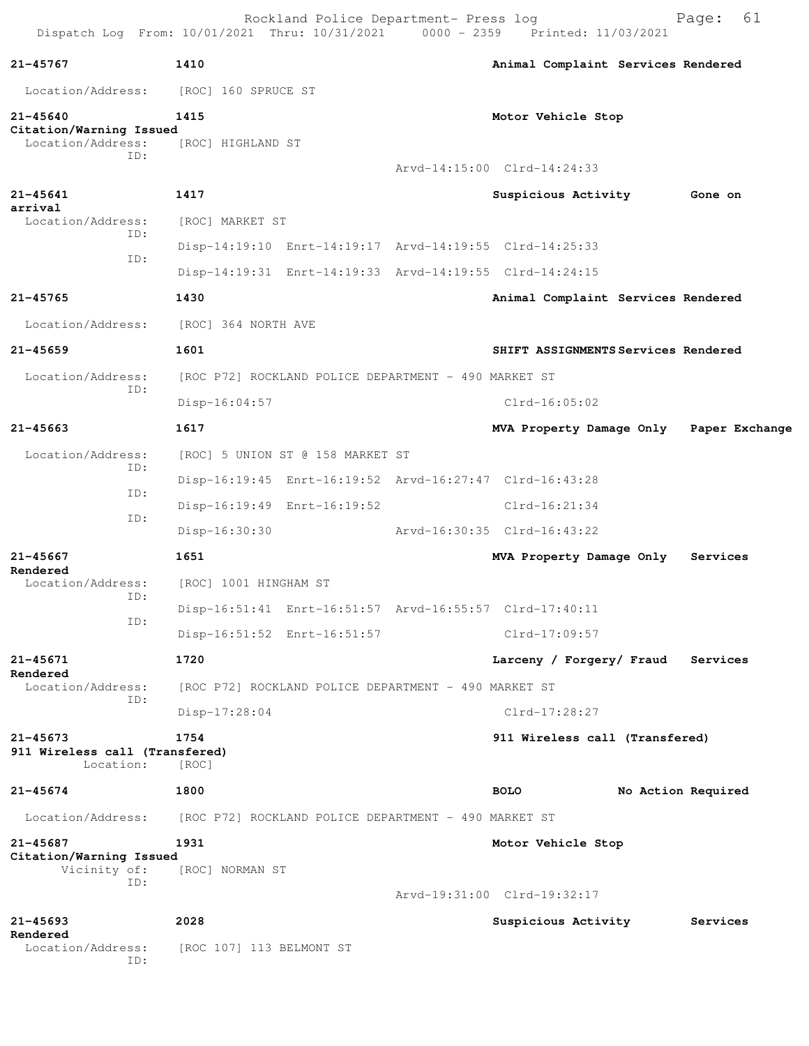**21-45767** 1410 **Animal Complaint Services Rendered**

Location/Address: [ROC] 160 SPRUCE ST

**21-45640** 1415 **Motor Vehicle Stop**
**Citation/Warning Issued**
Location/Address: [ROC] HIGHLAND ST
ID:
Arvd-14:15:00 Clrd-14:24:33

**21-45641** 1417 **Suspicious Activity** Gone on
**arrival**
Location/Address: [ROC] MARKET ST
ID:
Disp-14:19:10 Enrt-14:19:17 Arvd-14:19:55 Clrd-14:25:33
ID:
Disp-14:19:31 Enrt-14:19:33 Arvd-14:19:55 Clrd-14:24:15

**21-45765** 1430 **Animal Complaint Services Rendered**

Location/Address: [ROC] 364 NORTH AVE

**21-45659** 1601 **SHIFT ASSIGNMENTS Services Rendered**

Location/Address: [ROC P72] ROCKLAND POLICE DEPARTMENT - 490 MARKET ST
ID:
Disp-16:04:57 Clrd-16:05:02

**21-45663** 1617 **MVA Property Damage Only Paper Exchange**

Location/Address: [ROC] 5 UNION ST @ 158 MARKET ST
ID:
Disp-16:19:45 Enrt-16:19:52 Arvd-16:27:47 Clrd-16:43:28
ID:
Disp-16:19:49 Enrt-16:19:52 Clrd-16:21:34
ID:
Disp-16:30:30 Arvd-16:30:35 Clrd-16:43:22

**21-45667** 1651 **MVA Property Damage Only** Services
**Rendered**
Location/Address: [ROC] 1001 HINGHAM ST
ID:
Disp-16:51:41 Enrt-16:51:57 Arvd-16:55:57 Clrd-17:40:11
ID:
Disp-16:51:52 Enrt-16:51:57 Clrd-17:09:57

**21-45671** 1720 **Larceny / Forgery/ Fraud** Services
**Rendered**
Location/Address: [ROC P72] ROCKLAND POLICE DEPARTMENT - 490 MARKET ST
ID:
Disp-17:28:04 Clrd-17:28:27

**21-45673** 1754 **911 Wireless call (Transfered)**
**911 Wireless call (Transfered)**
Location: [ROC]

**21-45674** 1800 **BOLO** **No Action Required**

Location/Address: [ROC P72] ROCKLAND POLICE DEPARTMENT - 490 MARKET ST

**21-45687** 1931 **Motor Vehicle Stop**
**Citation/Warning Issued**
Vicinity of: [ROC] NORMAN ST
ID:
Arvd-19:31:00 Clrd-19:32:17

**21-45693** 2028 **Suspicious Activity** Services
**Rendered**
Location/Address: [ROC 107] 113 BELMONT ST
ID: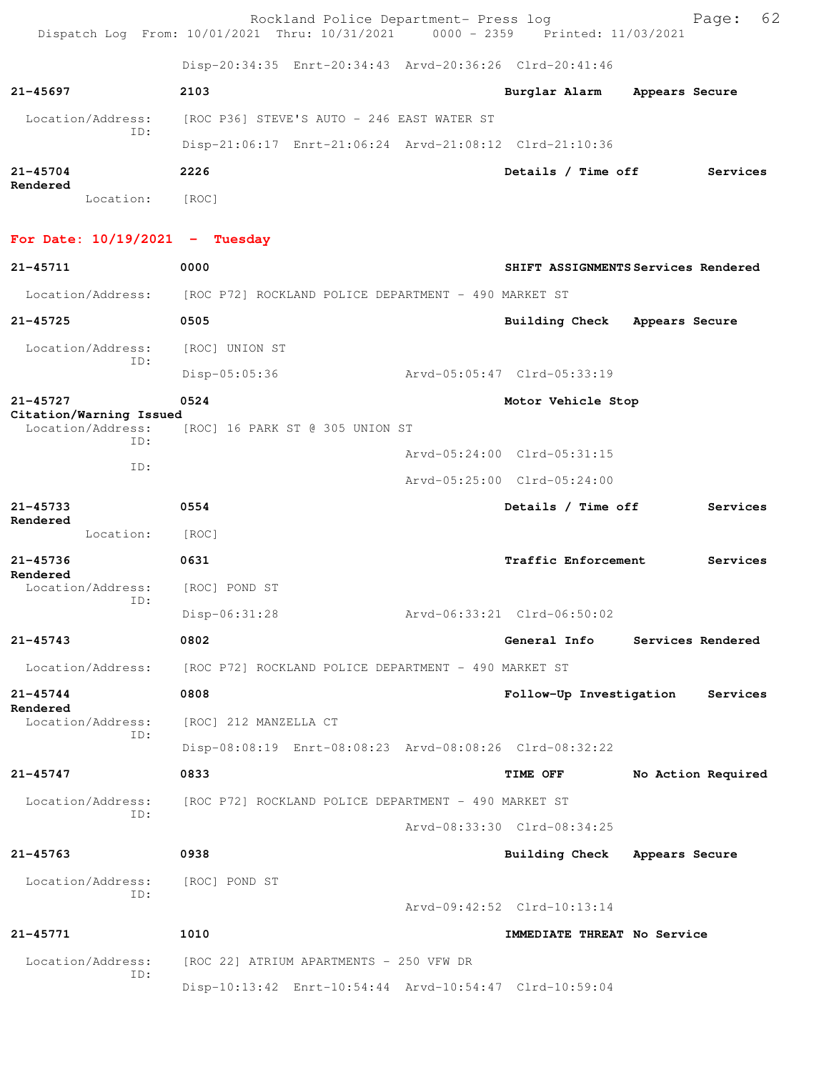Disp-20:34:35 Enrt-20:34:43 Arvd-20:36:26 Clrd-20:41:46

**21-45697** **2103** **Burglar Alarm** **Appears Secure**

Location/Address: [ROC P36] STEVE'S AUTO - 246 EAST WATER ST
ID:
Disp-21:06:17 Enrt-21:06:24 Arvd-21:08:12 Clrd-21:10:36

**21-45704** **2226** **Details / Time off** **Services Rendered**

Location: [ROC]

## For Date: 10/19/2021 - Tuesday

**21-45711** **0000** **SHIFT ASSIGNMENTS** **Services Rendered**

Location/Address: [ROC P72] ROCKLAND POLICE DEPARTMENT - 490 MARKET ST

**21-45725** **0505** **Building Check** **Appears Secure**

Location/Address: [ROC] UNION ST
ID:
Disp-05:05:36 Arvd-05:05:47 Clrd-05:33:19

**21-45727** **0524** **Motor Vehicle Stop** **Citation/Warning Issued**

Location/Address: [ROC] 16 PARK ST @ 305 UNION ST
ID:
Arvd-05:24:00 Clrd-05:31:15
ID:
Arvd-05:25:00 Clrd-05:24:00

**21-45733** **0554** **Details / Time off** **Services Rendered**

Location: [ROC]

**21-45736** **0631** **Traffic Enforcement** **Services Rendered**

Location/Address: [ROC] POND ST
ID:
Disp-06:31:28 Arvd-06:33:21 Clrd-06:50:02

**21-45743** **0802** **General Info** **Services Rendered**

Location/Address: [ROC P72] ROCKLAND POLICE DEPARTMENT - 490 MARKET ST

**21-45744** **0808** **Follow-Up Investigation** **Services Rendered**

Location/Address: [ROC] 212 MANZELLA CT
ID:
Disp-08:08:19 Enrt-08:08:23 Arvd-08:08:26 Clrd-08:32:22

**21-45747** **0833** **TIME OFF** **No Action Required**

Location/Address: [ROC P72] ROCKLAND POLICE DEPARTMENT - 490 MARKET ST
ID:
Arvd-08:33:30 Clrd-08:34:25

**21-45763** **0938** **Building Check** **Appears Secure**

Location/Address: [ROC] POND ST
ID:
Arvd-09:42:52 Clrd-10:13:14

**21-45771** **1010** **IMMEDIATE THREAT** **No Service**

Location/Address: [ROC 22] ATRIUM APARTMENTS - 250 VFW DR
ID:
Disp-10:13:42 Enrt-10:54:44 Arvd-10:54:47 Clrd-10:59:04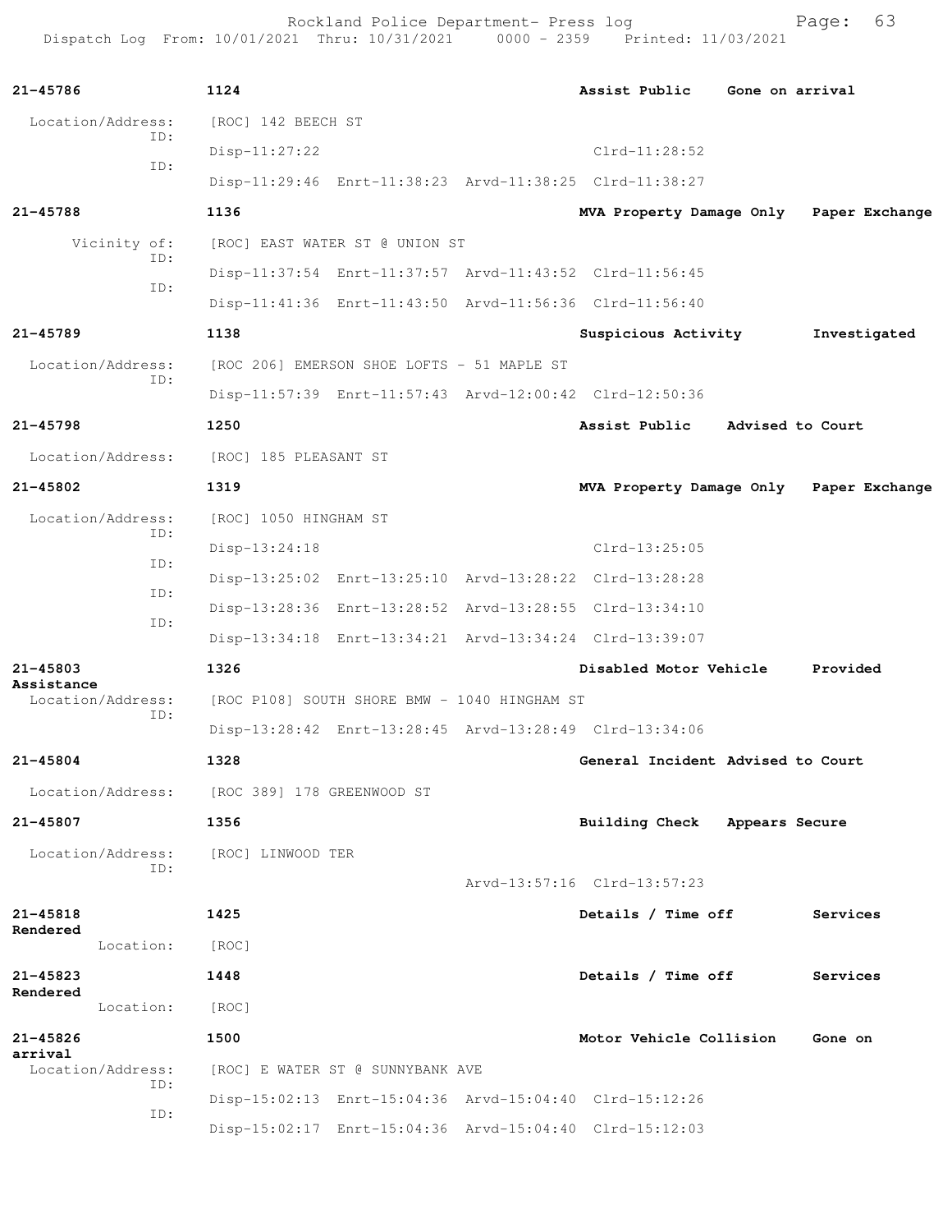| Call # | Time | Call Type | Disposition |
|---|---|---|---|
| 21-45786 | 1124 | Assist Public | Gone on arrival |

Location/Address: [ROC] 142 BEECH ST
ID: Disp-11:27:22 Clrd-11:28:52
ID: Disp-11:29:46 Enrt-11:38:23 Arvd-11:38:25 Clrd-11:38:27

| Call # | Time | Call Type | Disposition |
|---|---|---|---|
| 21-45788 | 1136 | MVA Property Damage Only | Paper Exchange |

Vicinity of: [ROC] EAST WATER ST @ UNION ST
ID: Disp-11:37:54 Enrt-11:37:57 Arvd-11:43:52 Clrd-11:56:45
ID: Disp-11:41:36 Enrt-11:43:50 Arvd-11:56:36 Clrd-11:56:40

| Call # | Time | Call Type | Disposition |
|---|---|---|---|
| 21-45789 | 1138 | Suspicious Activity | Investigated |

Location/Address: [ROC 206] EMERSON SHOE LOFTS - 51 MAPLE ST
ID: Disp-11:57:39 Enrt-11:57:43 Arvd-12:00:42 Clrd-12:50:36

| Call # | Time | Call Type | Disposition |
|---|---|---|---|
| 21-45798 | 1250 | Assist Public | Advised to Court |

Location/Address: [ROC] 185 PLEASANT ST

| Call # | Time | Call Type | Disposition |
|---|---|---|---|
| 21-45802 | 1319 | MVA Property Damage Only | Paper Exchange |

Location/Address: [ROC] 1050 HINGHAM ST
ID: Disp-13:24:18 Clrd-13:25:05
ID: Disp-13:25:02 Enrt-13:25:10 Arvd-13:28:22 Clrd-13:28:28
ID: Disp-13:28:36 Enrt-13:28:52 Arvd-13:28:55 Clrd-13:34:10
ID: Disp-13:34:18 Enrt-13:34:21 Arvd-13:34:24 Clrd-13:39:07

| Call # | Time | Call Type | Disposition |
|---|---|---|---|
| 21-45803 | 1326 | Disabled Motor Vehicle | Provided Assistance |

Location/Address: [ROC P108] SOUTH SHORE BMW - 1040 HINGHAM ST
ID: Disp-13:28:42 Enrt-13:28:45 Arvd-13:28:49 Clrd-13:34:06

| Call # | Time | Call Type | Disposition |
|---|---|---|---|
| 21-45804 | 1328 | General Incident | Advised to Court |

Location/Address: [ROC 389] 178 GREENWOOD ST

| Call # | Time | Call Type | Disposition |
|---|---|---|---|
| 21-45807 | 1356 | Building Check | Appears Secure |

Location/Address: [ROC] LINWOOD TER
ID: Arvd-13:57:16 Clrd-13:57:23

| Call # | Time | Call Type | Disposition |
|---|---|---|---|
| 21-45818 | 1425 | Details / Time off | Services Rendered |

Location: [ROC]

| Call # | Time | Call Type | Disposition |
|---|---|---|---|
| 21-45823 | 1448 | Details / Time off | Services Rendered |

Location: [ROC]

| Call # | Time | Call Type | Disposition |
|---|---|---|---|
| 21-45826 | 1500 | Motor Vehicle Collision | Gone on arrival |

Location/Address: [ROC] E WATER ST @ SUNNYBANK AVE
ID: Disp-15:02:13 Enrt-15:04:36 Arvd-15:04:40 Clrd-15:12:26
ID: Disp-15:02:17 Enrt-15:04:36 Arvd-15:04:40 Clrd-15:12:03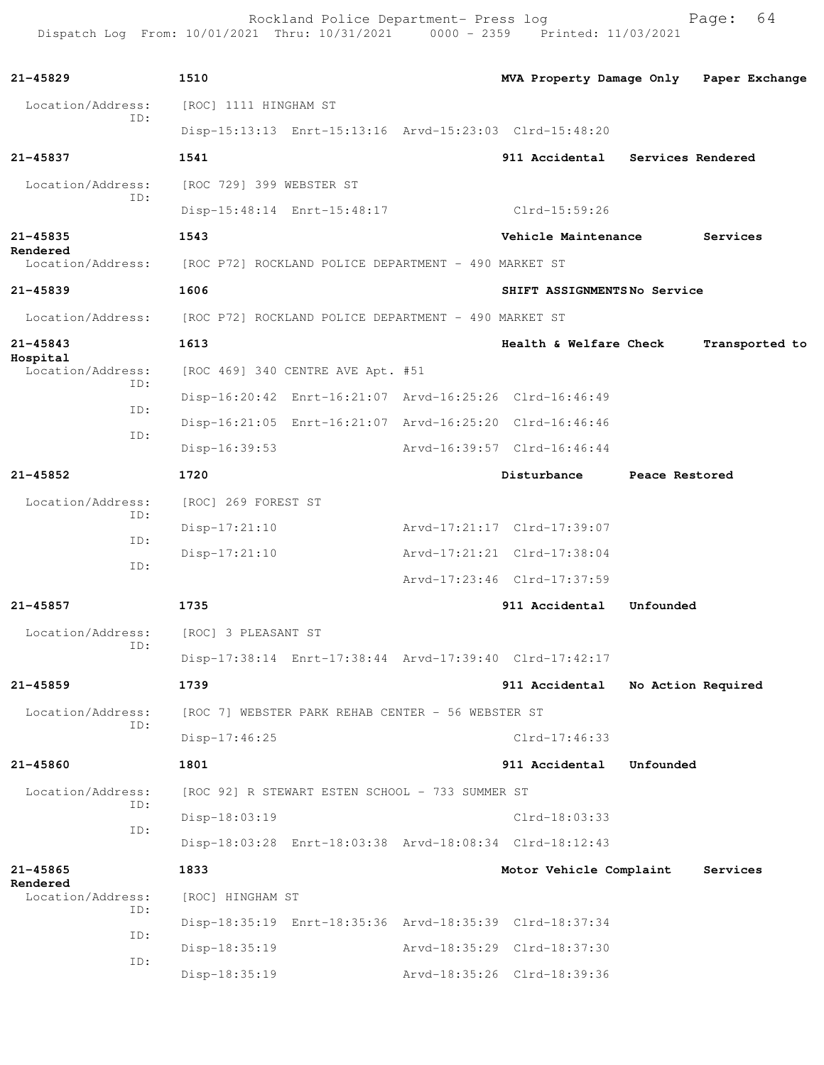**21-45829** **1510** **MVA Property Damage Only** **Paper Exchange**

Location/Address: [ROC] 1111 HINGHAM ST

ID: Disp-15:13:13 Enrt-15:13:16 Arvd-15:23:03 Clrd-15:48:20

**21-45837** **1541** **911 Accidental** **Services Rendered**

Location/Address: [ROC 729] 399 WEBSTER ST

ID: Disp-15:48:14 Enrt-15:48:17 Clrd-15:59:26

**21-45835** **1543** **Vehicle Maintenance** **Services Rendered**

Location/Address: [ROC P72] ROCKLAND POLICE DEPARTMENT - 490 MARKET ST

**21-45839** **1606** **SHIFT ASSIGNMENTS** **No Service**

Location/Address: [ROC P72] ROCKLAND POLICE DEPARTMENT - 490 MARKET ST

**21-45843** **1613** **Health & Welfare Check** **Transported to Hospital**

Location/Address: [ROC 469] 340 CENTRE AVE Apt. #51

ID: Disp-16:20:42 Enrt-16:21:07 Arvd-16:25:26 Clrd-16:46:49

ID: Disp-16:21:05 Enrt-16:21:07 Arvd-16:25:20 Clrd-16:46:46

ID: Disp-16:39:53 Arvd-16:39:57 Clrd-16:46:44

**21-45852** **1720** **Disturbance** **Peace Restored**

Location/Address: [ROC] 269 FOREST ST

ID: Disp-17:21:10 Arvd-17:21:17 Clrd-17:39:07

ID: Disp-17:21:10 Arvd-17:21:21 Clrd-17:38:04

ID: Arvd-17:23:46 Clrd-17:37:59

**21-45857** **1735** **911 Accidental** **Unfounded**

Location/Address: [ROC] 3 PLEASANT ST

ID: Disp-17:38:14 Enrt-17:38:44 Arvd-17:39:40 Clrd-17:42:17

**21-45859** **1739** **911 Accidental** **No Action Required**

Location/Address: [ROC 7] WEBSTER PARK REHAB CENTER - 56 WEBSTER ST

ID: Disp-17:46:25 Clrd-17:46:33

**21-45860** **1801** **911 Accidental** **Unfounded**

Location/Address: [ROC 92] R STEWART ESTEN SCHOOL - 733 SUMMER ST

ID: Disp-18:03:19 Clrd-18:03:33

ID: Disp-18:03:28 Enrt-18:03:38 Arvd-18:08:34 Clrd-18:12:43

**21-45865** **1833** **Motor Vehicle Complaint** **Services Rendered**

Location/Address: [ROC] HINGHAM ST

ID: Disp-18:35:19 Enrt-18:35:36 Arvd-18:35:39 Clrd-18:37:34

ID: Disp-18:35:19 Arvd-18:35:29 Clrd-18:37:30

ID: Disp-18:35:19 Arvd-18:35:26 Clrd-18:39:36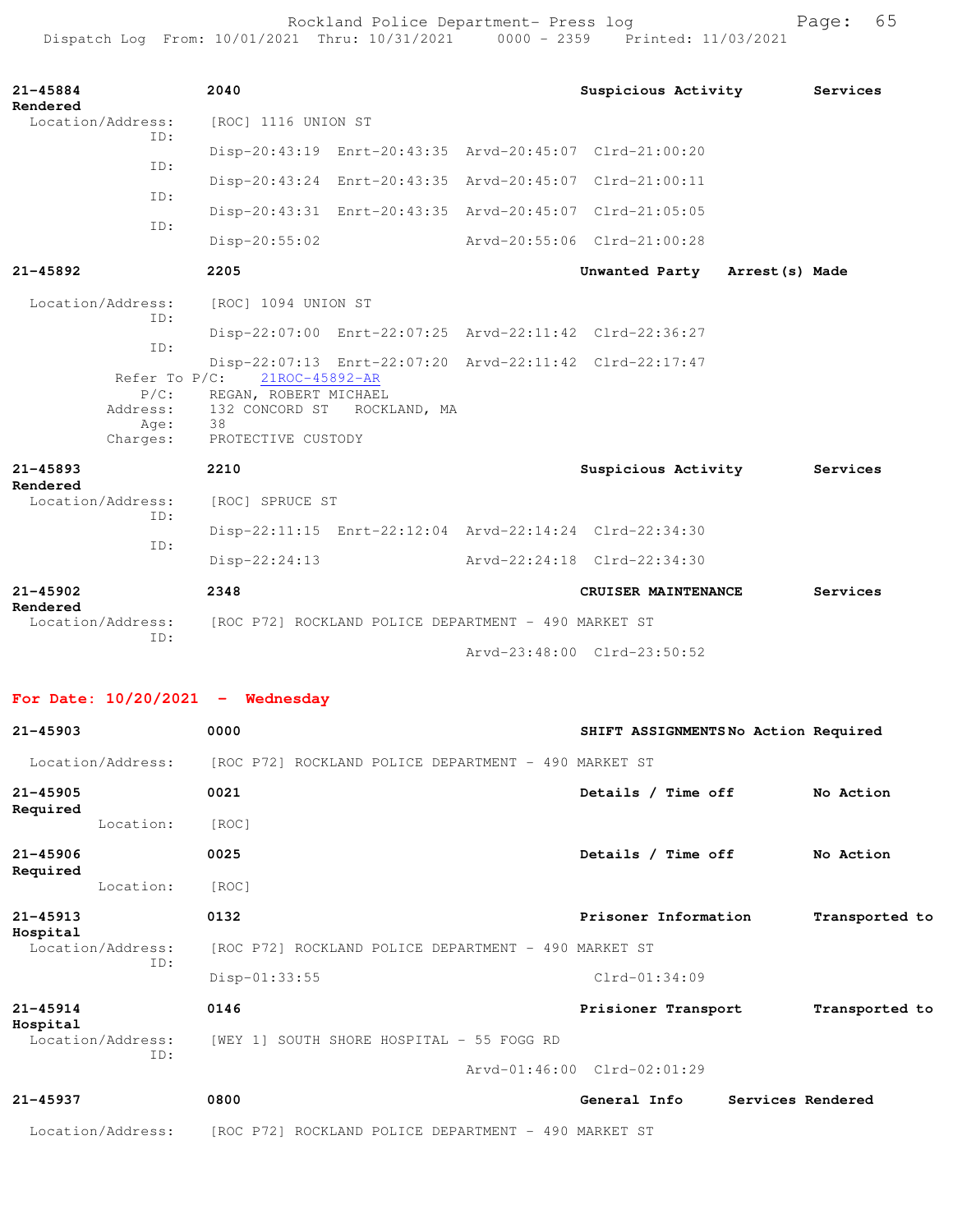**21-45884** 2040 Suspicious Activity Services Rendered

Location/Address: [ROC] 1116 UNION ST

ID: Disp-20:43:19 Enrt-20:43:35 Arvd-20:45:07 Clrd-21:00:20

ID: Disp-20:43:24 Enrt-20:43:35 Arvd-20:45:07 Clrd-21:00:11

ID: Disp-20:43:31 Enrt-20:43:35 Arvd-20:45:07 Clrd-21:05:05

ID: Disp-20:55:02 Arvd-20:55:06 Clrd-21:00:28

**21-45892** 2205 Unwanted Party Arrest(s) Made

Location/Address: [ROC] 1094 UNION ST

ID: Disp-22:07:00 Enrt-22:07:25 Arvd-22:11:42 Clrd-22:36:27

ID: Disp-22:07:13 Enrt-22:07:20 Arvd-22:11:42 Clrd-22:17:47

Refer To P/C: 21ROC-45892-AR

P/C: REGAN, ROBERT MICHAEL

Address: 132 CONCORD ST ROCKLAND, MA

Age: 38

Charges: PROTECTIVE CUSTODY

**21-45893** 2210 Suspicious Activity Services Rendered

Location/Address: [ROC] SPRUCE ST

ID: Disp-22:11:15 Enrt-22:12:04 Arvd-22:14:24 Clrd-22:34:30

ID: Disp-22:24:13 Arvd-22:24:18 Clrd-22:34:30

**21-45902** 2348 CRUISER MAINTENANCE Services Rendered

Location/Address: [ROC P72] ROCKLAND POLICE DEPARTMENT - 490 MARKET ST

ID: Arvd-23:48:00 Clrd-23:50:52

## For Date: 10/20/2021 - Wednesday

**21-45903** 0000 SHIFT ASSIGNMENTS No Action Required

Location/Address: [ROC P72] ROCKLAND POLICE DEPARTMENT - 490 MARKET ST

**21-45905** 0021 Details / Time off No Action Required

Location: [ROC]

**21-45906** 0025 Details / Time off No Action Required

Location: [ROC]

**21-45913** 0132 Prisoner Information Transported to Hospital

Location/Address: [ROC P72] ROCKLAND POLICE DEPARTMENT - 490 MARKET ST

ID: Disp-01:33:55 Clrd-01:34:09

**21-45914** 0146 Prisioner Transport Transported to Hospital

Location/Address: [WEY 1] SOUTH SHORE HOSPITAL - 55 FOGG RD

ID: Arvd-01:46:00 Clrd-02:01:29

**21-45937** 0800 General Info Services Rendered

Location/Address: [ROC P72] ROCKLAND POLICE DEPARTMENT - 490 MARKET ST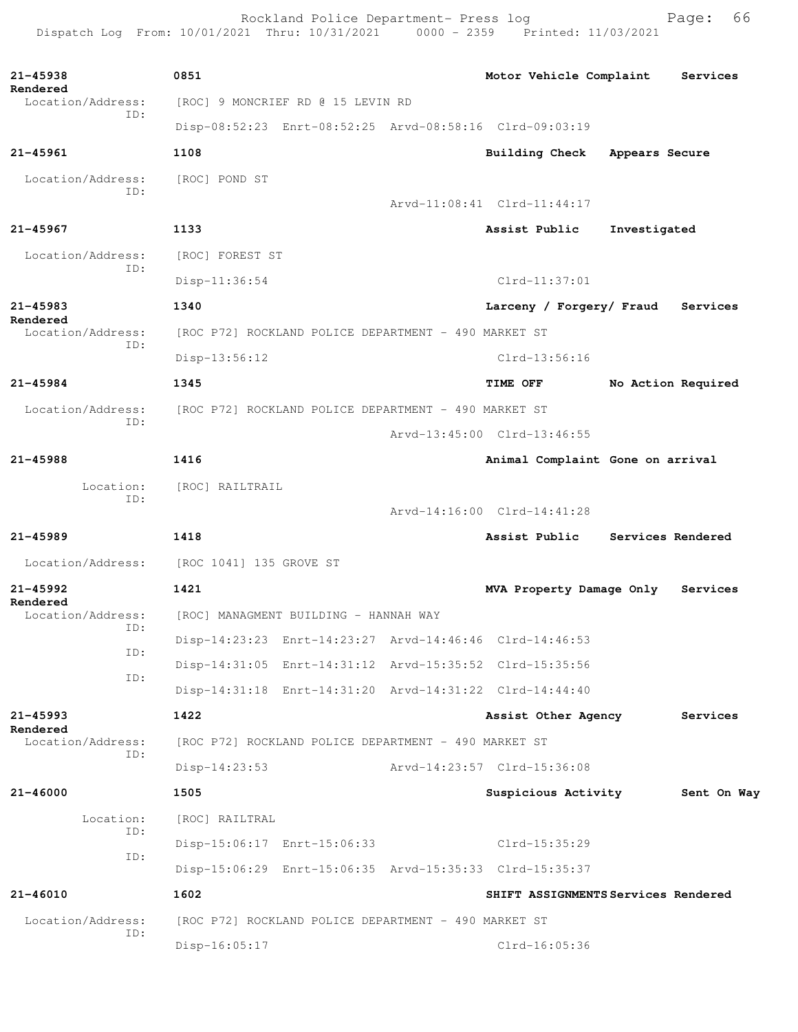**21-45938** | 0851 | **Motor Vehicle Complaint** | **Services Rendered**

Location/Address: [ROC] 9 MONCRIEF RD @ 15 LEVIN RD
ID: Disp-08:52:23 Enrt-08:52:25 Arvd-08:58:16 Clrd-09:03:19

**21-45961** | 1108 | **Building Check** | **Appears Secure**

Location/Address: [ROC] POND ST
ID: Arvd-11:08:41 Clrd-11:44:17

**21-45967** | 1133 | **Assist Public** | **Investigated**

Location/Address: [ROC] FOREST ST
ID: Disp-11:36:54 Clrd-11:37:01

**21-45983** | 1340 | **Larceny / Forgery/ Fraud** | **Services Rendered**

Location/Address: [ROC P72] ROCKLAND POLICE DEPARTMENT - 490 MARKET ST
ID: Disp-13:56:12 Clrd-13:56:16

**21-45984** | 1345 | **TIME OFF** | **No Action Required**

Location/Address: [ROC P72] ROCKLAND POLICE DEPARTMENT - 490 MARKET ST
ID: Arvd-13:45:00 Clrd-13:46:55

**21-45988** | 1416 | **Animal Complaint** | **Gone on arrival**

Location: [ROC] RAILTRAIL
ID: Arvd-14:16:00 Clrd-14:41:28

**21-45989** | 1418 | **Assist Public** | **Services Rendered**

Location/Address: [ROC 1041] 135 GROVE ST

**21-45992** | 1421 | **MVA Property Damage Only** | **Services Rendered**

Location/Address: [ROC] MANAGMENT BUILDING - HANNAH WAY
ID: Disp-14:23:23 Enrt-14:23:27 Arvd-14:46:46 Clrd-14:46:53
ID: Disp-14:31:05 Enrt-14:31:12 Arvd-15:35:52 Clrd-15:35:56
ID: Disp-14:31:18 Enrt-14:31:20 Arvd-14:31:22 Clrd-14:44:40

**21-45993** | 1422 | **Assist Other Agency** | **Services Rendered**

Location/Address: [ROC P72] ROCKLAND POLICE DEPARTMENT - 490 MARKET ST
ID: Disp-14:23:53 Arvd-14:23:57 Clrd-15:36:08

**21-46000** | 1505 | **Suspicious Activity** | **Sent On Way**

Location: [ROC] RAILTRAL
ID: Disp-15:06:17 Enrt-15:06:33 Clrd-15:35:29
ID: Disp-15:06:29 Enrt-15:06:35 Arvd-15:35:33 Clrd-15:35:37

**21-46010** | 1602 | **SHIFT ASSIGNMENTS** | **Services Rendered**

Location/Address: [ROC P72] ROCKLAND POLICE DEPARTMENT - 490 MARKET ST
ID: Disp-16:05:17 Clrd-16:05:36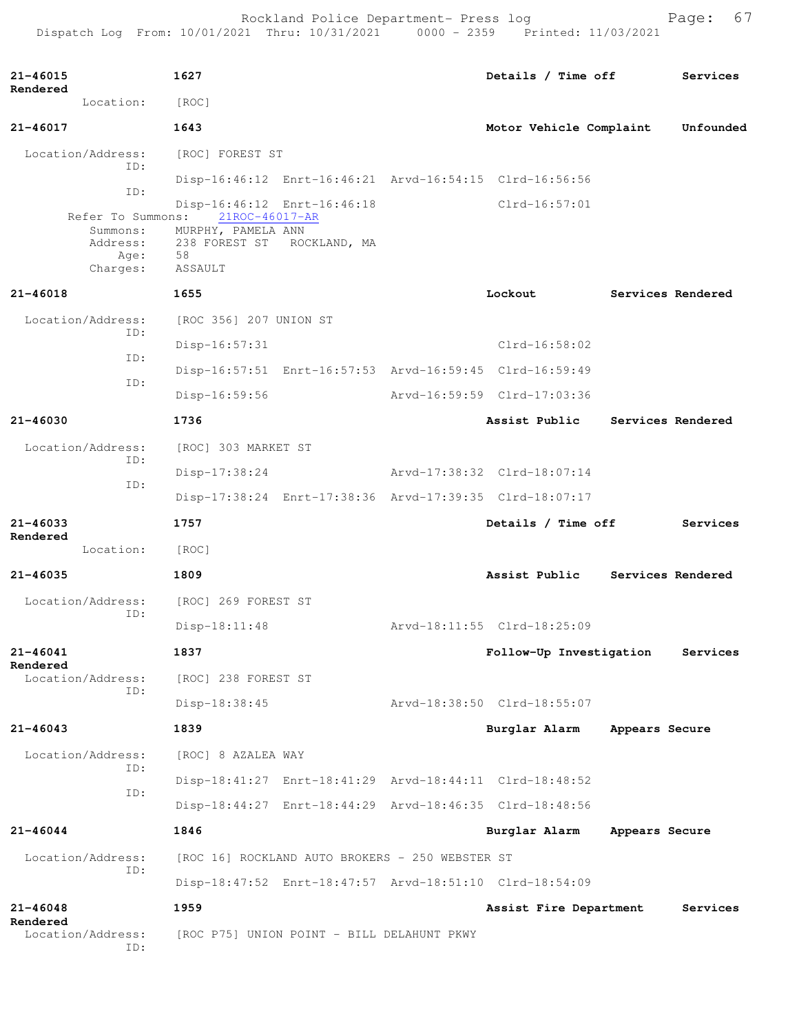**21-46015** 1627 Details / Time off Services Rendered

Location: [ROC]

**21-46017** 1643 Motor Vehicle Complaint Unfounded

Location/Address: [ROC] FOREST ST

ID:
Disp-16:46:12 Enrt-16:46:21 Arvd-16:54:15 Clrd-16:56:56

ID:
Disp-16:46:12 Enrt-16:46:18 Clrd-16:57:01

Refer To Summons: 21ROC-46017-AR

Summons: MURPHY, PAMELA ANN
Address: 238 FOREST ST ROCKLAND, MA
Age: 58
Charges: ASSAULT

**21-46018** 1655 Lockout Services Rendered

Location/Address: [ROC 356] 207 UNION ST

ID:
Disp-16:57:31 Clrd-16:58:02

ID:
Disp-16:57:51 Enrt-16:57:53 Arvd-16:59:45 Clrd-16:59:49

ID:
Disp-16:59:56 Arvd-16:59:59 Clrd-17:03:36

**21-46030** 1736 Assist Public Services Rendered

Location/Address: [ROC] 303 MARKET ST

ID:
Disp-17:38:24 Arvd-17:38:32 Clrd-18:07:14

ID:
Disp-17:38:24 Enrt-17:38:36 Arvd-17:39:35 Clrd-18:07:17

**21-46033** 1757 Details / Time off Services Rendered

Location: [ROC]

**21-46035** 1809 Assist Public Services Rendered

Location/Address: [ROC] 269 FOREST ST

ID:
Disp-18:11:48 Arvd-18:11:55 Clrd-18:25:09

**21-46041** 1837 Follow-Up Investigation Services Rendered

Location/Address: [ROC] 238 FOREST ST

ID:
Disp-18:38:45 Arvd-18:38:50 Clrd-18:55:07

**21-46043** 1839 Burglar Alarm Appears Secure

Location/Address: [ROC] 8 AZALEA WAY

ID:
Disp-18:41:27 Enrt-18:41:29 Arvd-18:44:11 Clrd-18:48:52

ID:
Disp-18:44:27 Enrt-18:44:29 Arvd-18:46:35 Clrd-18:48:56

**21-46044** 1846 Burglar Alarm Appears Secure

Location/Address: [ROC 16] ROCKLAND AUTO BROKERS - 250 WEBSTER ST

ID:
Disp-18:47:52 Enrt-18:47:57 Arvd-18:51:10 Clrd-18:54:09

**21-46048** 1959 Assist Fire Department Services Rendered

Location/Address: [ROC P75] UNION POINT - BILL DELAHUNT PKWY

ID: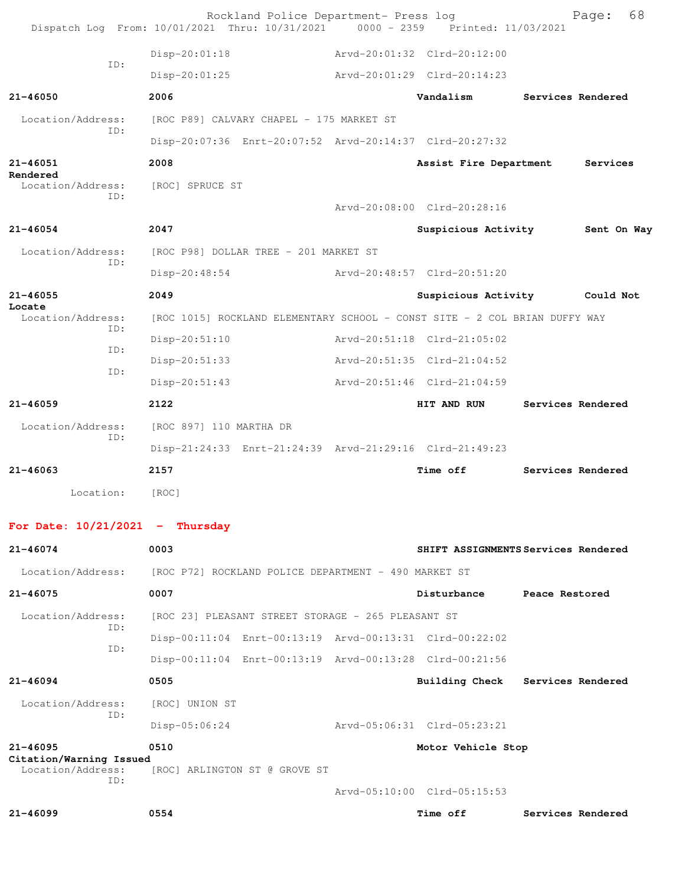Disp-20:01:18 Arvd-20:01:32 Clrd-20:12:00
ID:
Disp-20:01:25 Arvd-20:01:29 Clrd-20:14:23

**21-46050** **2006** **Vandalism** **Services Rendered**

Location/Address: [ROC P89] CALVARY CHAPEL - 175 MARKET ST
ID:
Disp-20:07:36 Enrt-20:07:52 Arvd-20:14:37 Clrd-20:27:32

**21-46051** **2008** **Assist Fire Department** **Services Rendered**

Location/Address: [ROC] SPRUCE ST
ID:
Arvd-20:08:00 Clrd-20:28:16

**21-46054** **2047** **Suspicious Activity** **Sent On Way**

Location/Address: [ROC P98] DOLLAR TREE - 201 MARKET ST
ID:
Disp-20:48:54 Arvd-20:48:57 Clrd-20:51:20

**21-46055** **2049** **Suspicious Activity** **Could Not Locate**

Location/Address: [ROC 1015] ROCKLAND ELEMENTARY SCHOOL - CONST SITE - 2 COL BRIAN DUFFY WAY
ID:
Disp-20:51:10 Arvd-20:51:18 Clrd-21:05:02
ID:
Disp-20:51:33 Arvd-20:51:35 Clrd-21:04:52
ID:
Disp-20:51:43 Arvd-20:51:46 Clrd-21:04:59

**21-46059** **2122** **HIT AND RUN** **Services Rendered**

Location/Address: [ROC 897] 110 MARTHA DR
ID:
Disp-21:24:33 Enrt-21:24:39 Arvd-21:29:16 Clrd-21:49:23

**21-46063** **2157** **Time off** **Services Rendered**

Location: [ROC]

## For Date: 10/21/2021 - Thursday

**21-46074** **0003** **SHIFT ASSIGNMENTS** **Services Rendered**

Location/Address: [ROC P72] ROCKLAND POLICE DEPARTMENT - 490 MARKET ST

**21-46075** **0007** **Disturbance** **Peace Restored**

Location/Address: [ROC 23] PLEASANT STREET STORAGE - 265 PLEASANT ST
ID:
Disp-00:11:04 Enrt-00:13:19 Arvd-00:13:31 Clrd-00:22:02
ID:
Disp-00:11:04 Enrt-00:13:19 Arvd-00:13:28 Clrd-00:21:56

**21-46094** **0505** **Building Check** **Services Rendered**

Location/Address: [ROC] UNION ST
ID:
Disp-05:06:24 Arvd-05:06:31 Clrd-05:23:21

**21-46095** **0510** **Motor Vehicle Stop** **Citation/Warning Issued**

Location/Address: [ROC] ARLINGTON ST @ GROVE ST
ID:
Arvd-05:10:00 Clrd-05:15:53

**21-46099** **0554** **Time off** **Services Rendered**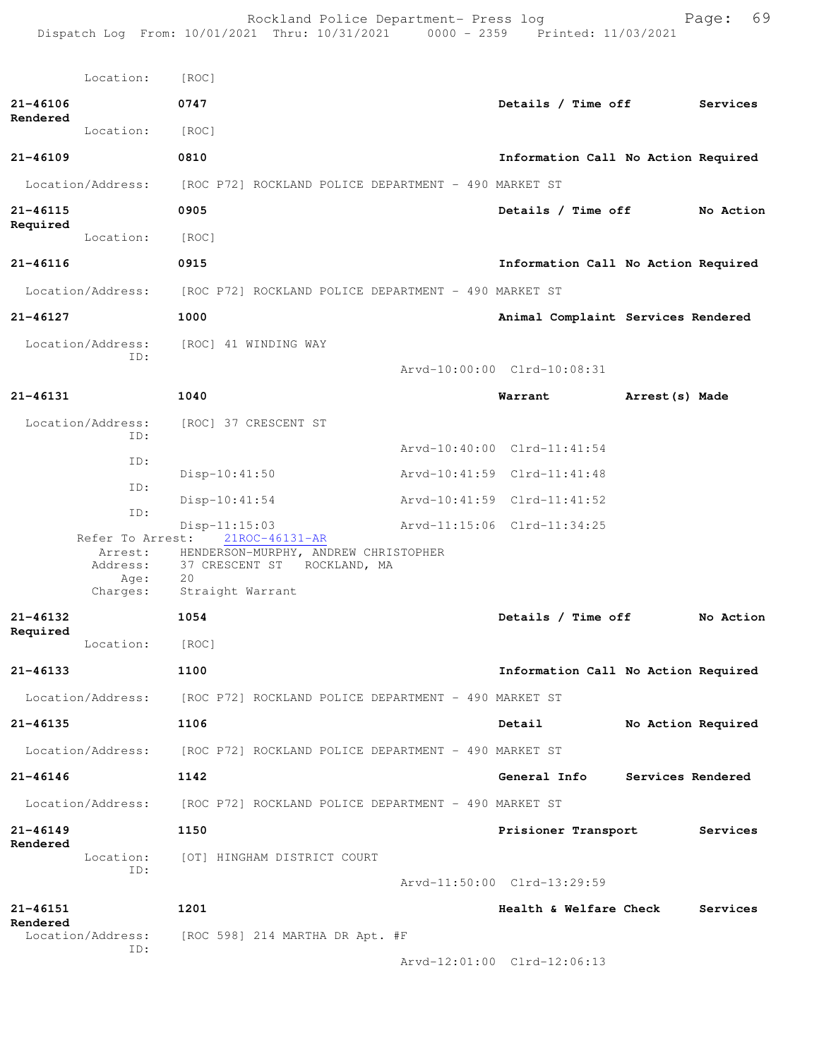Location: [ROC]

**21-46106** 0747 Details / Time off Services Rendered
Location: [ROC]

**21-46109** 0810 Information Call No Action Required
Location/Address: [ROC P72] ROCKLAND POLICE DEPARTMENT - 490 MARKET ST

**21-46115** 0905 Details / Time off No Action Required
Location: [ROC]

**21-46116** 0915 Information Call No Action Required
Location/Address: [ROC P72] ROCKLAND POLICE DEPARTMENT - 490 MARKET ST

**21-46127** 1000 Animal Complaint Services Rendered
Location/Address: [ROC] 41 WINDING WAY
ID:
Arvd-10:00:00 Clrd-10:08:31

**21-46131** 1040 Warrant Arrest(s) Made
Location/Address: [ROC] 37 CRESCENT ST
ID:
Arvd-10:40:00 Clrd-11:41:54
ID:
Disp-10:41:50 Arvd-10:41:59 Clrd-11:41:48
ID:
Disp-10:41:54 Arvd-10:41:59 Clrd-11:41:52
ID:
Disp-11:15:03 Arvd-11:15:06 Clrd-11:34:25
Refer To Arrest: 21ROC-46131-AR
Arrest: HENDERSON-MURPHY, ANDREW CHRISTOPHER
Address: 37 CRESCENT ST ROCKLAND, MA
Age: 20
Charges: Straight Warrant

**21-46132** 1054 Details / Time off No Action Required
Location: [ROC]

**21-46133** 1100 Information Call No Action Required
Location/Address: [ROC P72] ROCKLAND POLICE DEPARTMENT - 490 MARKET ST

**21-46135** 1106 Detail No Action Required
Location/Address: [ROC P72] ROCKLAND POLICE DEPARTMENT - 490 MARKET ST

**21-46146** 1142 General Info Services Rendered
Location/Address: [ROC P72] ROCKLAND POLICE DEPARTMENT - 490 MARKET ST

**21-46149** 1150 Prisioner Transport Services Rendered
Location: [OT] HINGHAM DISTRICT COURT
ID:
Arvd-11:50:00 Clrd-13:29:59

**21-46151** 1201 Health & Welfare Check Services Rendered
Location/Address: [ROC 598] 214 MARTHA DR Apt. #F
ID:
Arvd-12:01:00 Clrd-12:06:13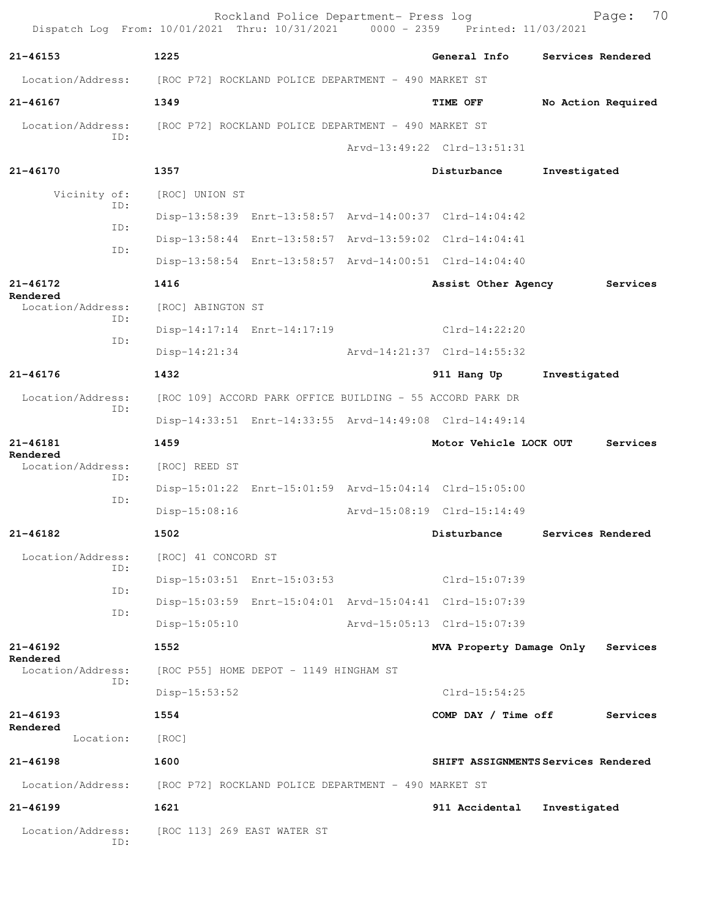Rockland Police Department- Press log
Dispatch Log From: 10/01/2021 Thru: 10/31/2021 0000 - 2359 Printed: 11/03/2021

**21-46153** 1225 General Info Services Rendered

Location/Address: [ROC P72] ROCKLAND POLICE DEPARTMENT - 490 MARKET ST

**21-46167** 1349 TIME OFF No Action Required

Location/Address: [ROC P72] ROCKLAND POLICE DEPARTMENT - 490 MARKET ST
ID:
Arvd-13:49:22 Clrd-13:51:31

**21-46170** 1357 Disturbance Investigated

Vicinity of: [ROC] UNION ST
ID:
Disp-13:58:39 Enrt-13:58:57 Arvd-14:00:37 Clrd-14:04:42
ID:
Disp-13:58:44 Enrt-13:58:57 Arvd-13:59:02 Clrd-14:04:41
ID:
Disp-13:58:54 Enrt-13:58:57 Arvd-14:00:51 Clrd-14:04:40

**21-46172** 1416 Assist Other Agency Services Rendered

Location/Address: [ROC] ABINGTON ST
ID:
Disp-14:17:14 Enrt-14:17:19 Clrd-14:22:20
ID:
Disp-14:21:34 Arvd-14:21:37 Clrd-14:55:32

**21-46176** 1432 911 Hang Up Investigated

Location/Address: [ROC 109] ACCORD PARK OFFICE BUILDING - 55 ACCORD PARK DR
ID:
Disp-14:33:51 Enrt-14:33:55 Arvd-14:49:08 Clrd-14:49:14

**21-46181** 1459 Motor Vehicle LOCK OUT Services Rendered

Location/Address: [ROC] REED ST
ID:
Disp-15:01:22 Enrt-15:01:59 Arvd-15:04:14 Clrd-15:05:00
ID:
Disp-15:08:16 Arvd-15:08:19 Clrd-15:14:49

**21-46182** 1502 Disturbance Services Rendered

Location/Address: [ROC] 41 CONCORD ST
ID:
Disp-15:03:51 Enrt-15:03:53 Clrd-15:07:39
ID:
Disp-15:03:59 Enrt-15:04:01 Arvd-15:04:41 Clrd-15:07:39
ID:
Disp-15:05:10 Arvd-15:05:13 Clrd-15:07:39

**21-46192** 1552 MVA Property Damage Only Services Rendered

Location/Address: [ROC P55] HOME DEPOT - 1149 HINGHAM ST
ID:
Disp-15:53:52 Clrd-15:54:25

**21-46193** 1554 COMP DAY / Time off Services Rendered

Location: [ROC]

**21-46198** 1600 SHIFT ASSIGNMENTS Services Rendered

Location/Address: [ROC P72] ROCKLAND POLICE DEPARTMENT - 490 MARKET ST

**21-46199** 1621 911 Accidental Investigated

Location/Address: [ROC 113] 269 EAST WATER ST
ID: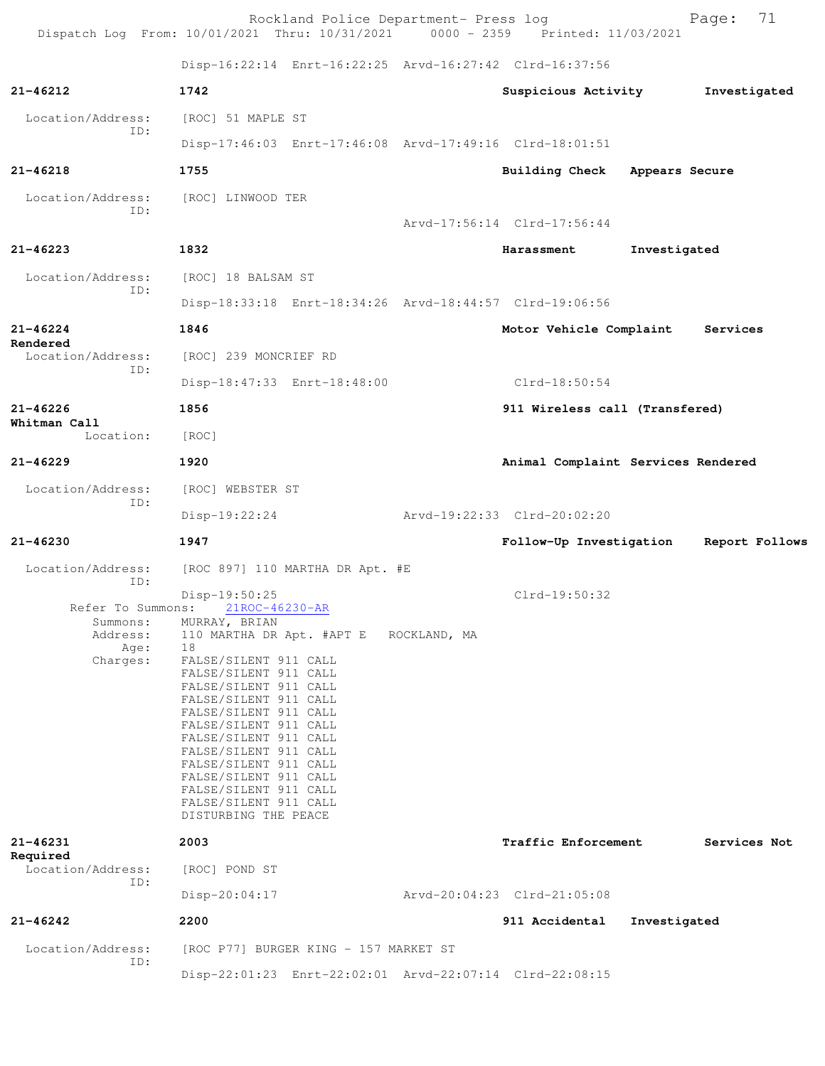Disp-16:22:14 Enrt-16:22:25 Arvd-16:27:42 Clrd-16:37:56

**21-46212** **1742** **Suspicious Activity** **Investigated**

Location/Address: [ROC] 51 MAPLE ST
ID:
Disp-17:46:03 Enrt-17:46:08 Arvd-17:49:16 Clrd-18:01:51

**21-46218** **1755** **Building Check** **Appears Secure**

Location/Address: [ROC] LINWOOD TER
ID:
Arvd-17:56:14 Clrd-17:56:44

**21-46223** **1832** **Harassment** **Investigated**

Location/Address: [ROC] 18 BALSAM ST
ID:
Disp-18:33:18 Enrt-18:34:26 Arvd-18:44:57 Clrd-19:06:56

**21-46224** **1846** **Motor Vehicle Complaint** **Services Rendered**

Location/Address: [ROC] 239 MONCRIEF RD
ID:
Disp-18:47:33 Enrt-18:48:00 Clrd-18:50:54

**21-46226** **1856** **911 Wireless call (Transfered) Whitman Call**

Location: [ROC]

**21-46229** **1920** **Animal Complaint** **Services Rendered**

Location/Address: [ROC] WEBSTER ST
ID:
Disp-19:22:24 Arvd-19:22:33 Clrd-20:02:20

**21-46230** **1947** **Follow-Up Investigation** **Report Follows**

Location/Address: [ROC 897] 110 MARTHA DR Apt. #E
ID:
Disp-19:50:25 Clrd-19:50:32
Refer To Summons: 21ROC-46230-AR
Summons: MURRAY, BRIAN
Address: 110 MARTHA DR Apt. #APT E ROCKLAND, MA
Age: 18
Charges: FALSE/SILENT 911 CALL
FALSE/SILENT 911 CALL
FALSE/SILENT 911 CALL
FALSE/SILENT 911 CALL
FALSE/SILENT 911 CALL
FALSE/SILENT 911 CALL
FALSE/SILENT 911 CALL
FALSE/SILENT 911 CALL
FALSE/SILENT 911 CALL
FALSE/SILENT 911 CALL
FALSE/SILENT 911 CALL
FALSE/SILENT 911 CALL
DISTURBING THE PEACE

**21-46231** **2003** **Traffic Enforcement** **Services Not Required**

Location/Address: [ROC] POND ST
ID:
Disp-20:04:17 Arvd-20:04:23 Clrd-21:05:08

**21-46242** **2200** **911 Accidental** **Investigated**

Location/Address: [ROC P77] BURGER KING - 157 MARKET ST
ID:
Disp-22:01:23 Enrt-22:02:01 Arvd-22:07:14 Clrd-22:08:15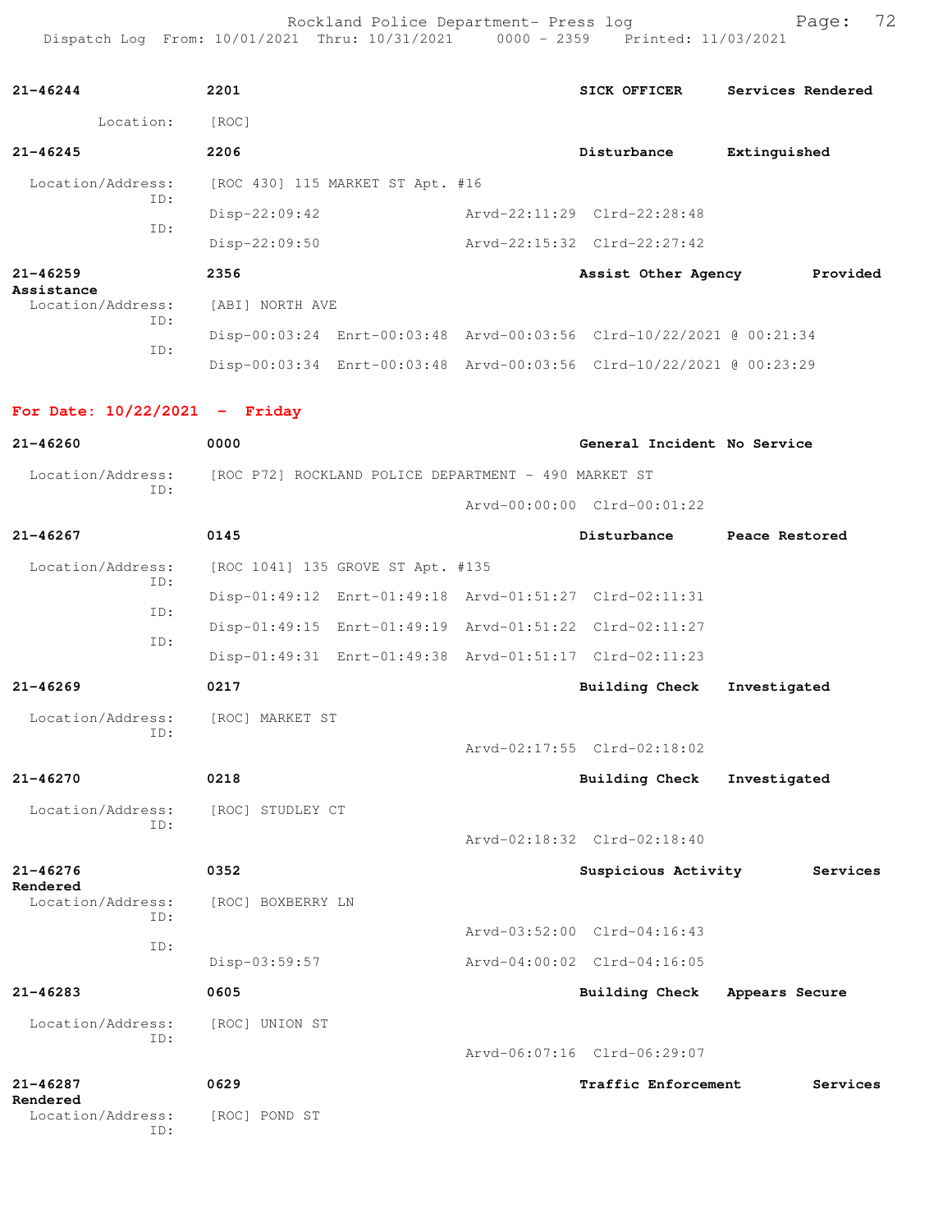21-46244 2201 SICK OFFICER Services Rendered

Location: [ROC]

21-46245 2206 Disturbance Extinguished

Location/Address: [ROC 430] 115 MARKET ST Apt. #16
ID:
Disp-22:09:42 Arvd-22:11:29 Clrd-22:28:48
ID:
Disp-22:09:50 Arvd-22:15:32 Clrd-22:27:42

21-46259 2356 Assist Other Agency Provided Assistance

Location/Address: [ABI] NORTH AVE
ID:
Disp-00:03:24 Enrt-00:03:48 Arvd-00:03:56 Clrd-10/22/2021 @ 00:21:34
ID:
Disp-00:03:34 Enrt-00:03:48 Arvd-00:03:56 Clrd-10/22/2021 @ 00:23:29

## For Date: 10/22/2021 - Friday

21-46260 0000 General Incident No Service

Location/Address: [ROC P72] ROCKLAND POLICE DEPARTMENT - 490 MARKET ST
ID:
Arvd-00:00:00 Clrd-00:01:22

21-46267 0145 Disturbance Peace Restored

Location/Address: [ROC 1041] 135 GROVE ST Apt. #135
ID:
Disp-01:49:12 Enrt-01:49:18 Arvd-01:51:27 Clrd-02:11:31
ID:
Disp-01:49:15 Enrt-01:49:19 Arvd-01:51:22 Clrd-02:11:27
ID:
Disp-01:49:31 Enrt-01:49:38 Arvd-01:51:17 Clrd-02:11:23

21-46269 0217 Building Check Investigated

Location/Address: [ROC] MARKET ST
ID:
Arvd-02:17:55 Clrd-02:18:02

21-46270 0218 Building Check Investigated

Location/Address: [ROC] STUDLEY CT
ID:
Arvd-02:18:32 Clrd-02:18:40

21-46276 0352 Suspicious Activity Services Rendered

Location/Address: [ROC] BOXBERRY LN
ID:
Arvd-03:52:00 Clrd-04:16:43
ID:
Disp-03:59:57 Arvd-04:00:02 Clrd-04:16:05

21-46283 0605 Building Check Appears Secure

Location/Address: [ROC] UNION ST
ID:
Arvd-06:07:16 Clrd-06:29:07

21-46287 0629 Traffic Enforcement Services Rendered

Location/Address: [ROC] POND ST
ID: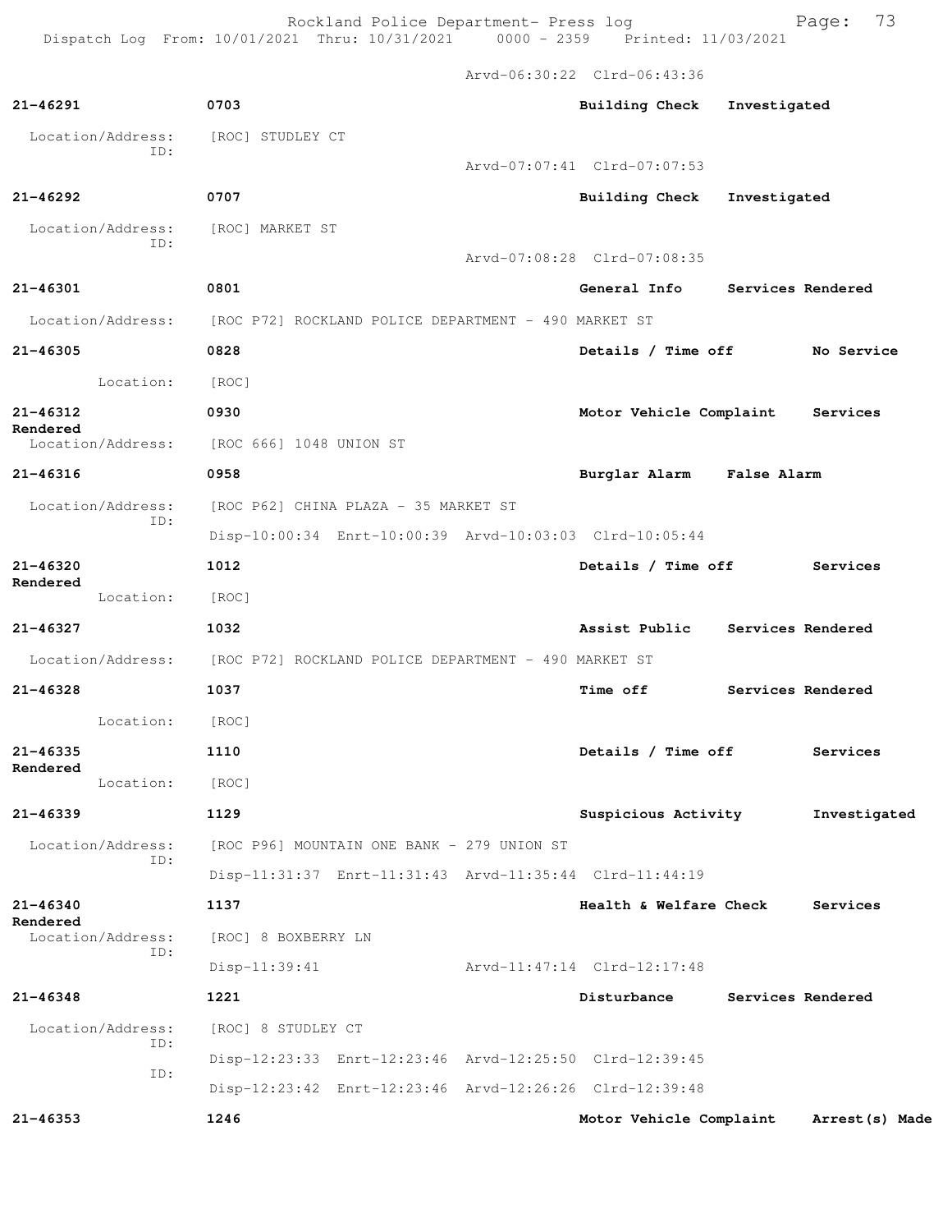Arvd-06:30:22 Clrd-06:43:36

**21-46291** 0703 **Building Check** **Investigated**

Location/Address: [ROC] STUDLEY CT
ID:
Arvd-07:07:41 Clrd-07:07:53

**21-46292** 0707 **Building Check** **Investigated**

Location/Address: [ROC] MARKET ST
ID:
Arvd-07:08:28 Clrd-07:08:35

**21-46301** 0801 **General Info** **Services Rendered**

Location/Address: [ROC P72] ROCKLAND POLICE DEPARTMENT - 490 MARKET ST

**21-46305** 0828 **Details / Time off** **No Service**

Location: [ROC]

**21-46312** 0930 **Motor Vehicle Complaint** **Services Rendered**

Location/Address: [ROC 666] 1048 UNION ST

**21-46316** 0958 **Burglar Alarm** **False Alarm**

Location/Address: [ROC P62] CHINA PLAZA - 35 MARKET ST
ID:
Disp-10:00:34 Enrt-10:00:39 Arvd-10:03:03 Clrd-10:05:44

**21-46320** 1012 **Details / Time off** **Services Rendered**

Location: [ROC]

**21-46327** 1032 **Assist Public** **Services Rendered**

Location/Address: [ROC P72] ROCKLAND POLICE DEPARTMENT - 490 MARKET ST

**21-46328** 1037 **Time off** **Services Rendered**

Location: [ROC]

**21-46335** 1110 **Details / Time off** **Services Rendered**

Location: [ROC]

**21-46339** 1129 **Suspicious Activity** **Investigated**

Location/Address: [ROC P96] MOUNTAIN ONE BANK - 279 UNION ST
ID:
Disp-11:31:37 Enrt-11:31:43 Arvd-11:35:44 Clrd-11:44:19

**21-46340** 1137 **Health & Welfare Check** **Services Rendered**

Location/Address: [ROC] 8 BOXBERRY LN
ID:
Disp-11:39:41 Arvd-11:47:14 Clrd-12:17:48

**21-46348** 1221 **Disturbance** **Services Rendered**

Location/Address: [ROC] 8 STUDLEY CT
ID:
Disp-12:23:33 Enrt-12:23:46 Arvd-12:25:50 Clrd-12:39:45
ID:
Disp-12:23:42 Enrt-12:23:46 Arvd-12:26:26 Clrd-12:39:48

**21-46353** 1246 **Motor Vehicle Complaint** **Arrest(s) Made**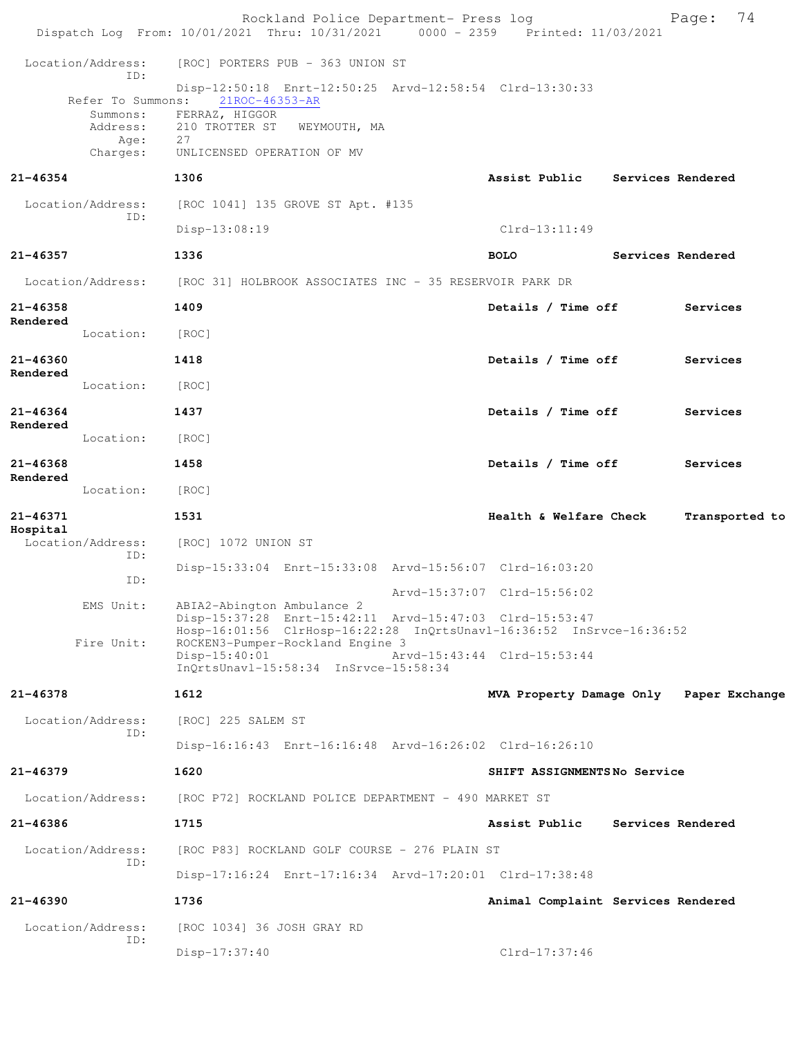Location/Address: [ROC] PORTERS PUB - 363 UNION ST
ID:
Disp-12:50:18 Enrt-12:50:25 Arvd-12:58:54 Clrd-13:30:33
Refer To Summons: 21ROC-46353-AR
Summons: FERRAZ, HIGGOR
Address: 210 TROTTER ST WEYMOUTH, MA
Age: 27
Charges: UNLICENSED OPERATION OF MV

**21-46354** **1306** **Assist Public** **Services Rendered**

Location/Address: [ROC 1041] 135 GROVE ST Apt. #135
ID:
Disp-13:08:19 Clrd-13:11:49

**21-46357** **1336** **BOLO** **Services Rendered**

Location/Address: [ROC 31] HOLBROOK ASSOCIATES INC - 35 RESERVOIR PARK DR

**21-46358** **1409** **Details / Time off** **Services Rendered**
Location: [ROC]

**21-46360** **1418** **Details / Time off** **Services Rendered**
Location: [ROC]

**21-46364** **1437** **Details / Time off** **Services Rendered**
Location: [ROC]

**21-46368** **1458** **Details / Time off** **Services Rendered**
Location: [ROC]

**21-46371** **1531** **Health & Welfare Check** **Transported to Hospital**
Location/Address: [ROC] 1072 UNION ST
ID:
Disp-15:33:04 Enrt-15:33:08 Arvd-15:56:07 Clrd-16:03:20
ID:
Arvd-15:37:07 Clrd-15:56:02
EMS Unit: ABIA2-Abington Ambulance 2
Disp-15:37:28 Enrt-15:42:11 Arvd-15:47:03 Clrd-15:53:47
Hosp-16:01:56 ClrHosp-16:22:28 InQrtsUnavl-16:36:52 InSrvce-16:36:52
Fire Unit: ROCKEN3-Pumper-Rockland Engine 3
Disp-15:40:01 Arvd-15:43:44 Clrd-15:53:44
InQrtsUnavl-15:58:34 InSrvce-15:58:34

**21-46378** **1612** **MVA Property Damage Only** **Paper Exchange**

Location/Address: [ROC] 225 SALEM ST
ID:
Disp-16:16:43 Enrt-16:16:48 Arvd-16:26:02 Clrd-16:26:10

**21-46379** **1620** **SHIFT ASSIGNMENTS** **No Service**

Location/Address: [ROC P72] ROCKLAND POLICE DEPARTMENT - 490 MARKET ST

**21-46386** **1715** **Assist Public** **Services Rendered**

Location/Address: [ROC P83] ROCKLAND GOLF COURSE - 276 PLAIN ST
ID:
Disp-17:16:24 Enrt-17:16:34 Arvd-17:20:01 Clrd-17:38:48

**21-46390** **1736** **Animal Complaint** **Services Rendered**

Location/Address: [ROC 1034] 36 JOSH GRAY RD
ID:
Disp-17:37:40 Clrd-17:37:46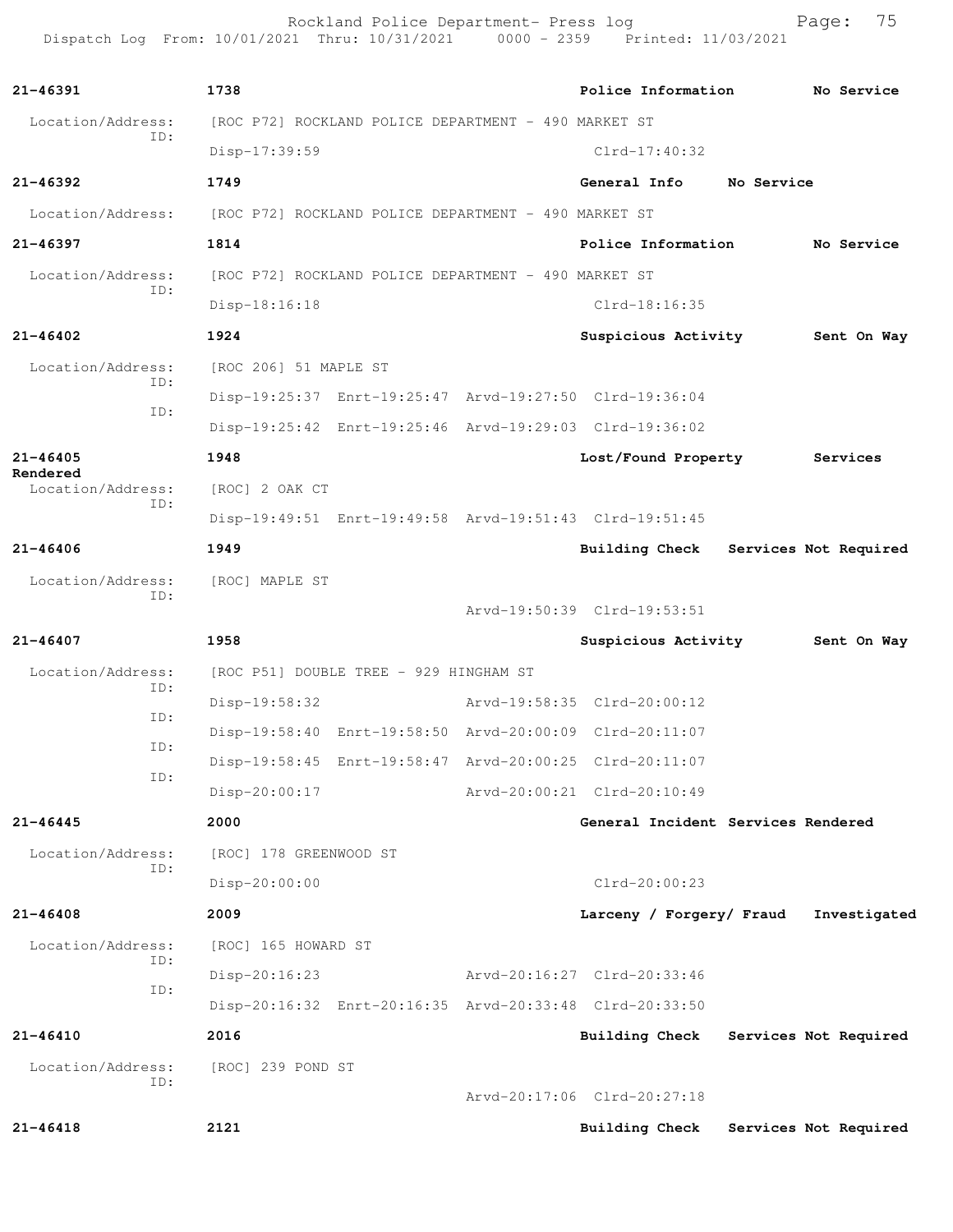21-46391 1738 Police Information No Service

Location/Address: [ROC P72] ROCKLAND POLICE DEPARTMENT - 490 MARKET ST
ID: Disp-17:39:59 Clrd-17:40:32

21-46392 1749 General Info No Service

Location/Address: [ROC P72] ROCKLAND POLICE DEPARTMENT - 490 MARKET ST

21-46397 1814 Police Information No Service

Location/Address: [ROC P72] ROCKLAND POLICE DEPARTMENT - 490 MARKET ST
ID: Disp-18:16:18 Clrd-18:16:35

21-46402 1924 Suspicious Activity Sent On Way

Location/Address: [ROC 206] 51 MAPLE ST
ID: Disp-19:25:37 Enrt-19:25:47 Arvd-19:27:50 Clrd-19:36:04
ID: Disp-19:25:42 Enrt-19:25:46 Arvd-19:29:03 Clrd-19:36:02

21-46405 1948 Lost/Found Property Services Rendered

Location/Address: [ROC] 2 OAK CT
ID: Disp-19:49:51 Enrt-19:49:58 Arvd-19:51:43 Clrd-19:51:45

21-46406 1949 Building Check Services Not Required

Location/Address: [ROC] MAPLE ST
ID: Arvd-19:50:39 Clrd-19:53:51

21-46407 1958 Suspicious Activity Sent On Way

Location/Address: [ROC P51] DOUBLE TREE - 929 HINGHAM ST
ID: Disp-19:58:32 Arvd-19:58:35 Clrd-20:00:12
ID: Disp-19:58:40 Enrt-19:58:50 Arvd-20:00:09 Clrd-20:11:07
ID: Disp-19:58:45 Enrt-19:58:47 Arvd-20:00:25 Clrd-20:11:07
ID: Disp-20:00:17 Arvd-20:00:21 Clrd-20:10:49

21-46445 2000 General Incident Services Rendered

Location/Address: [ROC] 178 GREENWOOD ST
ID: Disp-20:00:00 Clrd-20:00:23

21-46408 2009 Larceny / Forgery/ Fraud Investigated

Location/Address: [ROC] 165 HOWARD ST
ID: Disp-20:16:23 Arvd-20:16:27 Clrd-20:33:46
ID: Disp-20:16:32 Enrt-20:16:35 Arvd-20:33:48 Clrd-20:33:50

21-46410 2016 Building Check Services Not Required

Location/Address: [ROC] 239 POND ST
ID: Arvd-20:17:06 Clrd-20:27:18

21-46418 2121 Building Check Services Not Required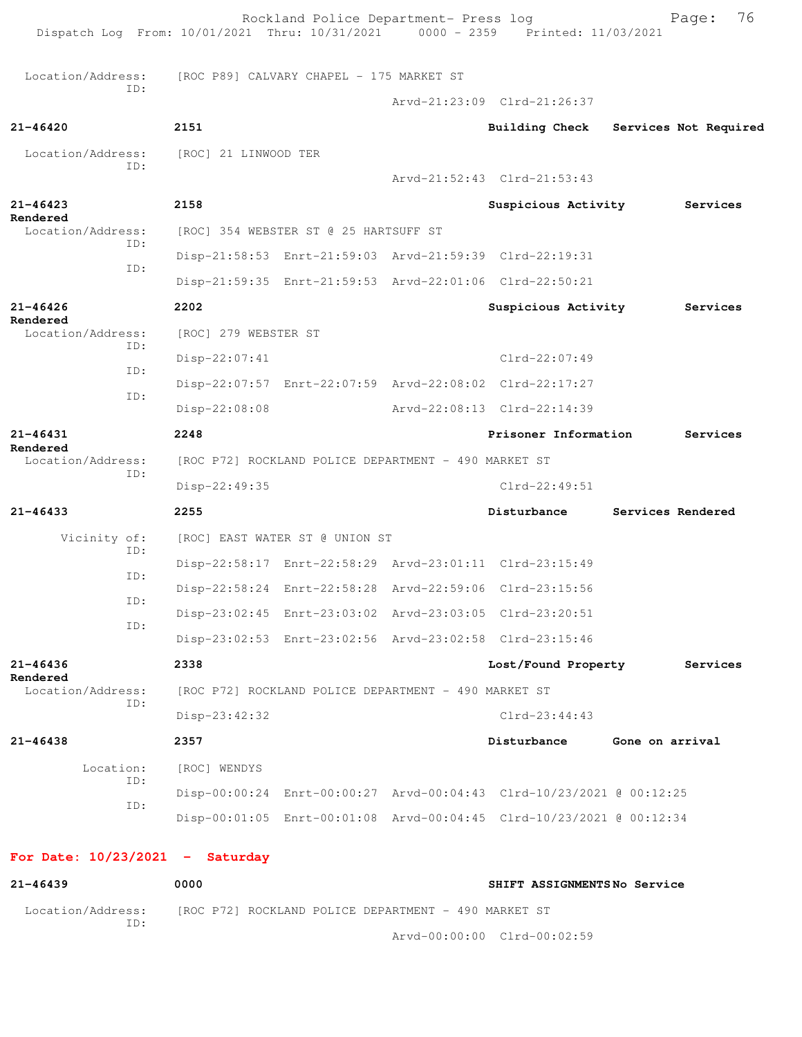Location/Address: [ROC P89] CALVARY CHAPEL - 175 MARKET ST
ID:
Arvd-21:23:09 Clrd-21:26:37

**21-46420** **2151** **Building Check** **Services Not Required**

Location/Address: [ROC] 21 LINWOOD TER
ID:
Arvd-21:52:43 Clrd-21:53:43

**21-46423** **2158** **Suspicious Activity** **Services Rendered**

Location/Address: [ROC] 354 WEBSTER ST @ 25 HARTSUFF ST
ID: Disp-21:58:53 Enrt-21:59:03 Arvd-21:59:39 Clrd-22:19:31
ID: Disp-21:59:35 Enrt-21:59:53 Arvd-22:01:06 Clrd-22:50:21

**21-46426** **2202** **Suspicious Activity** **Services Rendered**

Location/Address: [ROC] 279 WEBSTER ST
ID: Disp-22:07:41 Clrd-22:07:49
ID: Disp-22:07:57 Enrt-22:07:59 Arvd-22:08:02 Clrd-22:17:27
ID: Disp-22:08:08 Arvd-22:08:13 Clrd-22:14:39

**21-46431** **2248** **Prisoner Information** **Services Rendered**

Location/Address: [ROC P72] ROCKLAND POLICE DEPARTMENT - 490 MARKET ST
ID: Disp-22:49:35 Clrd-22:49:51

**21-46433** **2255** **Disturbance** **Services Rendered**

Vicinity of: [ROC] EAST WATER ST @ UNION ST
ID: Disp-22:58:17 Enrt-22:58:29 Arvd-23:01:11 Clrd-23:15:49
ID: Disp-22:58:24 Enrt-22:58:28 Arvd-22:59:06 Clrd-23:15:56
ID: Disp-23:02:45 Enrt-23:03:02 Arvd-23:03:05 Clrd-23:20:51
ID: Disp-23:02:53 Enrt-23:02:56 Arvd-23:02:58 Clrd-23:15:46

**21-46436** **2338** **Lost/Found Property** **Services Rendered**

Location/Address: [ROC P72] ROCKLAND POLICE DEPARTMENT - 490 MARKET ST
ID: Disp-23:42:32 Clrd-23:44:43

**21-46438** **2357** **Disturbance** **Gone on arrival**

Location: [ROC] WENDYS
ID: Disp-00:00:24 Enrt-00:00:27 Arvd-00:04:43 Clrd-10/23/2021 @ 00:12:25
ID: Disp-00:01:05 Enrt-00:01:08 Arvd-00:04:45 Clrd-10/23/2021 @ 00:12:34

## For Date: 10/23/2021 - Saturday

**21-46439** **0000** **SHIFT ASSIGNMENTS** **No Service**

Location/Address: [ROC P72] ROCKLAND POLICE DEPARTMENT - 490 MARKET ST
ID:
Arvd-00:00:00 Clrd-00:02:59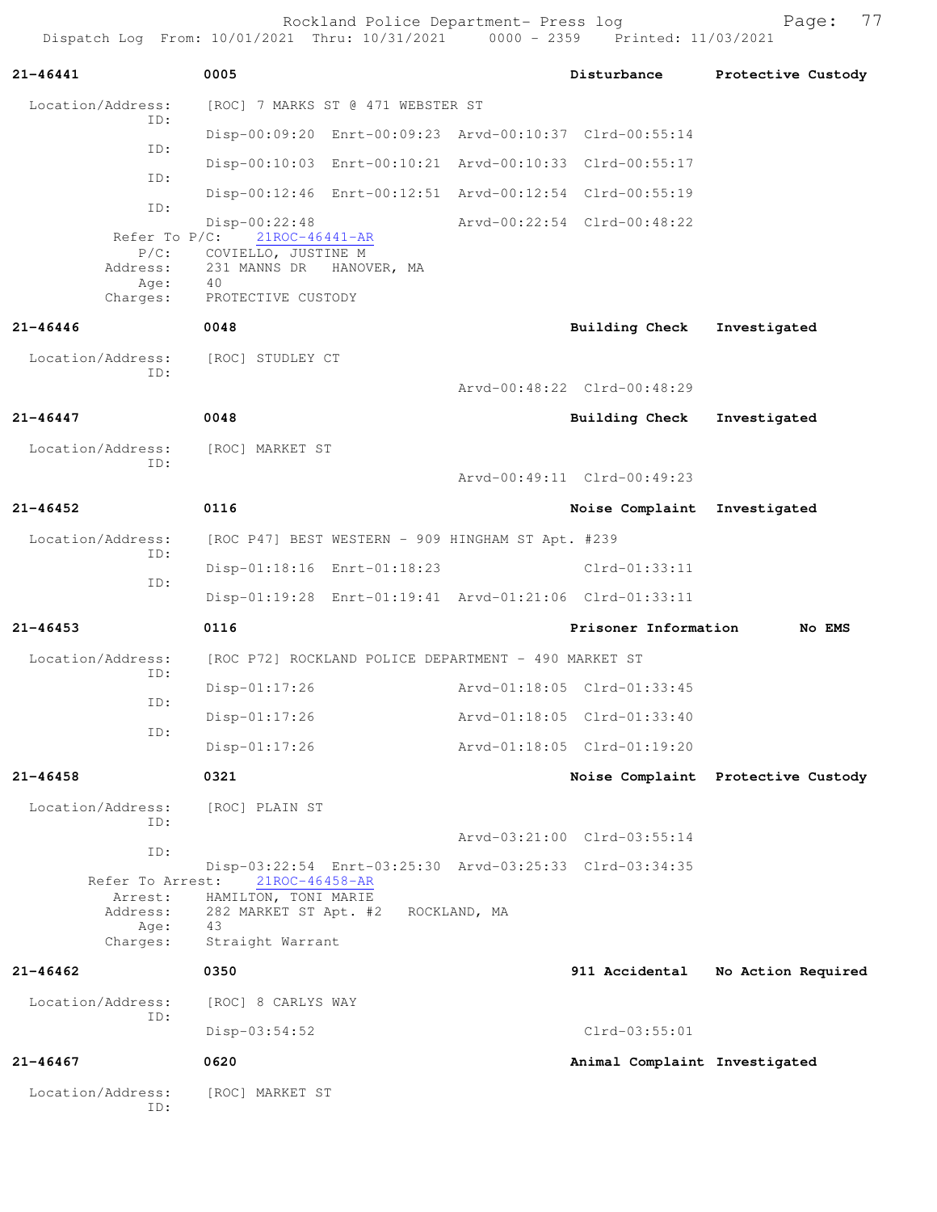**21-46441** 0005 Disturbance Protective Custody

Location/Address: [ROC] 7 MARKS ST @ 471 WEBSTER ST

ID: Disp-00:09:20 Enrt-00:09:23 Arvd-00:10:37 Clrd-00:55:14

ID: Disp-00:10:03 Enrt-00:10:21 Arvd-00:10:33 Clrd-00:55:17

ID: Disp-00:12:46 Enrt-00:12:51 Arvd-00:12:54 Clrd-00:55:19

ID: Disp-00:22:48 Arvd-00:22:54 Clrd-00:48:22

Refer To P/C: 21ROC-46441-AR

P/C: COVIELLO, JUSTINE M

Address: 231 MANNS DR HANOVER, MA

Age: 40

Charges: PROTECTIVE CUSTODY

**21-46446** 0048 Building Check Investigated

Location/Address: [ROC] STUDLEY CT

ID: Arvd-00:48:22 Clrd-00:48:29

**21-46447** 0048 Building Check Investigated

Location/Address: [ROC] MARKET ST

ID: Arvd-00:49:11 Clrd-00:49:23

**21-46452** 0116 Noise Complaint Investigated

Location/Address: [ROC P47] BEST WESTERN - 909 HINGHAM ST Apt. #239

ID: Disp-01:18:16 Enrt-01:18:23 Clrd-01:33:11

ID: Disp-01:19:28 Enrt-01:19:41 Arvd-01:21:06 Clrd-01:33:11

**21-46453** 0116 Prisoner Information No EMS

Location/Address: [ROC P72] ROCKLAND POLICE DEPARTMENT - 490 MARKET ST

ID: Disp-01:17:26 Arvd-01:18:05 Clrd-01:33:45

ID: Disp-01:17:26 Arvd-01:18:05 Clrd-01:33:40

ID: Disp-01:17:26 Arvd-01:18:05 Clrd-01:19:20

**21-46458** 0321 Noise Complaint Protective Custody

Location/Address: [ROC] PLAIN ST

ID: Arvd-03:21:00 Clrd-03:55:14

ID: Disp-03:22:54 Enrt-03:25:30 Arvd-03:25:33 Clrd-03:34:35

Refer To Arrest: 21ROC-46458-AR

Arrest: HAMILTON, TONI MARIE

Address: 282 MARKET ST Apt. #2 ROCKLAND, MA

Age: 43

Charges: Straight Warrant

**21-46462** 0350 911 Accidental No Action Required

Location/Address: [ROC] 8 CARLYS WAY

ID: Disp-03:54:52 Clrd-03:55:01

**21-46467** 0620 Animal Complaint Investigated

Location/Address: [ROC] MARKET ST

ID: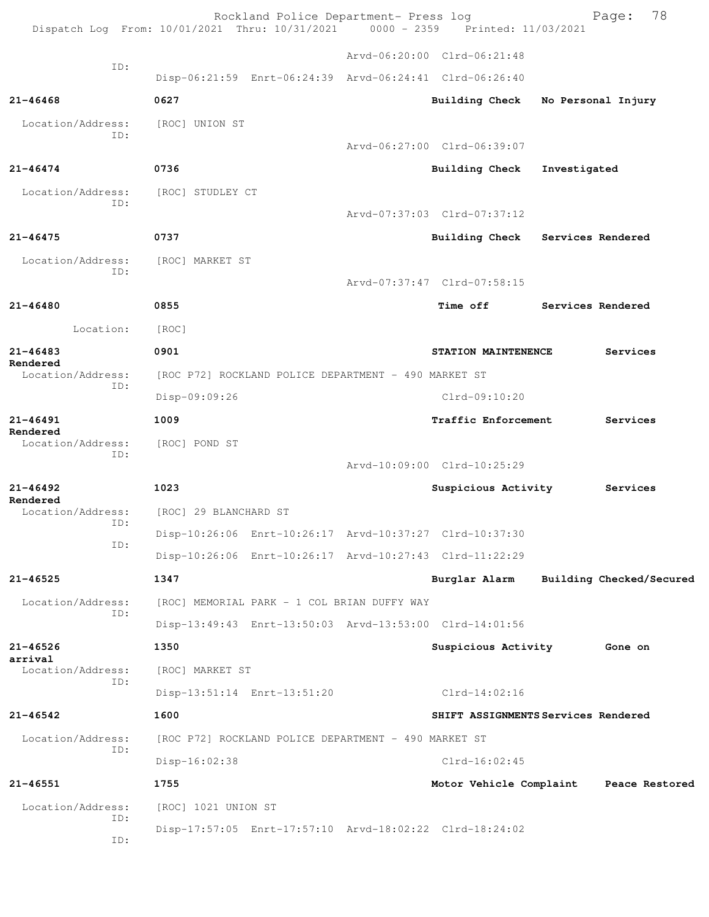Arvd-06:20:00 Clrd-06:21:48

ID:
Disp-06:21:59 Enrt-06:24:39 Arvd-06:24:41 Clrd-06:26:40

**21-46468** **0627** **Building Check** **No Personal Injury**

Location/Address: [ROC] UNION ST
ID:
Arvd-06:27:00 Clrd-06:39:07

**21-46474** **0736** **Building Check** **Investigated**

Location/Address: [ROC] STUDLEY CT
ID:
Arvd-07:37:03 Clrd-07:37:12

**21-46475** **0737** **Building Check** **Services Rendered**

Location/Address: [ROC] MARKET ST
ID:
Arvd-07:37:47 Clrd-07:58:15

**21-46480** **0855** **Time off** **Services Rendered**

Location: [ROC]

**21-46483** **0901** **STATION MAINTENENCE** **Services Rendered**

Location/Address: [ROC P72] ROCKLAND POLICE DEPARTMENT - 490 MARKET ST
ID:
Disp-09:09:26 Clrd-09:10:20

**21-46491** **1009** **Traffic Enforcement** **Services Rendered**

Location/Address: [ROC] POND ST
ID:
Arvd-10:09:00 Clrd-10:25:29

**21-46492** **1023** **Suspicious Activity** **Services Rendered**

Location/Address: [ROC] 29 BLANCHARD ST
ID:
Disp-10:26:06 Enrt-10:26:17 Arvd-10:37:27 Clrd-10:37:30
ID:
Disp-10:26:06 Enrt-10:26:17 Arvd-10:27:43 Clrd-11:22:29

**21-46525** **1347** **Burglar Alarm** **Building Checked/Secured**

Location/Address: [ROC] MEMORIAL PARK - 1 COL BRIAN DUFFY WAY
ID:
Disp-13:49:43 Enrt-13:50:03 Arvd-13:53:00 Clrd-14:01:56

**21-46526** **1350** **Suspicious Activity** **Gone on arrival**

Location/Address: [ROC] MARKET ST
ID:
Disp-13:51:14 Enrt-13:51:20 Clrd-14:02:16

**21-46542** **1600** **SHIFT ASSIGNMENTS** **Services Rendered**

Location/Address: [ROC P72] ROCKLAND POLICE DEPARTMENT - 490 MARKET ST
ID:
Disp-16:02:38 Clrd-16:02:45

**21-46551** **1755** **Motor Vehicle Complaint** **Peace Restored**

Location/Address: [ROC] 1021 UNION ST
ID:
Disp-17:57:05 Enrt-17:57:10 Arvd-18:02:22 Clrd-18:24:02
ID: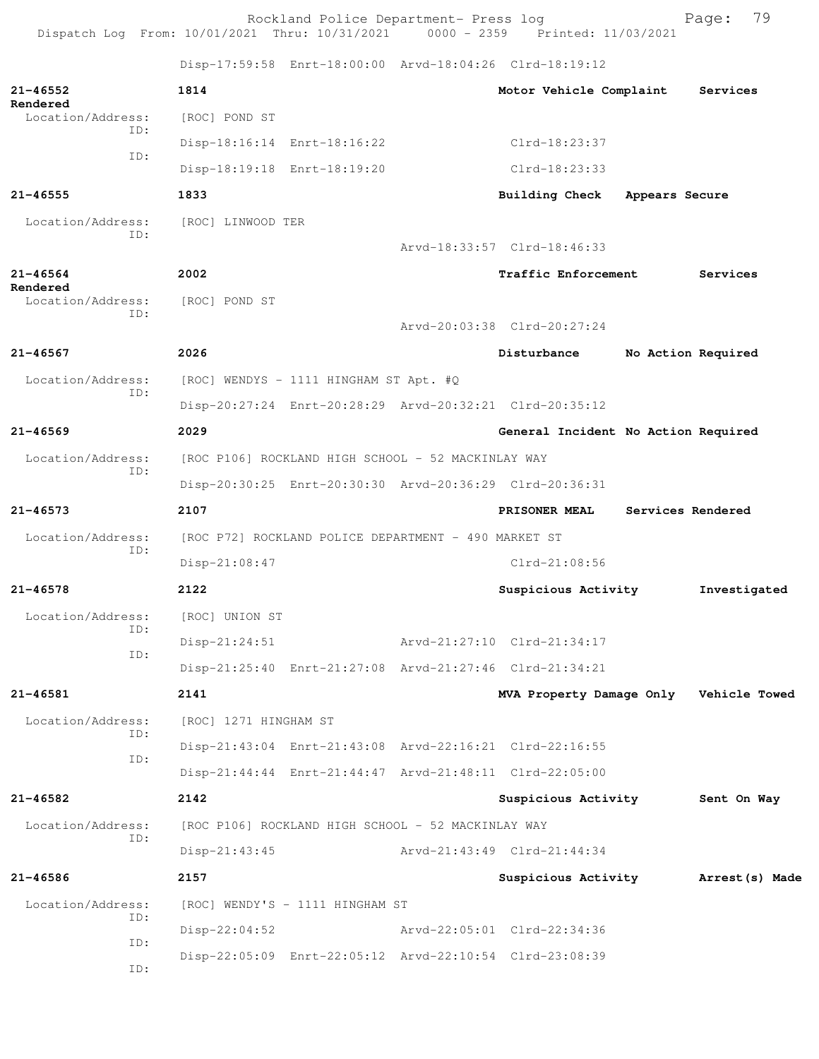Disp-17:59:58 Enrt-18:00:00 Arvd-18:04:26 Clrd-18:19:12

**21-46552** **1814** **Motor Vehicle Complaint** **Services Rendered**
Location/Address: [ROC] POND ST
ID: Disp-18:16:14 Enrt-18:16:22 Clrd-18:23:37
ID: Disp-18:19:18 Enrt-18:19:20 Clrd-18:23:33

**21-46555** **1833** **Building Check** **Appears Secure**
Location/Address: [ROC] LINWOOD TER
ID: Arvd-18:33:57 Clrd-18:46:33

**21-46564** **2002** **Traffic Enforcement** **Services Rendered**
Location/Address: [ROC] POND ST
ID: Arvd-20:03:38 Clrd-20:27:24

**21-46567** **2026** **Disturbance** **No Action Required**
Location/Address: [ROC] WENDYS - 1111 HINGHAM ST Apt. #Q
ID: Disp-20:27:24 Enrt-20:28:29 Arvd-20:32:21 Clrd-20:35:12

**21-46569** **2029** **General Incident** **No Action Required**
Location/Address: [ROC P106] ROCKLAND HIGH SCHOOL - 52 MACKINLAY WAY
ID: Disp-20:30:25 Enrt-20:30:30 Arvd-20:36:29 Clrd-20:36:31

**21-46573** **2107** **PRISONER MEAL** **Services Rendered**
Location/Address: [ROC P72] ROCKLAND POLICE DEPARTMENT - 490 MARKET ST
ID: Disp-21:08:47 Clrd-21:08:56

**21-46578** **2122** **Suspicious Activity** **Investigated**
Location/Address: [ROC] UNION ST
ID: Disp-21:24:51 Arvd-21:27:10 Clrd-21:34:17
ID: Disp-21:25:40 Enrt-21:27:08 Arvd-21:27:46 Clrd-21:34:21

**21-46581** **2141** **MVA Property Damage Only** **Vehicle Towed**
Location/Address: [ROC] 1271 HINGHAM ST
ID: Disp-21:43:04 Enrt-21:43:08 Arvd-22:16:21 Clrd-22:16:55
ID: Disp-21:44:44 Enrt-21:44:47 Arvd-21:48:11 Clrd-22:05:00

**21-46582** **2142** **Suspicious Activity** **Sent On Way**
Location/Address: [ROC P106] ROCKLAND HIGH SCHOOL - 52 MACKINLAY WAY
ID: Disp-21:43:45 Arvd-21:43:49 Clrd-21:44:34

**21-46586** **2157** **Suspicious Activity** **Arrest(s) Made**
Location/Address: [ROC] WENDY'S - 1111 HINGHAM ST
ID: Disp-22:04:52 Arvd-22:05:01 Clrd-22:34:36
ID: Disp-22:05:09 Enrt-22:05:12 Arvd-22:10:54 Clrd-23:08:39
ID: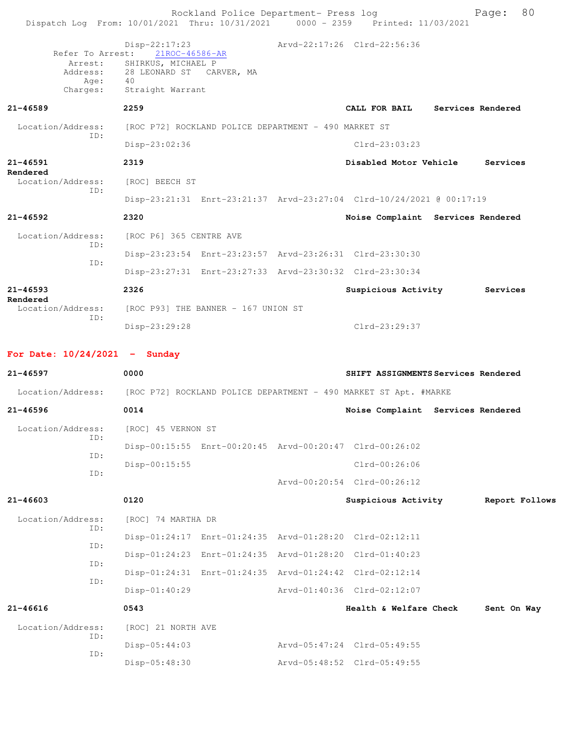Disp-22:17:23 Arvd-22:17:26 Clrd-22:56:36

Refer To Arrest: 21ROC-46586-AR
Arrest: SHIRKUS, MICHAEL P
Address: 28 LEONARD ST CARVER, MA
Age: 40
Charges: Straight Warrant

**21-46589** **2259** **CALL FOR BAIL** **Services Rendered**

Location/Address: [ROC P72] ROCKLAND POLICE DEPARTMENT - 490 MARKET ST
ID:
Disp-23:02:36 Clrd-23:03:23

**21-46591** **2319** **Disabled Motor Vehicle** **Services Rendered**

Location/Address: [ROC] BEECH ST
ID:
Disp-23:21:31 Enrt-23:21:37 Arvd-23:27:04 Clrd-10/24/2021 @ 00:17:19

**21-46592** **2320** **Noise Complaint** **Services Rendered**

Location/Address: [ROC P6] 365 CENTRE AVE
ID:
Disp-23:23:54 Enrt-23:23:57 Arvd-23:26:31 Clrd-23:30:30
ID:
Disp-23:27:31 Enrt-23:27:33 Arvd-23:30:32 Clrd-23:30:34

**21-46593** **2326** **Suspicious Activity** **Services Rendered**

Location/Address: [ROC P93] THE BANNER - 167 UNION ST
ID:
Disp-23:29:28 Clrd-23:29:37

## For Date: 10/24/2021 - Sunday

**21-46597** **0000** **SHIFT ASSIGNMENTS** **Services Rendered**

Location/Address: [ROC P72] ROCKLAND POLICE DEPARTMENT - 490 MARKET ST Apt. #MARKE

**21-46596** **0014** **Noise Complaint** **Services Rendered**

Location/Address: [ROC] 45 VERNON ST
ID:
Disp-00:15:55 Enrt-00:20:45 Arvd-00:20:47 Clrd-00:26:02
ID:
Disp-00:15:55 Clrd-00:26:06
ID:
Arvd-00:20:54 Clrd-00:26:12

**21-46603** **0120** **Suspicious Activity** **Report Follows**

Location/Address: [ROC] 74 MARTHA DR
ID:
Disp-01:24:17 Enrt-01:24:35 Arvd-01:28:20 Clrd-02:12:11
ID:
Disp-01:24:23 Enrt-01:24:35 Arvd-01:28:20 Clrd-01:40:23
ID:
Disp-01:24:31 Enrt-01:24:35 Arvd-01:24:42 Clrd-02:12:14
ID:
Disp-01:40:29 Arvd-01:40:36 Clrd-02:12:07

**21-46616** **0543** **Health & Welfare Check** **Sent On Way**

Location/Address: [ROC] 21 NORTH AVE
ID:
Disp-05:44:03 Arvd-05:47:24 Clrd-05:49:55
ID:
Disp-05:48:30 Arvd-05:48:52 Clrd-05:49:55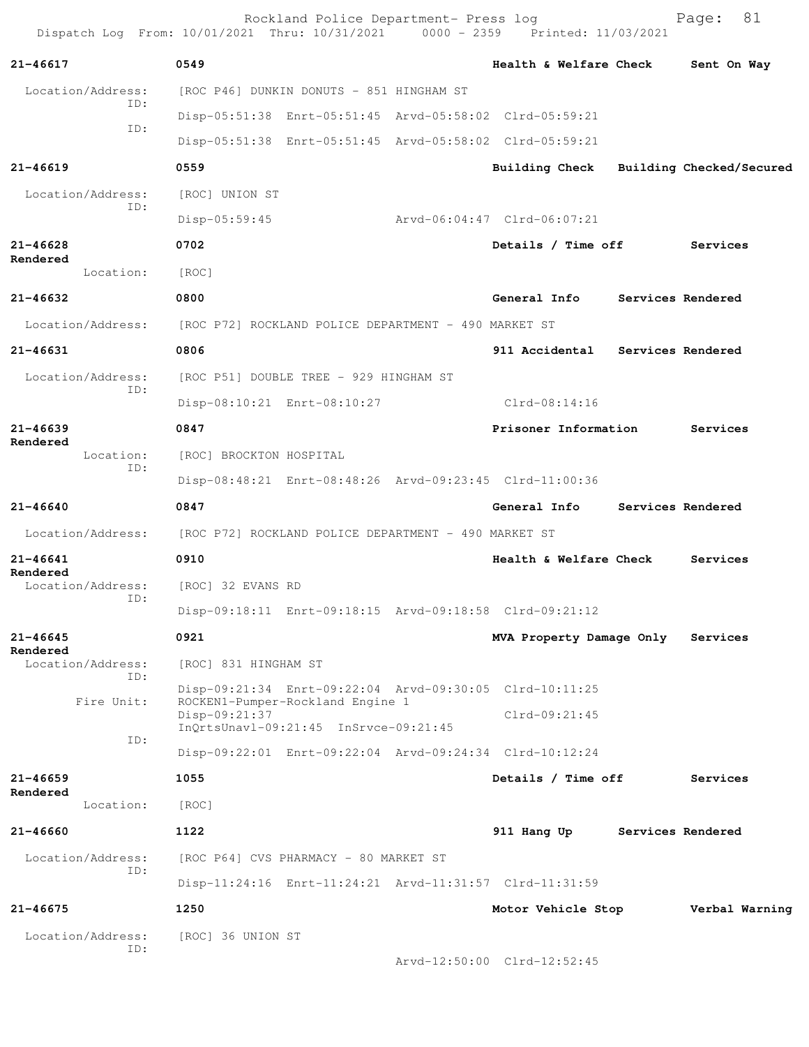Rockland Police Department- Press log

Dispatch Log From: 10/01/2021 Thru: 10/31/2021 0000 - 2359 Printed: 11/03/2021

**21-46617** 0549 **Health & Welfare Check** **Sent On Way**

Location/Address: [ROC P46] DUNKIN DONUTS - 851 HINGHAM ST

ID: Disp-05:51:38 Enrt-05:51:45 Arvd-05:58:02 Clrd-05:59:21

ID: Disp-05:51:38 Enrt-05:51:45 Arvd-05:58:02 Clrd-05:59:21

**21-46619** 0559 **Building Check** **Building Checked/Secured**

Location/Address: [ROC] UNION ST

ID: Disp-05:59:45 Arvd-06:04:47 Clrd-06:07:21

**21-46628** 0702 **Details / Time off** **Services Rendered**

Location: [ROC]

**21-46632** 0800 **General Info** **Services Rendered**

Location/Address: [ROC P72] ROCKLAND POLICE DEPARTMENT - 490 MARKET ST

**21-46631** 0806 **911 Accidental** **Services Rendered**

Location/Address: [ROC P51] DOUBLE TREE - 929 HINGHAM ST

ID: Disp-08:10:21 Enrt-08:10:27 Clrd-08:14:16

**21-46639** 0847 **Prisoner Information** **Services Rendered**

Location: [ROC] BROCKTON HOSPITAL

ID: Disp-08:48:21 Enrt-08:48:26 Arvd-09:23:45 Clrd-11:00:36

**21-46640** 0847 **General Info** **Services Rendered**

Location/Address: [ROC P72] ROCKLAND POLICE DEPARTMENT - 490 MARKET ST

**21-46641** 0910 **Health & Welfare Check** **Services Rendered**

Location/Address: [ROC] 32 EVANS RD

ID: Disp-09:18:11 Enrt-09:18:15 Arvd-09:18:58 Clrd-09:21:12

**21-46645** 0921 **MVA Property Damage Only** **Services Rendered**

Location/Address: [ROC] 831 HINGHAM ST

ID: Disp-09:21:34 Enrt-09:22:04 Arvd-09:30:05 Clrd-10:11:25

Fire Unit: ROCKEN1-Pumper-Rockland Engine 1
Disp-09:21:37 Clrd-09:21:45
InQrtsUnavl-09:21:45 InSrvce-09:21:45

ID: Disp-09:22:01 Enrt-09:22:04 Arvd-09:24:34 Clrd-10:12:24

**21-46659** 1055 **Details / Time off** **Services Rendered**

Location: [ROC]

**21-46660** 1122 **911 Hang Up** **Services Rendered**

Location/Address: [ROC P64] CVS PHARMACY - 80 MARKET ST

ID: Disp-11:24:16 Enrt-11:24:21 Arvd-11:31:57 Clrd-11:31:59

**21-46675** 1250 **Motor Vehicle Stop** **Verbal Warning**

Location/Address: [ROC] 36 UNION ST

ID: Arvd-12:50:00 Clrd-12:52:45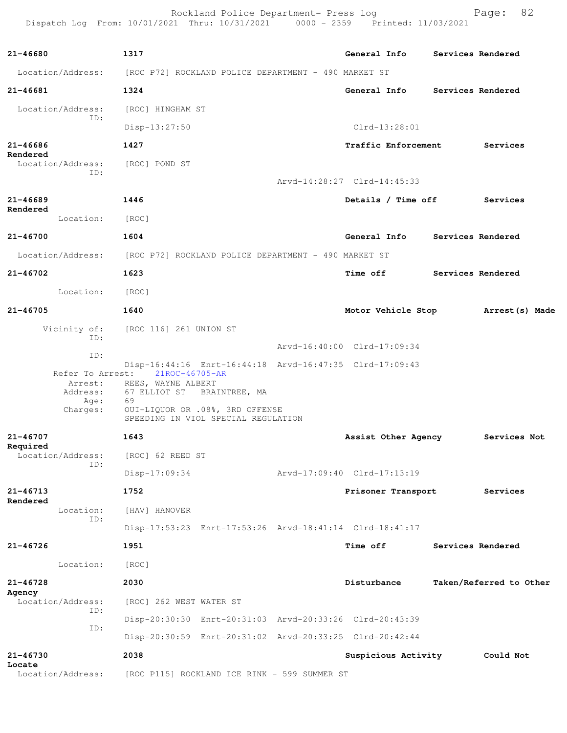**21-46680** | 1317 | General Info | Services Rendered

Location/Address: [ROC P72] ROCKLAND POLICE DEPARTMENT - 490 MARKET ST

**21-46681** | 1324 | General Info | Services Rendered

Location/Address: [ROC] HINGHAM ST
ID:
Disp-13:27:50 Clrd-13:28:01

**21-46686** | 1427 | Traffic Enforcement | Services Rendered

Location/Address: [ROC] POND ST
ID:
Arvd-14:28:27 Clrd-14:45:33

**21-46689** | 1446 | Details / Time off | Services Rendered

Location: [ROC]

**21-46700** | 1604 | General Info | Services Rendered

Location/Address: [ROC P72] ROCKLAND POLICE DEPARTMENT - 490 MARKET ST

**21-46702** | 1623 | Time off | Services Rendered

Location: [ROC]

**21-46705** | 1640 | Motor Vehicle Stop | Arrest(s) Made

Vicinity of: [ROC 116] 261 UNION ST
ID:
Arvd-16:40:00 Clrd-17:09:34
ID:
Disp-16:44:16 Enrt-16:44:18 Arvd-16:47:35 Clrd-17:09:43
Refer To Arrest: 21ROC-46705-AR
Arrest: REES, WAYNE ALBERT
Address: 67 ELLIOT ST BRAINTREE, MA
Age: 69
Charges: OUI-LIQUOR OR .08%, 3RD OFFENSE
SPEEDING IN VIOL SPECIAL REGULATION

**21-46707** | 1643 | Assist Other Agency | Services Not Required

Location/Address: [ROC] 62 REED ST
ID:
Disp-17:09:34 Arvd-17:09:40 Clrd-17:13:19

**21-46713** | 1752 | Prisoner Transport | Services Rendered

Location: [HAV] HANOVER
ID:
Disp-17:53:23 Enrt-17:53:26 Arvd-18:41:14 Clrd-18:41:17

**21-46726** | 1951 | Time off | Services Rendered

Location: [ROC]

**21-46728** | 2030 | Disturbance | Taken/Referred to Other Agency

Location/Address: [ROC] 262 WEST WATER ST
ID:
Disp-20:30:30 Enrt-20:31:03 Arvd-20:33:26 Clrd-20:43:39
ID:
Disp-20:30:59 Enrt-20:31:02 Arvd-20:33:25 Clrd-20:42:44

**21-46730** | 2038 | Suspicious Activity | Could Not Locate

Location/Address: [ROC P115] ROCKLAND ICE RINK - 599 SUMMER ST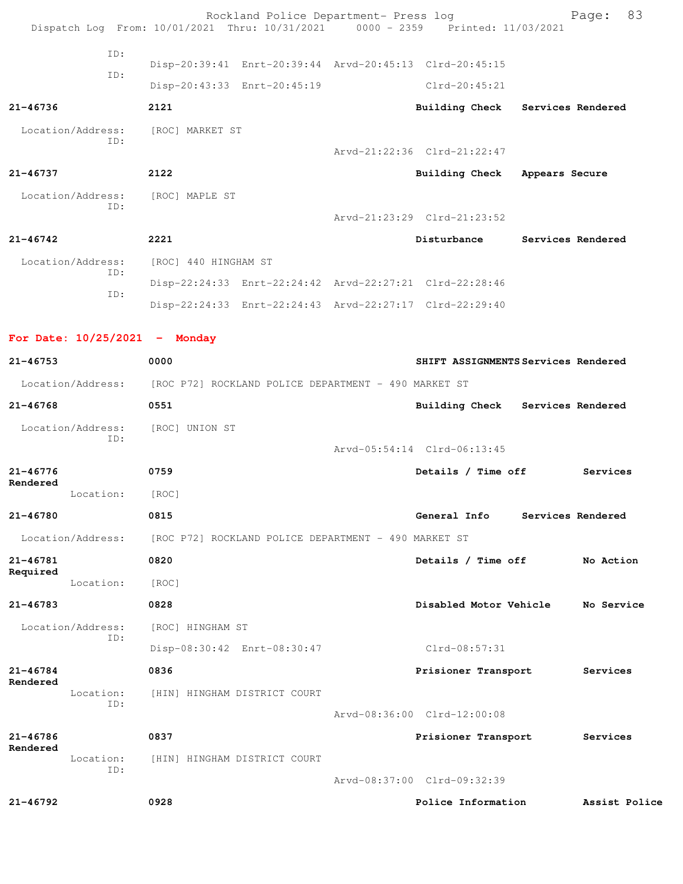ID:
Disp-20:39:41 Enrt-20:39:44 Arvd-20:45:13 Clrd-20:45:15
ID:
Disp-20:43:33 Enrt-20:45:19 Clrd-20:45:21

**21-46736** **2121** **Building Check** **Services Rendered**

Location/Address: [ROC] MARKET ST
ID:
Arvd-21:22:36 Clrd-21:22:47

**21-46737** **2122** **Building Check** **Appears Secure**

Location/Address: [ROC] MAPLE ST
ID:
Arvd-21:23:29 Clrd-21:23:52

**21-46742** **2221** **Disturbance** **Services Rendered**

Location/Address: [ROC] 440 HINGHAM ST
ID:
Disp-22:24:33 Enrt-22:24:42 Arvd-22:27:21 Clrd-22:28:46
ID:
Disp-22:24:33 Enrt-22:24:43 Arvd-22:27:17 Clrd-22:29:40

## For Date: 10/25/2021 - Monday

**21-46753** **0000** **SHIFT ASSIGNMENTS** **Services Rendered**

Location/Address: [ROC P72] ROCKLAND POLICE DEPARTMENT - 490 MARKET ST

**21-46768** **0551** **Building Check** **Services Rendered**

Location/Address: [ROC] UNION ST
ID:
Arvd-05:54:14 Clrd-06:13:45

**21-46776** **0759** **Details / Time off** **Services Rendered**

Location: [ROC]

**21-46780** **0815** **General Info** **Services Rendered**

Location/Address: [ROC P72] ROCKLAND POLICE DEPARTMENT - 490 MARKET ST

**21-46781** **0820** **Details / Time off** **No Action Required**

Location: [ROC]

**21-46783** **0828** **Disabled Motor Vehicle** **No Service**

Location/Address: [ROC] HINGHAM ST
ID:
Disp-08:30:42 Enrt-08:30:47 Clrd-08:57:31

**21-46784** **0836** **Prisioner Transport** **Services Rendered**

Location: [HIN] HINGHAM DISTRICT COURT
ID:
Arvd-08:36:00 Clrd-12:00:08

**21-46786** **0837** **Prisioner Transport** **Services Rendered**

Location: [HIN] HINGHAM DISTRICT COURT
ID:
Arvd-08:37:00 Clrd-09:32:39

**21-46792** **0928** **Police Information** **Assist Police**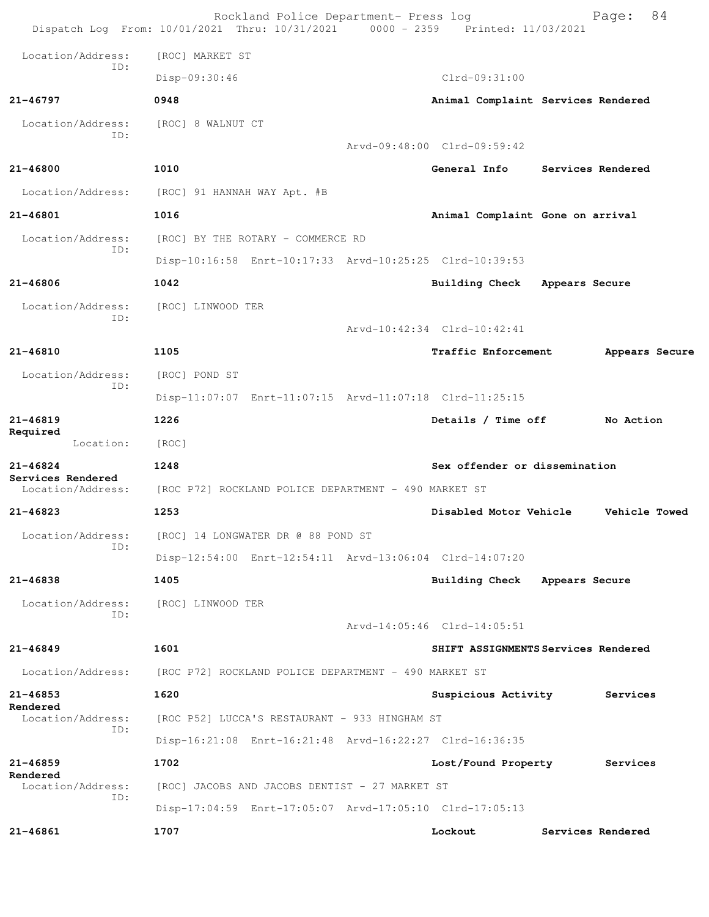Location/Address: [ROC] MARKET ST
ID:
Disp-09:30:46 Clrd-09:31:00

**21-46797** **0948** **Animal Complaint Services Rendered**

Location/Address: [ROC] 8 WALNUT CT
ID:
Arvd-09:48:00 Clrd-09:59:42

**21-46800** **1010** **General Info Services Rendered**

Location/Address: [ROC] 91 HANNAH WAY Apt. #B

**21-46801** **1016** **Animal Complaint Gone on arrival**

Location/Address: [ROC] BY THE ROTARY - COMMERCE RD
ID:
Disp-10:16:58 Enrt-10:17:33 Arvd-10:25:25 Clrd-10:39:53

**21-46806** **1042** **Building Check Appears Secure**

Location/Address: [ROC] LINWOOD TER
ID:
Arvd-10:42:34 Clrd-10:42:41

**21-46810** **1105** **Traffic Enforcement Appears Secure**

Location/Address: [ROC] POND ST
ID:
Disp-11:07:07 Enrt-11:07:15 Arvd-11:07:18 Clrd-11:25:15

**21-46819** **1226** **Details / Time off No Action Required**

Location: [ROC]

**21-46824** **1248** **Sex offender or dissemination Services Rendered**

Location/Address: [ROC P72] ROCKLAND POLICE DEPARTMENT - 490 MARKET ST

**21-46823** **1253** **Disabled Motor Vehicle Vehicle Towed**

Location/Address: [ROC] 14 LONGWATER DR @ 88 POND ST
ID:
Disp-12:54:00 Enrt-12:54:11 Arvd-13:06:04 Clrd-14:07:20

**21-46838** **1405** **Building Check Appears Secure**

Location/Address: [ROC] LINWOOD TER
ID:
Arvd-14:05:46 Clrd-14:05:51

**21-46849** **1601** **SHIFT ASSIGNMENTS Services Rendered**

Location/Address: [ROC P72] ROCKLAND POLICE DEPARTMENT - 490 MARKET ST

**21-46853** **1620** **Suspicious Activity Services Rendered**

Location/Address: [ROC P52] LUCCA'S RESTAURANT - 933 HINGHAM ST
ID:
Disp-16:21:08 Enrt-16:21:48 Arvd-16:22:27 Clrd-16:36:35

**21-46859** **1702** **Lost/Found Property Services Rendered**

Location/Address: [ROC] JACOBS AND JACOBS DENTIST - 27 MARKET ST
ID:
Disp-17:04:59 Enrt-17:05:07 Arvd-17:05:10 Clrd-17:05:13

**21-46861** **1707** **Lockout Services Rendered**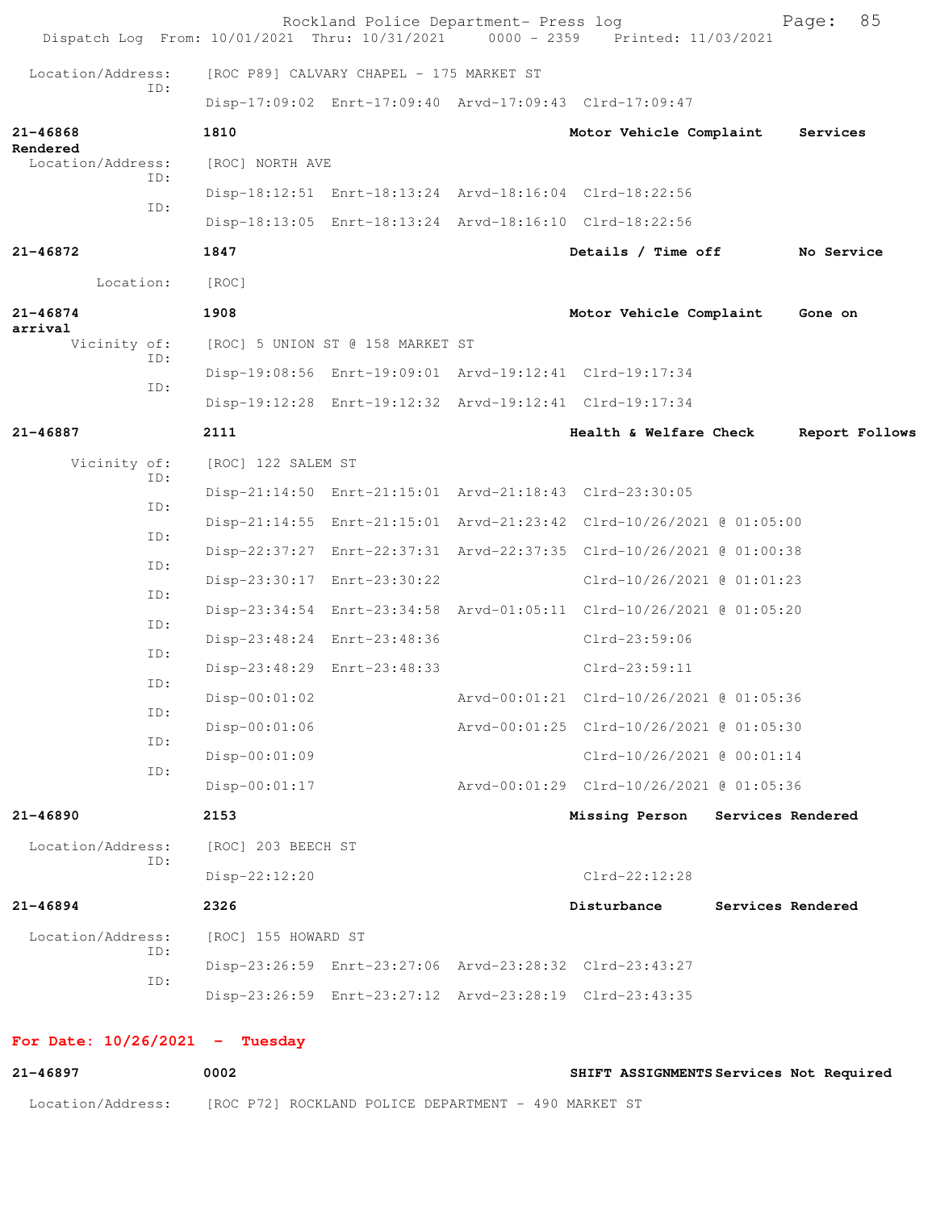Location/Address: [ROC P89] CALVARY CHAPEL - 175 MARKET ST
ID:
Disp-17:09:02 Enrt-17:09:40 Arvd-17:09:43 Clrd-17:09:47

**21-46868** **1810** **Motor Vehicle Complaint** **Services Rendered**
Location/Address: [ROC] NORTH AVE
ID:
Disp-18:12:51 Enrt-18:13:24 Arvd-18:16:04 Clrd-18:22:56
ID:
Disp-18:13:05 Enrt-18:13:24 Arvd-18:16:10 Clrd-18:22:56

**21-46872** **1847** **Details / Time off** **No Service**
Location: [ROC]

**21-46874** **1908** **Motor Vehicle Complaint** **Gone on arrival**
Vicinity of: [ROC] 5 UNION ST @ 158 MARKET ST
ID:
Disp-19:08:56 Enrt-19:09:01 Arvd-19:12:41 Clrd-19:17:34
ID:
Disp-19:12:28 Enrt-19:12:32 Arvd-19:12:41 Clrd-19:17:34

**21-46887** **2111** **Health & Welfare Check** **Report Follows**
Vicinity of: [ROC] 122 SALEM ST
ID:
Disp-21:14:50 Enrt-21:15:01 Arvd-21:18:43 Clrd-23:30:05
ID:
Disp-21:14:55 Enrt-21:15:01 Arvd-21:23:42 Clrd-10/26/2021 @ 01:05:00
ID:
Disp-22:37:27 Enrt-22:37:31 Arvd-22:37:35 Clrd-10/26/2021 @ 01:00:38
ID:
Disp-23:30:17 Enrt-23:30:22 Clrd-10/26/2021 @ 01:01:23
ID:
Disp-23:34:54 Enrt-23:34:58 Arvd-01:05:11 Clrd-10/26/2021 @ 01:05:20
ID:
Disp-23:48:24 Enrt-23:48:36 Clrd-23:59:06
ID:
Disp-23:48:29 Enrt-23:48:33 Clrd-23:59:11
ID:
Disp-00:01:02 Arvd-00:01:21 Clrd-10/26/2021 @ 01:05:36
ID:
Disp-00:01:06 Arvd-00:01:25 Clrd-10/26/2021 @ 01:05:30
ID:
Disp-00:01:09 Clrd-10/26/2021 @ 00:01:14
ID:
Disp-00:01:17 Arvd-00:01:29 Clrd-10/26/2021 @ 01:05:36

**21-46890** **2153** **Missing Person** **Services Rendered**
Location/Address: [ROC] 203 BEECH ST
ID:
Disp-22:12:20 Clrd-22:12:28

**21-46894** **2326** **Disturbance** **Services Rendered**
Location/Address: [ROC] 155 HOWARD ST
ID:
Disp-23:26:59 Enrt-23:27:06 Arvd-23:28:32 Clrd-23:43:27
ID:
Disp-23:26:59 Enrt-23:27:12 Arvd-23:28:19 Clrd-23:43:35

**For Date: 10/26/2021 - Tuesday**

**21-46897** **0002** **SHIFT ASSIGNMENTS** **Services Not Required**
Location/Address: [ROC P72] ROCKLAND POLICE DEPARTMENT - 490 MARKET ST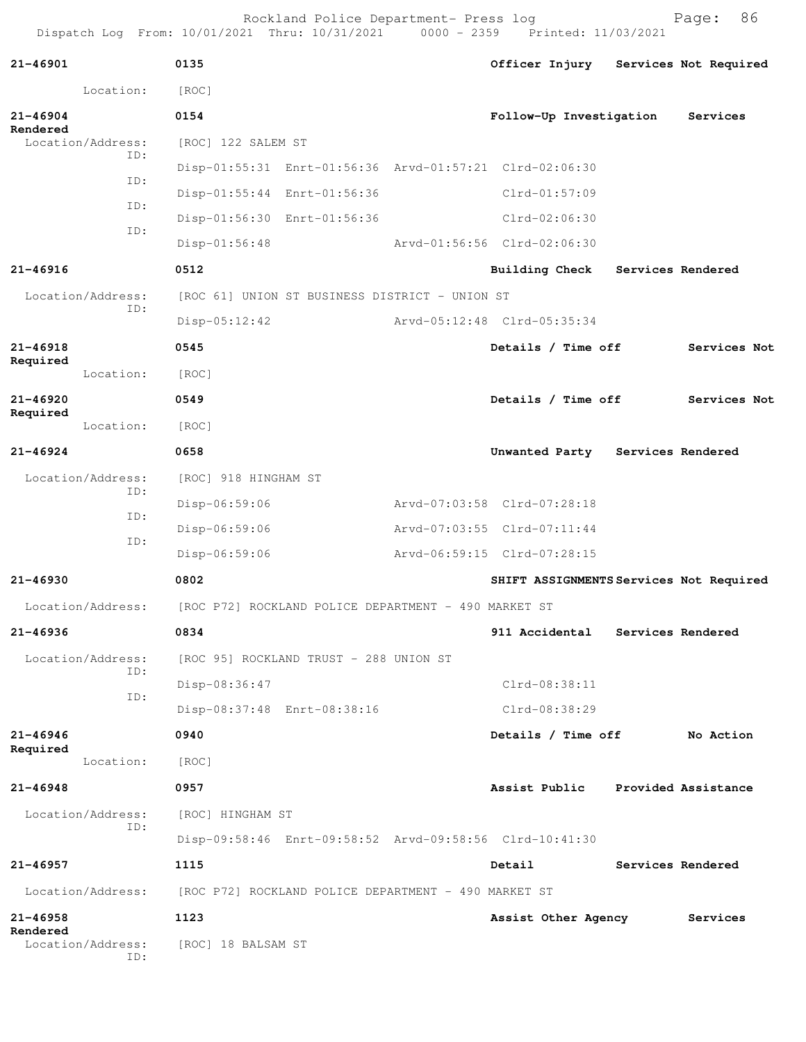Dispatch Log From: 10/01/2021 Thru: 10/31/2021 0000 - 2359 Printed: 11/03/2021

**21-46901** 0135 Officer Injury Services Not Required
Location: [ROC]

**21-46904** 0154 Follow-Up Investigation Services Rendered
Location/Address: [ROC] 122 SALEM ST
ID: Disp-01:55:31 Enrt-01:56:36 Arvd-01:57:21 Clrd-02:06:30
ID: Disp-01:55:44 Enrt-01:56:36 Clrd-01:57:09
ID: Disp-01:56:30 Enrt-01:56:36 Clrd-02:06:30
ID: Disp-01:56:48 Arvd-01:56:56 Clrd-02:06:30

**21-46916** 0512 Building Check Services Rendered
Location/Address: [ROC 61] UNION ST BUSINESS DISTRICT - UNION ST
ID: Disp-05:12:42 Arvd-05:12:48 Clrd-05:35:34

**21-46918** 0545 Details / Time off Services Not Required
Location: [ROC]

**21-46920** 0549 Details / Time off Services Not Required
Location: [ROC]

**21-46924** 0658 Unwanted Party Services Rendered
Location/Address: [ROC] 918 HINGHAM ST
ID: Disp-06:59:06 Arvd-07:03:58 Clrd-07:28:18
ID: Disp-06:59:06 Arvd-07:03:55 Clrd-07:11:44
ID: Disp-06:59:06 Arvd-06:59:15 Clrd-07:28:15

**21-46930** 0802 SHIFT ASSIGNMENTS Services Not Required
Location/Address: [ROC P72] ROCKLAND POLICE DEPARTMENT - 490 MARKET ST

**21-46936** 0834 911 Accidental Services Rendered
Location/Address: [ROC 95] ROCKLAND TRUST - 288 UNION ST
ID: Disp-08:36:47 Clrd-08:38:11
ID: Disp-08:37:48 Enrt-08:38:16 Clrd-08:38:29

**21-46946** 0940 Details / Time off No Action Required
Location: [ROC]

**21-46948** 0957 Assist Public Provided Assistance
Location/Address: [ROC] HINGHAM ST
ID: Disp-09:58:46 Enrt-09:58:52 Arvd-09:58:56 Clrd-10:41:30

**21-46957** 1115 Detail Services Rendered
Location/Address: [ROC P72] ROCKLAND POLICE DEPARTMENT - 490 MARKET ST

**21-46958** 1123 Assist Other Agency Services Rendered
Location/Address: [ROC] 18 BALSAM ST
ID: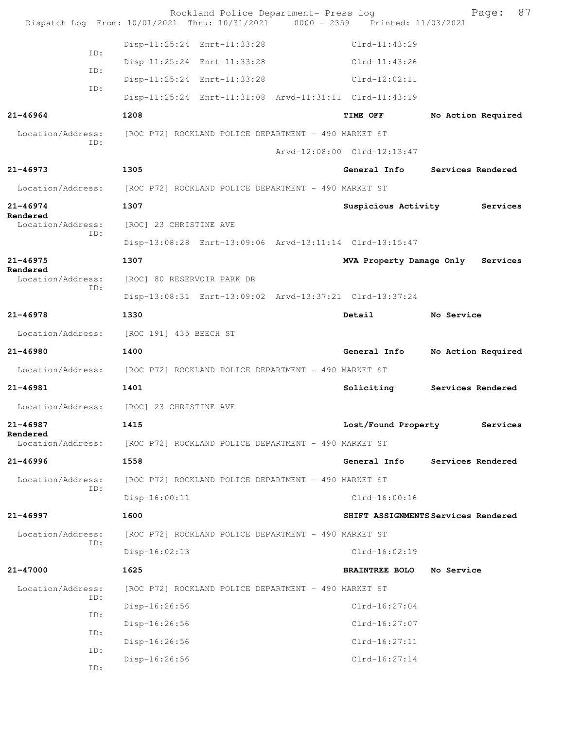Disp-11:25:24 Enrt-11:33:28 Clrd-11:43:29

ID:

Disp-11:25:24 Enrt-11:33:28 Clrd-11:43:26

ID:

Disp-11:25:24 Enrt-11:33:28 Clrd-12:02:11

ID:

Disp-11:25:24 Enrt-11:31:08 Arvd-11:31:11 Clrd-11:43:19

**21-46964** **1208** **TIME OFF** **No Action Required**

Location/Address: [ROC P72] ROCKLAND POLICE DEPARTMENT - 490 MARKET ST

ID:

Arvd-12:08:00 Clrd-12:13:47

**21-46973** **1305** **General Info** **Services Rendered**

Location/Address: [ROC P72] ROCKLAND POLICE DEPARTMENT - 490 MARKET ST

**21-46974** **1307** **Suspicious Activity** **Services Rendered**

Location/Address: [ROC] 23 CHRISTINE AVE

ID:

Disp-13:08:28 Enrt-13:09:06 Arvd-13:11:14 Clrd-13:15:47

**21-46975** **1307** **MVA Property Damage Only** **Services Rendered**

Location/Address: [ROC] 80 RESERVOIR PARK DR

ID:

Disp-13:08:31 Enrt-13:09:02 Arvd-13:37:21 Clrd-13:37:24

**21-46978** **1330** **Detail** **No Service**

Location/Address: [ROC 191] 435 BEECH ST

**21-46980** **1400** **General Info** **No Action Required**

Location/Address: [ROC P72] ROCKLAND POLICE DEPARTMENT - 490 MARKET ST

**21-46981** **1401** **Soliciting** **Services Rendered**

Location/Address: [ROC] 23 CHRISTINE AVE

**21-46987** **1415** **Lost/Found Property** **Services Rendered**

Location/Address: [ROC P72] ROCKLAND POLICE DEPARTMENT - 490 MARKET ST

**21-46996** **1558** **General Info** **Services Rendered**

Location/Address: [ROC P72] ROCKLAND POLICE DEPARTMENT - 490 MARKET ST

ID:

Disp-16:00:11 Clrd-16:00:16

**21-46997** **1600** **SHIFT ASSIGNMENTS** **Services Rendered**

Location/Address: [ROC P72] ROCKLAND POLICE DEPARTMENT - 490 MARKET ST

ID:

Disp-16:02:13 Clrd-16:02:19

**21-47000** **1625** **BRAINTREE BOLO** **No Service**

Location/Address: [ROC P72] ROCKLAND POLICE DEPARTMENT - 490 MARKET ST

ID:

Disp-16:26:56 Clrd-16:27:04

ID:

Disp-16:26:56 Clrd-16:27:07

ID:

Disp-16:26:56 Clrd-16:27:11

ID:

Disp-16:26:56 Clrd-16:27:14

ID: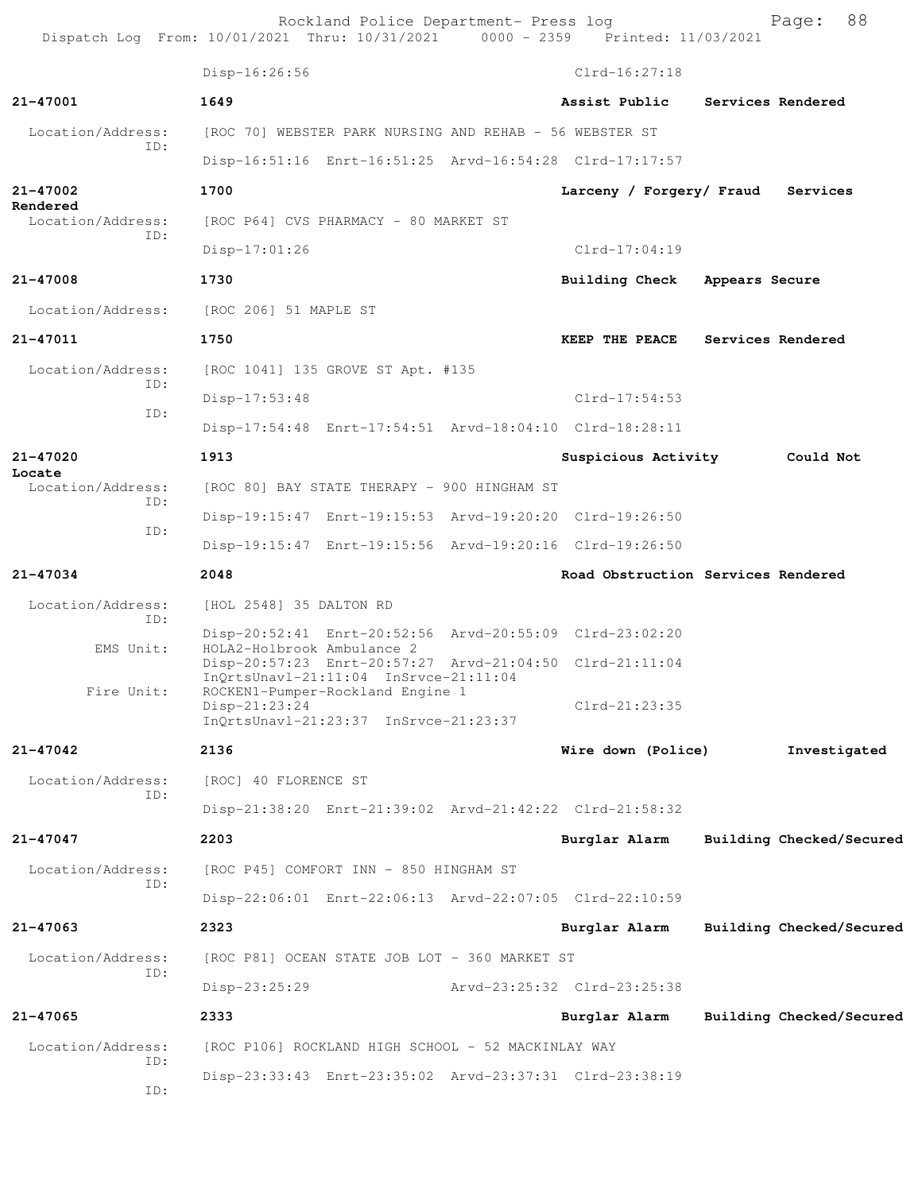Disp-16:26:56 Clrd-16:27:18

**21-47001** 1649 Assist Public Services Rendered

Location/Address: [ROC 70] WEBSTER PARK NURSING AND REHAB - 56 WEBSTER ST
ID:
Disp-16:51:16 Enrt-16:51:25 Arvd-16:54:28 Clrd-17:17:57

**21-47002** 1700 Larceny / Forgery/ Fraud Services Rendered

Location/Address: [ROC P64] CVS PHARMACY - 80 MARKET ST
ID:
Disp-17:01:26 Clrd-17:04:19

**21-47008** 1730 Building Check Appears Secure

Location/Address: [ROC 206] 51 MAPLE ST

**21-47011** 1750 KEEP THE PEACE Services Rendered

Location/Address: [ROC 1041] 135 GROVE ST Apt. #135
ID:
Disp-17:53:48 Clrd-17:54:53
ID:
Disp-17:54:48 Enrt-17:54:51 Arvd-18:04:10 Clrd-18:28:11

**21-47020** 1913 Suspicious Activity Could Not Locate

Location/Address: [ROC 80] BAY STATE THERAPY - 900 HINGHAM ST
ID:
Disp-19:15:47 Enrt-19:15:53 Arvd-19:20:20 Clrd-19:26:50
ID:
Disp-19:15:47 Enrt-19:15:56 Arvd-19:20:16 Clrd-19:26:50

**21-47034** 2048 Road Obstruction Services Rendered

Location/Address: [HOL 2548] 35 DALTON RD
ID:
Disp-20:52:41 Enrt-20:52:56 Arvd-20:55:09 Clrd-23:02:20
EMS Unit: HOLA2-Holbrook Ambulance 2
Disp-20:57:23 Enrt-20:57:27 Arvd-21:04:50 Clrd-21:11:04
InQrtsUnavl-21:11:04 InSrvce-21:11:04
Fire Unit: ROCKEN1-Pumper-Rockland Engine 1
Disp-21:23:24 Clrd-21:23:35
InQrtsUnavl-21:23:37 InSrvce-21:23:37

**21-47042** 2136 Wire down (Police) Investigated

Location/Address: [ROC] 40 FLORENCE ST
ID:
Disp-21:38:20 Enrt-21:39:02 Arvd-21:42:22 Clrd-21:58:32

**21-47047** 2203 Burglar Alarm Building Checked/Secured

Location/Address: [ROC P45] COMFORT INN - 850 HINGHAM ST
ID:
Disp-22:06:01 Enrt-22:06:13 Arvd-22:07:05 Clrd-22:10:59

**21-47063** 2323 Burglar Alarm Building Checked/Secured

Location/Address: [ROC P81] OCEAN STATE JOB LOT - 360 MARKET ST
ID:
Disp-23:25:29 Arvd-23:25:32 Clrd-23:25:38

**21-47065** 2333 Burglar Alarm Building Checked/Secured

Location/Address: [ROC P106] ROCKLAND HIGH SCHOOL - 52 MACKINLAY WAY
ID:
Disp-23:33:43 Enrt-23:35:02 Arvd-23:37:31 Clrd-23:38:19
ID: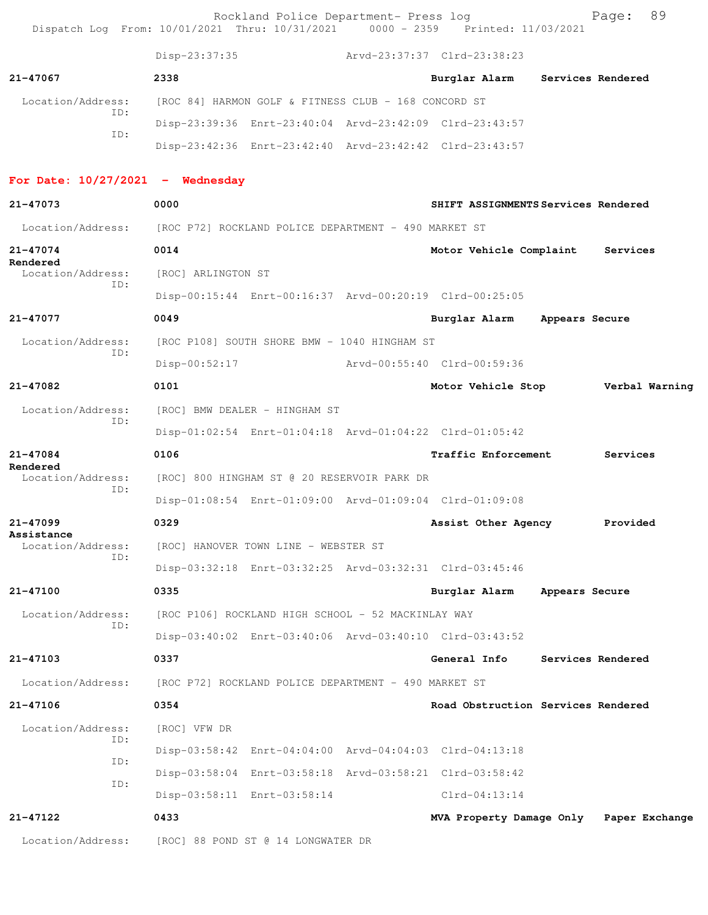Disp-23:37:35 Arvd-23:37:37 Clrd-23:38:23

**21-47067** **2338** **Burglar Alarm** **Services Rendered**

Location/Address: [ROC 84] HARMON GOLF & FITNESS CLUB - 168 CONCORD ST
ID:
Disp-23:39:36 Enrt-23:40:04 Arvd-23:42:09 Clrd-23:43:57
ID:
Disp-23:42:36 Enrt-23:42:40 Arvd-23:42:42 Clrd-23:43:57

## For Date: 10/27/2021 - Wednesday

**21-47073** **0000** **SHIFT ASSIGNMENTS** **Services Rendered**

Location/Address: [ROC P72] ROCKLAND POLICE DEPARTMENT - 490 MARKET ST

**21-47074** **0014** **Motor Vehicle Complaint** **Services Rendered**

Location/Address: [ROC] ARLINGTON ST
ID:
Disp-00:15:44 Enrt-00:16:37 Arvd-00:20:19 Clrd-00:25:05

**21-47077** **0049** **Burglar Alarm** **Appears Secure**

Location/Address: [ROC P108] SOUTH SHORE BMW - 1040 HINGHAM ST
ID:
Disp-00:52:17 Arvd-00:55:40 Clrd-00:59:36

**21-47082** **0101** **Motor Vehicle Stop** **Verbal Warning**

Location/Address: [ROC] BMW DEALER - HINGHAM ST
ID:
Disp-01:02:54 Enrt-01:04:18 Arvd-01:04:22 Clrd-01:05:42

**21-47084** **0106** **Traffic Enforcement** **Services Rendered**

Location/Address: [ROC] 800 HINGHAM ST @ 20 RESERVOIR PARK DR
ID:
Disp-01:08:54 Enrt-01:09:00 Arvd-01:09:04 Clrd-01:09:08

**21-47099** **0329** **Assist Other Agency** **Provided Assistance**

Location/Address: [ROC] HANOVER TOWN LINE - WEBSTER ST
ID:
Disp-03:32:18 Enrt-03:32:25 Arvd-03:32:31 Clrd-03:45:46

**21-47100** **0335** **Burglar Alarm** **Appears Secure**

Location/Address: [ROC P106] ROCKLAND HIGH SCHOOL - 52 MACKINLAY WAY
ID:
Disp-03:40:02 Enrt-03:40:06 Arvd-03:40:10 Clrd-03:43:52

**21-47103** **0337** **General Info** **Services Rendered**

Location/Address: [ROC P72] ROCKLAND POLICE DEPARTMENT - 490 MARKET ST

**21-47106** **0354** **Road Obstruction** **Services Rendered**

Location/Address: [ROC] VFW DR
ID:
Disp-03:58:42 Enrt-04:04:00 Arvd-04:04:03 Clrd-04:13:18
ID:
Disp-03:58:04 Enrt-03:58:18 Arvd-03:58:21 Clrd-03:58:42
ID:
Disp-03:58:11 Enrt-03:58:14 Clrd-04:13:14

**21-47122** **0433** **MVA Property Damage Only** **Paper Exchange**

Location/Address: [ROC] 88 POND ST @ 14 LONGWATER DR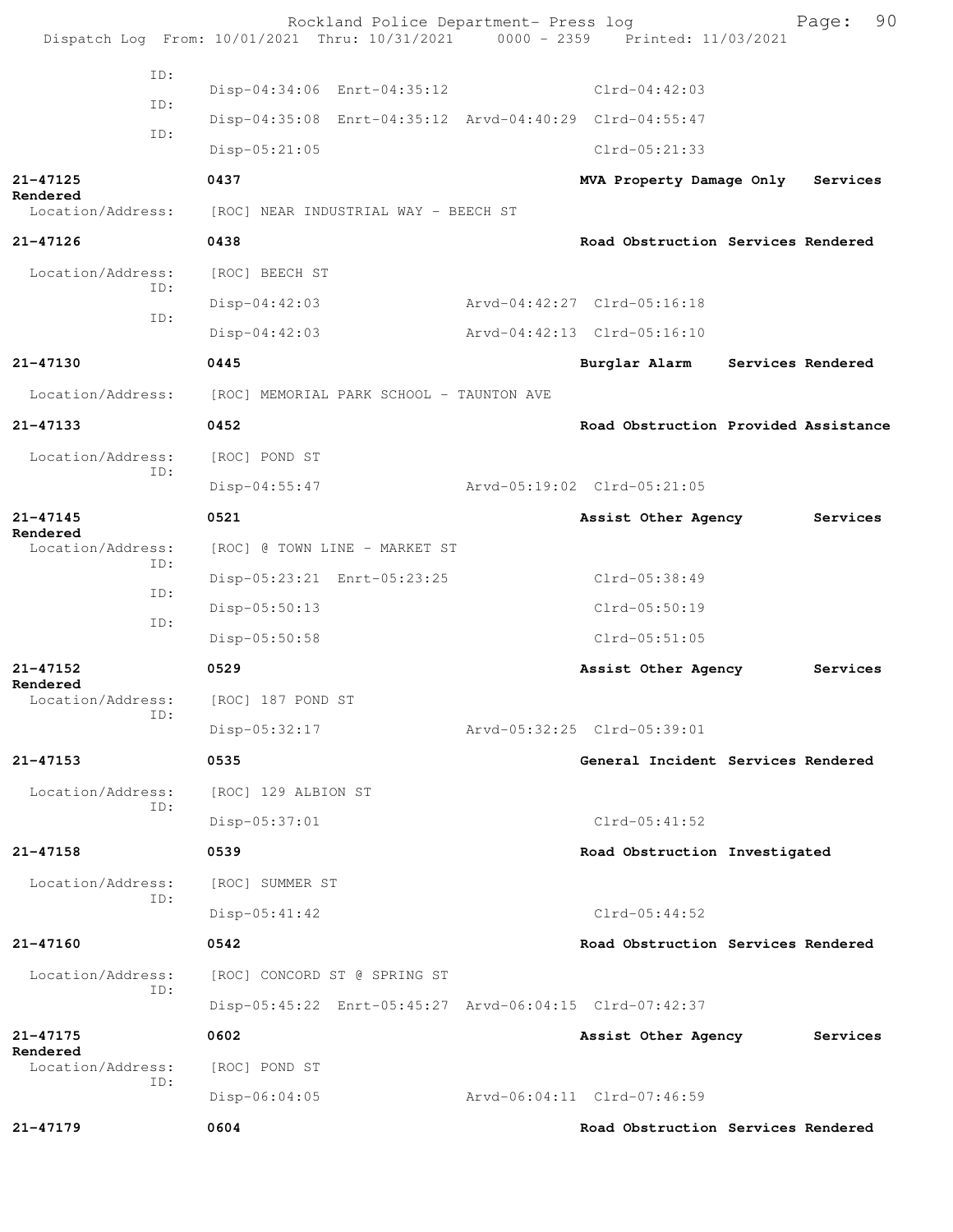```
             ID:
                  Disp-04:34:06  Enrt-04:35:12                Clrd-04:42:03
             ID:
                  Disp-04:35:08  Enrt-04:35:12  Arvd-04:40:29  Clrd-04:55:47
             ID:
                  Disp-05:21:05                               Clrd-05:21:33

21-47125          0437                                MVA Property Damage Only   Services
Rendered
  Location/Address:    [ROC] NEAR INDUSTRIAL WAY - BEECH ST

21-47126          0438                                Road Obstruction Services Rendered

  Location/Address:    [ROC] BEECH ST
             ID:
                  Disp-04:42:03                 Arvd-04:42:27  Clrd-05:16:18
             ID:
                  Disp-04:42:03                 Arvd-04:42:13  Clrd-05:16:10

21-47130          0445                                Burglar Alarm     Services Rendered

  Location/Address:    [ROC] MEMORIAL PARK SCHOOL - TAUNTON AVE

21-47133          0452                                Road Obstruction Provided Assistance

  Location/Address:    [ROC] POND ST
             ID:
                  Disp-04:55:47                 Arvd-05:19:02  Clrd-05:21:05

21-47145          0521                                Assist Other Agency        Services
Rendered
  Location/Address:    [ROC] @ TOWN LINE - MARKET ST
             ID:
                  Disp-05:23:21  Enrt-05:23:25                Clrd-05:38:49
             ID:
                  Disp-05:50:13                               Clrd-05:50:19
             ID:
                  Disp-05:50:58                               Clrd-05:51:05

21-47152          0529                                Assist Other Agency        Services
Rendered
  Location/Address:    [ROC] 187 POND ST
             ID:
                  Disp-05:32:17                 Arvd-05:32:25  Clrd-05:39:01

21-47153          0535                                General Incident Services Rendered

  Location/Address:    [ROC] 129 ALBION ST
             ID:
                  Disp-05:37:01                               Clrd-05:41:52

21-47158          0539                                Road Obstruction Investigated

  Location/Address:    [ROC] SUMMER ST
             ID:
                  Disp-05:41:42                               Clrd-05:44:52

21-47160          0542                                Road Obstruction Services Rendered

  Location/Address:    [ROC] CONCORD ST @ SPRING ST
             ID:
                  Disp-05:45:22  Enrt-05:45:27  Arvd-06:04:15  Clrd-07:42:37

21-47175          0602                                Assist Other Agency        Services
Rendered
  Location/Address:    [ROC] POND ST
             ID:
                  Disp-06:04:05                 Arvd-06:04:11  Clrd-07:46:59

21-47179          0604                                Road Obstruction Services Rendered
```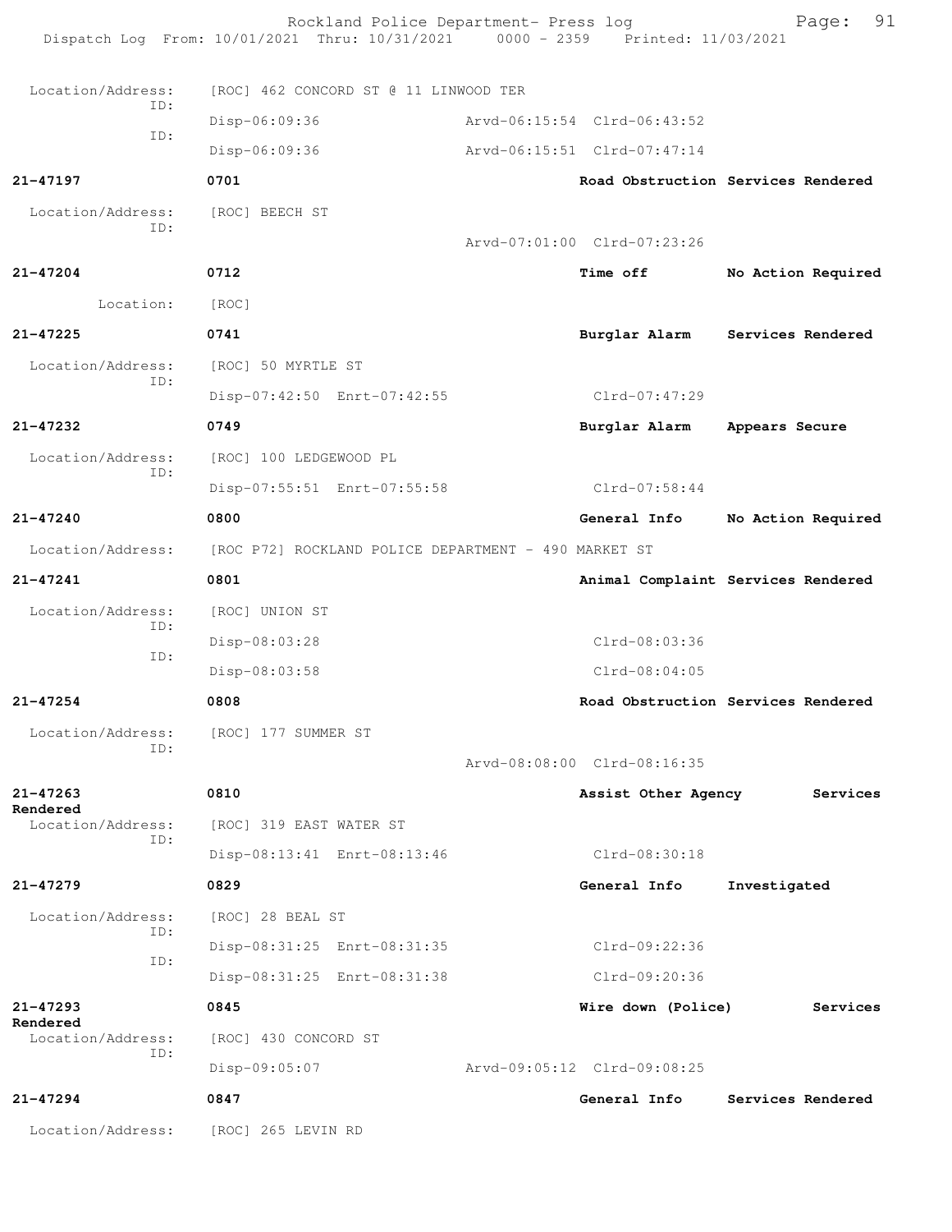Location/Address: [ROC] 462 CONCORD ST @ 11 LINWOOD TER

ID: Disp-06:09:36 Arvd-06:15:54 Clrd-06:43:52

ID: Disp-06:09:36 Arvd-06:15:51 Clrd-07:47:14

**21-47197** **0701** **Road Obstruction Services Rendered**

Location/Address: [ROC] BEECH ST

ID: Arvd-07:01:00 Clrd-07:23:26

**21-47204** **0712** **Time off No Action Required**

Location: [ROC]

**21-47225** **0741** **Burglar Alarm Services Rendered**

Location/Address: [ROC] 50 MYRTLE ST

ID: Disp-07:42:50 Enrt-07:42:55 Clrd-07:47:29

**21-47232** **0749** **Burglar Alarm Appears Secure**

Location/Address: [ROC] 100 LEDGEWOOD PL

ID: Disp-07:55:51 Enrt-07:55:58 Clrd-07:58:44

**21-47240** **0800** **General Info No Action Required**

Location/Address: [ROC P72] ROCKLAND POLICE DEPARTMENT - 490 MARKET ST

**21-47241** **0801** **Animal Complaint Services Rendered**

Location/Address: [ROC] UNION ST

ID: Disp-08:03:28 Clrd-08:03:36

ID: Disp-08:03:58 Clrd-08:04:05

**21-47254** **0808** **Road Obstruction Services Rendered**

Location/Address: [ROC] 177 SUMMER ST

ID: Arvd-08:08:00 Clrd-08:16:35

**21-47263** **0810** **Assist Other Agency Services Rendered**

Location/Address: [ROC] 319 EAST WATER ST

ID: Disp-08:13:41 Enrt-08:13:46 Clrd-08:30:18

**21-47279** **0829** **General Info Investigated**

Location/Address: [ROC] 28 BEAL ST

ID: Disp-08:31:25 Enrt-08:31:35 Clrd-09:22:36

ID: Disp-08:31:25 Enrt-08:31:38 Clrd-09:20:36

**21-47293** **0845** **Wire down (Police) Services Rendered**

Location/Address: [ROC] 430 CONCORD ST

ID: Disp-09:05:07 Arvd-09:05:12 Clrd-09:08:25

**21-47294** **0847** **General Info Services Rendered**

Location/Address: [ROC] 265 LEVIN RD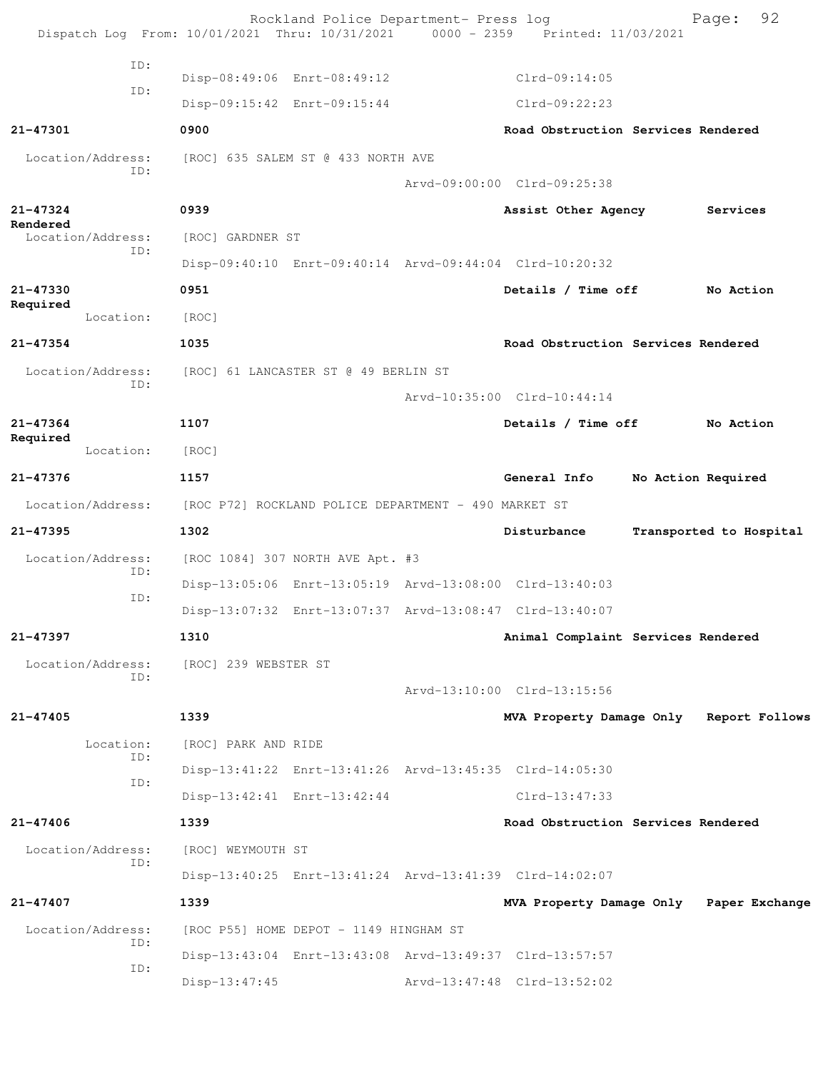| | | | |
|---|---|---|---|
| ID: | Disp-08:49:06 Enrt-08:49:12 | Clrd-09:14:05 | |
| ID: | Disp-09:15:42 Enrt-09:15:44 | Clrd-09:22:23 | |

**21-47301** **0900** **Road Obstruction Services Rendered**
Location/Address: [ROC] 635 SALEM ST @ 433 NORTH AVE
ID: Arvd-09:00:00 Clrd-09:25:38

**21-47324** **0939** **Assist Other Agency** **Services Rendered**
Location/Address: [ROC] GARDNER ST
ID: Disp-09:40:10 Enrt-09:40:14 Arvd-09:44:04 Clrd-10:20:32

**21-47330** **0951** **Details / Time off** **No Action Required**
Location: [ROC]

**21-47354** **1035** **Road Obstruction Services Rendered**
Location/Address: [ROC] 61 LANCASTER ST @ 49 BERLIN ST
ID: Arvd-10:35:00 Clrd-10:44:14

**21-47364** **1107** **Details / Time off** **No Action Required**
Location: [ROC]

**21-47376** **1157** **General Info** **No Action Required**
Location/Address: [ROC P72] ROCKLAND POLICE DEPARTMENT - 490 MARKET ST

**21-47395** **1302** **Disturbance** **Transported to Hospital**
Location/Address: [ROC 1084] 307 NORTH AVE Apt. #3
ID: Disp-13:05:06 Enrt-13:05:19 Arvd-13:08:00 Clrd-13:40:03
ID: Disp-13:07:32 Enrt-13:07:37 Arvd-13:08:47 Clrd-13:40:07

**21-47397** **1310** **Animal Complaint Services Rendered**
Location/Address: [ROC] 239 WEBSTER ST
ID: Arvd-13:10:00 Clrd-13:15:56

**21-47405** **1339** **MVA Property Damage Only** **Report Follows**
Location: [ROC] PARK AND RIDE
ID: Disp-13:41:22 Enrt-13:41:26 Arvd-13:45:35 Clrd-14:05:30
ID: Disp-13:42:41 Enrt-13:42:44 Clrd-13:47:33

**21-47406** **1339** **Road Obstruction Services Rendered**
Location/Address: [ROC] WEYMOUTH ST
ID: Disp-13:40:25 Enrt-13:41:24 Arvd-13:41:39 Clrd-14:02:07

**21-47407** **1339** **MVA Property Damage Only** **Paper Exchange**
Location/Address: [ROC P55] HOME DEPOT - 1149 HINGHAM ST
ID: Disp-13:43:04 Enrt-13:43:08 Arvd-13:49:37 Clrd-13:57:57
ID: Disp-13:47:45 Arvd-13:47:48 Clrd-13:52:02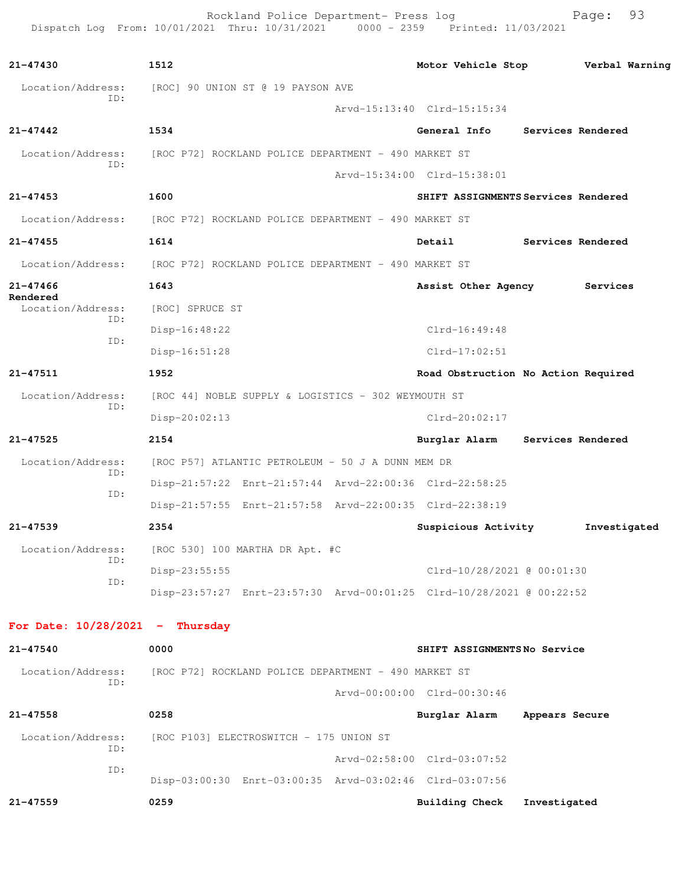**21-47430** 1512 **Motor Vehicle Stop** **Verbal Warning**

Location/Address: [ROC] 90 UNION ST @ 19 PAYSON AVE
ID:
Arvd-15:13:40 Clrd-15:15:34

**21-47442** 1534 **General Info** **Services Rendered**

Location/Address: [ROC P72] ROCKLAND POLICE DEPARTMENT - 490 MARKET ST
ID:
Arvd-15:34:00 Clrd-15:38:01

**21-47453** 1600 **SHIFT ASSIGNMENTS** **Services Rendered**

Location/Address: [ROC P72] ROCKLAND POLICE DEPARTMENT - 490 MARKET ST

**21-47455** 1614 **Detail** **Services Rendered**

Location/Address: [ROC P72] ROCKLAND POLICE DEPARTMENT - 490 MARKET ST

**21-47466** 1643 **Assist Other Agency** **Services Rendered**

Location/Address: [ROC] SPRUCE ST
ID:
Disp-16:48:22 Clrd-16:49:48
ID:
Disp-16:51:28 Clrd-17:02:51

**21-47511** 1952 **Road Obstruction** **No Action Required**

Location/Address: [ROC 44] NOBLE SUPPLY & LOGISTICS - 302 WEYMOUTH ST
ID:
Disp-20:02:13 Clrd-20:02:17

**21-47525** 2154 **Burglar Alarm** **Services Rendered**

Location/Address: [ROC P57] ATLANTIC PETROLEUM - 50 J A DUNN MEM DR
ID:
Disp-21:57:22 Enrt-21:57:44 Arvd-22:00:36 Clrd-22:58:25
ID:
Disp-21:57:55 Enrt-21:57:58 Arvd-22:00:35 Clrd-22:38:19

**21-47539** 2354 **Suspicious Activity** **Investigated**

Location/Address: [ROC 530] 100 MARTHA DR Apt. #C
ID:
Disp-23:55:55 Clrd-10/28/2021 @ 00:01:30
ID:
Disp-23:57:27 Enrt-23:57:30 Arvd-00:01:25 Clrd-10/28/2021 @ 00:22:52

## For Date: 10/28/2021 - Thursday

**21-47540** 0000 **SHIFT ASSIGNMENTS** **No Service**

Location/Address: [ROC P72] ROCKLAND POLICE DEPARTMENT - 490 MARKET ST
ID:
Arvd-00:00:00 Clrd-00:30:46

**21-47558** 0258 **Burglar Alarm** **Appears Secure**

Location/Address: [ROC P103] ELECTROSWITCH - 175 UNION ST
ID:
Arvd-02:58:00 Clrd-03:07:52
ID:
Disp-03:00:30 Enrt-03:00:35 Arvd-03:02:46 Clrd-03:07:56

**21-47559** 0259 **Building Check** **Investigated**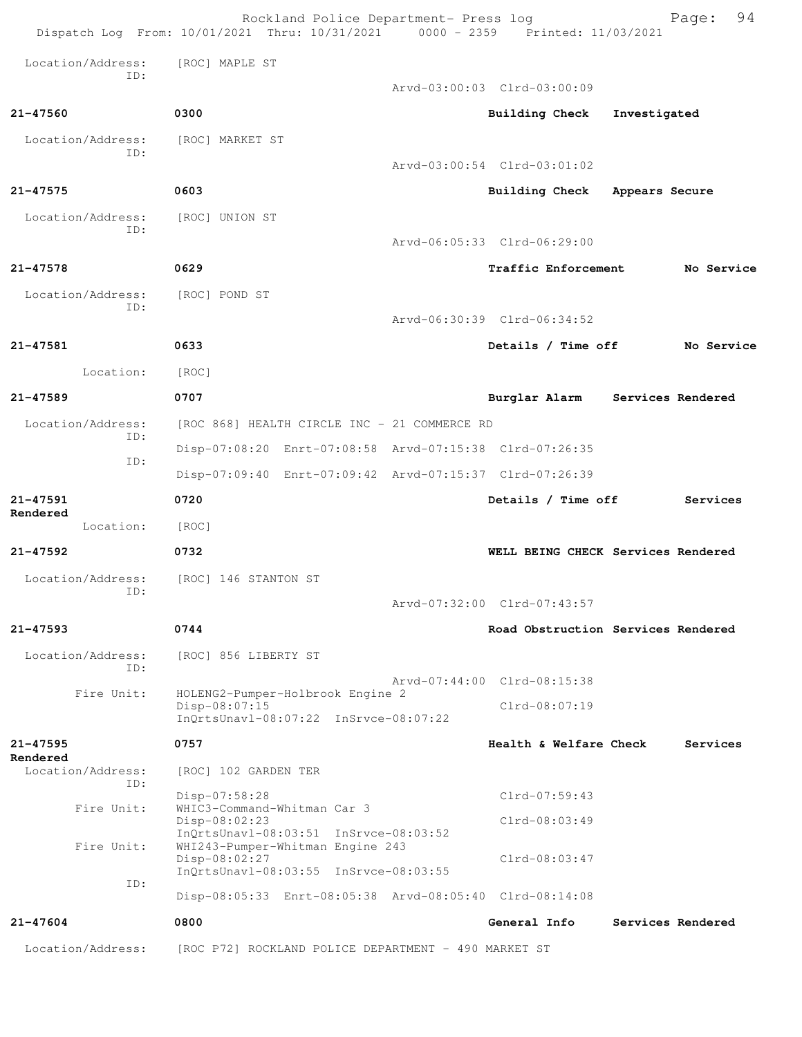Location/Address: [ROC] MAPLE ST
ID:
Arvd-03:00:03 Clrd-03:00:09

**21-47560** **0300** **Building Check** **Investigated**

Location/Address: [ROC] MARKET ST
ID:
Arvd-03:00:54 Clrd-03:01:02

**21-47575** **0603** **Building Check** **Appears Secure**

Location/Address: [ROC] UNION ST
ID:
Arvd-06:05:33 Clrd-06:29:00

**21-47578** **0629** **Traffic Enforcement** **No Service**

Location/Address: [ROC] POND ST
ID:
Arvd-06:30:39 Clrd-06:34:52

**21-47581** **0633** **Details / Time off** **No Service**

Location: [ROC]

**21-47589** **0707** **Burglar Alarm** **Services Rendered**

Location/Address: [ROC 868] HEALTH CIRCLE INC - 21 COMMERCE RD
ID:
Disp-07:08:20 Enrt-07:08:58 Arvd-07:15:38 Clrd-07:26:35
ID:
Disp-07:09:40 Enrt-07:09:42 Arvd-07:15:37 Clrd-07:26:39

**21-47591** **0720** **Details / Time off** **Services Rendered**

Location: [ROC]

**21-47592** **0732** **WELL BEING CHECK** **Services Rendered**

Location/Address: [ROC] 146 STANTON ST
ID:
Arvd-07:32:00 Clrd-07:43:57

**21-47593** **0744** **Road Obstruction** **Services Rendered**

Location/Address: [ROC] 856 LIBERTY ST
ID:
Arvd-07:44:00 Clrd-08:15:38
Fire Unit: HOLENG2-Pumper-Holbrook Engine 2
Disp-08:07:15 Clrd-08:07:19
InQrtsUnavl-08:07:22 InSrvce-08:07:22

**21-47595** **0757** **Health & Welfare Check** **Services Rendered**

Location/Address: [ROC] 102 GARDEN TER
ID:
Disp-07:58:28 Clrd-07:59:43
Fire Unit: WHIC3-Command-Whitman Car 3
Disp-08:02:23 Clrd-08:03:49
InQrtsUnavl-08:03:51 InSrvce-08:03:52
Fire Unit: WHI243-Pumper-Whitman Engine 243
Disp-08:02:27 Clrd-08:03:47
InQrtsUnavl-08:03:55 InSrvce-08:03:55
ID:
Disp-08:05:33 Enrt-08:05:38 Arvd-08:05:40 Clrd-08:14:08

**21-47604** **0800** **General Info** **Services Rendered**

Location/Address: [ROC P72] ROCKLAND POLICE DEPARTMENT - 490 MARKET ST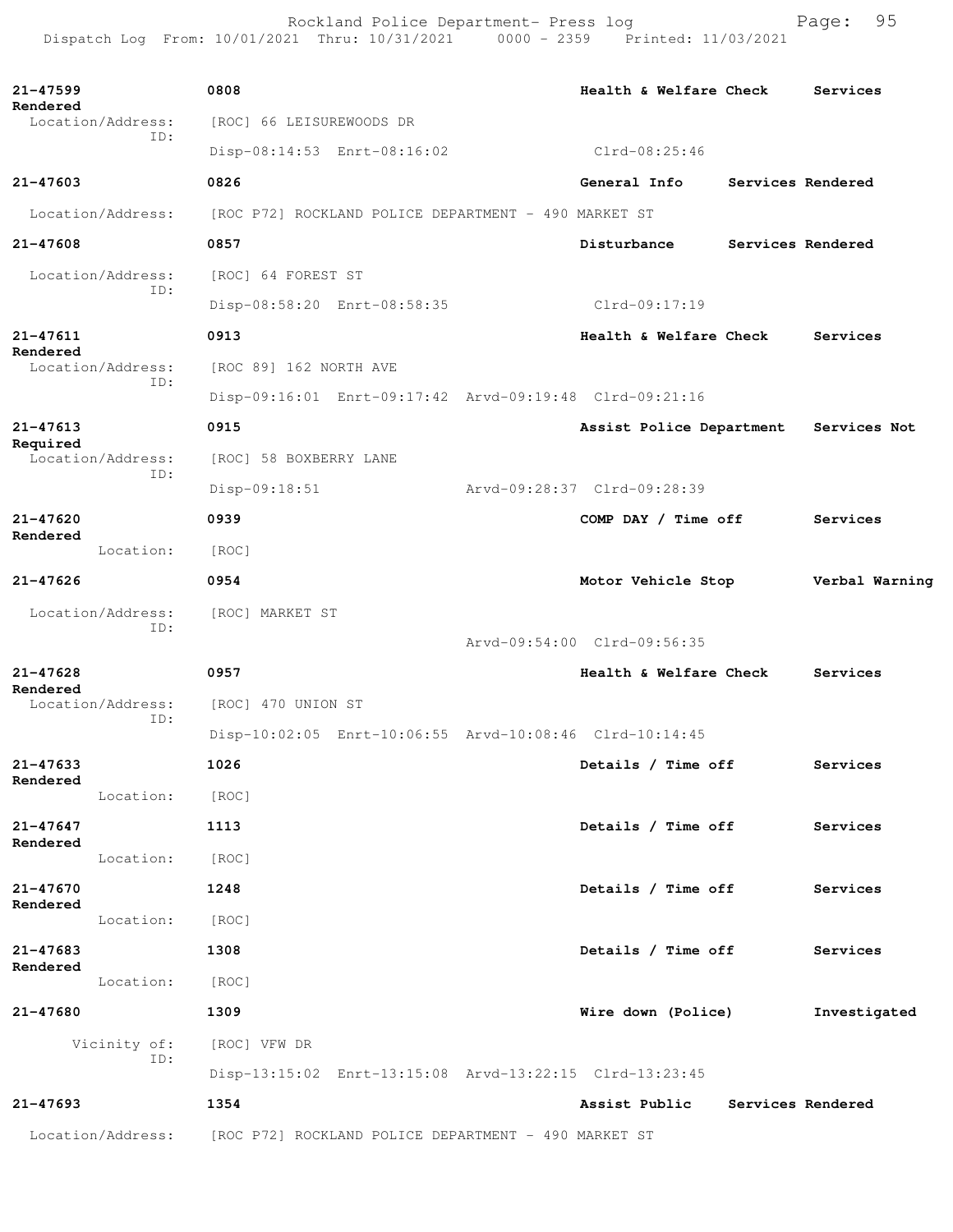| Call # | Time | Call Type | Action |
|---|---|---|---|
| 21-47599 | 0808 | Health & Welfare Check | Services Rendered |
| Location/Address: [ROC] 66 LEISUREWOODS DR | | | |
| ID: Disp-08:14:53 Enrt-08:16:02 Clrd-08:25:46 | | | |
| 21-47603 | 0826 | General Info | Services Rendered |
| Location/Address: [ROC P72] ROCKLAND POLICE DEPARTMENT - 490 MARKET ST | | | |
| 21-47608 | 0857 | Disturbance | Services Rendered |
| Location/Address: [ROC] 64 FOREST ST | | | |
| ID: Disp-08:58:20 Enrt-08:58:35 Clrd-09:17:19 | | | |
| 21-47611 | 0913 | Health & Welfare Check | Services Rendered |
| Location/Address: [ROC 89] 162 NORTH AVE | | | |
| ID: Disp-09:16:01 Enrt-09:17:42 Arvd-09:19:48 Clrd-09:21:16 | | | |
| 21-47613 | 0915 | Assist Police Department | Services Not Required |
| Location/Address: [ROC] 58 BOXBERRY LANE | | | |
| ID: Disp-09:18:51 Arvd-09:28:37 Clrd-09:28:39 | | | |
| 21-47620 | 0939 | COMP DAY / Time off | Services Rendered |
| Location: [ROC] | | | |
| 21-47626 | 0954 | Motor Vehicle Stop | Verbal Warning |
| Location/Address: [ROC] MARKET ST | | | |
| ID: Arvd-09:54:00 Clrd-09:56:35 | | | |
| 21-47628 | 0957 | Health & Welfare Check | Services Rendered |
| Location/Address: [ROC] 470 UNION ST | | | |
| ID: Disp-10:02:05 Enrt-10:06:55 Arvd-10:08:46 Clrd-10:14:45 | | | |
| 21-47633 | 1026 | Details / Time off | Services Rendered |
| Location: [ROC] | | | |
| 21-47647 | 1113 | Details / Time off | Services Rendered |
| Location: [ROC] | | | |
| 21-47670 | 1248 | Details / Time off | Services Rendered |
| Location: [ROC] | | | |
| 21-47683 | 1308 | Details / Time off | Services Rendered |
| Location: [ROC] | | | |
| 21-47680 | 1309 | Wire down (Police) | Investigated |
| Vicinity of: [ROC] VFW DR | | | |
| ID: Disp-13:15:02 Enrt-13:15:08 Arvd-13:22:15 Clrd-13:23:45 | | | |
| 21-47693 | 1354 | Assist Public | Services Rendered |
| Location/Address: [ROC P72] ROCKLAND POLICE DEPARTMENT - 490 MARKET ST | | | |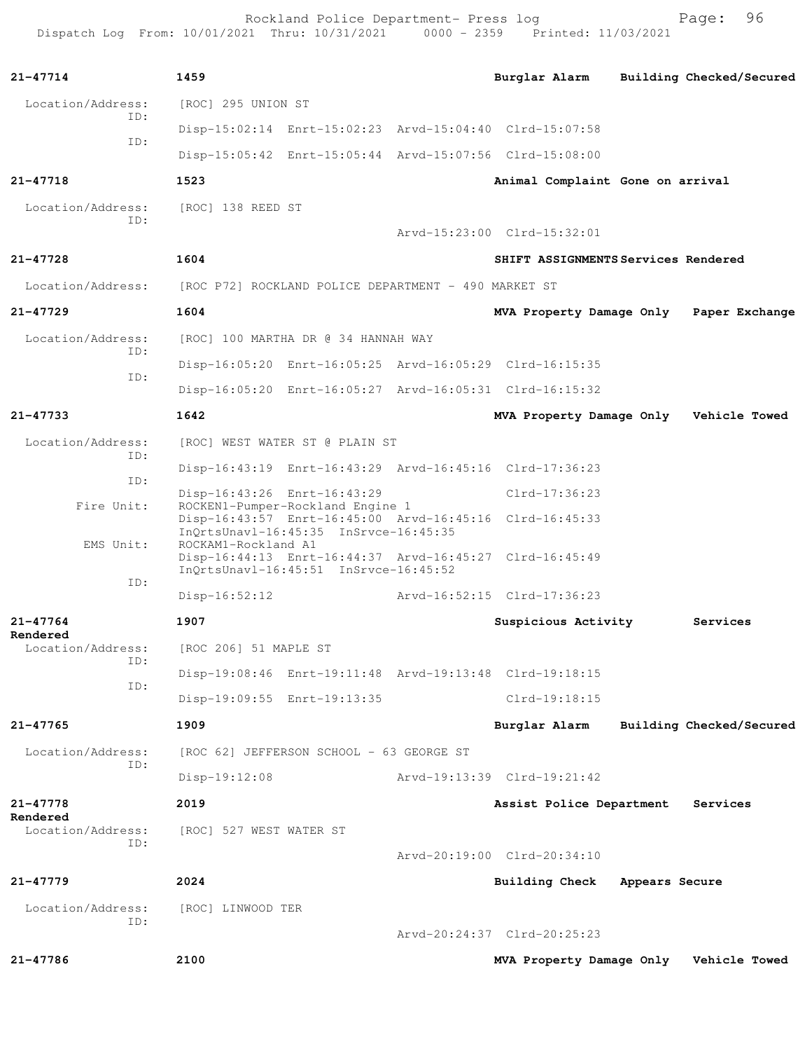21-47714 1459 Burglar Alarm Building Checked/Secured

Location/Address: [ROC] 295 UNION ST
ID:
Disp-15:02:14 Enrt-15:02:23 Arvd-15:04:40 Clrd-15:07:58
ID:
Disp-15:05:42 Enrt-15:05:44 Arvd-15:07:56 Clrd-15:08:00

21-47718 1523 Animal Complaint Gone on arrival

Location/Address: [ROC] 138 REED ST
ID:
Arvd-15:23:00 Clrd-15:32:01

21-47728 1604 SHIFT ASSIGNMENTS Services Rendered

Location/Address: [ROC P72] ROCKLAND POLICE DEPARTMENT - 490 MARKET ST

21-47729 1604 MVA Property Damage Only Paper Exchange

Location/Address: [ROC] 100 MARTHA DR @ 34 HANNAH WAY
ID:
Disp-16:05:20 Enrt-16:05:25 Arvd-16:05:29 Clrd-16:15:35
ID:
Disp-16:05:20 Enrt-16:05:27 Arvd-16:05:31 Clrd-16:15:32

21-47733 1642 MVA Property Damage Only Vehicle Towed

Location/Address: [ROC] WEST WATER ST @ PLAIN ST
ID:
Disp-16:43:19 Enrt-16:43:29 Arvd-16:45:16 Clrd-17:36:23
ID:
Disp-16:43:26 Enrt-16:43:29 Clrd-17:36:23
Fire Unit: ROCKEN1-Pumper-Rockland Engine 1
Disp-16:43:57 Enrt-16:45:00 Arvd-16:45:16 Clrd-16:45:33
InQrtsUnavl-16:45:35 InSrvce-16:45:35
EMS Unit: ROCKAM1-Rockland A1
Disp-16:44:13 Enrt-16:44:37 Arvd-16:45:27 Clrd-16:45:49
InQrtsUnavl-16:45:51 InSrvce-16:45:52
ID:
Disp-16:52:12 Arvd-16:52:15 Clrd-17:36:23

21-47764 1907 Suspicious Activity Services Rendered

Location/Address: [ROC 206] 51 MAPLE ST
ID:
Disp-19:08:46 Enrt-19:11:48 Arvd-19:13:48 Clrd-19:18:15
ID:
Disp-19:09:55 Enrt-19:13:35 Clrd-19:18:15

21-47765 1909 Burglar Alarm Building Checked/Secured

Location/Address: [ROC 62] JEFFERSON SCHOOL - 63 GEORGE ST
ID:
Disp-19:12:08 Arvd-19:13:39 Clrd-19:21:42

21-47778 2019 Assist Police Department Services Rendered

Location/Address: [ROC] 527 WEST WATER ST
ID:
Arvd-20:19:00 Clrd-20:34:10

21-47779 2024 Building Check Appears Secure

Location/Address: [ROC] LINWOOD TER
ID:
Arvd-20:24:37 Clrd-20:25:23

21-47786 2100 MVA Property Damage Only Vehicle Towed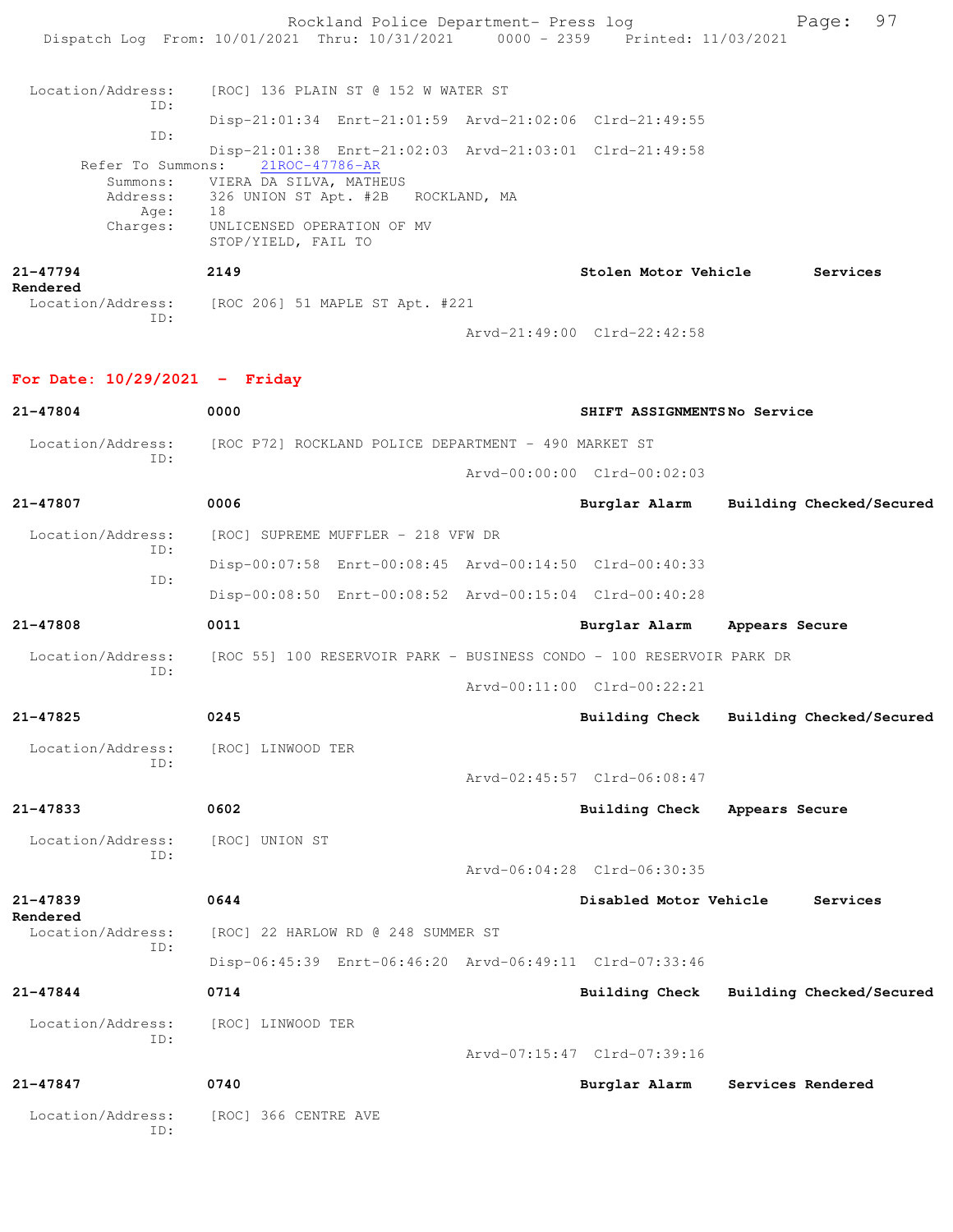Location/Address: [ROC] 136 PLAIN ST @ 152 W WATER ST
ID:
Disp-21:01:34 Enrt-21:01:59 Arvd-21:02:06 Clrd-21:49:55
ID:
Disp-21:01:38 Enrt-21:02:03 Arvd-21:03:01 Clrd-21:49:58
Refer To Summons: 21ROC-47786-AR
Summons: VIERA DA SILVA, MATHEUS
Address: 326 UNION ST Apt. #2B ROCKLAND, MA
Age: 18
Charges: UNLICENSED OPERATION OF MV
STOP/YIELD, FAIL TO

**21-47794** **2149** **Stolen Motor Vehicle** **Services Rendered**
Location/Address: [ROC 206] 51 MAPLE ST Apt. #221
ID:
Arvd-21:49:00 Clrd-22:42:58

## For Date: 10/29/2021 - Friday

**21-47804** **0000** **SHIFT ASSIGNMENTS** **No Service**
Location/Address: [ROC P72] ROCKLAND POLICE DEPARTMENT - 490 MARKET ST
ID:
Arvd-00:00:00 Clrd-00:02:03

**21-47807** **0006** **Burglar Alarm** **Building Checked/Secured**
Location/Address: [ROC] SUPREME MUFFLER - 218 VFW DR
ID:
Disp-00:07:58 Enrt-00:08:45 Arvd-00:14:50 Clrd-00:40:33
ID:
Disp-00:08:50 Enrt-00:08:52 Arvd-00:15:04 Clrd-00:40:28

**21-47808** **0011** **Burglar Alarm** **Appears Secure**
Location/Address: [ROC 55] 100 RESERVOIR PARK - BUSINESS CONDO - 100 RESERVOIR PARK DR
ID:
Arvd-00:11:00 Clrd-00:22:21

**21-47825** **0245** **Building Check** **Building Checked/Secured**
Location/Address: [ROC] LINWOOD TER
ID:
Arvd-02:45:57 Clrd-06:08:47

**21-47833** **0602** **Building Check** **Appears Secure**
Location/Address: [ROC] UNION ST
ID:
Arvd-06:04:28 Clrd-06:30:35

**21-47839** **0644** **Disabled Motor Vehicle** **Services Rendered**
Location/Address: [ROC] 22 HARLOW RD @ 248 SUMMER ST
ID:
Disp-06:45:39 Enrt-06:46:20 Arvd-06:49:11 Clrd-07:33:46

**21-47844** **0714** **Building Check** **Building Checked/Secured**
Location/Address: [ROC] LINWOOD TER
ID:
Arvd-07:15:47 Clrd-07:39:16

**21-47847** **0740** **Burglar Alarm** **Services Rendered**
Location/Address: [ROC] 366 CENTRE AVE
ID: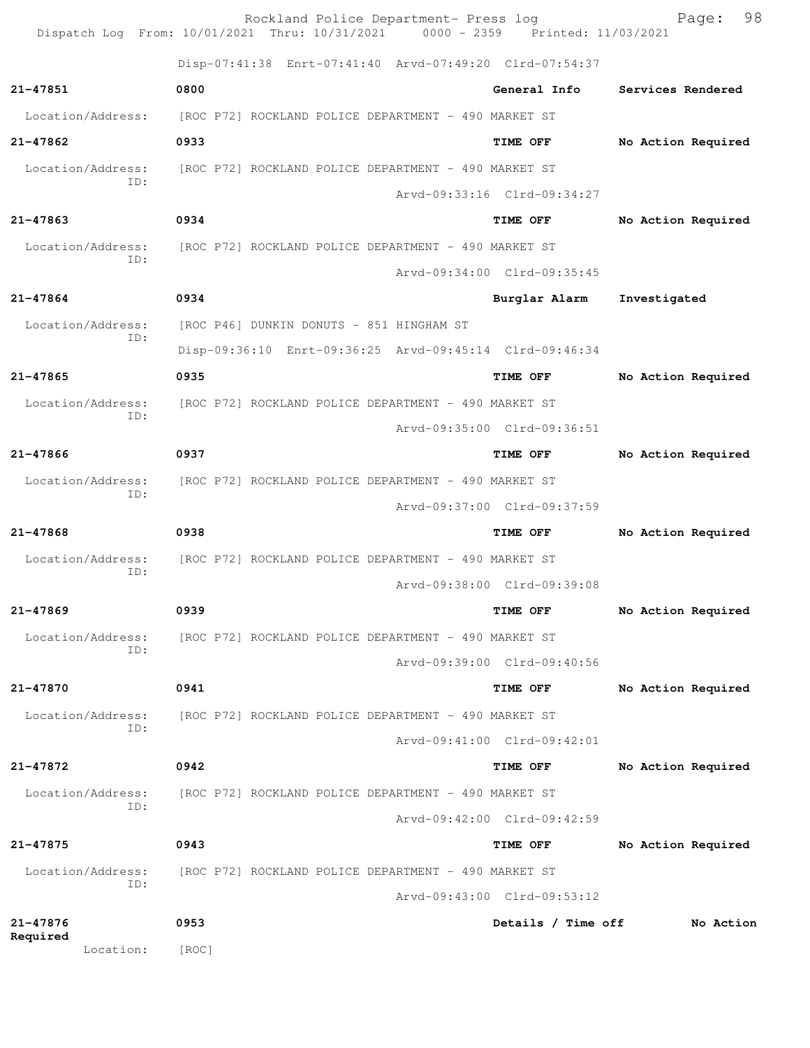Disp-07:41:38 Enrt-07:41:40 Arvd-07:49:20 Clrd-07:54:37

**21-47851** **0800** **General Info** **Services Rendered**
Location/Address: [ROC P72] ROCKLAND POLICE DEPARTMENT - 490 MARKET ST

**21-47862** **0933** **TIME OFF** **No Action Required**
Location/Address: [ROC P72] ROCKLAND POLICE DEPARTMENT - 490 MARKET ST
ID:
Arvd-09:33:16 Clrd-09:34:27

**21-47863** **0934** **TIME OFF** **No Action Required**
Location/Address: [ROC P72] ROCKLAND POLICE DEPARTMENT - 490 MARKET ST
ID:
Arvd-09:34:00 Clrd-09:35:45

**21-47864** **0934** **Burglar Alarm** **Investigated**
Location/Address: [ROC P46] DUNKIN DONUTS - 851 HINGHAM ST
ID:
Disp-09:36:10 Enrt-09:36:25 Arvd-09:45:14 Clrd-09:46:34

**21-47865** **0935** **TIME OFF** **No Action Required**
Location/Address: [ROC P72] ROCKLAND POLICE DEPARTMENT - 490 MARKET ST
ID:
Arvd-09:35:00 Clrd-09:36:51

**21-47866** **0937** **TIME OFF** **No Action Required**
Location/Address: [ROC P72] ROCKLAND POLICE DEPARTMENT - 490 MARKET ST
ID:
Arvd-09:37:00 Clrd-09:37:59

**21-47868** **0938** **TIME OFF** **No Action Required**
Location/Address: [ROC P72] ROCKLAND POLICE DEPARTMENT - 490 MARKET ST
ID:
Arvd-09:38:00 Clrd-09:39:08

**21-47869** **0939** **TIME OFF** **No Action Required**
Location/Address: [ROC P72] ROCKLAND POLICE DEPARTMENT - 490 MARKET ST
ID:
Arvd-09:39:00 Clrd-09:40:56

**21-47870** **0941** **TIME OFF** **No Action Required**
Location/Address: [ROC P72] ROCKLAND POLICE DEPARTMENT - 490 MARKET ST
ID:
Arvd-09:41:00 Clrd-09:42:01

**21-47872** **0942** **TIME OFF** **No Action Required**
Location/Address: [ROC P72] ROCKLAND POLICE DEPARTMENT - 490 MARKET ST
ID:
Arvd-09:42:00 Clrd-09:42:59

**21-47875** **0943** **TIME OFF** **No Action Required**
Location/Address: [ROC P72] ROCKLAND POLICE DEPARTMENT - 490 MARKET ST
ID:
Arvd-09:43:00 Clrd-09:53:12

**21-47876** **0953** **Details / Time off** **No Action Required**
Location: [ROC]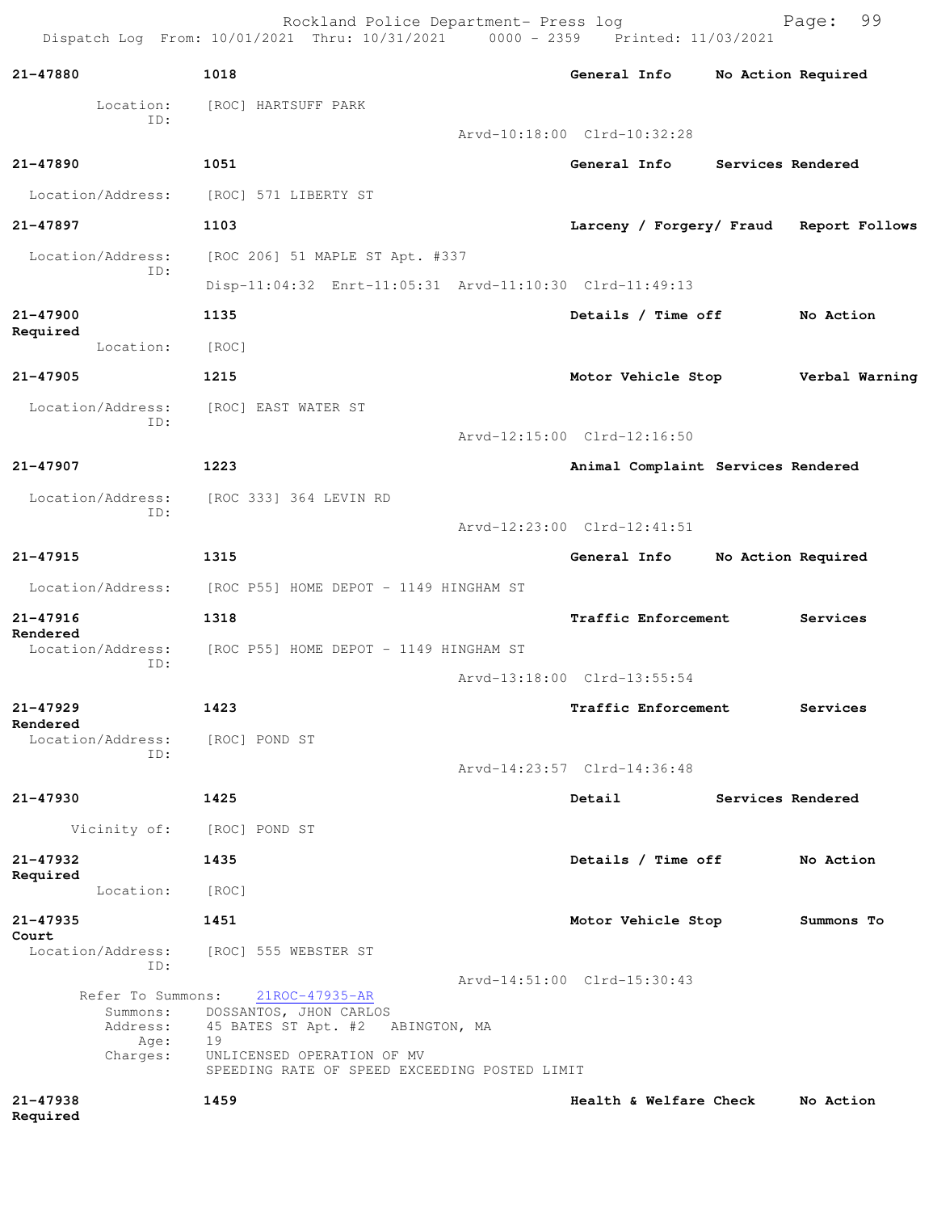Rockland Police Department- Press log
Dispatch Log From: 10/01/2021 Thru: 10/31/2021 0000 - 2359 Printed: 11/03/2021

**21-47880** **1018** **General Info** **No Action Required**

Location: [ROC] HARTSUFF PARK
ID:
Arvd-10:18:00 Clrd-10:32:28

**21-47890** **1051** **General Info** **Services Rendered**

Location/Address: [ROC] 571 LIBERTY ST

**21-47897** **1103** **Larceny / Forgery/ Fraud** **Report Follows**

Location/Address: [ROC 206] 51 MAPLE ST Apt. #337
ID:
Disp-11:04:32 Enrt-11:05:31 Arvd-11:10:30 Clrd-11:49:13

**21-47900** **1135** **Details / Time off** **No Action Required**

Location: [ROC]

**21-47905** **1215** **Motor Vehicle Stop** **Verbal Warning**

Location/Address: [ROC] EAST WATER ST
ID:
Arvd-12:15:00 Clrd-12:16:50

**21-47907** **1223** **Animal Complaint** **Services Rendered**

Location/Address: [ROC 333] 364 LEVIN RD
ID:
Arvd-12:23:00 Clrd-12:41:51

**21-47915** **1315** **General Info** **No Action Required**

Location/Address: [ROC P55] HOME DEPOT - 1149 HINGHAM ST

**21-47916** **1318** **Traffic Enforcement** **Services Rendered**

Location/Address: [ROC P55] HOME DEPOT - 1149 HINGHAM ST
ID:
Arvd-13:18:00 Clrd-13:55:54

**21-47929** **1423** **Traffic Enforcement** **Services Rendered**

Location/Address: [ROC] POND ST
ID:
Arvd-14:23:57 Clrd-14:36:48

**21-47930** **1425** **Detail** **Services Rendered**

Vicinity of: [ROC] POND ST

**21-47932** **1435** **Details / Time off** **No Action Required**

Location: [ROC]

**21-47935** **1451** **Motor Vehicle Stop** **Summons To Court**

Location/Address: [ROC] 555 WEBSTER ST
ID:
Arvd-14:51:00 Clrd-15:30:43

Refer To Summons: 21ROC-47935-AR
Summons: DOSSANTOS, JHON CARLOS
Address: 45 BATES ST Apt. #2 ABINGTON, MA
Age: 19
Charges: UNLICENSED OPERATION OF MV
SPEEDING RATE OF SPEED EXCEEDING POSTED LIMIT

**21-47938** **1459** **Health & Welfare Check** **No Action Required**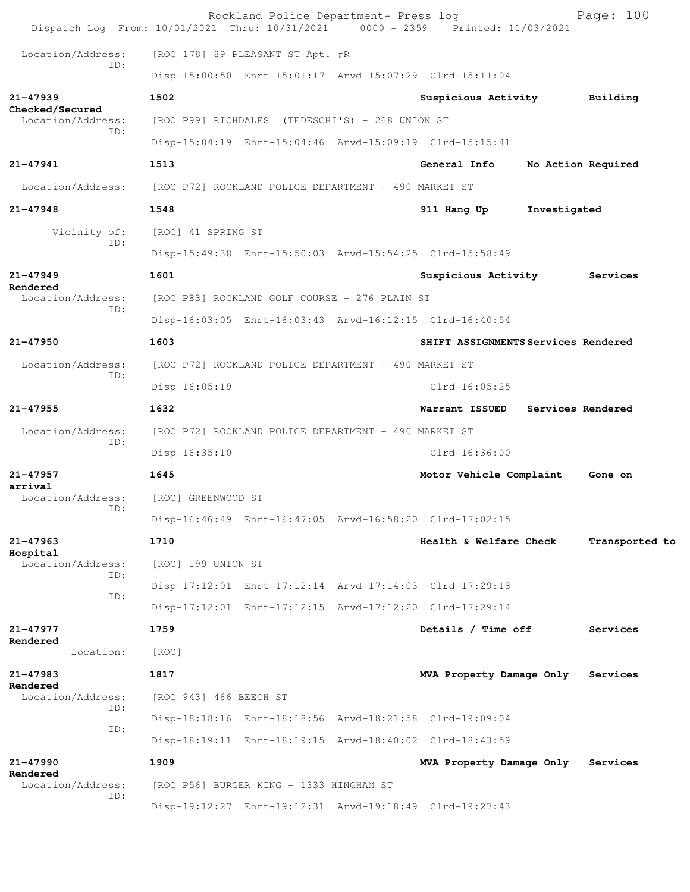Location/Address: [ROC 178] 89 PLEASANT ST Apt. #R
ID:
Disp-15:00:50 Enrt-15:01:17 Arvd-15:07:29 Clrd-15:11:04

**21-47939** **1502** **Suspicious Activity** **Building Checked/Secured**
Location/Address: [ROC P99] RICHDALES (TEDESCHI'S) - 268 UNION ST
ID:
Disp-15:04:19 Enrt-15:04:46 Arvd-15:09:19 Clrd-15:15:41

**21-47941** **1513** **General Info** **No Action Required**
Location/Address: [ROC P72] ROCKLAND POLICE DEPARTMENT - 490 MARKET ST

**21-47948** **1548** **911 Hang Up** **Investigated**
Vicinity of: [ROC] 41 SPRING ST
ID:
Disp-15:49:38 Enrt-15:50:03 Arvd-15:54:25 Clrd-15:58:49

**21-47949** **1601** **Suspicious Activity** **Services Rendered**
Location/Address: [ROC P83] ROCKLAND GOLF COURSE - 276 PLAIN ST
ID:
Disp-16:03:05 Enrt-16:03:43 Arvd-16:12:15 Clrd-16:40:54

**21-47950** **1603** **SHIFT ASSIGNMENTS** **Services Rendered**
Location/Address: [ROC P72] ROCKLAND POLICE DEPARTMENT - 490 MARKET ST
ID:
Disp-16:05:19 Clrd-16:05:25

**21-47955** **1632** **Warrant ISSUED** **Services Rendered**
Location/Address: [ROC P72] ROCKLAND POLICE DEPARTMENT - 490 MARKET ST
ID:
Disp-16:35:10 Clrd-16:36:00

**21-47957** **1645** **Motor Vehicle Complaint** **Gone on arrival**
Location/Address: [ROC] GREENWOOD ST
ID:
Disp-16:46:49 Enrt-16:47:05 Arvd-16:58:20 Clrd-17:02:15

**21-47963** **1710** **Health & Welfare Check** **Transported to Hospital**
Location/Address: [ROC] 199 UNION ST
ID:
Disp-17:12:01 Enrt-17:12:14 Arvd-17:14:03 Clrd-17:29:18
ID:
Disp-17:12:01 Enrt-17:12:15 Arvd-17:12:20 Clrd-17:29:14

**21-47977** **1759** **Details / Time off** **Services Rendered**
Location: [ROC]

**21-47983** **1817** **MVA Property Damage Only** **Services Rendered**
Location/Address: [ROC 943] 466 BEECH ST
ID:
Disp-18:18:16 Enrt-18:18:56 Arvd-18:21:58 Clrd-19:09:04
ID:
Disp-18:19:11 Enrt-18:19:15 Arvd-18:40:02 Clrd-18:43:59

**21-47990** **1909** **MVA Property Damage Only** **Services Rendered**
Location/Address: [ROC P56] BURGER KING - 1333 HINGHAM ST
ID:
Disp-19:12:27 Enrt-19:12:31 Arvd-19:18:49 Clrd-19:27:43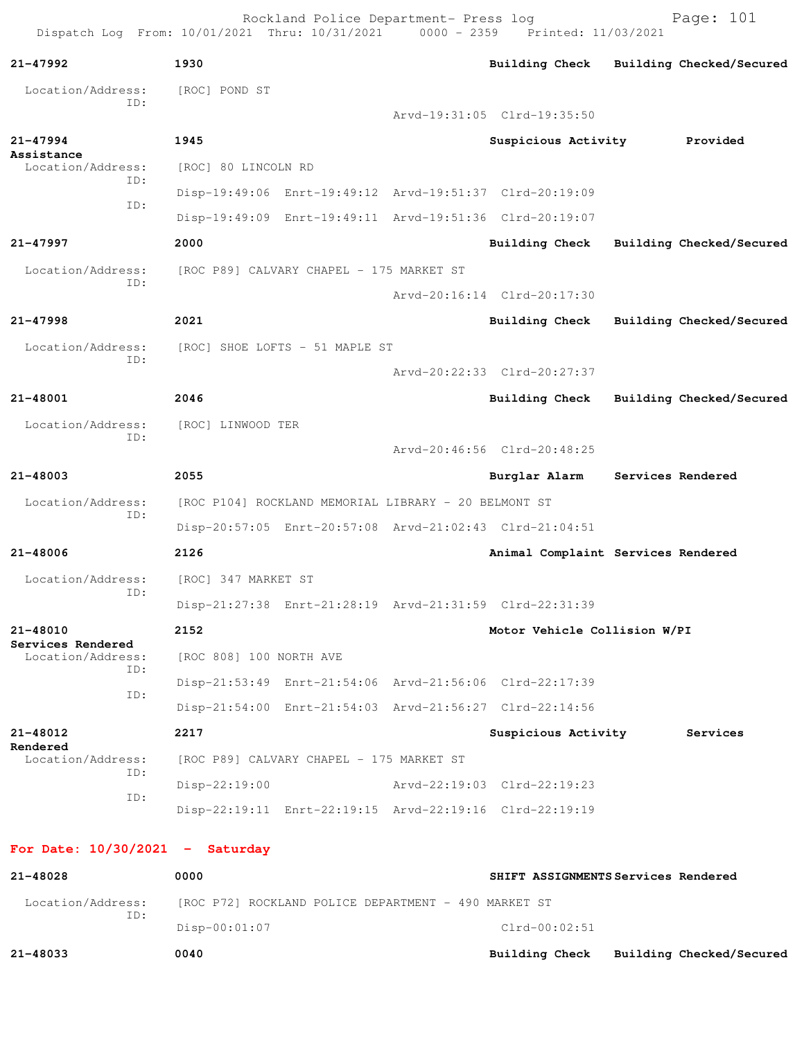| Call # | Time | Call Type | Disposition |
|---|---|---|---|
| 21-47992 | 1930 | Building Check | Building Checked/Secured |

Location/Address: [ROC] POND ST
ID: Arvd-19:31:05 Clrd-19:35:50

| 21-47994 | 1945 | Suspicious Activity | Provided Assistance |
|---|---|---|---|

Location/Address: [ROC] 80 LINCOLN RD
ID: Disp-19:49:06 Enrt-19:49:12 Arvd-19:51:37 Clrd-20:19:09
ID: Disp-19:49:09 Enrt-19:49:11 Arvd-19:51:36 Clrd-20:19:07

| 21-47997 | 2000 | Building Check | Building Checked/Secured |
|---|---|---|---|

Location/Address: [ROC P89] CALVARY CHAPEL - 175 MARKET ST
ID: Arvd-20:16:14 Clrd-20:17:30

| 21-47998 | 2021 | Building Check | Building Checked/Secured |
|---|---|---|---|

Location/Address: [ROC] SHOE LOFTS - 51 MAPLE ST
ID: Arvd-20:22:33 Clrd-20:27:37

| 21-48001 | 2046 | Building Check | Building Checked/Secured |
|---|---|---|---|

Location/Address: [ROC] LINWOOD TER
ID: Arvd-20:46:56 Clrd-20:48:25

| 21-48003 | 2055 | Burglar Alarm | Services Rendered |
|---|---|---|---|

Location/Address: [ROC P104] ROCKLAND MEMORIAL LIBRARY - 20 BELMONT ST
ID: Disp-20:57:05 Enrt-20:57:08 Arvd-21:02:43 Clrd-21:04:51

| 21-48006 | 2126 | Animal Complaint | Services Rendered |
|---|---|---|---|

Location/Address: [ROC] 347 MARKET ST
ID: Disp-21:27:38 Enrt-21:28:19 Arvd-21:31:59 Clrd-22:31:39

| 21-48010 | 2152 | Motor Vehicle Collision W/PI | Services Rendered |
|---|---|---|---|

Location/Address: [ROC 808] 100 NORTH AVE
ID: Disp-21:53:49 Enrt-21:54:06 Arvd-21:56:06 Clrd-22:17:39
ID: Disp-21:54:00 Enrt-21:54:03 Arvd-21:56:27 Clrd-22:14:56

| 21-48012 | 2217 | Suspicious Activity | Services Rendered |
|---|---|---|---|

Location/Address: [ROC P89] CALVARY CHAPEL - 175 MARKET ST
ID: Disp-22:19:00 Arvd-22:19:03 Clrd-22:19:23
ID: Disp-22:19:11 Enrt-22:19:15 Arvd-22:19:16 Clrd-22:19:19

## For Date: 10/30/2021 - Saturday

| 21-48028 | 0000 | SHIFT ASSIGNMENTS | Services Rendered |
|---|---|---|---|

Location/Address: [ROC P72] ROCKLAND POLICE DEPARTMENT - 490 MARKET ST
ID: Disp-00:01:07 Clrd-00:02:51

| 21-48033 | 0040 | Building Check | Building Checked/Secured |
|---|---|---|---|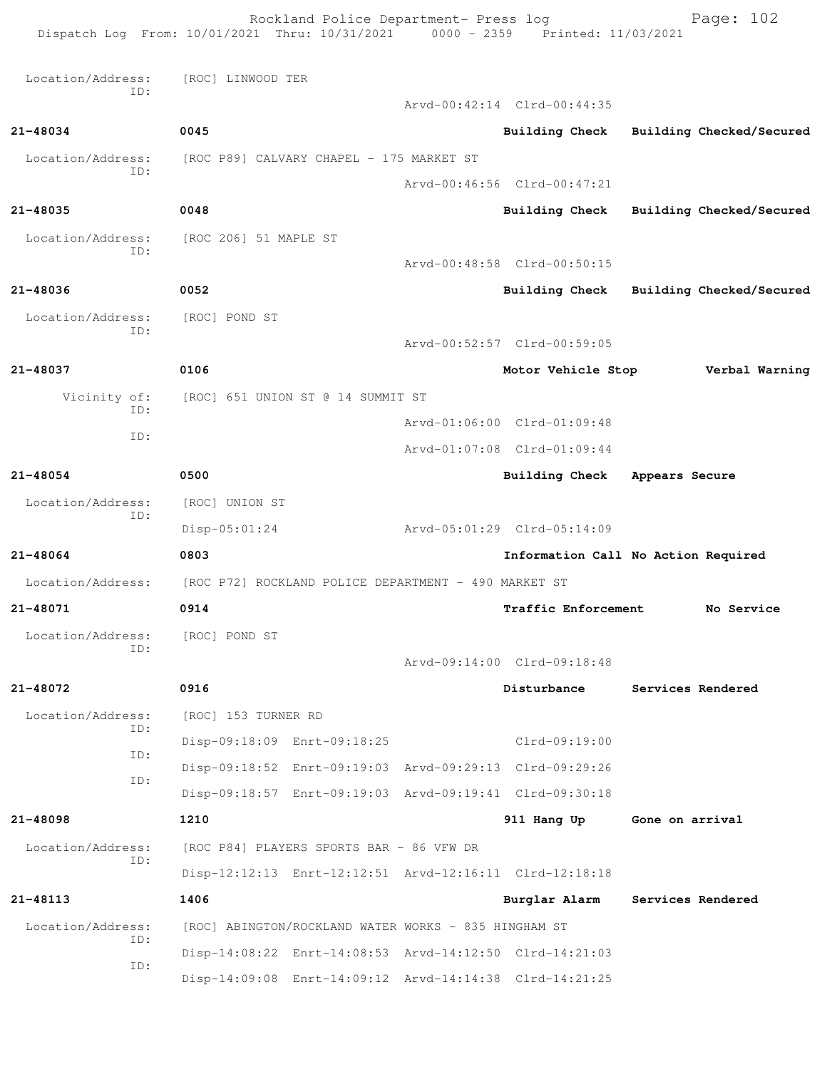Location/Address: [ROC] LINWOOD TER
ID:
Arvd-00:42:14 Clrd-00:44:35

**21-48034** **0045** **Building Check** **Building Checked/Secured**

Location/Address: [ROC P89] CALVARY CHAPEL - 175 MARKET ST
ID:
Arvd-00:46:56 Clrd-00:47:21

**21-48035** **0048** **Building Check** **Building Checked/Secured**

Location/Address: [ROC 206] 51 MAPLE ST
ID:
Arvd-00:48:58 Clrd-00:50:15

**21-48036** **0052** **Building Check** **Building Checked/Secured**

Location/Address: [ROC] POND ST
ID:
Arvd-00:52:57 Clrd-00:59:05

**21-48037** **0106** **Motor Vehicle Stop** **Verbal Warning**

Vicinity of: [ROC] 651 UNION ST @ 14 SUMMIT ST
ID:
Arvd-01:06:00 Clrd-01:09:48
ID:
Arvd-01:07:08 Clrd-01:09:44

**21-48054** **0500** **Building Check** **Appears Secure**

Location/Address: [ROC] UNION ST
ID:
Disp-05:01:24 Arvd-05:01:29 Clrd-05:14:09

**21-48064** **0803** **Information Call** **No Action Required**

Location/Address: [ROC P72] ROCKLAND POLICE DEPARTMENT - 490 MARKET ST

**21-48071** **0914** **Traffic Enforcement** **No Service**

Location/Address: [ROC] POND ST
ID:
Arvd-09:14:00 Clrd-09:18:48

**21-48072** **0916** **Disturbance** **Services Rendered**

Location/Address: [ROC] 153 TURNER RD
ID:
Disp-09:18:09 Enrt-09:18:25 Clrd-09:19:00
ID:
Disp-09:18:52 Enrt-09:19:03 Arvd-09:29:13 Clrd-09:29:26
ID:
Disp-09:18:57 Enrt-09:19:03 Arvd-09:19:41 Clrd-09:30:18

**21-48098** **1210** **911 Hang Up** **Gone on arrival**

Location/Address: [ROC P84] PLAYERS SPORTS BAR - 86 VFW DR
ID:
Disp-12:12:13 Enrt-12:12:51 Arvd-12:16:11 Clrd-12:18:18

**21-48113** **1406** **Burglar Alarm** **Services Rendered**

Location/Address: [ROC] ABINGTON/ROCKLAND WATER WORKS - 835 HINGHAM ST
ID:
Disp-14:08:22 Enrt-14:08:53 Arvd-14:12:50 Clrd-14:21:03
ID:
Disp-14:09:08 Enrt-14:09:12 Arvd-14:14:38 Clrd-14:21:25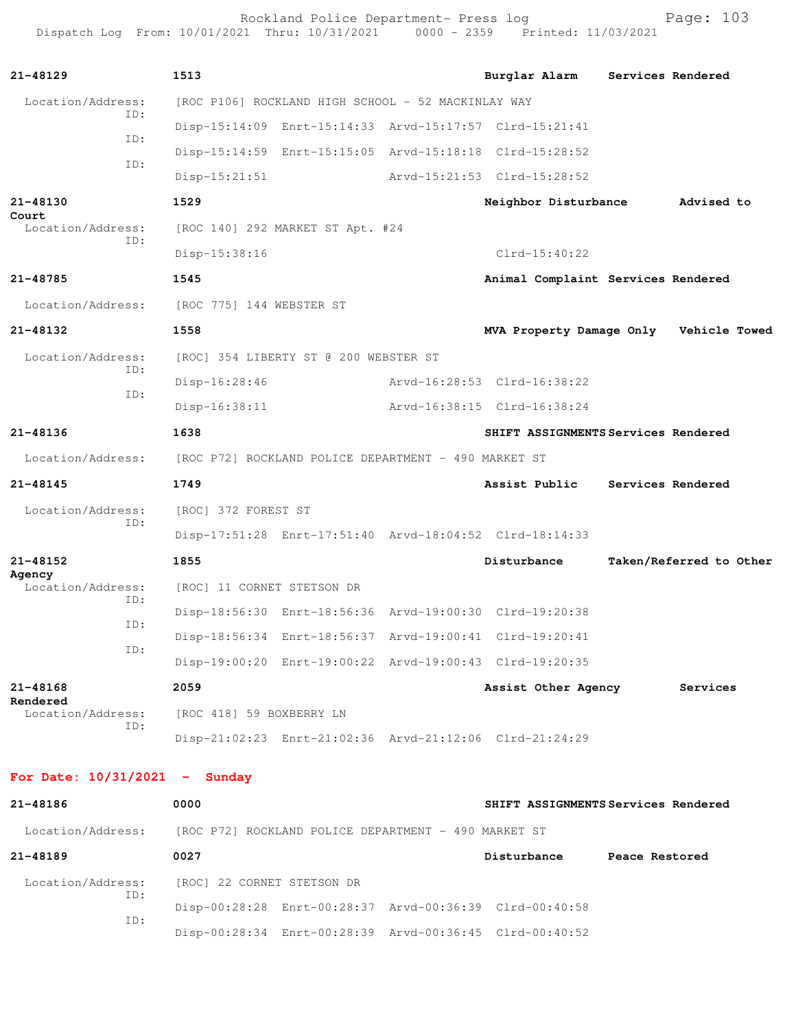**21-48129** **1513** **Burglar Alarm** **Services Rendered**

Location/Address: [ROC P106] ROCKLAND HIGH SCHOOL - 52 MACKINLAY WAY

ID: Disp-15:14:09 Enrt-15:14:33 Arvd-15:17:57 Clrd-15:21:41

ID: Disp-15:14:59 Enrt-15:15:05 Arvd-15:18:18 Clrd-15:28:52

ID: Disp-15:21:51 Arvd-15:21:53 Clrd-15:28:52

**21-48130** **1529** **Neighbor Disturbance** **Advised to Court**

Location/Address: [ROC 140] 292 MARKET ST Apt. #24

ID: Disp-15:38:16 Clrd-15:40:22

**21-48785** **1545** **Animal Complaint** **Services Rendered**

Location/Address: [ROC 775] 144 WEBSTER ST

**21-48132** **1558** **MVA Property Damage Only** **Vehicle Towed**

Location/Address: [ROC] 354 LIBERTY ST @ 200 WEBSTER ST

ID: Disp-16:28:46 Arvd-16:28:53 Clrd-16:38:22

ID: Disp-16:38:11 Arvd-16:38:15 Clrd-16:38:24

**21-48136** **1638** **SHIFT ASSIGNMENTS** **Services Rendered**

Location/Address: [ROC P72] ROCKLAND POLICE DEPARTMENT - 490 MARKET ST

**21-48145** **1749** **Assist Public** **Services Rendered**

Location/Address: [ROC] 372 FOREST ST

ID: Disp-17:51:28 Enrt-17:51:40 Arvd-18:04:52 Clrd-18:14:33

**21-48152** **1855** **Disturbance** **Taken/Referred to Other Agency**

Location/Address: [ROC] 11 CORNET STETSON DR

ID: Disp-18:56:30 Enrt-18:56:36 Arvd-19:00:30 Clrd-19:20:38

ID: Disp-18:56:34 Enrt-18:56:37 Arvd-19:00:41 Clrd-19:20:41

ID: Disp-19:00:20 Enrt-19:00:22 Arvd-19:00:43 Clrd-19:20:35

**21-48168** **2059** **Assist Other Agency** **Services Rendered**

Location/Address: [ROC 418] 59 BOXBERRY LN

ID: Disp-21:02:23 Enrt-21:02:36 Arvd-21:12:06 Clrd-21:24:29

## For Date: 10/31/2021 - Sunday

**21-48186** **0000** **SHIFT ASSIGNMENTS** **Services Rendered**

Location/Address: [ROC P72] ROCKLAND POLICE DEPARTMENT - 490 MARKET ST

**21-48189** **0027** **Disturbance** **Peace Restored**

Location/Address: [ROC] 22 CORNET STETSON DR

ID: Disp-00:28:28 Enrt-00:28:37 Arvd-00:36:39 Clrd-00:40:58

ID: Disp-00:28:34 Enrt-00:28:39 Arvd-00:36:45 Clrd-00:40:52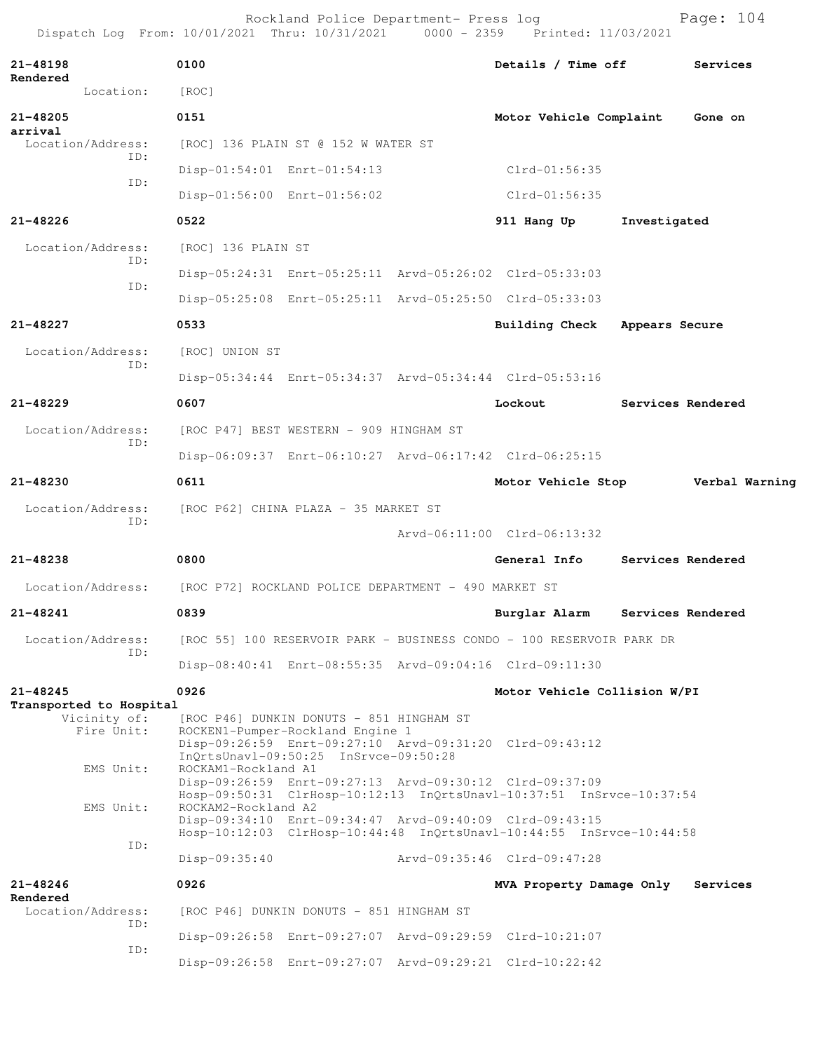Rockland Police Department- Press log
Dispatch Log From: 10/01/2021 Thru: 10/31/2021 0000 - 2359 Printed: 11/03/2021

**21-48198** 0100 **Details / Time off** **Services Rendered**
Location: [ROC]

**21-48205** 0151 **Motor Vehicle Complaint** **Gone on arrival**
Location/Address: [ROC] 136 PLAIN ST @ 152 W WATER ST
ID: Disp-01:54:01 Enrt-01:54:13 Clrd-01:56:35
ID: Disp-01:56:00 Enrt-01:56:02 Clrd-01:56:35

**21-48226** 0522 **911 Hang Up** **Investigated**
Location/Address: [ROC] 136 PLAIN ST
ID: Disp-05:24:31 Enrt-05:25:11 Arvd-05:26:02 Clrd-05:33:03
ID: Disp-05:25:08 Enrt-05:25:11 Arvd-05:25:50 Clrd-05:33:03

**21-48227** 0533 **Building Check** **Appears Secure**
Location/Address: [ROC] UNION ST
ID: Disp-05:34:44 Enrt-05:34:37 Arvd-05:34:44 Clrd-05:53:16

**21-48229** 0607 **Lockout** **Services Rendered**
Location/Address: [ROC P47] BEST WESTERN - 909 HINGHAM ST
ID: Disp-06:09:37 Enrt-06:10:27 Arvd-06:17:42 Clrd-06:25:15

**21-48230** 0611 **Motor Vehicle Stop** **Verbal Warning**
Location/Address: [ROC P62] CHINA PLAZA - 35 MARKET ST
ID: Arvd-06:11:00 Clrd-06:13:32

**21-48238** 0800 **General Info** **Services Rendered**
Location/Address: [ROC P72] ROCKLAND POLICE DEPARTMENT - 490 MARKET ST

**21-48241** 0839 **Burglar Alarm** **Services Rendered**
Location/Address: [ROC 55] 100 RESERVOIR PARK - BUSINESS CONDO - 100 RESERVOIR PARK DR
ID: Disp-08:40:41 Enrt-08:55:35 Arvd-09:04:16 Clrd-09:11:30

**21-48245** 0926 **Motor Vehicle Collision W/PI** **Transported to Hospital**
Vicinity of: [ROC P46] DUNKIN DONUTS - 851 HINGHAM ST
Fire Unit: ROCKEN1-Pumper-Rockland Engine 1
Disp-09:26:59 Enrt-09:27:10 Arvd-09:31:20 Clrd-09:43:12
InQrtsUnavl-09:50:25 InSrvce-09:50:28
EMS Unit: ROCKAM1-Rockland A1
Disp-09:26:59 Enrt-09:27:13 Arvd-09:30:12 Clrd-09:37:09
Hosp-09:50:31 ClrHosp-10:12:13 InQrtsUnavl-10:37:51 InSrvce-10:37:54
EMS Unit: ROCKAM2-Rockland A2
Disp-09:34:10 Enrt-09:34:47 Arvd-09:40:09 Clrd-09:43:15
Hosp-10:12:03 ClrHosp-10:44:48 InQrtsUnavl-10:44:55 InSrvce-10:44:58
ID: Disp-09:35:40 Arvd-09:35:46 Clrd-09:47:28

**21-48246** 0926 **MVA Property Damage Only** **Services Rendered**
Location/Address: [ROC P46] DUNKIN DONUTS - 851 HINGHAM ST
ID: Disp-09:26:58 Enrt-09:27:07 Arvd-09:29:59 Clrd-10:21:07
ID: Disp-09:26:58 Enrt-09:27:07 Arvd-09:29:21 Clrd-10:22:42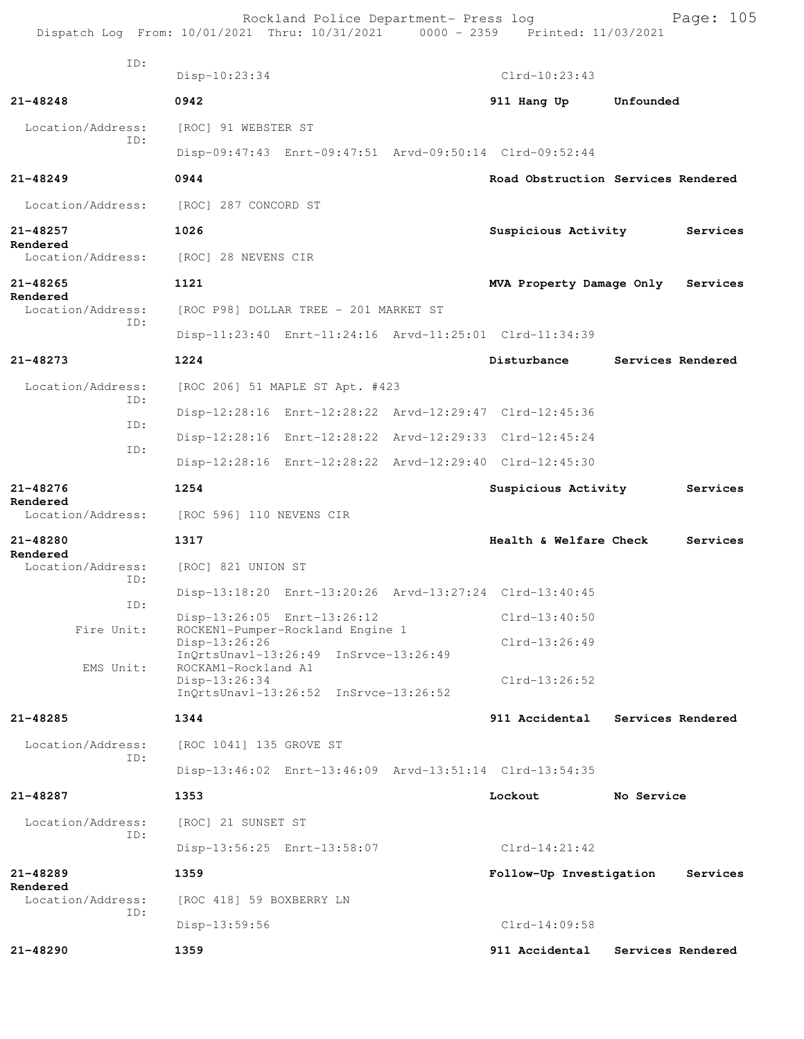ID:
Disp-10:23:34 Clrd-10:23:43

**21-48248** **0942** **911 Hang Up** **Unfounded**

Location/Address: [ROC] 91 WEBSTER ST
ID:
Disp-09:47:43 Enrt-09:47:51 Arvd-09:50:14 Clrd-09:52:44

**21-48249** **0944** **Road Obstruction** **Services Rendered**

Location/Address: [ROC] 287 CONCORD ST

**21-48257** **1026** **Suspicious Activity** **Services Rendered**
Location/Address: [ROC] 28 NEVENS CIR

**21-48265** **1121** **MVA Property Damage Only** **Services Rendered**
Location/Address: [ROC P98] DOLLAR TREE - 201 MARKET ST
ID:
Disp-11:23:40 Enrt-11:24:16 Arvd-11:25:01 Clrd-11:34:39

**21-48273** **1224** **Disturbance** **Services Rendered**

Location/Address: [ROC 206] 51 MAPLE ST Apt. #423
ID:
Disp-12:28:16 Enrt-12:28:22 Arvd-12:29:47 Clrd-12:45:36
ID:
Disp-12:28:16 Enrt-12:28:22 Arvd-12:29:33 Clrd-12:45:24
ID:
Disp-12:28:16 Enrt-12:28:22 Arvd-12:29:40 Clrd-12:45:30

**21-48276** **1254** **Suspicious Activity** **Services Rendered**
Location/Address: [ROC 596] 110 NEVENS CIR

**21-48280** **1317** **Health & Welfare Check** **Services Rendered**
Location/Address: [ROC] 821 UNION ST
ID:
Disp-13:18:20 Enrt-13:20:26 Arvd-13:27:24 Clrd-13:40:45
ID:
Disp-13:26:05 Enrt-13:26:12 Clrd-13:40:50
Fire Unit: ROCKEN1-Pumper-Rockland Engine 1
Disp-13:26:26 Clrd-13:26:49
InQrtsUnavl-13:26:49 InSrvce-13:26:49
EMS Unit: ROCKAM1-Rockland A1
Disp-13:26:34 Clrd-13:26:52
InQrtsUnavl-13:26:52 InSrvce-13:26:52

**21-48285** **1344** **911 Accidental** **Services Rendered**

Location/Address: [ROC 1041] 135 GROVE ST
ID:
Disp-13:46:02 Enrt-13:46:09 Arvd-13:51:14 Clrd-13:54:35

**21-48287** **1353** **Lockout** **No Service**

Location/Address: [ROC] 21 SUNSET ST
ID:
Disp-13:56:25 Enrt-13:58:07 Clrd-14:21:42

**21-48289** **1359** **Follow-Up Investigation** **Services Rendered**
Location/Address: [ROC 418] 59 BOXBERRY LN
ID:
Disp-13:59:56 Clrd-14:09:58

**21-48290** **1359** **911 Accidental** **Services Rendered**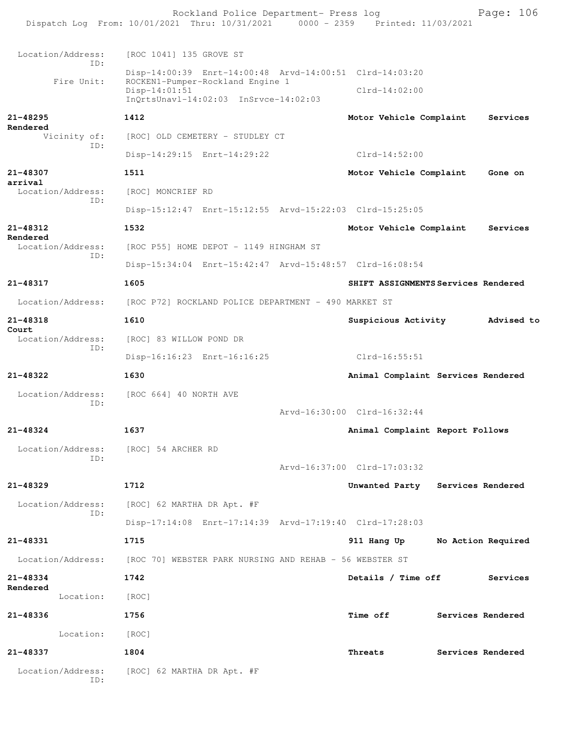Location/Address: [ROC 1041] 135 GROVE ST
ID:
Disp-14:00:39 Enrt-14:00:48 Arvd-14:00:51 Clrd-14:03:20
Fire Unit: ROCKEN1-Pumper-Rockland Engine 1
Disp-14:01:51 Clrd-14:02:00
InQrtsUnavl-14:02:03 InSrvce-14:02:03

**21-48295** **1412** **Motor Vehicle Complaint** **Services Rendered**
Vicinity of: [ROC] OLD CEMETERY - STUDLEY CT
ID:
Disp-14:29:15 Enrt-14:29:22 Clrd-14:52:00

**21-48307** **1511** **Motor Vehicle Complaint** **Gone on arrival**
Location/Address: [ROC] MONCRIEF RD
ID:
Disp-15:12:47 Enrt-15:12:55 Arvd-15:22:03 Clrd-15:25:05

**21-48312** **1532** **Motor Vehicle Complaint** **Services Rendered**
Location/Address: [ROC P55] HOME DEPOT - 1149 HINGHAM ST
ID:
Disp-15:34:04 Enrt-15:42:47 Arvd-15:48:57 Clrd-16:08:54

**21-48317** **1605** **SHIFT ASSIGNMENTS** **Services Rendered**
Location/Address: [ROC P72] ROCKLAND POLICE DEPARTMENT - 490 MARKET ST

**21-48318** **1610** **Suspicious Activity** **Advised to Court**
Location/Address: [ROC] 83 WILLOW POND DR
ID:
Disp-16:16:23 Enrt-16:16:25 Clrd-16:55:51

**21-48322** **1630** **Animal Complaint** **Services Rendered**
Location/Address: [ROC 664] 40 NORTH AVE
ID:
Arvd-16:30:00 Clrd-16:32:44

**21-48324** **1637** **Animal Complaint** **Report Follows**
Location/Address: [ROC] 54 ARCHER RD
ID:
Arvd-16:37:00 Clrd-17:03:32

**21-48329** **1712** **Unwanted Party** **Services Rendered**
Location/Address: [ROC] 62 MARTHA DR Apt. #F
ID:
Disp-17:14:08 Enrt-17:14:39 Arvd-17:19:40 Clrd-17:28:03

**21-48331** **1715** **911 Hang Up** **No Action Required**
Location/Address: [ROC 70] WEBSTER PARK NURSING AND REHAB - 56 WEBSTER ST

**21-48334** **1742** **Details / Time off** **Services Rendered**
Location: [ROC]

**21-48336** **1756** **Time off** **Services Rendered**
Location: [ROC]

**21-48337** **1804** **Threats** **Services Rendered**
Location/Address: [ROC] 62 MARTHA DR Apt. #F
ID: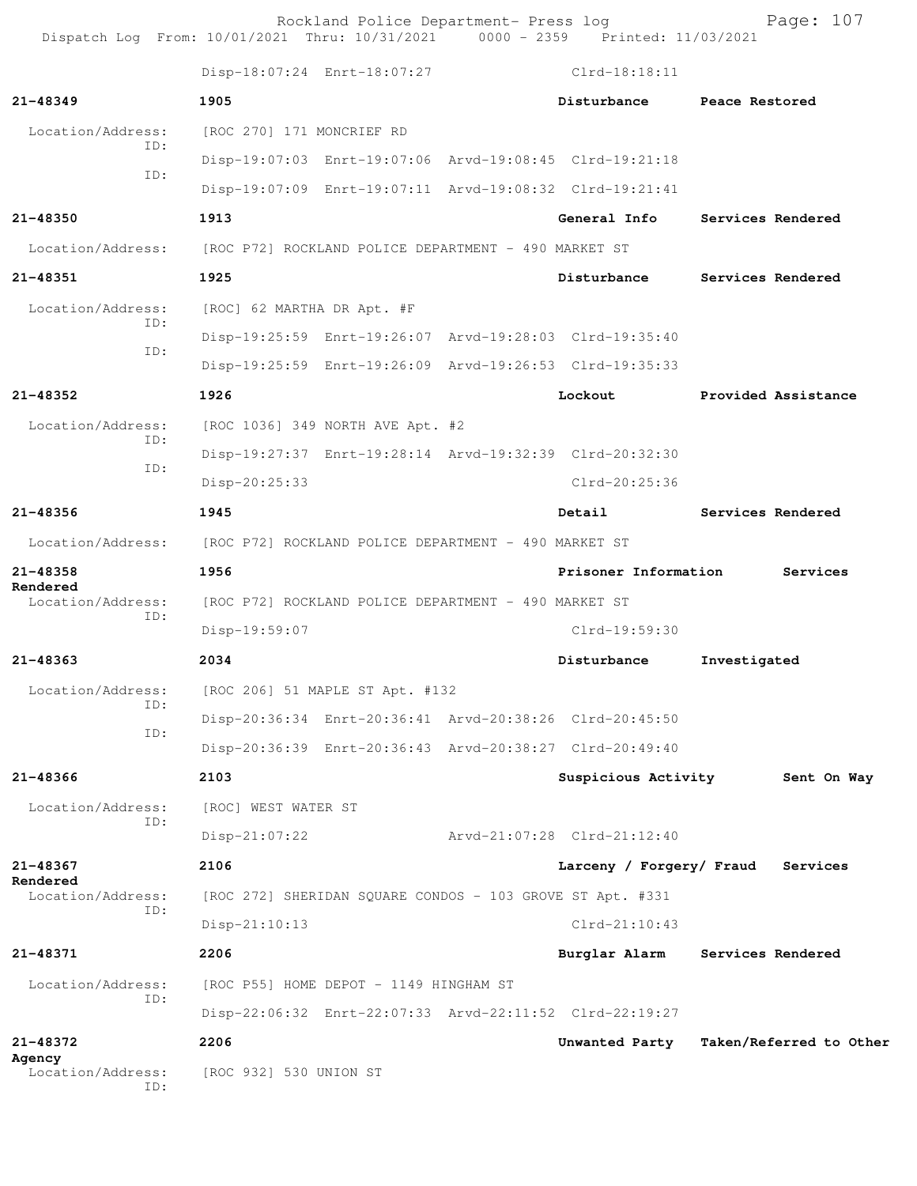Disp-18:07:24 Enrt-18:07:27 Clrd-18:18:11

**21-48349** 1905 Disturbance Peace Restored

Location/Address: [ROC 270] 171 MONCRIEF RD
ID:
Disp-19:07:03 Enrt-19:07:06 Arvd-19:08:45 Clrd-19:21:18
ID:
Disp-19:07:09 Enrt-19:07:11 Arvd-19:08:32 Clrd-19:21:41

**21-48350** 1913 General Info Services Rendered

Location/Address: [ROC P72] ROCKLAND POLICE DEPARTMENT - 490 MARKET ST

**21-48351** 1925 Disturbance Services Rendered

Location/Address: [ROC] 62 MARTHA DR Apt. #F
ID:
Disp-19:25:59 Enrt-19:26:07 Arvd-19:28:03 Clrd-19:35:40
ID:
Disp-19:25:59 Enrt-19:26:09 Arvd-19:26:53 Clrd-19:35:33

**21-48352** 1926 Lockout Provided Assistance

Location/Address: [ROC 1036] 349 NORTH AVE Apt. #2
ID:
Disp-19:27:37 Enrt-19:28:14 Arvd-19:32:39 Clrd-20:32:30
ID:
Disp-20:25:33 Clrd-20:25:36

**21-48356** 1945 Detail Services Rendered

Location/Address: [ROC P72] ROCKLAND POLICE DEPARTMENT - 490 MARKET ST

**21-48358** 1956 Prisoner Information Services Rendered

Location/Address: [ROC P72] ROCKLAND POLICE DEPARTMENT - 490 MARKET ST
ID:
Disp-19:59:07 Clrd-19:59:30

**21-48363** 2034 Disturbance Investigated

Location/Address: [ROC 206] 51 MAPLE ST Apt. #132
ID:
Disp-20:36:34 Enrt-20:36:41 Arvd-20:38:26 Clrd-20:45:50
ID:
Disp-20:36:39 Enrt-20:36:43 Arvd-20:38:27 Clrd-20:49:40

**21-48366** 2103 Suspicious Activity Sent On Way

Location/Address: [ROC] WEST WATER ST
ID:
Disp-21:07:22 Arvd-21:07:28 Clrd-21:12:40

**21-48367** 2106 Larceny / Forgery/ Fraud Services Rendered

Location/Address: [ROC 272] SHERIDAN SQUARE CONDOS - 103 GROVE ST Apt. #331
ID:
Disp-21:10:13 Clrd-21:10:43

**21-48371** 2206 Burglar Alarm Services Rendered

Location/Address: [ROC P55] HOME DEPOT - 1149 HINGHAM ST
ID:
Disp-22:06:32 Enrt-22:07:33 Arvd-22:11:52 Clrd-22:19:27

**21-48372** 2206 Unwanted Party Taken/Referred to Other Agency

Location/Address: [ROC 932] 530 UNION ST
ID: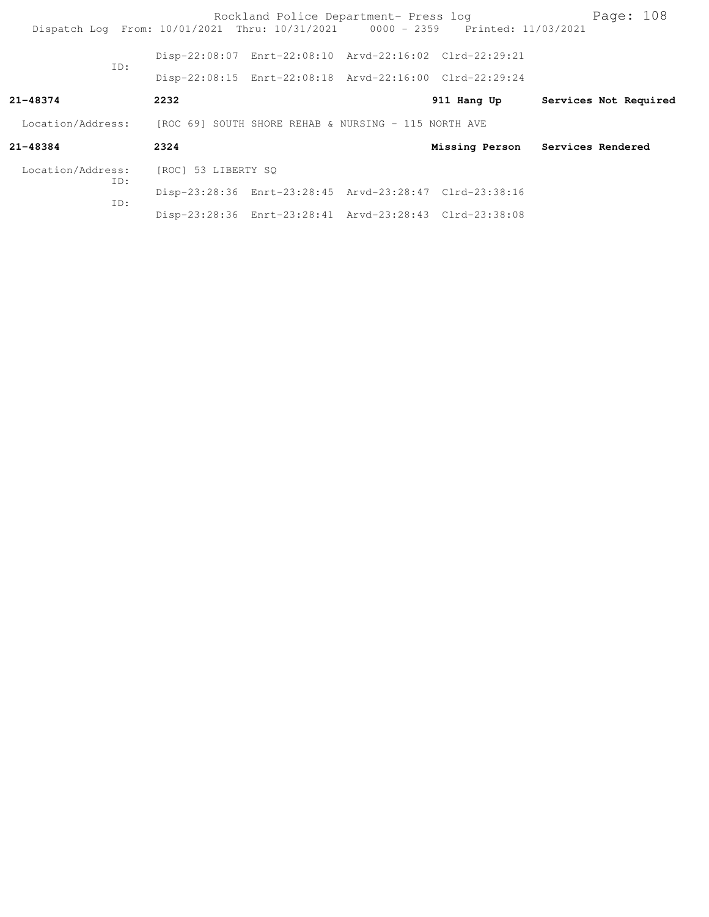ID: Disp-22:08:07 Enrt-22:08:10 Arvd-22:16:02 Clrd-22:29:21

ID: Disp-22:08:15 Enrt-22:08:18 Arvd-22:16:00 Clrd-22:29:24

**21-48374** **2232** **911 Hang Up** **Services Not Required**

Location/Address: [ROC 69] SOUTH SHORE REHAB & NURSING - 115 NORTH AVE

**21-48384** **2324** **Missing Person** **Services Rendered**

Location/Address: [ROC] 53 LIBERTY SQ

ID: Disp-23:28:36 Enrt-23:28:45 Arvd-23:28:47 Clrd-23:38:16

ID: Disp-23:28:36 Enrt-23:28:41 Arvd-23:28:43 Clrd-23:38:08